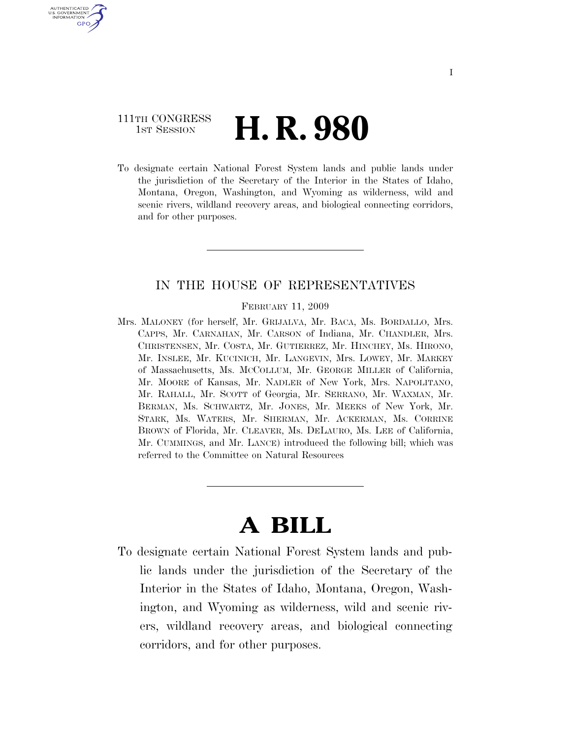111TH CONGRESS
1ST SESSION

# H. R. 980

To designate certain National Forest System lands and public lands under the jurisdiction of the Secretary of the Interior in the States of Idaho, Montana, Oregon, Washington, and Wyoming as wilderness, wild and scenic rivers, wildland recovery areas, and biological connecting corridors, and for other purposes.

---

IN THE HOUSE OF REPRESENTATIVES

FEBRUARY 11, 2009

Mrs. MALONEY (for herself, Mr. GRIJALVA, Mr. BACA, Ms. BORDALLO, Mrs. CAPPS, Mr. CARNAHAN, Mr. CARSON of Indiana, Mr. CHANDLER, Mrs. CHRISTENSEN, Mr. COSTA, Mr. GUTIERREZ, Mr. HINCHEY, Ms. HIRONO, Mr. INSLEE, Mr. KUCINICH, Mr. LANGEVIN, Mrs. LOWEY, Mr. MARKEY of Massachusetts, Ms. MCCOLLUM, Mr. GEORGE MILLER of California, Mr. MOORE of Kansas, Mr. NADLER of New York, Mrs. NAPOLITANO, Mr. RAHALL, Mr. SCOTT of Georgia, Mr. SERRANO, Mr. WAXMAN, Mr. BERMAN, Ms. SCHWARTZ, Mr. JONES, Mr. MEEKS of New York, Mr. STARK, Ms. WATERS, Mr. SHERMAN, Mr. ACKERMAN, Ms. CORRINE BROWN of Florida, Mr. CLEAVER, Ms. DELAURO, Ms. LEE of California, Mr. CUMMINGS, and Mr. LANCE) introduced the following bill; which was referred to the Committee on Natural Resources

---

# A BILL

To designate certain National Forest System lands and public lands under the jurisdiction of the Secretary of the Interior in the States of Idaho, Montana, Oregon, Washington, and Wyoming as wilderness, wild and scenic rivers, wildland recovery areas, and biological connecting corridors, and for other purposes.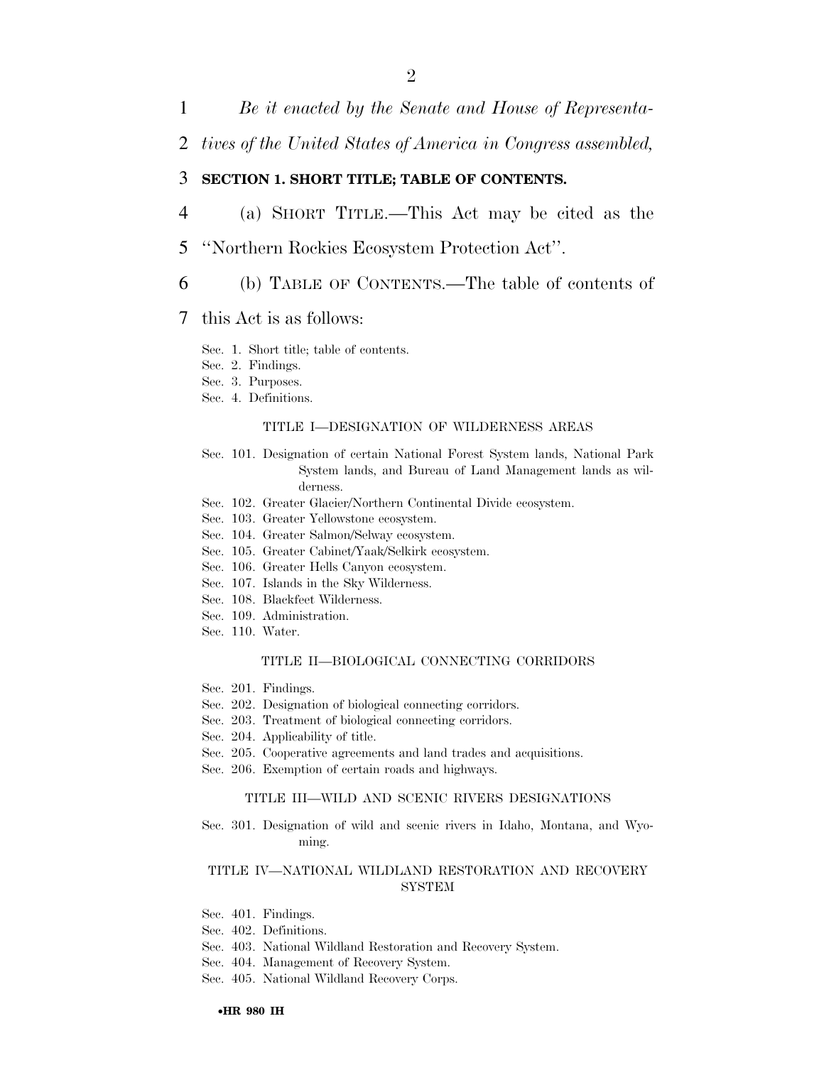*Be it enacted by the Senate and House of Representatives of the United States of America in Congress assembled,*

**SECTION 1. SHORT TITLE; TABLE OF CONTENTS.**

(a) SHORT TITLE.—This Act may be cited as the ''Northern Rockies Ecosystem Protection Act''.

(b) TABLE OF CONTENTS.—The table of contents of this Act is as follows:

Sec. 1. Short title; table of contents.
Sec. 2. Findings.
Sec. 3. Purposes.
Sec. 4. Definitions.

TITLE I—DESIGNATION OF WILDERNESS AREAS

Sec. 101. Designation of certain National Forest System lands, National Park System lands, and Bureau of Land Management lands as wilderness.
Sec. 102. Greater Glacier/Northern Continental Divide ecosystem.
Sec. 103. Greater Yellowstone ecosystem.
Sec. 104. Greater Salmon/Selway ecosystem.
Sec. 105. Greater Cabinet/Yaak/Selkirk ecosystem.
Sec. 106. Greater Hells Canyon ecosystem.
Sec. 107. Islands in the Sky Wilderness.
Sec. 108. Blackfeet Wilderness.
Sec. 109. Administration.
Sec. 110. Water.

TITLE II—BIOLOGICAL CONNECTING CORRIDORS

Sec. 201. Findings.
Sec. 202. Designation of biological connecting corridors.
Sec. 203. Treatment of biological connecting corridors.
Sec. 204. Applicability of title.
Sec. 205. Cooperative agreements and land trades and acquisitions.
Sec. 206. Exemption of certain roads and highways.

TITLE III—WILD AND SCENIC RIVERS DESIGNATIONS

Sec. 301. Designation of wild and scenic rivers in Idaho, Montana, and Wyoming.

TITLE IV—NATIONAL WILDLAND RESTORATION AND RECOVERY SYSTEM

Sec. 401. Findings.
Sec. 402. Definitions.
Sec. 403. National Wildland Restoration and Recovery System.
Sec. 404. Management of Recovery System.
Sec. 405. National Wildland Recovery Corps.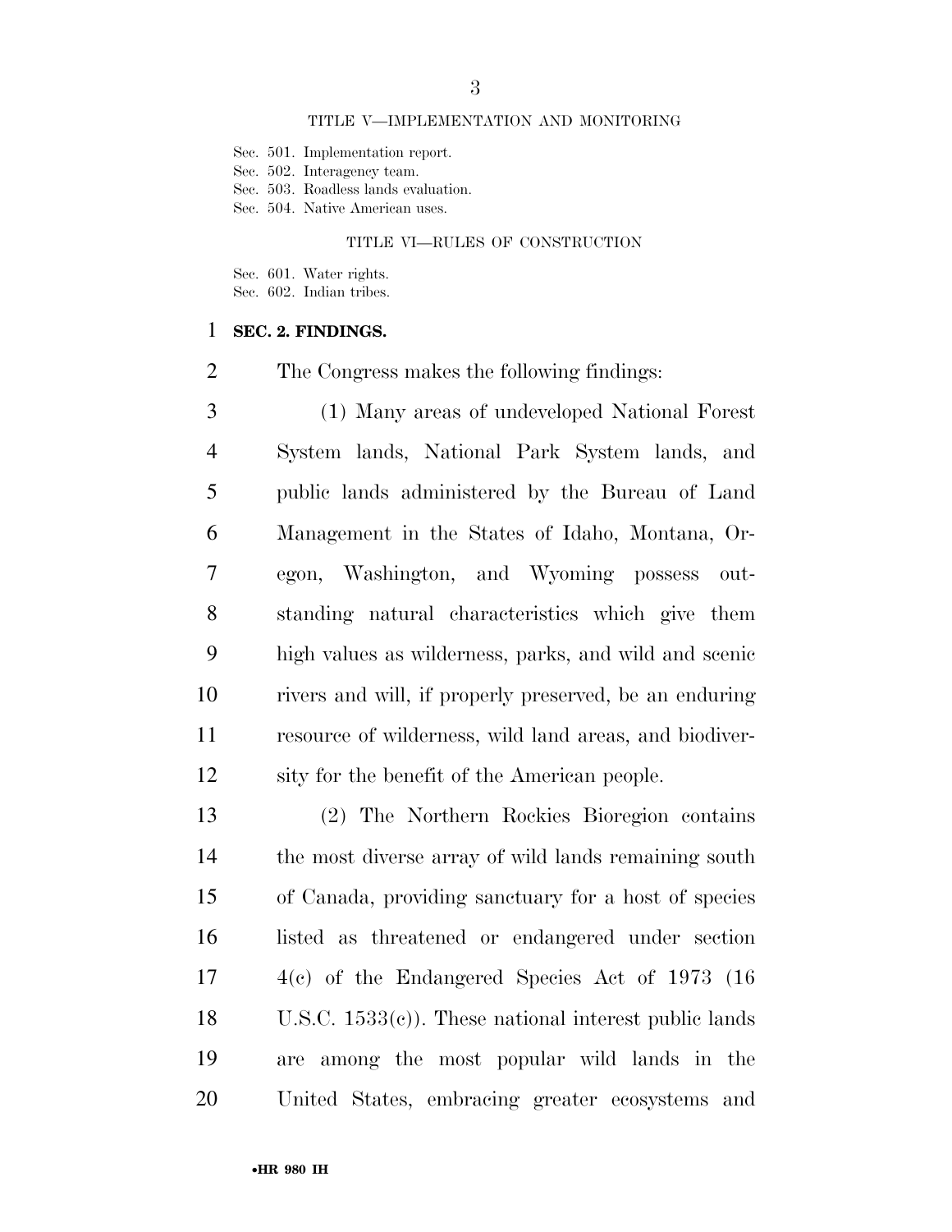TITLE V—IMPLEMENTATION AND MONITORING

Sec. 501. Implementation report.
Sec. 502. Interagency team.
Sec. 503. Roadless lands evaluation.
Sec. 504. Native American uses.

TITLE VI—RULES OF CONSTRUCTION

Sec. 601. Water rights.
Sec. 602. Indian tribes.

**SEC. 2. FINDINGS.**

The Congress makes the following findings:

(1) Many areas of undeveloped National Forest System lands, National Park System lands, and public lands administered by the Bureau of Land Management in the States of Idaho, Montana, Oregon, Washington, and Wyoming possess outstanding natural characteristics which give them high values as wilderness, parks, and wild and scenic rivers and will, if properly preserved, be an enduring resource of wilderness, wild land areas, and biodiversity for the benefit of the American people.

(2) The Northern Rockies Bioregion contains the most diverse array of wild lands remaining south of Canada, providing sanctuary for a host of species listed as threatened or endangered under section 4(c) of the Endangered Species Act of 1973 (16 U.S.C. 1533(c)). These national interest public lands are among the most popular wild lands in the United States, embracing greater ecosystems and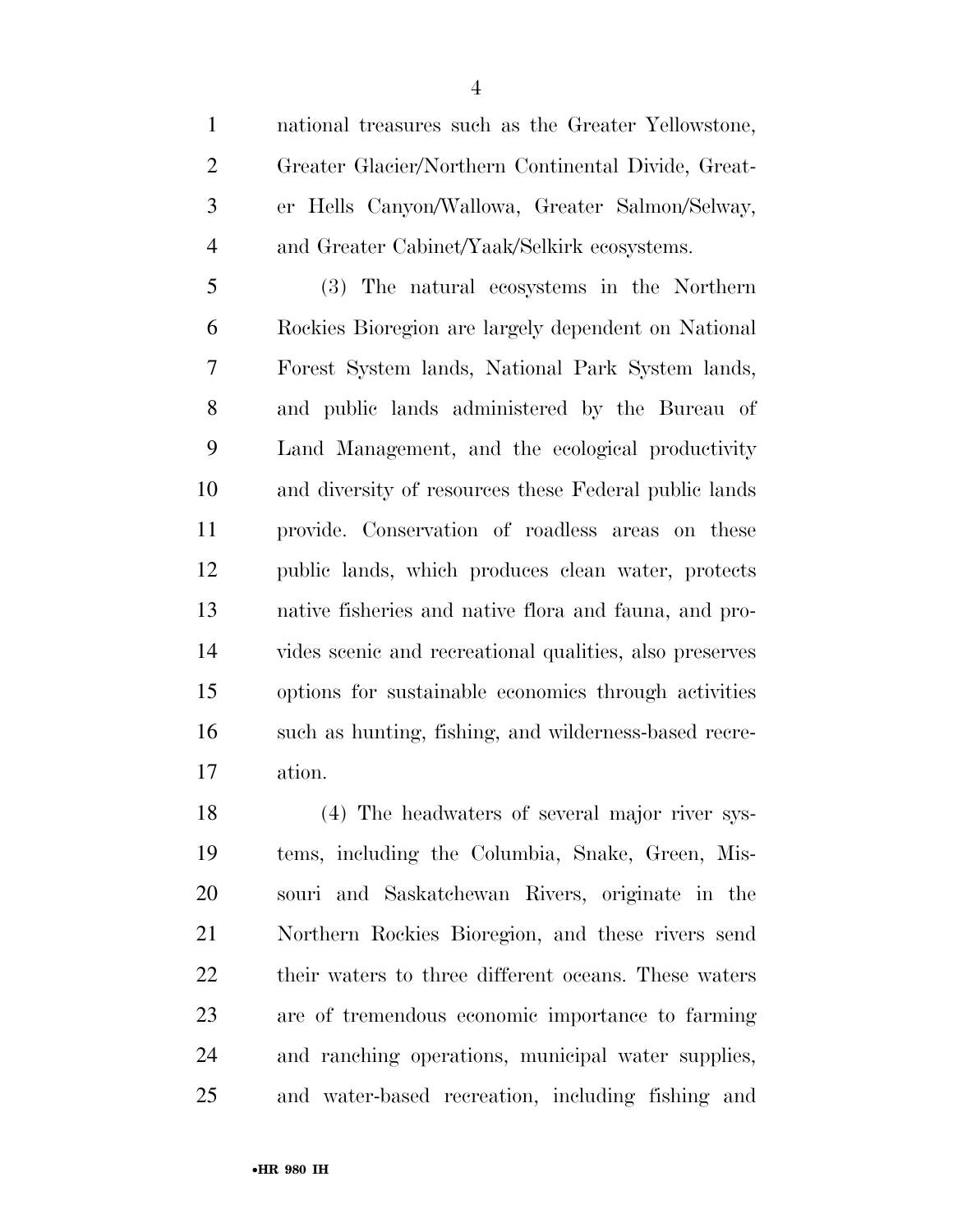national treasures such as the Greater Yellowstone, Greater Glacier/Northern Continental Divide, Greater Hells Canyon/Wallowa, Greater Salmon/Selway, and Greater Cabinet/Yaak/Selkirk ecosystems.

(3) The natural ecosystems in the Northern Rockies Bioregion are largely dependent on National Forest System lands, National Park System lands, and public lands administered by the Bureau of Land Management, and the ecological productivity and diversity of resources these Federal public lands provide. Conservation of roadless areas on these public lands, which produces clean water, protects native fisheries and native flora and fauna, and provides scenic and recreational qualities, also preserves options for sustainable economics through activities such as hunting, fishing, and wilderness-based recreation.

(4) The headwaters of several major river systems, including the Columbia, Snake, Green, Missouri and Saskatchewan Rivers, originate in the Northern Rockies Bioregion, and these rivers send their waters to three different oceans. These waters are of tremendous economic importance to farming and ranching operations, municipal water supplies, and water-based recreation, including fishing and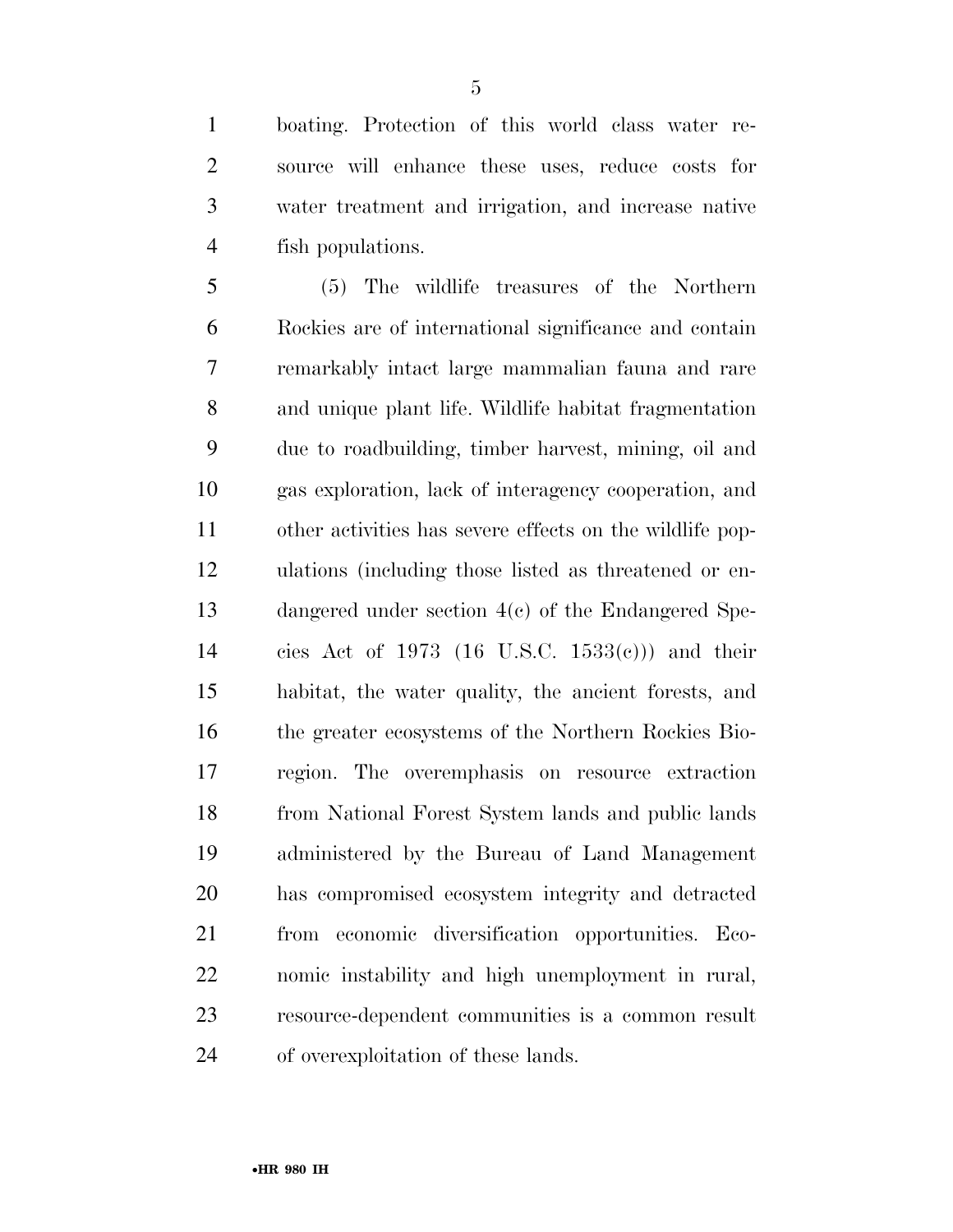boating. Protection of this world class water resource will enhance these uses, reduce costs for water treatment and irrigation, and increase native fish populations.

(5) The wildlife treasures of the Northern Rockies are of international significance and contain remarkably intact large mammalian fauna and rare and unique plant life. Wildlife habitat fragmentation due to roadbuilding, timber harvest, mining, oil and gas exploration, lack of interagency cooperation, and other activities has severe effects on the wildlife populations (including those listed as threatened or endangered under section 4(c) of the Endangered Species Act of 1973 (16 U.S.C. 1533(c))) and their habitat, the water quality, the ancient forests, and the greater ecosystems of the Northern Rockies Bioregion. The overemphasis on resource extraction from National Forest System lands and public lands administered by the Bureau of Land Management has compromised ecosystem integrity and detracted from economic diversification opportunities. Economic instability and high unemployment in rural, resource-dependent communities is a common result of overexploitation of these lands.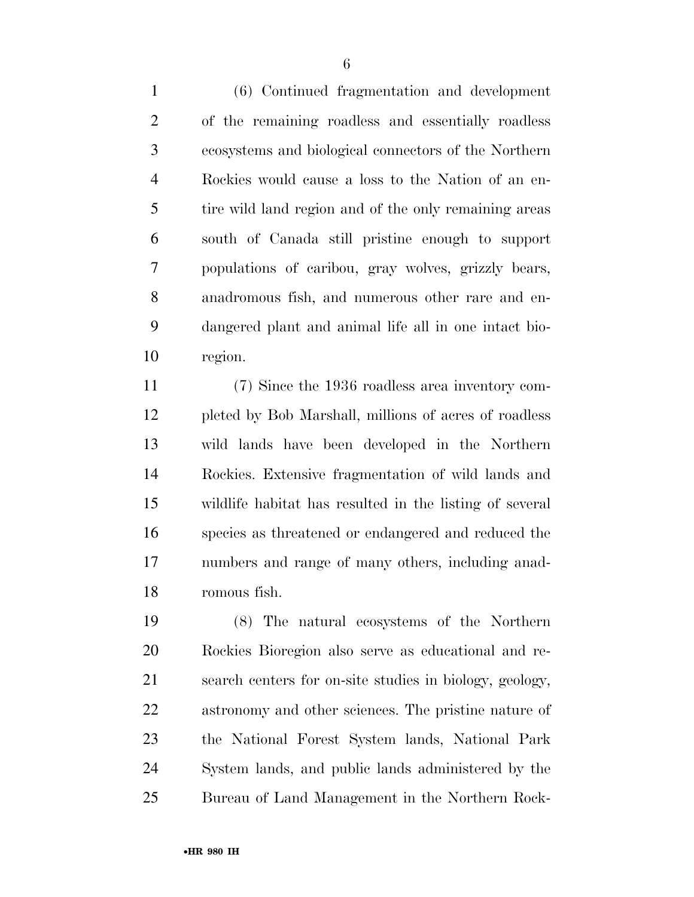(6) Continued fragmentation and development of the remaining roadless and essentially roadless ecosystems and biological connectors of the Northern Rockies would cause a loss to the Nation of an entire wild land region and of the only remaining areas south of Canada still pristine enough to support populations of caribou, gray wolves, grizzly bears, anadromous fish, and numerous other rare and endangered plant and animal life all in one intact bioregion.

(7) Since the 1936 roadless area inventory completed by Bob Marshall, millions of acres of roadless wild lands have been developed in the Northern Rockies. Extensive fragmentation of wild lands and wildlife habitat has resulted in the listing of several species as threatened or endangered and reduced the numbers and range of many others, including anadromous fish.

(8) The natural ecosystems of the Northern Rockies Bioregion also serve as educational and research centers for on-site studies in biology, geology, astronomy and other sciences. The pristine nature of the National Forest System lands, National Park System lands, and public lands administered by the Bureau of Land Management in the Northern Rock-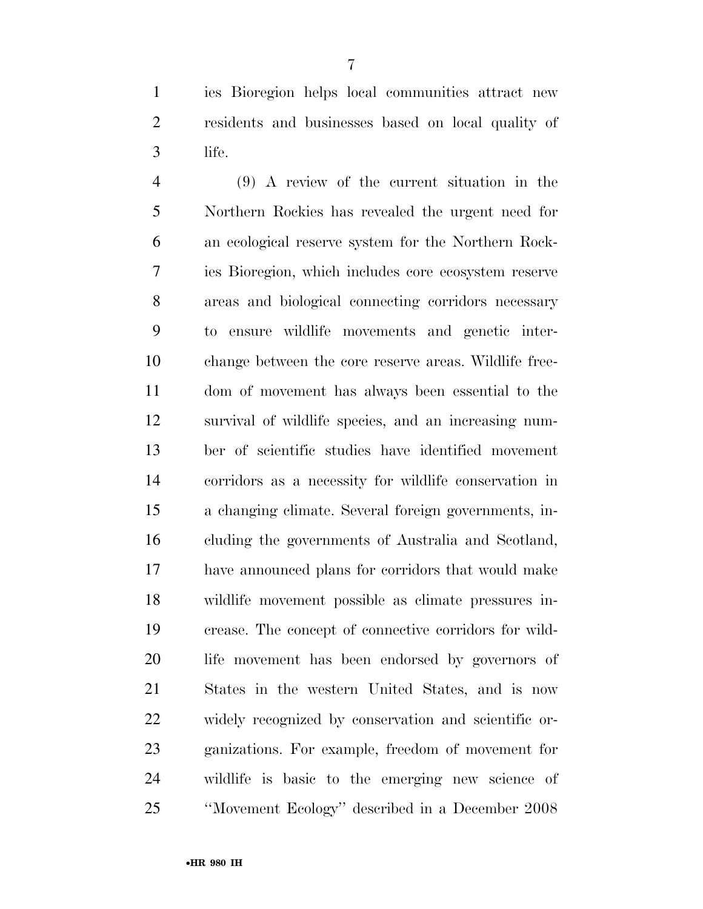ies Bioregion helps local communities attract new residents and businesses based on local quality of life.

(9) A review of the current situation in the Northern Rockies has revealed the urgent need for an ecological reserve system for the Northern Rockies Bioregion, which includes core ecosystem reserve areas and biological connecting corridors necessary to ensure wildlife movements and genetic interchange between the core reserve areas. Wildlife freedom of movement has always been essential to the survival of wildlife species, and an increasing number of scientific studies have identified movement corridors as a necessity for wildlife conservation in a changing climate. Several foreign governments, including the governments of Australia and Scotland, have announced plans for corridors that would make wildlife movement possible as climate pressures increase. The concept of connective corridors for wildlife movement has been endorsed by governors of States in the western United States, and is now widely recognized by conservation and scientific organizations. For example, freedom of movement for wildlife is basic to the emerging new science of "Movement Ecology" described in a December 2008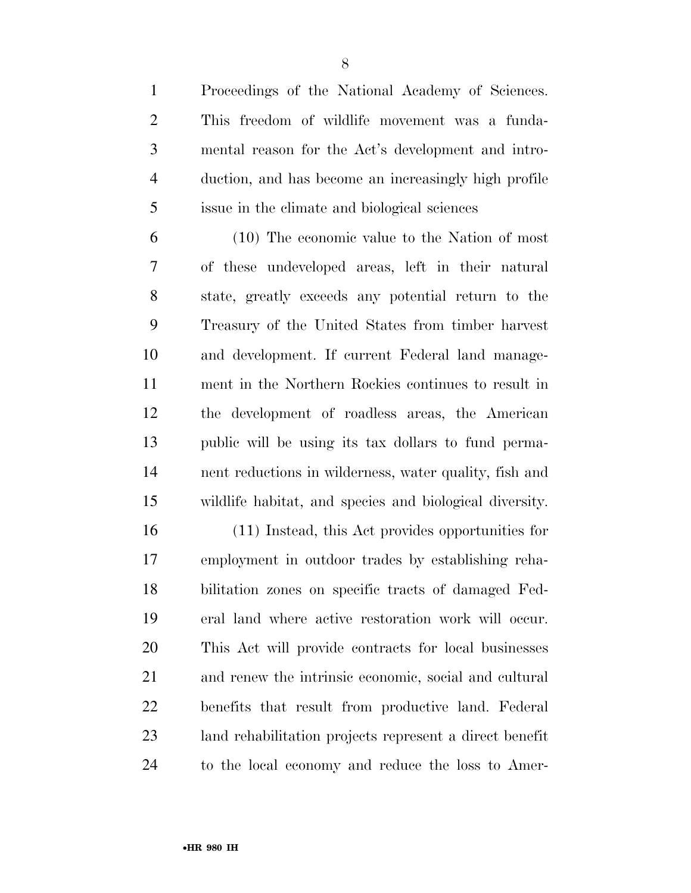Proceedings of the National Academy of Sciences. This freedom of wildlife movement was a fundamental reason for the Act's development and introduction, and has become an increasingly high profile issue in the climate and biological sciences

(10) The economic value to the Nation of most of these undeveloped areas, left in their natural state, greatly exceeds any potential return to the Treasury of the United States from timber harvest and development. If current Federal land management in the Northern Rockies continues to result in the development of roadless areas, the American public will be using its tax dollars to fund permanent reductions in wilderness, water quality, fish and wildlife habitat, and species and biological diversity.

(11) Instead, this Act provides opportunities for employment in outdoor trades by establishing rehabilitation zones on specific tracts of damaged Federal land where active restoration work will occur. This Act will provide contracts for local businesses and renew the intrinsic economic, social and cultural benefits that result from productive land. Federal land rehabilitation projects represent a direct benefit to the local economy and reduce the loss to Amer-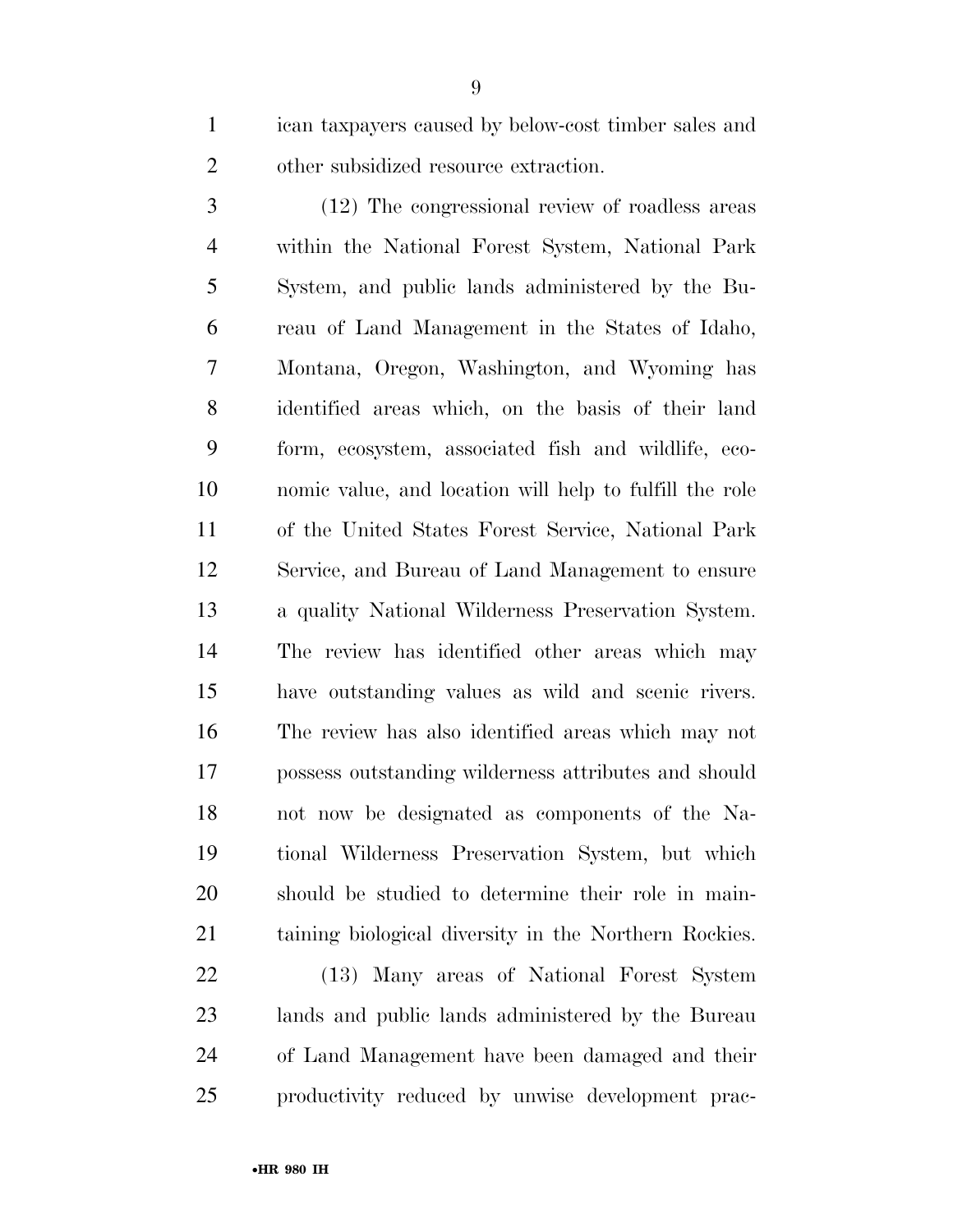ican taxpayers caused by below-cost timber sales and other subsidized resource extraction.

(12) The congressional review of roadless areas within the National Forest System, National Park System, and public lands administered by the Bureau of Land Management in the States of Idaho, Montana, Oregon, Washington, and Wyoming has identified areas which, on the basis of their land form, ecosystem, associated fish and wildlife, economic value, and location will help to fulfill the role of the United States Forest Service, National Park Service, and Bureau of Land Management to ensure a quality National Wilderness Preservation System. The review has identified other areas which may have outstanding values as wild and scenic rivers. The review has also identified areas which may not possess outstanding wilderness attributes and should not now be designated as components of the National Wilderness Preservation System, but which should be studied to determine their role in maintaining biological diversity in the Northern Rockies.

(13) Many areas of National Forest System lands and public lands administered by the Bureau of Land Management have been damaged and their productivity reduced by unwise development prac-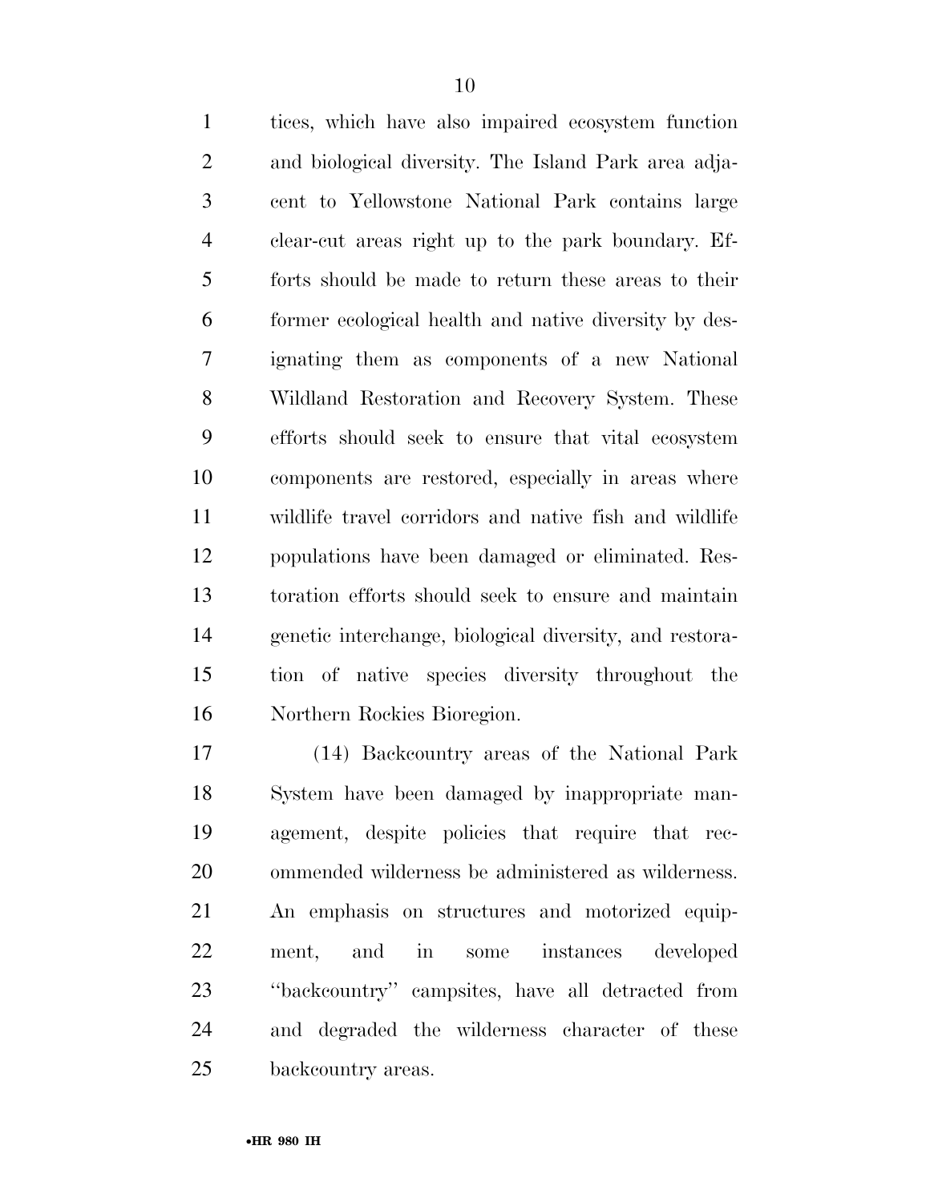tices, which have also impaired ecosystem function and biological diversity. The Island Park area adjacent to Yellowstone National Park contains large clear-cut areas right up to the park boundary. Efforts should be made to return these areas to their former ecological health and native diversity by designating them as components of a new National Wildland Restoration and Recovery System. These efforts should seek to ensure that vital ecosystem components are restored, especially in areas where wildlife travel corridors and native fish and wildlife populations have been damaged or eliminated. Restoration efforts should seek to ensure and maintain genetic interchange, biological diversity, and restoration of native species diversity throughout the Northern Rockies Bioregion.

(14) Backcountry areas of the National Park System have been damaged by inappropriate management, despite policies that require that recommended wilderness be administered as wilderness. An emphasis on structures and motorized equipment, and in some instances developed ''backcountry'' campsites, have all detracted from and degraded the wilderness character of these backcountry areas.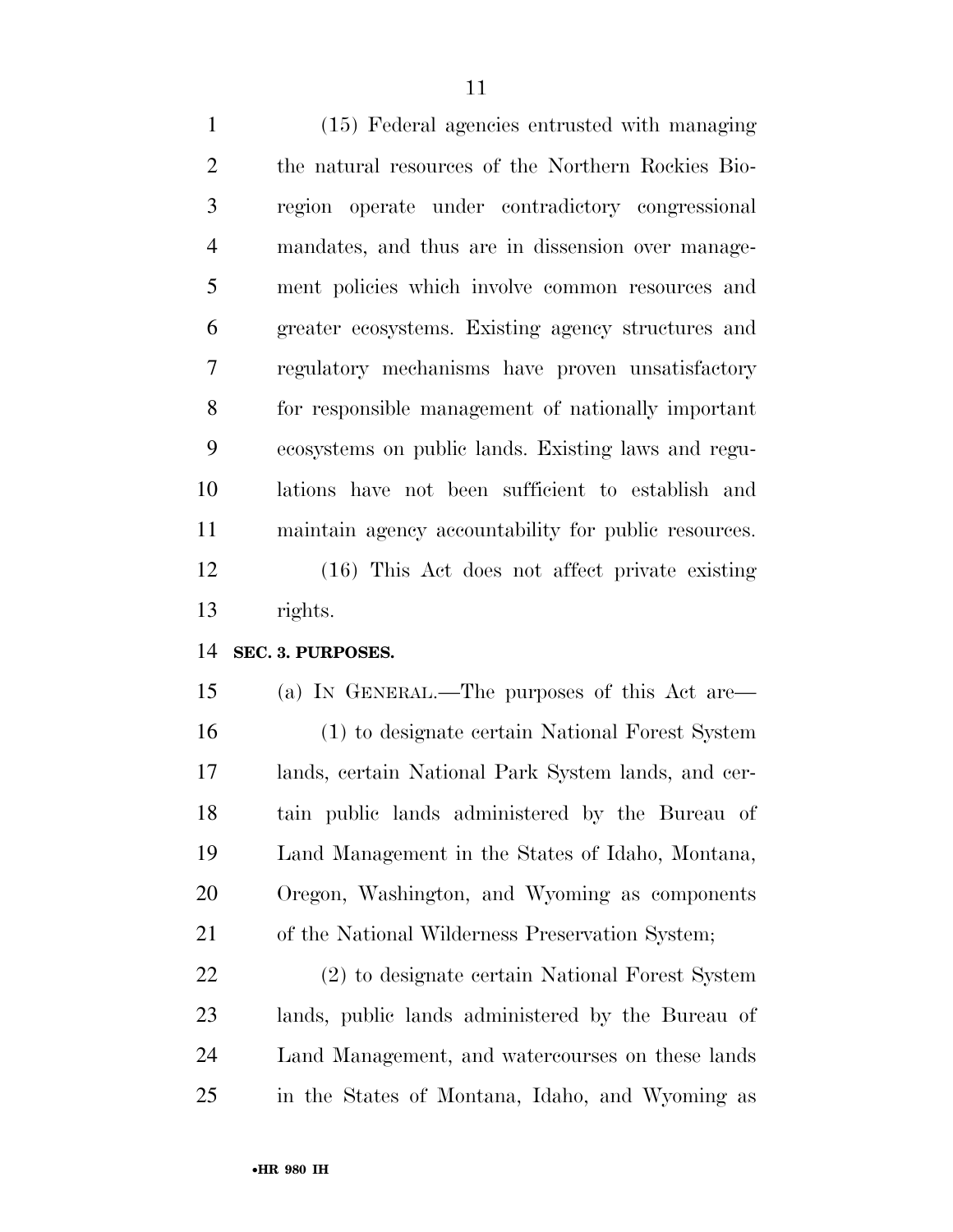(15) Federal agencies entrusted with managing the natural resources of the Northern Rockies Bioregion operate under contradictory congressional mandates, and thus are in dissension over management policies which involve common resources and greater ecosystems. Existing agency structures and regulatory mechanisms have proven unsatisfactory for responsible management of nationally important ecosystems on public lands. Existing laws and regulations have not been sufficient to establish and maintain agency accountability for public resources.

(16) This Act does not affect private existing rights.

**SEC. 3. PURPOSES.**

(a) IN GENERAL.—The purposes of this Act are—

(1) to designate certain National Forest System lands, certain National Park System lands, and certain public lands administered by the Bureau of Land Management in the States of Idaho, Montana, Oregon, Washington, and Wyoming as components of the National Wilderness Preservation System;

(2) to designate certain National Forest System lands, public lands administered by the Bureau of Land Management, and watercourses on these lands in the States of Montana, Idaho, and Wyoming as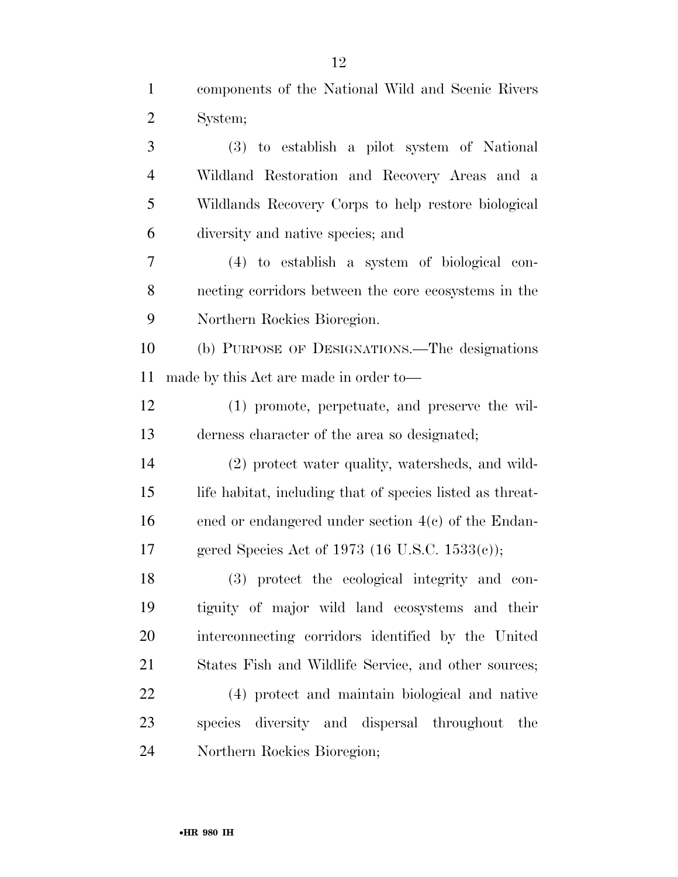components of the National Wild and Scenic Rivers System;

(3) to establish a pilot system of National Wildland Restoration and Recovery Areas and a Wildlands Recovery Corps to help restore biological diversity and native species; and

(4) to establish a system of biological connecting corridors between the core ecosystems in the Northern Rockies Bioregion.

(b) PURPOSE OF DESIGNATIONS.—The designations made by this Act are made in order to—

(1) promote, perpetuate, and preserve the wilderness character of the area so designated;

(2) protect water quality, watersheds, and wildlife habitat, including that of species listed as threatened or endangered under section 4(c) of the Endangered Species Act of 1973 (16 U.S.C. 1533(c));

(3) protect the ecological integrity and contiguity of major wild land ecosystems and their interconnecting corridors identified by the United States Fish and Wildlife Service, and other sources;

(4) protect and maintain biological and native species diversity and dispersal throughout the Northern Rockies Bioregion;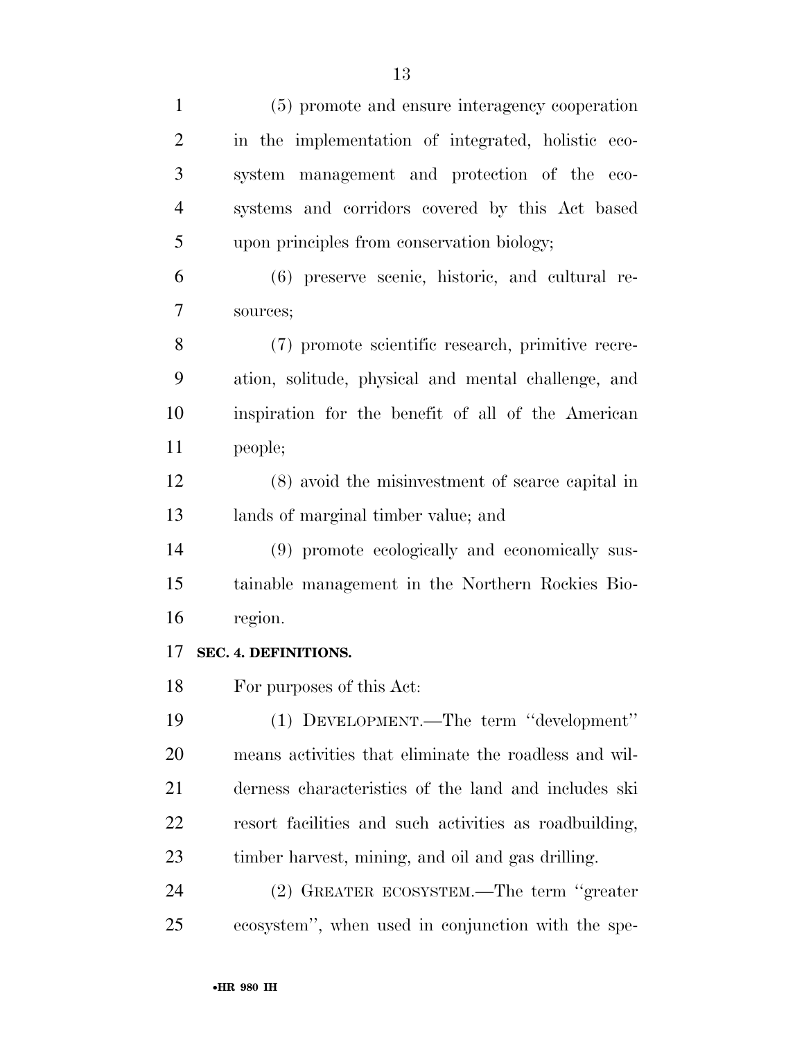(5) promote and ensure interagency cooperation in the implementation of integrated, holistic ecosystem management and protection of the ecosystems and corridors covered by this Act based upon principles from conservation biology;

(6) preserve scenic, historic, and cultural resources;

(7) promote scientific research, primitive recreation, solitude, physical and mental challenge, and inspiration for the benefit of all of the American people;

(8) avoid the misinvestment of scarce capital in lands of marginal timber value; and

(9) promote ecologically and economically sustainable management in the Northern Rockies Bioregion.

**SEC. 4. DEFINITIONS.**

For purposes of this Act:

(1) DEVELOPMENT.—The term "development" means activities that eliminate the roadless and wilderness characteristics of the land and includes ski resort facilities and such activities as roadbuilding, timber harvest, mining, and oil and gas drilling.

(2) GREATER ECOSYSTEM.—The term "greater ecosystem", when used in conjunction with the spe-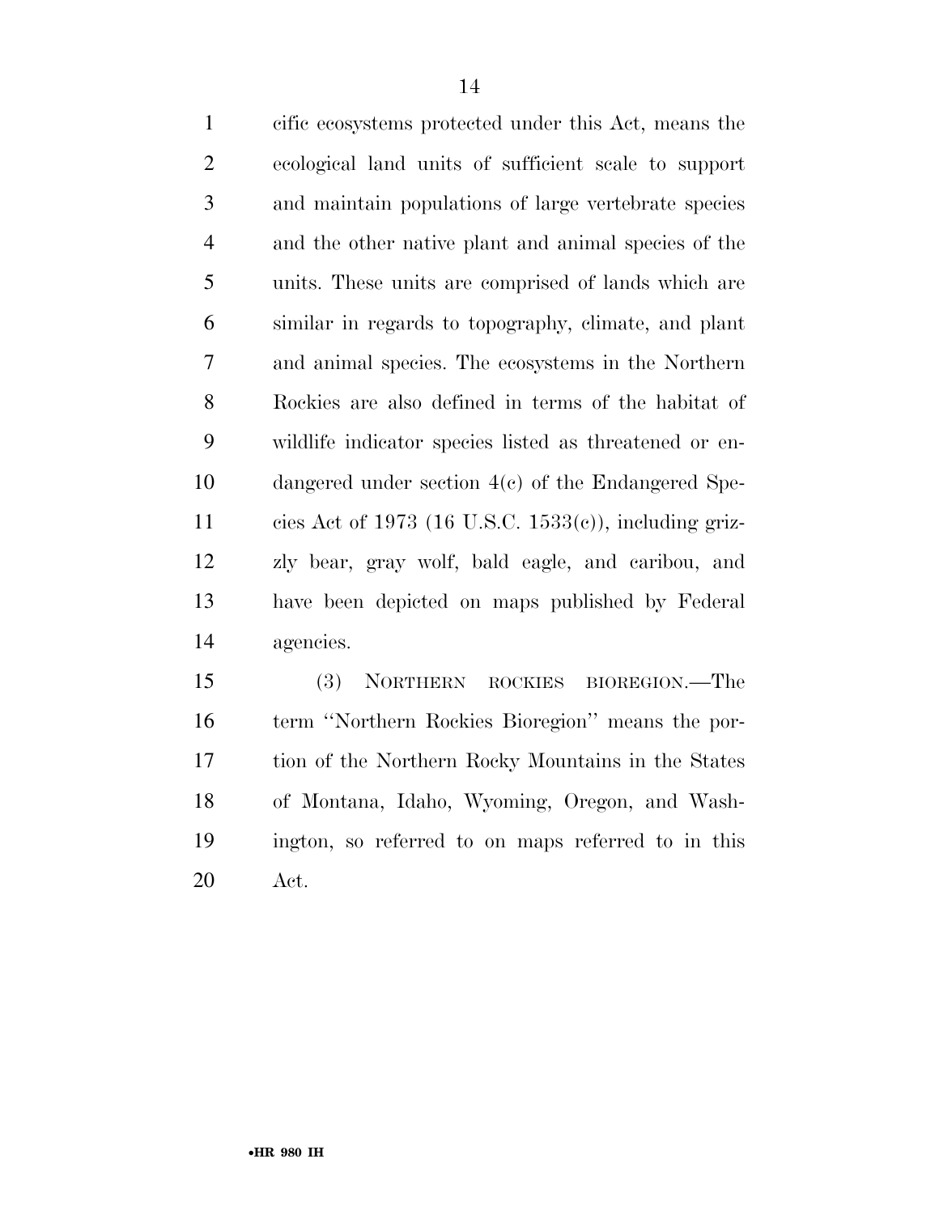cific ecosystems protected under this Act, means the ecological land units of sufficient scale to support and maintain populations of large vertebrate species and the other native plant and animal species of the units. These units are comprised of lands which are similar in regards to topography, climate, and plant and animal species. The ecosystems in the Northern Rockies are also defined in terms of the habitat of wildlife indicator species listed as threatened or endangered under section 4(c) of the Endangered Species Act of 1973 (16 U.S.C. 1533(c)), including grizzly bear, gray wolf, bald eagle, and caribou, and have been depicted on maps published by Federal agencies.

(3) NORTHERN ROCKIES BIOREGION.—The term ''Northern Rockies Bioregion'' means the portion of the Northern Rocky Mountains in the States of Montana, Idaho, Wyoming, Oregon, and Washington, so referred to on maps referred to in this Act.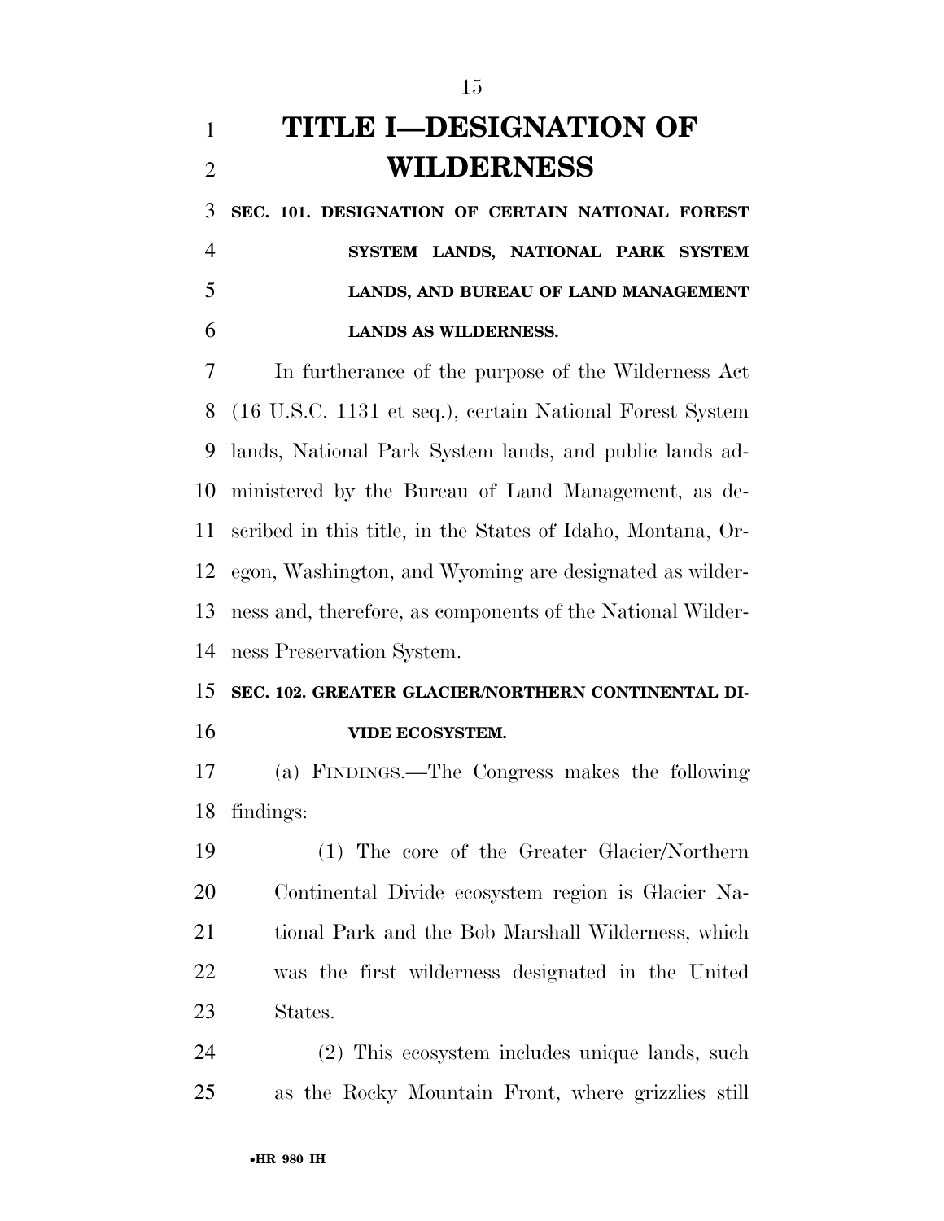# TITLE I—DESIGNATION OF WILDERNESS

## SEC. 101. DESIGNATION OF CERTAIN NATIONAL FOREST SYSTEM LANDS, NATIONAL PARK SYSTEM LANDS, AND BUREAU OF LAND MANAGEMENT LANDS AS WILDERNESS.

In furtherance of the purpose of the Wilderness Act (16 U.S.C. 1131 et seq.), certain National Forest System lands, National Park System lands, and public lands administered by the Bureau of Land Management, as described in this title, in the States of Idaho, Montana, Oregon, Washington, and Wyoming are designated as wilderness and, therefore, as components of the National Wilderness Preservation System.

## SEC. 102. GREATER GLACIER/NORTHERN CONTINENTAL DIVIDE ECOSYSTEM.

(a) FINDINGS.—The Congress makes the following findings:

(1) The core of the Greater Glacier/Northern Continental Divide ecosystem region is Glacier National Park and the Bob Marshall Wilderness, which was the first wilderness designated in the United States.

(2) This ecosystem includes unique lands, such as the Rocky Mountain Front, where grizzlies still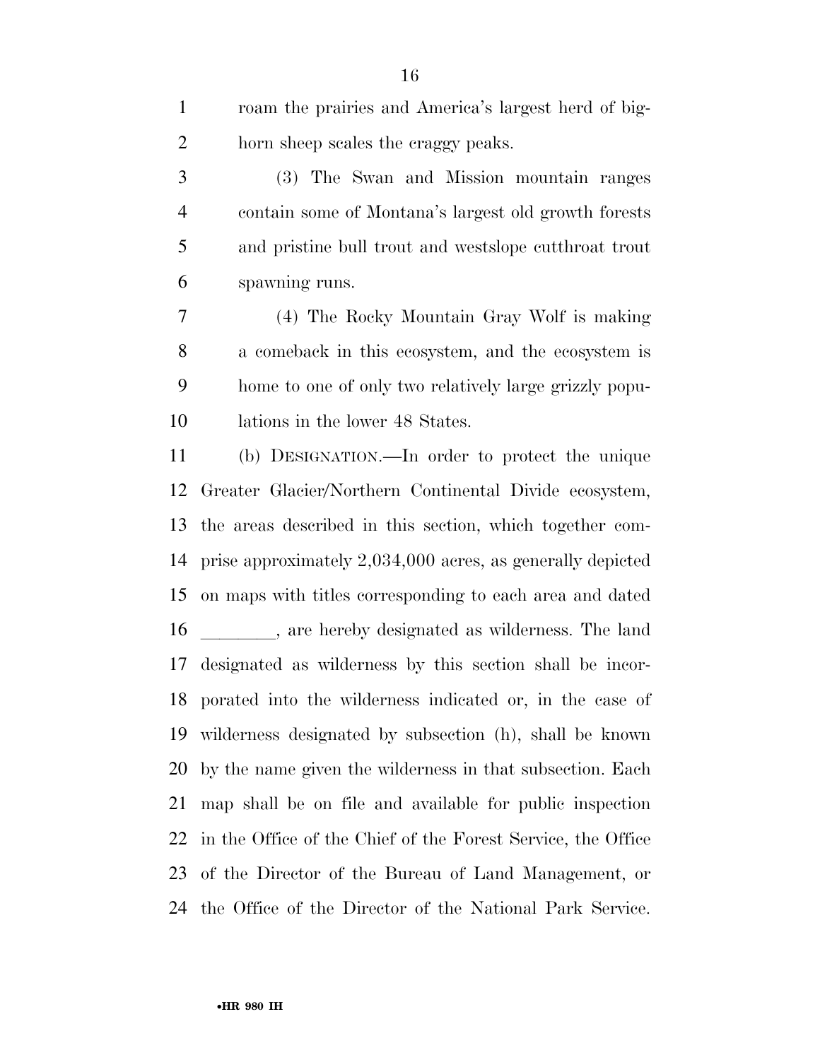roam the prairies and America's largest herd of bighorn sheep scales the craggy peaks.

(3) The Swan and Mission mountain ranges contain some of Montana's largest old growth forests and pristine bull trout and westslope cutthroat trout spawning runs.

(4) The Rocky Mountain Gray Wolf is making a comeback in this ecosystem, and the ecosystem is home to one of only two relatively large grizzly populations in the lower 48 States.

(b) DESIGNATION.—In order to protect the unique Greater Glacier/Northern Continental Divide ecosystem, the areas described in this section, which together comprise approximately 2,034,000 acres, as generally depicted on maps with titles corresponding to each area and dated ________, are hereby designated as wilderness. The land designated as wilderness by this section shall be incorporated into the wilderness indicated or, in the case of wilderness designated by subsection (h), shall be known by the name given the wilderness in that subsection. Each map shall be on file and available for public inspection in the Office of the Chief of the Forest Service, the Office of the Director of the Bureau of Land Management, or the Office of the Director of the National Park Service.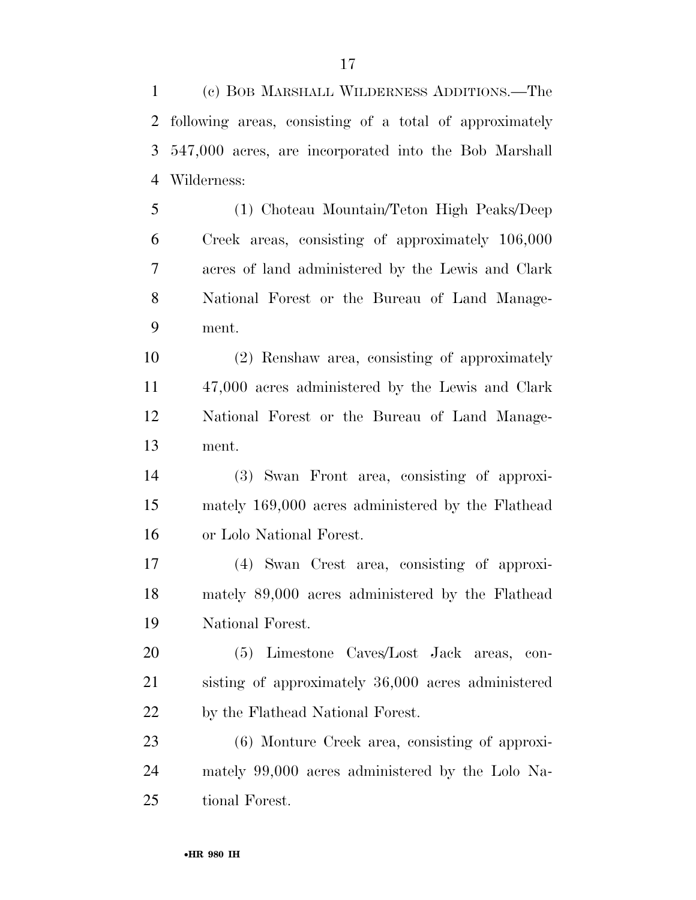(c) BOB MARSHALL WILDERNESS ADDITIONS.—The following areas, consisting of a total of approximately 547,000 acres, are incorporated into the Bob Marshall Wilderness:

(1) Choteau Mountain/Teton High Peaks/Deep Creek areas, consisting of approximately 106,000 acres of land administered by the Lewis and Clark National Forest or the Bureau of Land Management.

(2) Renshaw area, consisting of approximately 47,000 acres administered by the Lewis and Clark National Forest or the Bureau of Land Management.

(3) Swan Front area, consisting of approximately 169,000 acres administered by the Flathead or Lolo National Forest.

(4) Swan Crest area, consisting of approximately 89,000 acres administered by the Flathead National Forest.

(5) Limestone Caves/Lost Jack areas, consisting of approximately 36,000 acres administered by the Flathead National Forest.

(6) Monture Creek area, consisting of approximately 99,000 acres administered by the Lolo National Forest.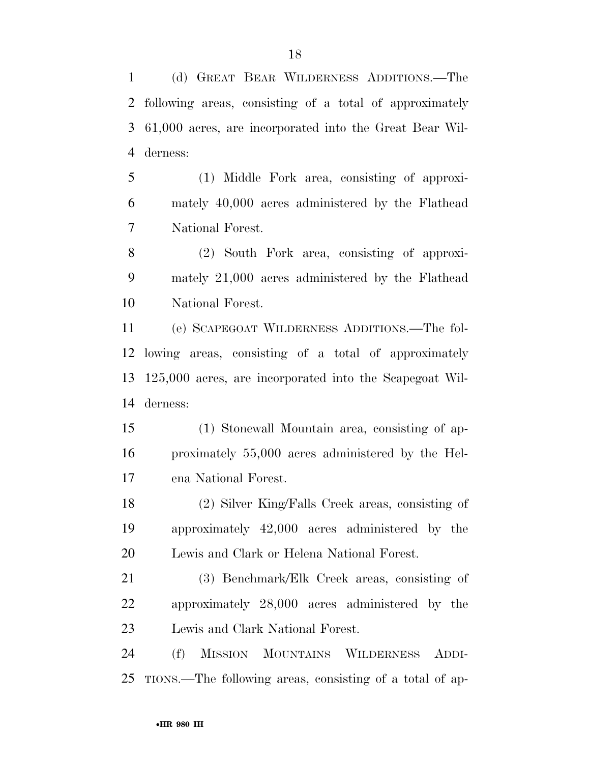(d) GREAT BEAR WILDERNESS ADDITIONS.—The following areas, consisting of a total of approximately 61,000 acres, are incorporated into the Great Bear Wilderness:

(1) Middle Fork area, consisting of approximately 40,000 acres administered by the Flathead National Forest.

(2) South Fork area, consisting of approximately 21,000 acres administered by the Flathead National Forest.

(e) SCAPEGOAT WILDERNESS ADDITIONS.—The following areas, consisting of a total of approximately 125,000 acres, are incorporated into the Scapegoat Wilderness:

(1) Stonewall Mountain area, consisting of approximately 55,000 acres administered by the Helena National Forest.

(2) Silver King/Falls Creek areas, consisting of approximately 42,000 acres administered by the Lewis and Clark or Helena National Forest.

(3) Benchmark/Elk Creek areas, consisting of approximately 28,000 acres administered by the Lewis and Clark National Forest.

(f) MISSION MOUNTAINS WILDERNESS ADDITIONS.—The following areas, consisting of a total of ap-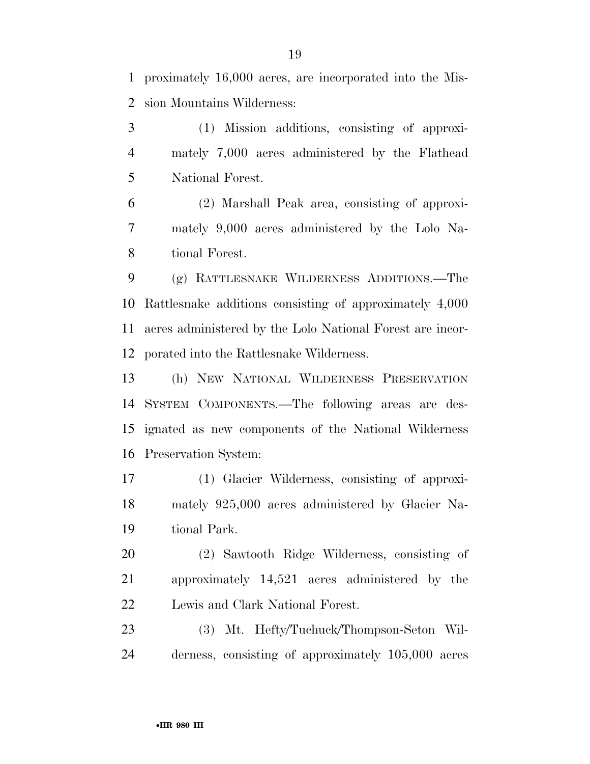proximately 16,000 acres, are incorporated into the Mission Mountains Wilderness:

(1) Mission additions, consisting of approximately 7,000 acres administered by the Flathead National Forest.

(2) Marshall Peak area, consisting of approximately 9,000 acres administered by the Lolo National Forest.

(g) RATTLESNAKE WILDERNESS ADDITIONS.—The Rattlesnake additions consisting of approximately 4,000 acres administered by the Lolo National Forest are incorporated into the Rattlesnake Wilderness.

(h) NEW NATIONAL WILDERNESS PRESERVATION SYSTEM COMPONENTS.—The following areas are designated as new components of the National Wilderness Preservation System:

(1) Glacier Wilderness, consisting of approximately 925,000 acres administered by Glacier National Park.

(2) Sawtooth Ridge Wilderness, consisting of approximately 14,521 acres administered by the Lewis and Clark National Forest.

(3) Mt. Hefty/Tuchuck/Thompson-Seton Wilderness, consisting of approximately 105,000 acres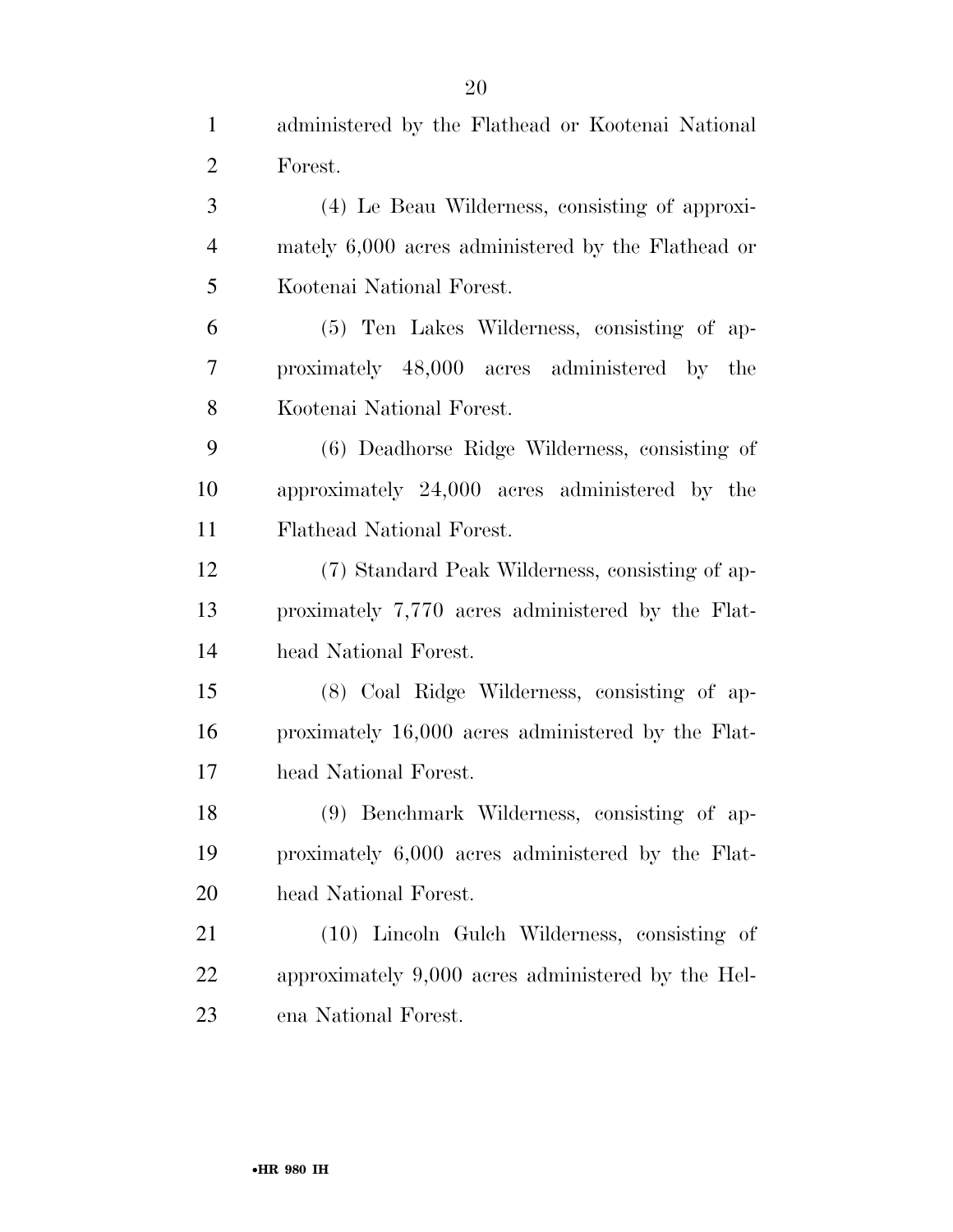administered by the Flathead or Kootenai National Forest.

(4) Le Beau Wilderness, consisting of approximately 6,000 acres administered by the Flathead or Kootenai National Forest.

(5) Ten Lakes Wilderness, consisting of approximately 48,000 acres administered by the Kootenai National Forest.

(6) Deadhorse Ridge Wilderness, consisting of approximately 24,000 acres administered by the Flathead National Forest.

(7) Standard Peak Wilderness, consisting of approximately 7,770 acres administered by the Flathead National Forest.

(8) Coal Ridge Wilderness, consisting of approximately 16,000 acres administered by the Flathead National Forest.

(9) Benchmark Wilderness, consisting of approximately 6,000 acres administered by the Flathead National Forest.

(10) Lincoln Gulch Wilderness, consisting of approximately 9,000 acres administered by the Helena National Forest.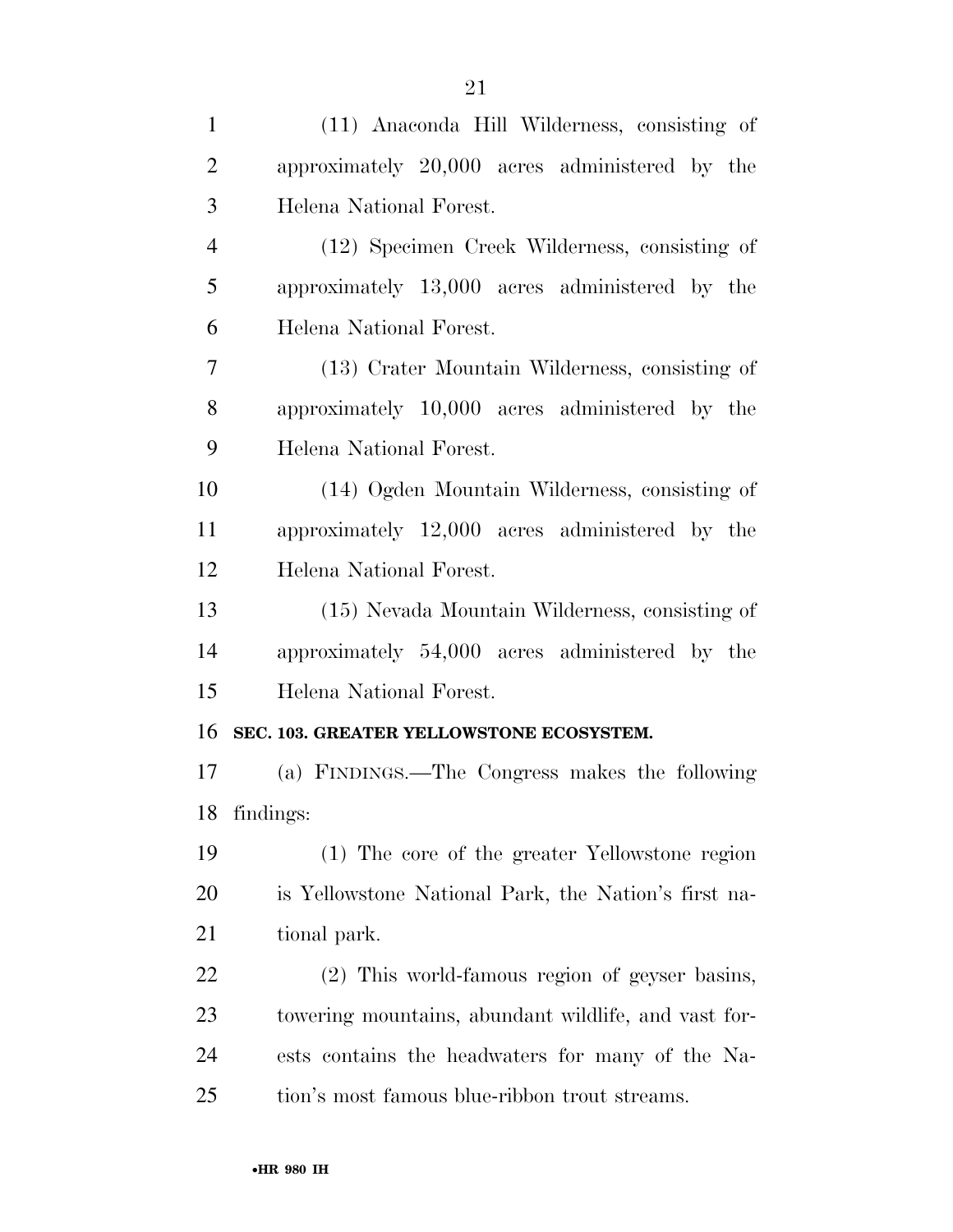(11) Anaconda Hill Wilderness, consisting of approximately 20,000 acres administered by the Helena National Forest.

(12) Specimen Creek Wilderness, consisting of approximately 13,000 acres administered by the Helena National Forest.

(13) Crater Mountain Wilderness, consisting of approximately 10,000 acres administered by the Helena National Forest.

(14) Ogden Mountain Wilderness, consisting of approximately 12,000 acres administered by the Helena National Forest.

(15) Nevada Mountain Wilderness, consisting of approximately 54,000 acres administered by the Helena National Forest.

**SEC. 103. GREATER YELLOWSTONE ECOSYSTEM.**

(a) FINDINGS.—The Congress makes the following findings:

(1) The core of the greater Yellowstone region is Yellowstone National Park, the Nation's first national park.

(2) This world-famous region of geyser basins, towering mountains, abundant wildlife, and vast forests contains the headwaters for many of the Nation's most famous blue-ribbon trout streams.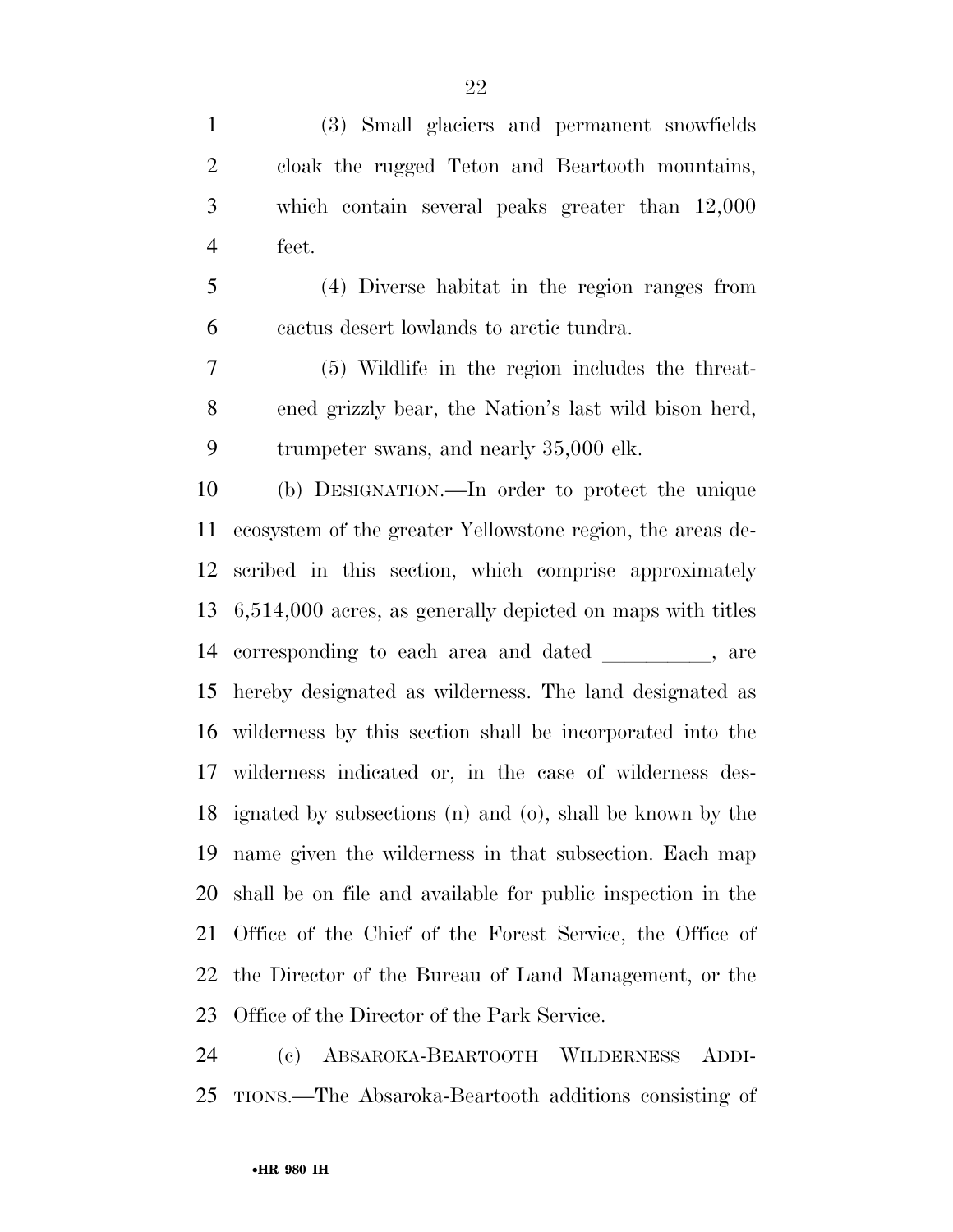(3) Small glaciers and permanent snowfields cloak the rugged Teton and Beartooth mountains, which contain several peaks greater than 12,000 feet.

(4) Diverse habitat in the region ranges from cactus desert lowlands to arctic tundra.

(5) Wildlife in the region includes the threatened grizzly bear, the Nation's last wild bison herd, trumpeter swans, and nearly 35,000 elk.

(b) DESIGNATION.—In order to protect the unique ecosystem of the greater Yellowstone region, the areas described in this section, which comprise approximately 6,514,000 acres, as generally depicted on maps with titles corresponding to each area and dated __________, are hereby designated as wilderness. The land designated as wilderness by this section shall be incorporated into the wilderness indicated or, in the case of wilderness designated by subsections (n) and (o), shall be known by the name given the wilderness in that subsection. Each map shall be on file and available for public inspection in the Office of the Chief of the Forest Service, the Office of the Director of the Bureau of Land Management, or the Office of the Director of the Park Service.

(c) ABSAROKA-BEARTOOTH WILDERNESS ADDITIONS.—The Absaroka-Beartooth additions consisting of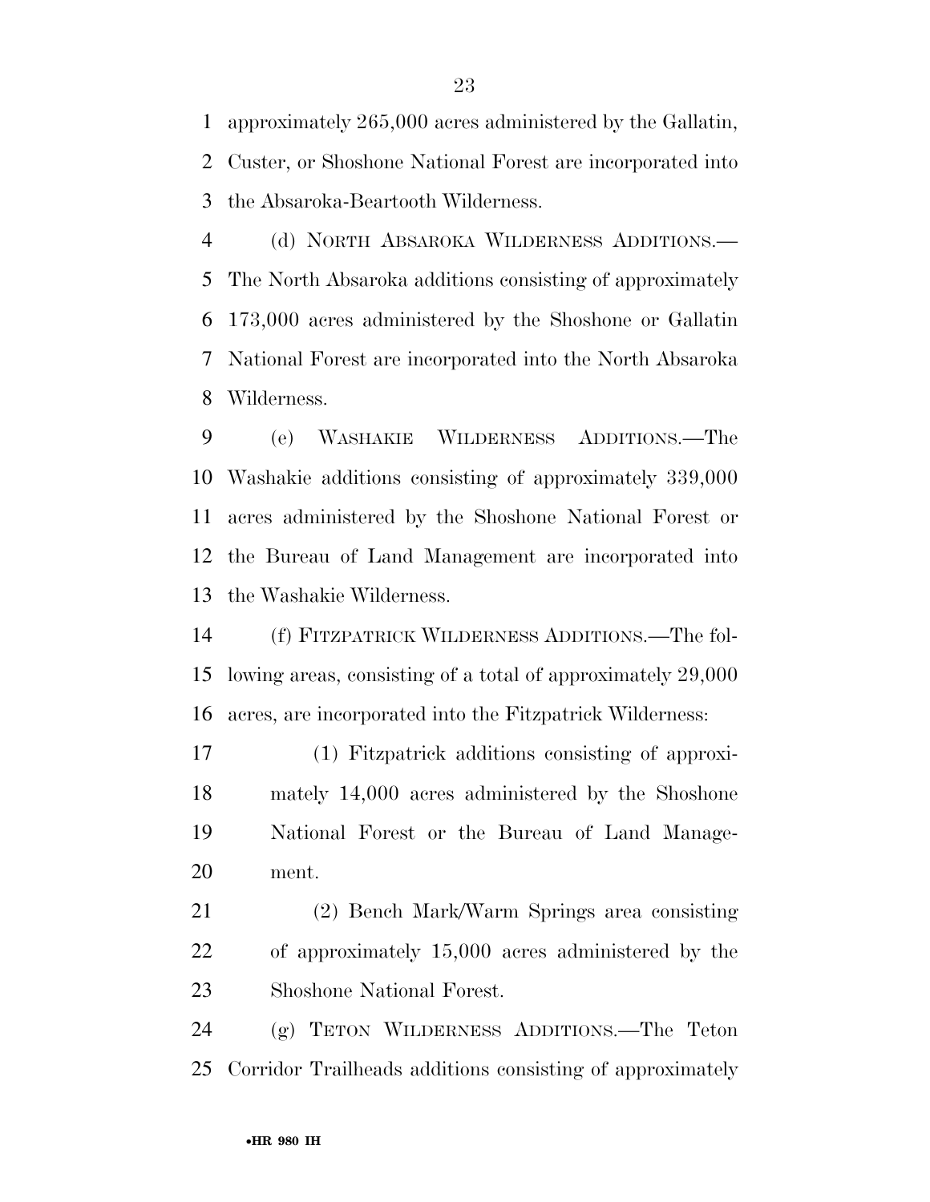approximately 265,000 acres administered by the Gallatin, Custer, or Shoshone National Forest are incorporated into the Absaroka-Beartooth Wilderness.

(d) NORTH ABSAROKA WILDERNESS ADDITIONS.—The North Absaroka additions consisting of approximately 173,000 acres administered by the Shoshone or Gallatin National Forest are incorporated into the North Absaroka Wilderness.

(e) WASHAKIE WILDERNESS ADDITIONS.—The Washakie additions consisting of approximately 339,000 acres administered by the Shoshone National Forest or the Bureau of Land Management are incorporated into the Washakie Wilderness.

(f) FITZPATRICK WILDERNESS ADDITIONS.—The following areas, consisting of a total of approximately 29,000 acres, are incorporated into the Fitzpatrick Wilderness:

(1) Fitzpatrick additions consisting of approximately 14,000 acres administered by the Shoshone National Forest or the Bureau of Land Management.

(2) Bench Mark/Warm Springs area consisting of approximately 15,000 acres administered by the Shoshone National Forest.

(g) TETON WILDERNESS ADDITIONS.—The Teton Corridor Trailheads additions consisting of approximately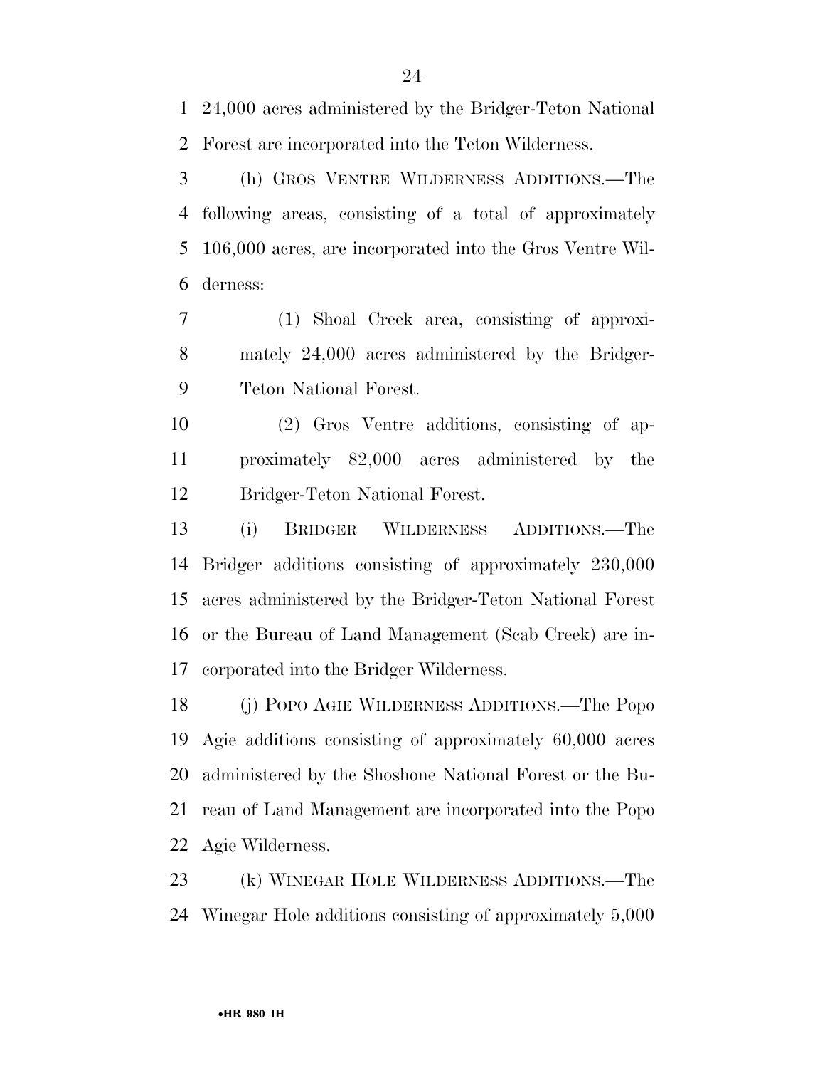24,000 acres administered by the Bridger-Teton National Forest are incorporated into the Teton Wilderness.

(h) GROS VENTRE WILDERNESS ADDITIONS.—The following areas, consisting of a total of approximately 106,000 acres, are incorporated into the Gros Ventre Wilderness:

(1) Shoal Creek area, consisting of approximately 24,000 acres administered by the Bridger-Teton National Forest.

(2) Gros Ventre additions, consisting of approximately 82,000 acres administered by the Bridger-Teton National Forest.

(i) BRIDGER WILDERNESS ADDITIONS.—The Bridger additions consisting of approximately 230,000 acres administered by the Bridger-Teton National Forest or the Bureau of Land Management (Scab Creek) are incorporated into the Bridger Wilderness.

(j) POPO AGIE WILDERNESS ADDITIONS.—The Popo Agie additions consisting of approximately 60,000 acres administered by the Shoshone National Forest or the Bureau of Land Management are incorporated into the Popo Agie Wilderness.

(k) WINEGAR HOLE WILDERNESS ADDITIONS.—The Winegar Hole additions consisting of approximately 5,000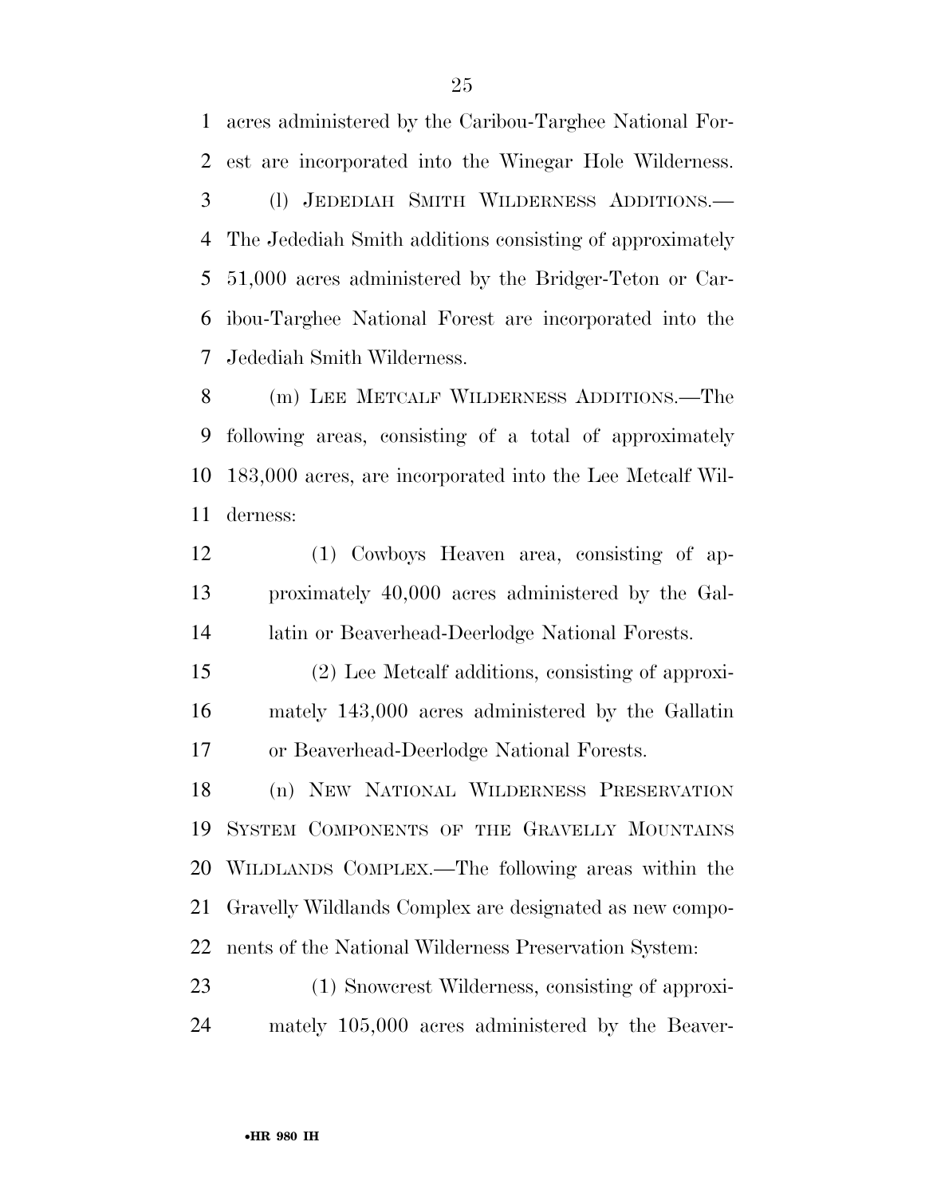acres administered by the Caribou-Targhee National Forest are incorporated into the Winegar Hole Wilderness.

(l) JEDEDIAH SMITH WILDERNESS ADDITIONS.—The Jedediah Smith additions consisting of approximately 51,000 acres administered by the Bridger-Teton or Caribou-Targhee National Forest are incorporated into the Jedediah Smith Wilderness.

(m) LEE METCALF WILDERNESS ADDITIONS.—The following areas, consisting of a total of approximately 183,000 acres, are incorporated into the Lee Metcalf Wilderness:

(1) Cowboys Heaven area, consisting of approximately 40,000 acres administered by the Gallatin or Beaverhead-Deerlodge National Forests.

(2) Lee Metcalf additions, consisting of approximately 143,000 acres administered by the Gallatin or Beaverhead-Deerlodge National Forests.

(n) NEW NATIONAL WILDERNESS PRESERVATION SYSTEM COMPONENTS OF THE GRAVELLY MOUNTAINS WILDLANDS COMPLEX.—The following areas within the Gravelly Wildlands Complex are designated as new components of the National Wilderness Preservation System:

(1) Snowcrest Wilderness, consisting of approximately 105,000 acres administered by the Beaver-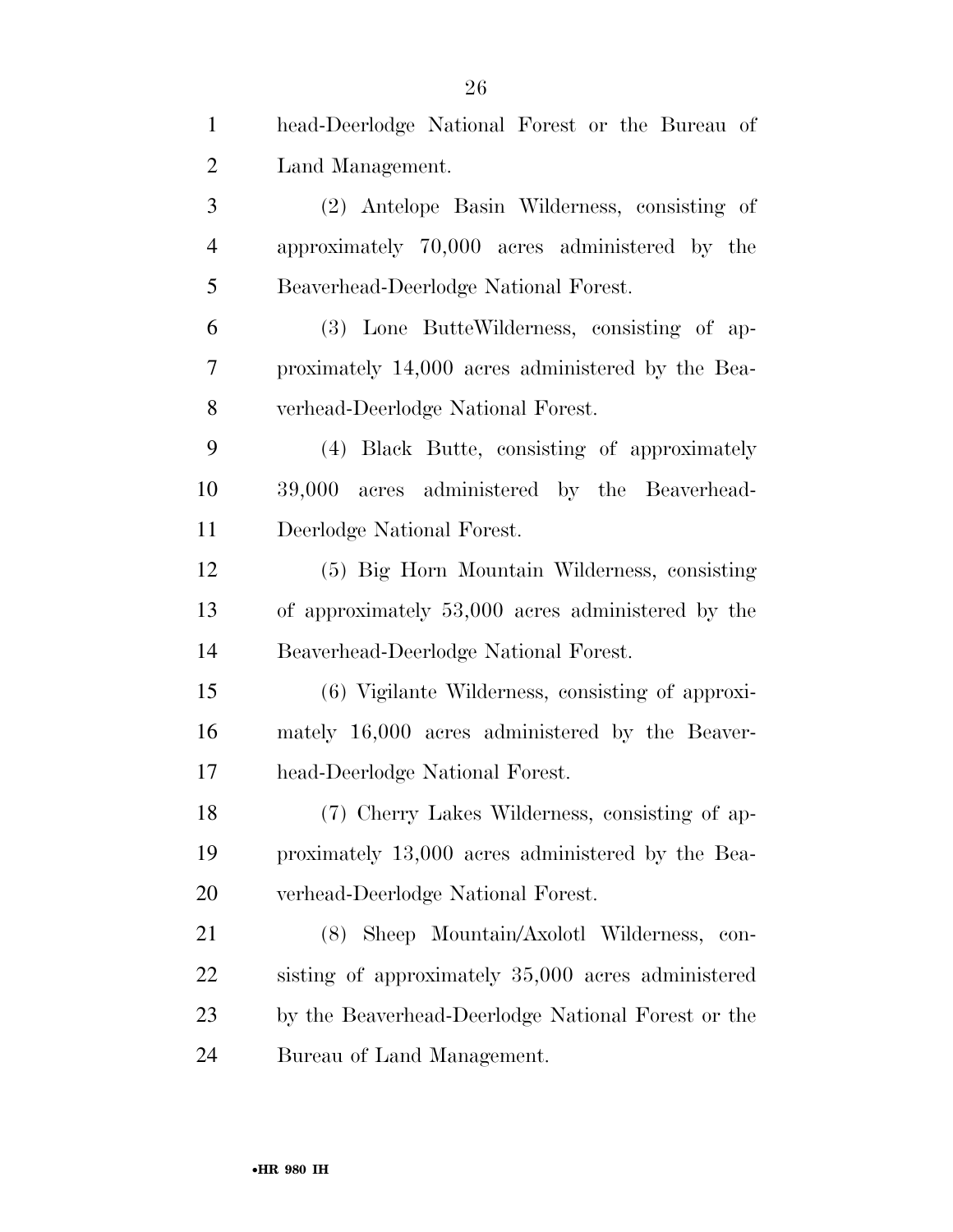head-Deerlodge National Forest or the Bureau of Land Management.

(2) Antelope Basin Wilderness, consisting of approximately 70,000 acres administered by the Beaverhead-Deerlodge National Forest.

(3) Lone ButteWilderness, consisting of approximately 14,000 acres administered by the Beaverhead-Deerlodge National Forest.

(4) Black Butte, consisting of approximately 39,000 acres administered by the Beaverhead-Deerlodge National Forest.

(5) Big Horn Mountain Wilderness, consisting of approximately 53,000 acres administered by the Beaverhead-Deerlodge National Forest.

(6) Vigilante Wilderness, consisting of approximately 16,000 acres administered by the Beaverhead-Deerlodge National Forest.

(7) Cherry Lakes Wilderness, consisting of approximately 13,000 acres administered by the Beaverhead-Deerlodge National Forest.

(8) Sheep Mountain/Axolotl Wilderness, consisting of approximately 35,000 acres administered by the Beaverhead-Deerlodge National Forest or the Bureau of Land Management.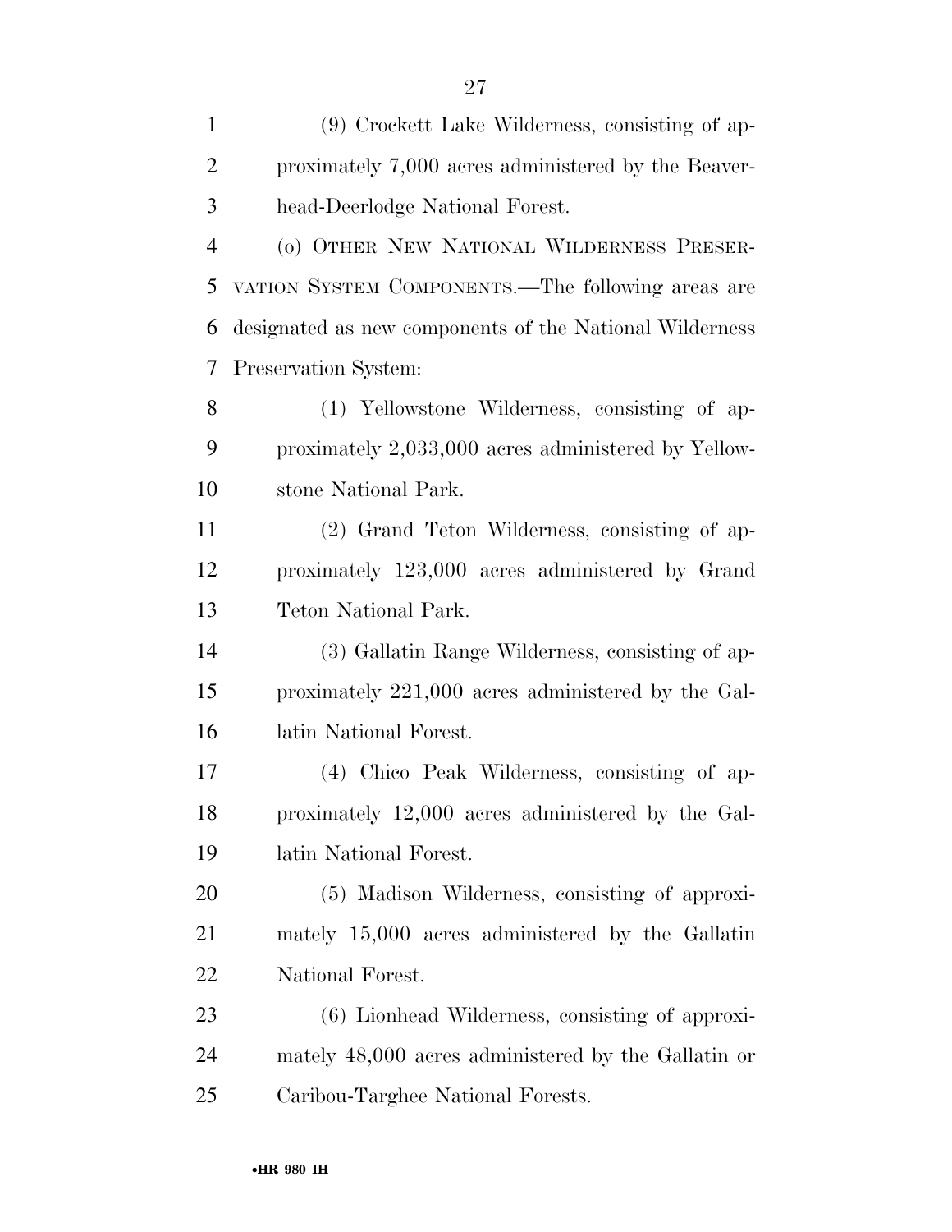(9) Crockett Lake Wilderness, consisting of approximately 7,000 acres administered by the Beaverhead-Deerlodge National Forest.

(o) OTHER NEW NATIONAL WILDERNESS PRESERVATION SYSTEM COMPONENTS.—The following areas are designated as new components of the National Wilderness Preservation System:

(1) Yellowstone Wilderness, consisting of approximately 2,033,000 acres administered by Yellowstone National Park.

(2) Grand Teton Wilderness, consisting of approximately 123,000 acres administered by Grand Teton National Park.

(3) Gallatin Range Wilderness, consisting of approximately 221,000 acres administered by the Gallatin National Forest.

(4) Chico Peak Wilderness, consisting of approximately 12,000 acres administered by the Gallatin National Forest.

(5) Madison Wilderness, consisting of approximately 15,000 acres administered by the Gallatin National Forest.

(6) Lionhead Wilderness, consisting of approximately 48,000 acres administered by the Gallatin or Caribou-Targhee National Forests.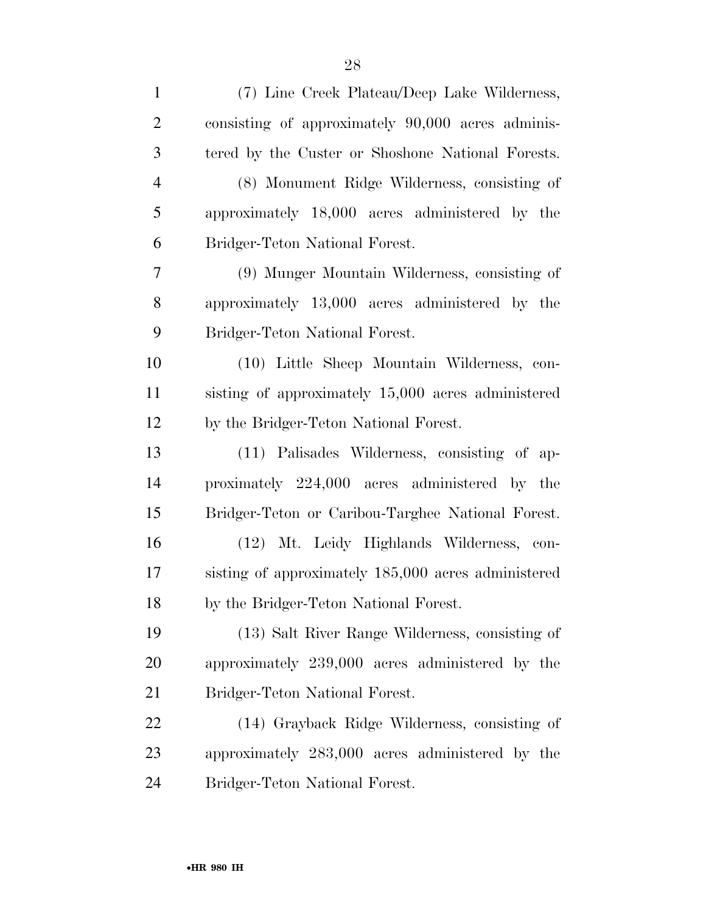(7) Line Creek Plateau/Deep Lake Wilderness, consisting of approximately 90,000 acres administered by the Custer or Shoshone National Forests.

(8) Monument Ridge Wilderness, consisting of approximately 18,000 acres administered by the Bridger-Teton National Forest.

(9) Munger Mountain Wilderness, consisting of approximately 13,000 acres administered by the Bridger-Teton National Forest.

(10) Little Sheep Mountain Wilderness, consisting of approximately 15,000 acres administered by the Bridger-Teton National Forest.

(11) Palisades Wilderness, consisting of approximately 224,000 acres administered by the Bridger-Teton or Caribou-Targhee National Forest.

(12) Mt. Leidy Highlands Wilderness, consisting of approximately 185,000 acres administered by the Bridger-Teton National Forest.

(13) Salt River Range Wilderness, consisting of approximately 239,000 acres administered by the Bridger-Teton National Forest.

(14) Grayback Ridge Wilderness, consisting of approximately 283,000 acres administered by the Bridger-Teton National Forest.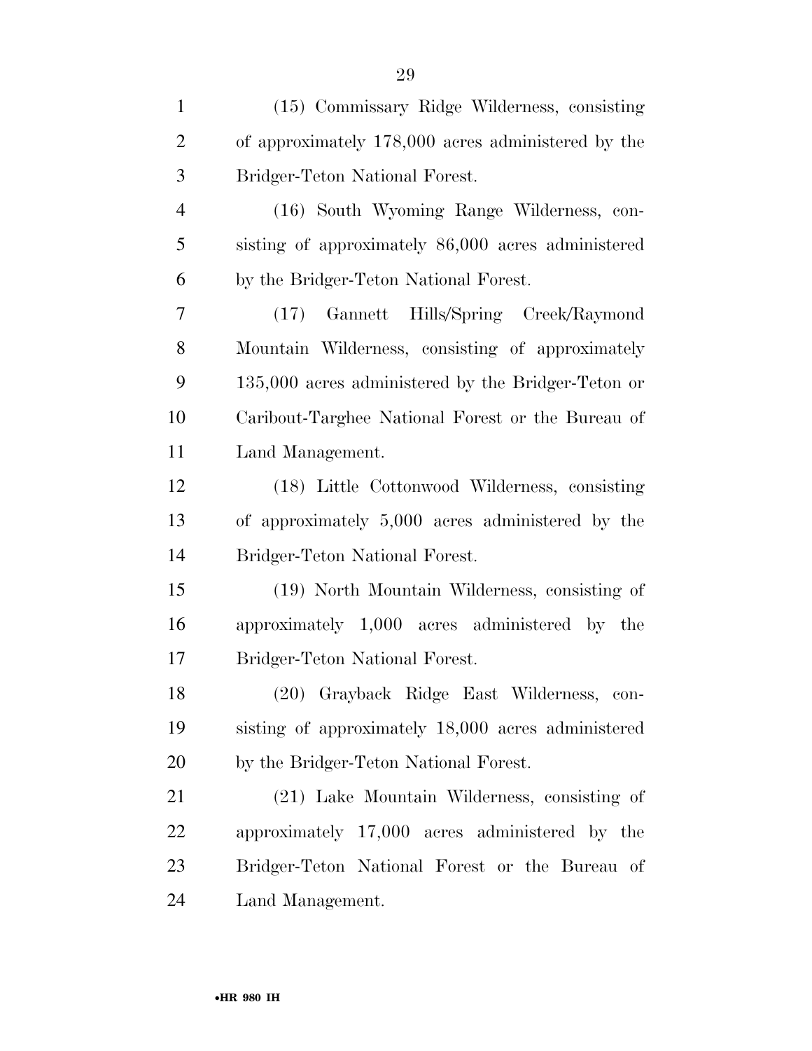(15) Commissary Ridge Wilderness, consisting of approximately 178,000 acres administered by the Bridger-Teton National Forest.

(16) South Wyoming Range Wilderness, consisting of approximately 86,000 acres administered by the Bridger-Teton National Forest.

(17) Gannett Hills/Spring Creek/Raymond Mountain Wilderness, consisting of approximately 135,000 acres administered by the Bridger-Teton or Caribout-Targhee National Forest or the Bureau of Land Management.

(18) Little Cottonwood Wilderness, consisting of approximately 5,000 acres administered by the Bridger-Teton National Forest.

(19) North Mountain Wilderness, consisting of approximately 1,000 acres administered by the Bridger-Teton National Forest.

(20) Grayback Ridge East Wilderness, consisting of approximately 18,000 acres administered by the Bridger-Teton National Forest.

(21) Lake Mountain Wilderness, consisting of approximately 17,000 acres administered by the Bridger-Teton National Forest or the Bureau of Land Management.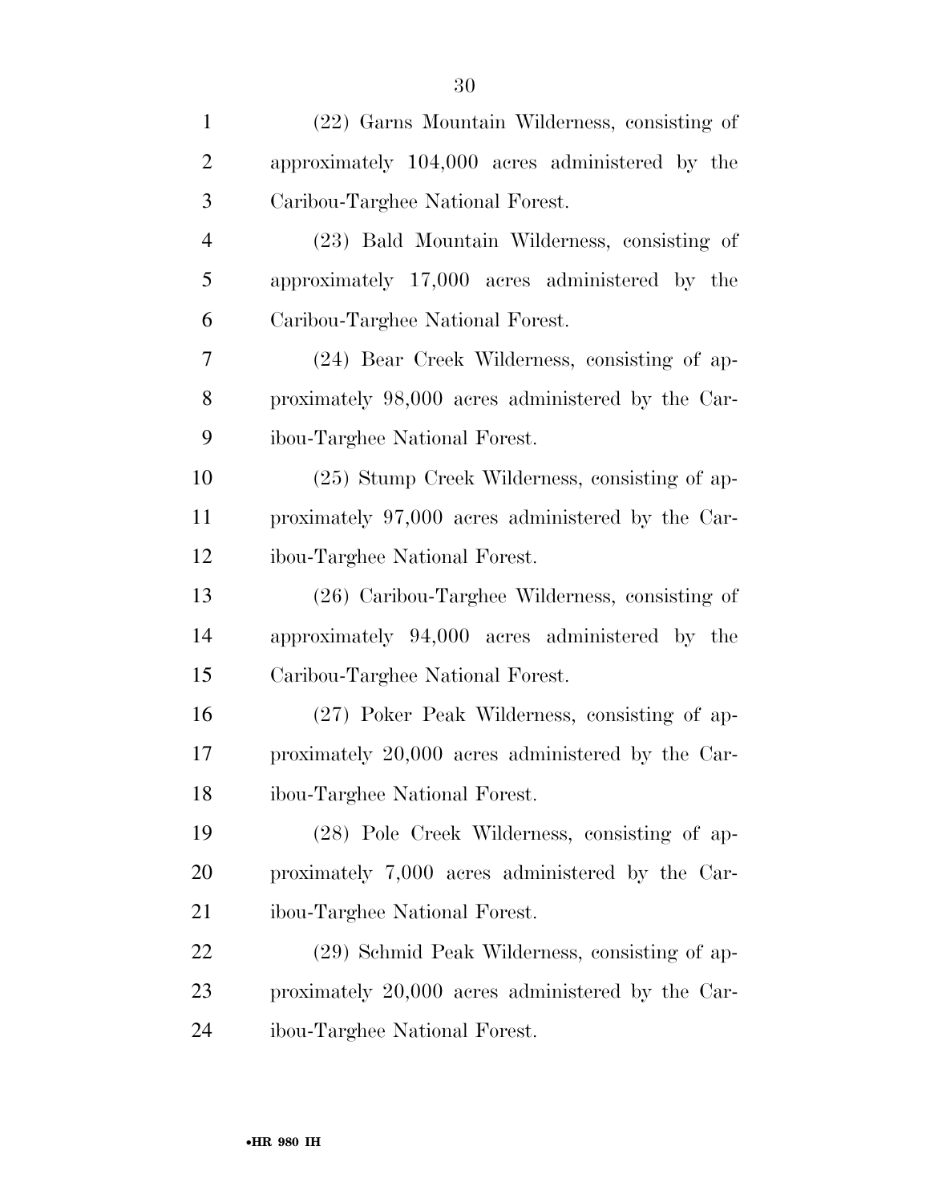(22) Garns Mountain Wilderness, consisting of approximately 104,000 acres administered by the Caribou-Targhee National Forest.

(23) Bald Mountain Wilderness, consisting of approximately 17,000 acres administered by the Caribou-Targhee National Forest.

(24) Bear Creek Wilderness, consisting of approximately 98,000 acres administered by the Caribou-Targhee National Forest.

(25) Stump Creek Wilderness, consisting of approximately 97,000 acres administered by the Caribou-Targhee National Forest.

(26) Caribou-Targhee Wilderness, consisting of approximately 94,000 acres administered by the Caribou-Targhee National Forest.

(27) Poker Peak Wilderness, consisting of approximately 20,000 acres administered by the Caribou-Targhee National Forest.

(28) Pole Creek Wilderness, consisting of approximately 7,000 acres administered by the Caribou-Targhee National Forest.

(29) Schmid Peak Wilderness, consisting of approximately 20,000 acres administered by the Caribou-Targhee National Forest.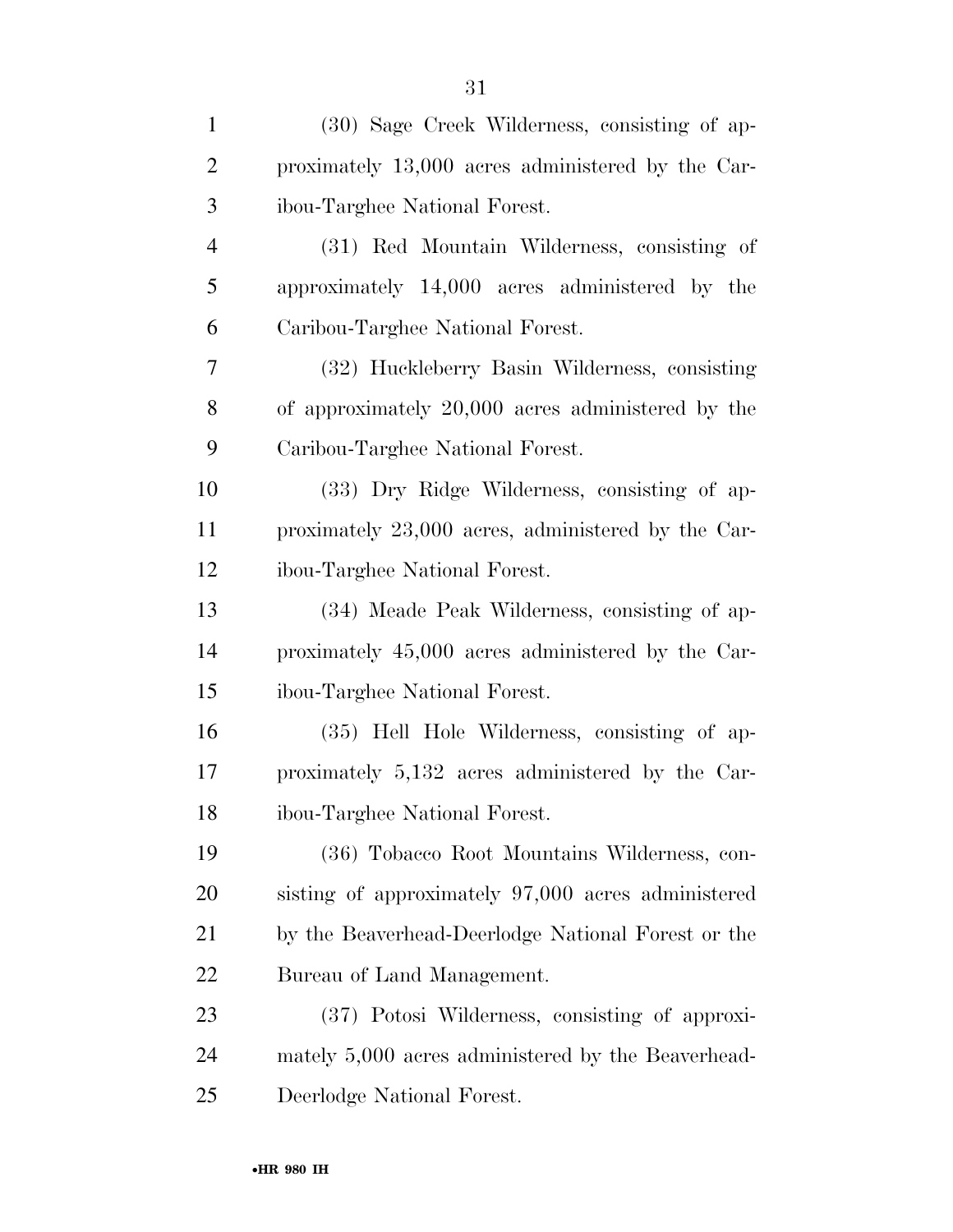(30) Sage Creek Wilderness, consisting of approximately 13,000 acres administered by the Caribou-Targhee National Forest.

(31) Red Mountain Wilderness, consisting of approximately 14,000 acres administered by the Caribou-Targhee National Forest.

(32) Huckleberry Basin Wilderness, consisting of approximately 20,000 acres administered by the Caribou-Targhee National Forest.

(33) Dry Ridge Wilderness, consisting of approximately 23,000 acres, administered by the Caribou-Targhee National Forest.

(34) Meade Peak Wilderness, consisting of approximately 45,000 acres administered by the Caribou-Targhee National Forest.

(35) Hell Hole Wilderness, consisting of approximately 5,132 acres administered by the Caribou-Targhee National Forest.

(36) Tobacco Root Mountains Wilderness, consisting of approximately 97,000 acres administered by the Beaverhead-Deerlodge National Forest or the Bureau of Land Management.

(37) Potosi Wilderness, consisting of approximately 5,000 acres administered by the Beaverhead-Deerlodge National Forest.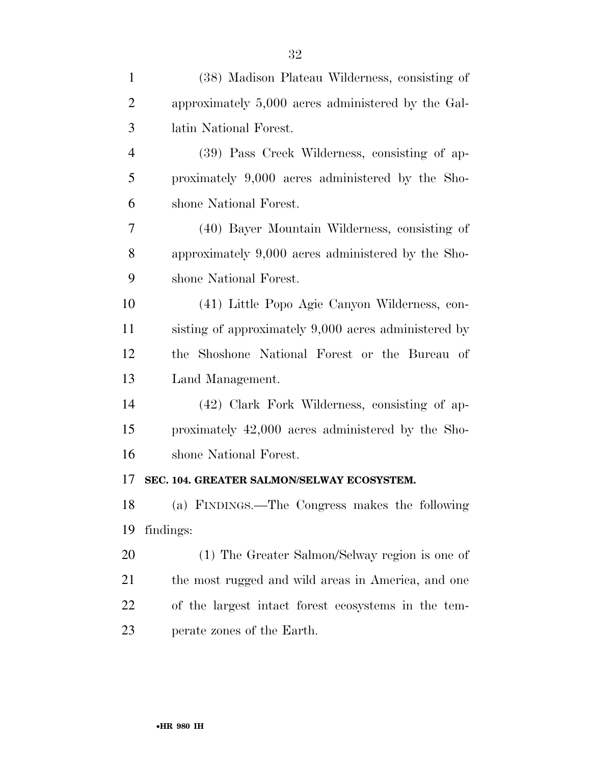(38) Madison Plateau Wilderness, consisting of approximately 5,000 acres administered by the Gallatin National Forest.

(39) Pass Creek Wilderness, consisting of approximately 9,000 acres administered by the Shoshone National Forest.

(40) Bayer Mountain Wilderness, consisting of approximately 9,000 acres administered by the Shoshone National Forest.

(41) Little Popo Agie Canyon Wilderness, consisting of approximately 9,000 acres administered by the Shoshone National Forest or the Bureau of Land Management.

(42) Clark Fork Wilderness, consisting of approximately 42,000 acres administered by the Shoshone National Forest.

**SEC. 104. GREATER SALMON/SELWAY ECOSYSTEM.**

(a) FINDINGS.—The Congress makes the following findings:

(1) The Greater Salmon/Selway region is one of the most rugged and wild areas in America, and one of the largest intact forest ecosystems in the temperate zones of the Earth.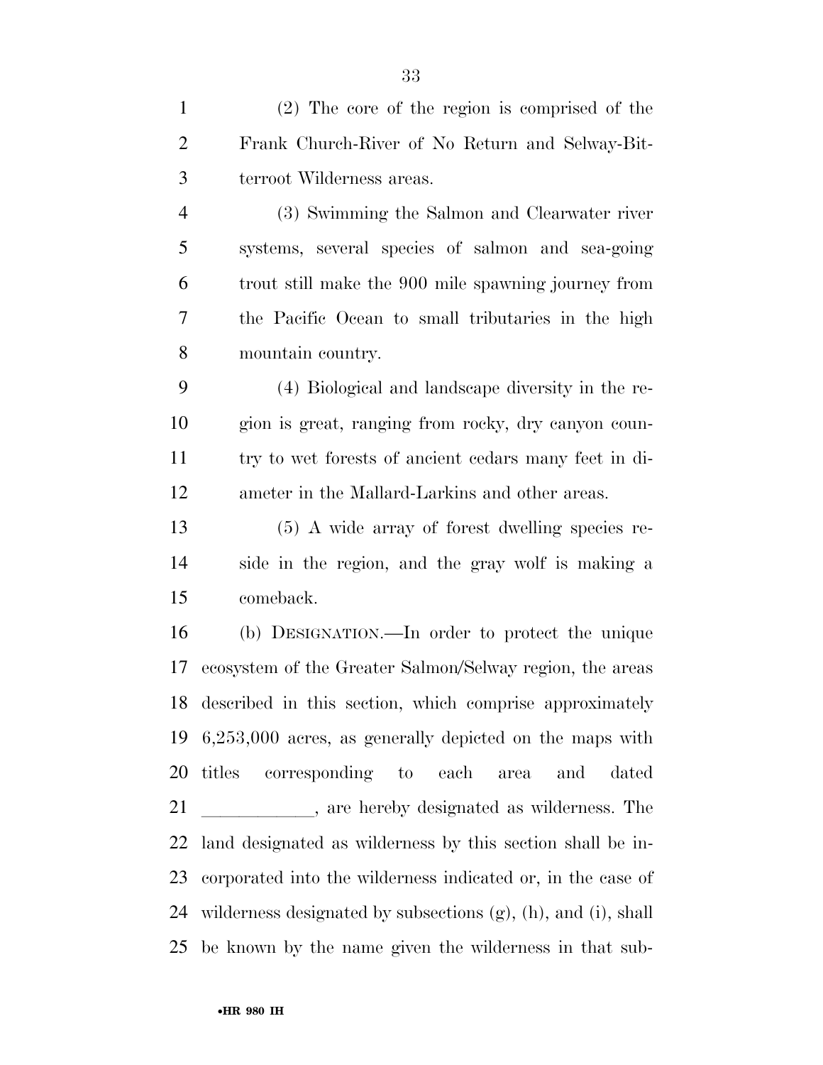(2) The core of the region is comprised of the Frank Church-River of No Return and Selway-Bitterroot Wilderness areas.

(3) Swimming the Salmon and Clearwater river systems, several species of salmon and sea-going trout still make the 900 mile spawning journey from the Pacific Ocean to small tributaries in the high mountain country.

(4) Biological and landscape diversity in the region is great, ranging from rocky, dry canyon country to wet forests of ancient cedars many feet in diameter in the Mallard-Larkins and other areas.

(5) A wide array of forest dwelling species reside in the region, and the gray wolf is making a comeback.

(b) DESIGNATION.—In order to protect the unique ecosystem of the Greater Salmon/Selway region, the areas described in this section, which comprise approximately 6,253,000 acres, as generally depicted on the maps with titles corresponding to each area and dated \_\_\_\_\_\_\_\_\_\_\_\_, are hereby designated as wilderness. The land designated as wilderness by this section shall be incorporated into the wilderness indicated or, in the case of wilderness designated by subsections (g), (h), and (i), shall be known by the name given the wilderness in that sub-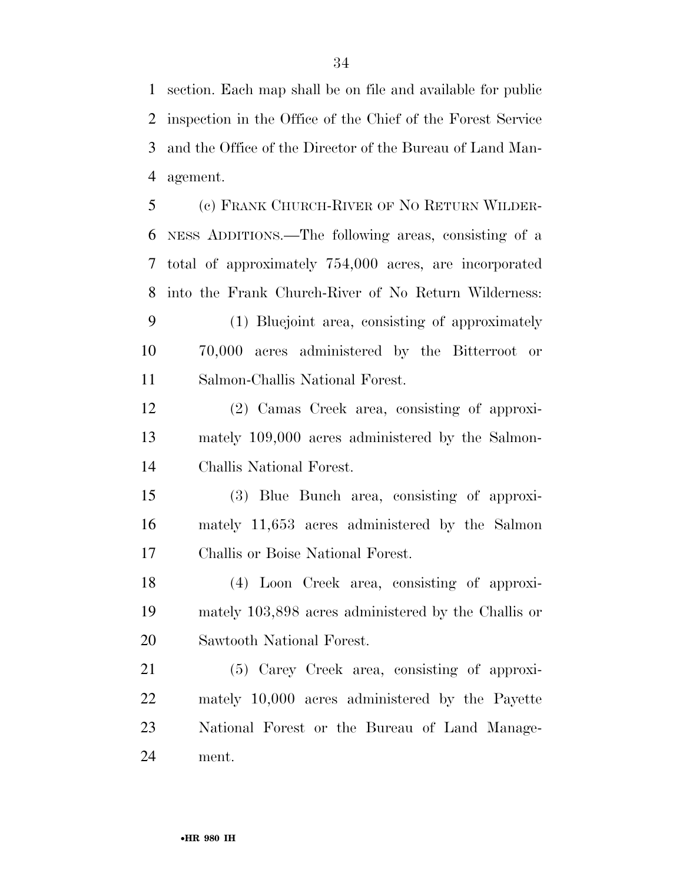section. Each map shall be on file and available for public inspection in the Office of the Chief of the Forest Service and the Office of the Director of the Bureau of Land Management.

(c) FRANK CHURCH-RIVER OF NO RETURN WILDERNESS ADDITIONS.—The following areas, consisting of a total of approximately 754,000 acres, are incorporated into the Frank Church-River of No Return Wilderness:

(1) Bluejoint area, consisting of approximately 70,000 acres administered by the Bitterroot or Salmon-Challis National Forest.

(2) Camas Creek area, consisting of approximately 109,000 acres administered by the Salmon-Challis National Forest.

(3) Blue Bunch area, consisting of approximately 11,653 acres administered by the Salmon Challis or Boise National Forest.

(4) Loon Creek area, consisting of approximately 103,898 acres administered by the Challis or Sawtooth National Forest.

(5) Carey Creek area, consisting of approximately 10,000 acres administered by the Payette National Forest or the Bureau of Land Management.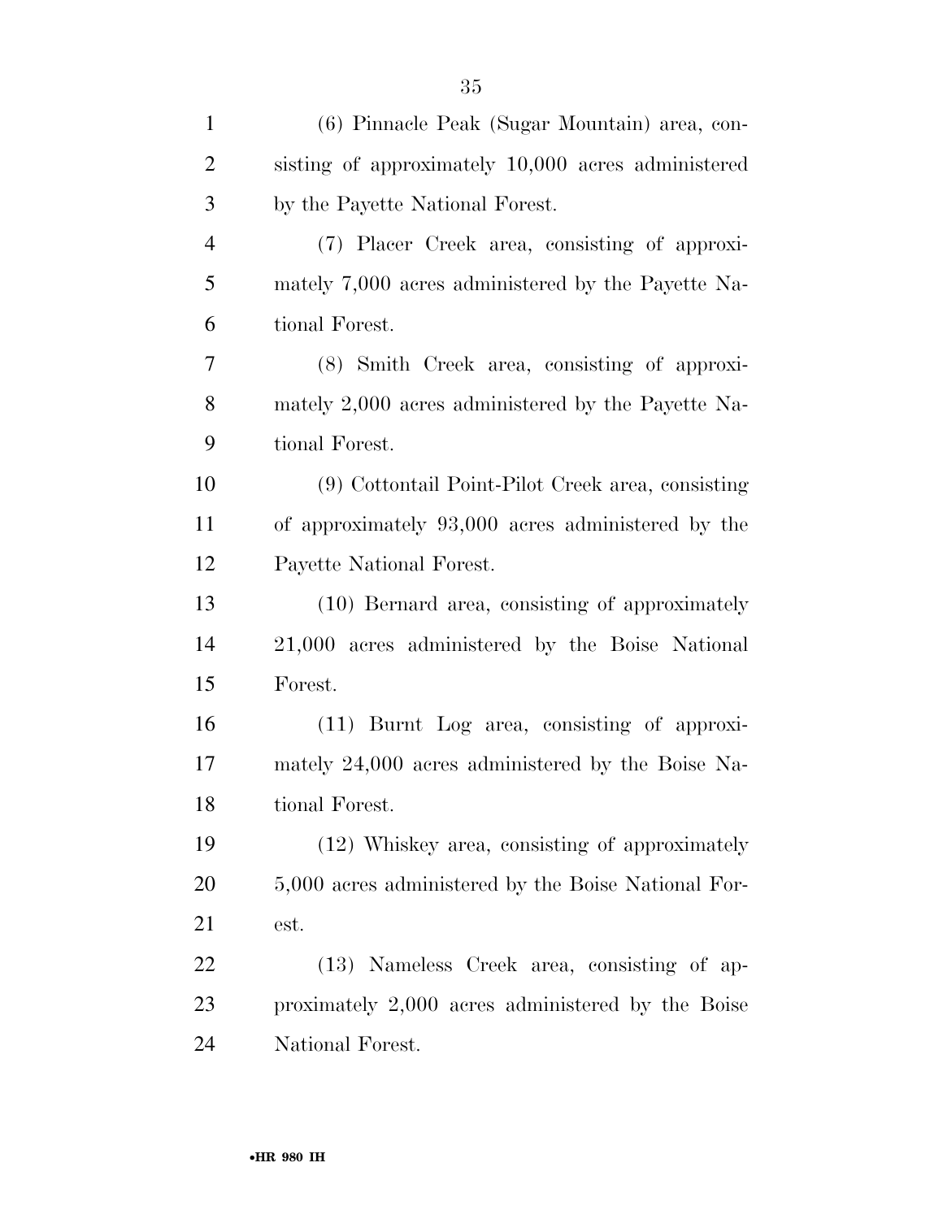(6) Pinnacle Peak (Sugar Mountain) area, consisting of approximately 10,000 acres administered by the Payette National Forest.

(7) Placer Creek area, consisting of approximately 7,000 acres administered by the Payette National Forest.

(8) Smith Creek area, consisting of approximately 2,000 acres administered by the Payette National Forest.

(9) Cottontail Point-Pilot Creek area, consisting of approximately 93,000 acres administered by the Payette National Forest.

(10) Bernard area, consisting of approximately 21,000 acres administered by the Boise National Forest.

(11) Burnt Log area, consisting of approximately 24,000 acres administered by the Boise National Forest.

(12) Whiskey area, consisting of approximately 5,000 acres administered by the Boise National Forest.

(13) Nameless Creek area, consisting of approximately 2,000 acres administered by the Boise National Forest.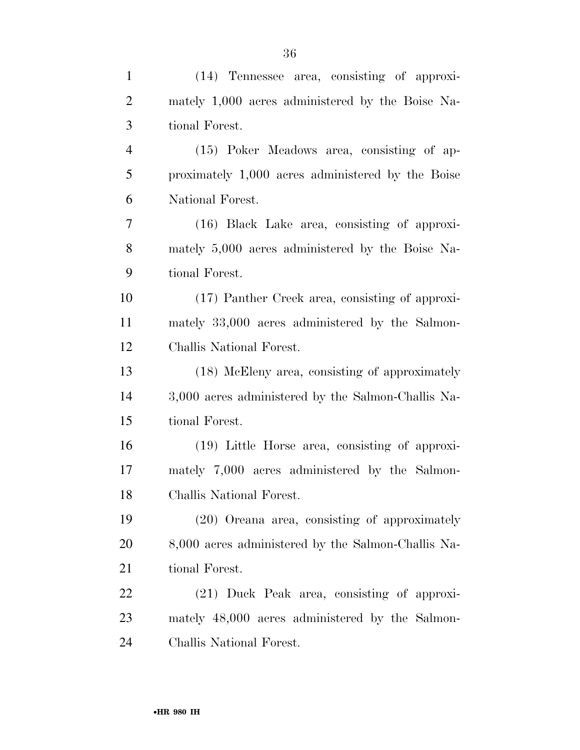(14) Tennessee area, consisting of approximately 1,000 acres administered by the Boise National Forest.

(15) Poker Meadows area, consisting of approximately 1,000 acres administered by the Boise National Forest.

(16) Black Lake area, consisting of approximately 5,000 acres administered by the Boise National Forest.

(17) Panther Creek area, consisting of approximately 33,000 acres administered by the Salmon-Challis National Forest.

(18) McEleny area, consisting of approximately 3,000 acres administered by the Salmon-Challis National Forest.

(19) Little Horse area, consisting of approximately 7,000 acres administered by the Salmon-Challis National Forest.

(20) Oreana area, consisting of approximately 8,000 acres administered by the Salmon-Challis National Forest.

(21) Duck Peak area, consisting of approximately 48,000 acres administered by the Salmon-Challis National Forest.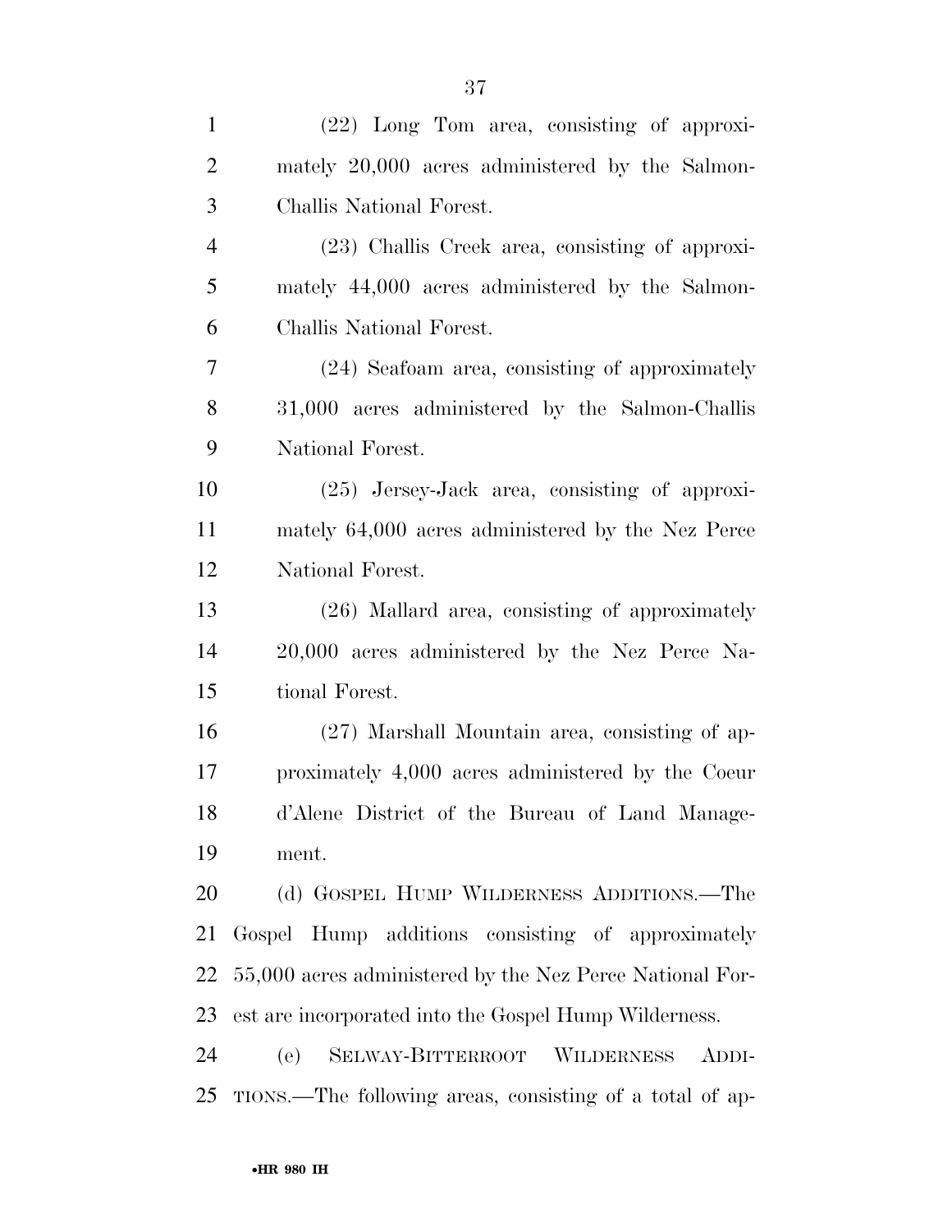(22) Long Tom area, consisting of approximately 20,000 acres administered by the Salmon-Challis National Forest.

(23) Challis Creek area, consisting of approximately 44,000 acres administered by the Salmon-Challis National Forest.

(24) Seafoam area, consisting of approximately 31,000 acres administered by the Salmon-Challis National Forest.

(25) Jersey-Jack area, consisting of approximately 64,000 acres administered by the Nez Perce National Forest.

(26) Mallard area, consisting of approximately 20,000 acres administered by the Nez Perce National Forest.

(27) Marshall Mountain area, consisting of approximately 4,000 acres administered by the Coeur d'Alene District of the Bureau of Land Management.

(d) GOSPEL HUMP WILDERNESS ADDITIONS.—The Gospel Hump additions consisting of approximately 55,000 acres administered by the Nez Perce National Forest are incorporated into the Gospel Hump Wilderness.

(e) SELWAY-BITTERROOT WILDERNESS ADDITIONS.—The following areas, consisting of a total of ap-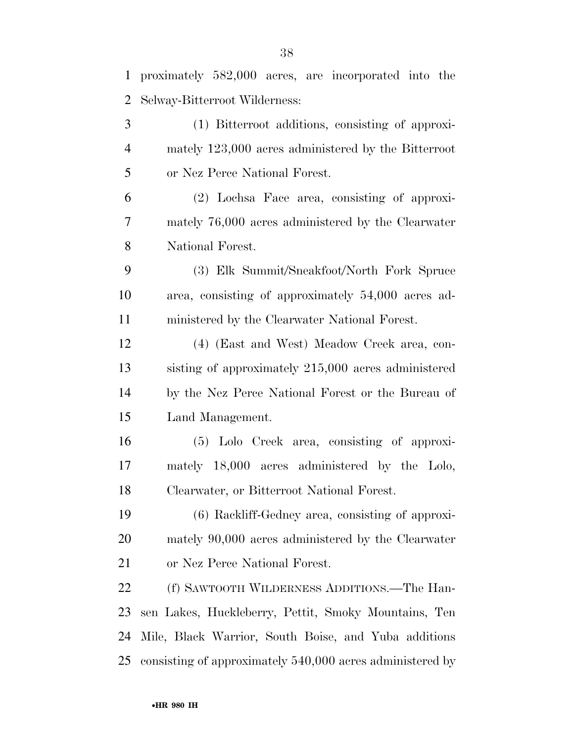proximately 582,000 acres, are incorporated into the Selway-Bitterroot Wilderness:

(1) Bitterroot additions, consisting of approximately 123,000 acres administered by the Bitterroot or Nez Perce National Forest.

(2) Lochsa Face area, consisting of approximately 76,000 acres administered by the Clearwater National Forest.

(3) Elk Summit/Sneakfoot/North Fork Spruce area, consisting of approximately 54,000 acres administered by the Clearwater National Forest.

(4) (East and West) Meadow Creek area, consisting of approximately 215,000 acres administered by the Nez Perce National Forest or the Bureau of Land Management.

(5) Lolo Creek area, consisting of approximately 18,000 acres administered by the Lolo, Clearwater, or Bitterroot National Forest.

(6) Rackliff-Gedney area, consisting of approximately 90,000 acres administered by the Clearwater or Nez Perce National Forest.

(f) SAWTOOTH WILDERNESS ADDITIONS.—The Hansen Lakes, Huckleberry, Pettit, Smoky Mountains, Ten Mile, Black Warrior, South Boise, and Yuba additions consisting of approximately 540,000 acres administered by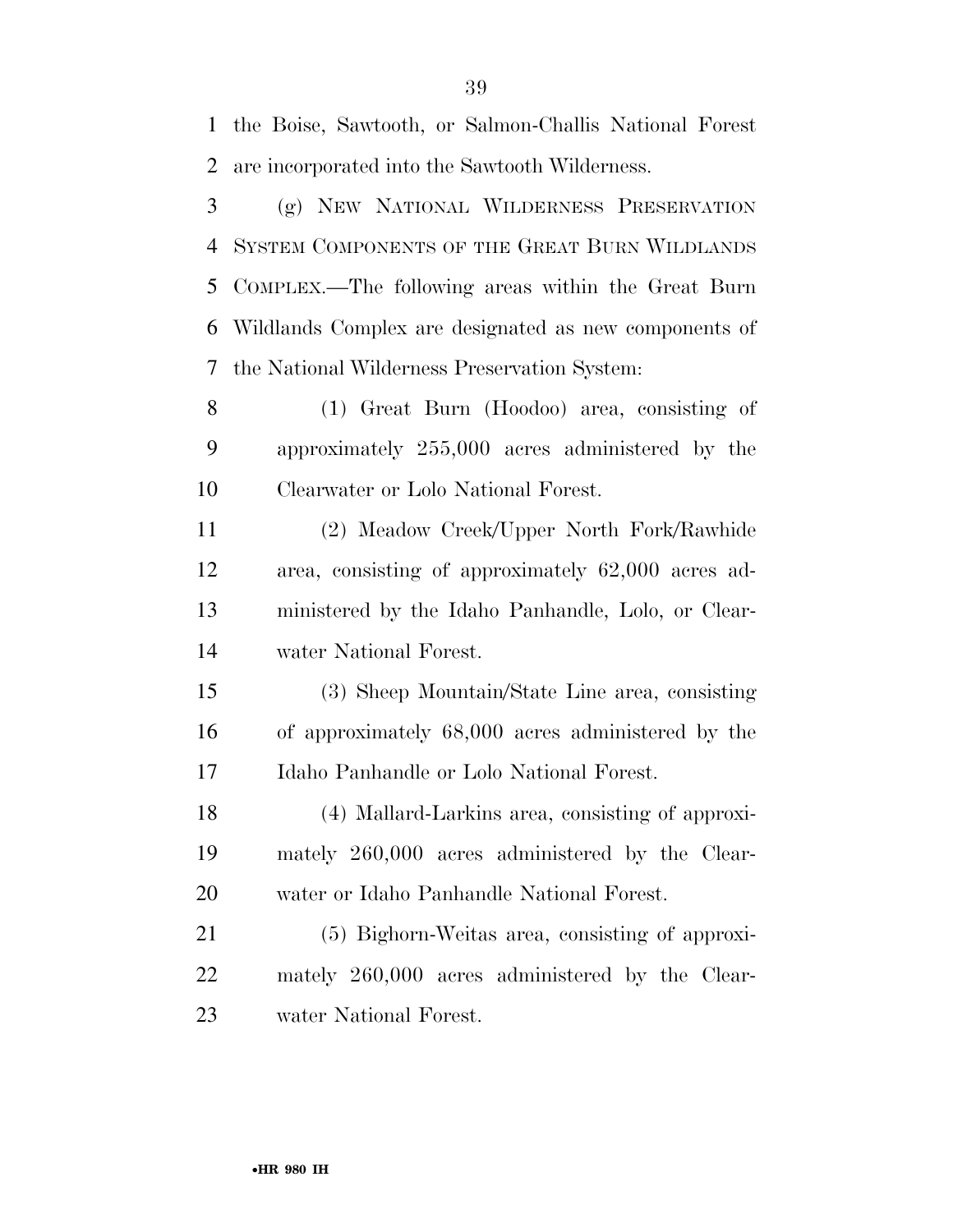the Boise, Sawtooth, or Salmon-Challis National Forest are incorporated into the Sawtooth Wilderness.

(g) NEW NATIONAL WILDERNESS PRESERVATION SYSTEM COMPONENTS OF THE GREAT BURN WILDLANDS COMPLEX.—The following areas within the Great Burn Wildlands Complex are designated as new components of the National Wilderness Preservation System:

(1) Great Burn (Hoodoo) area, consisting of approximately 255,000 acres administered by the Clearwater or Lolo National Forest.

(2) Meadow Creek/Upper North Fork/Rawhide area, consisting of approximately 62,000 acres administered by the Idaho Panhandle, Lolo, or Clearwater National Forest.

(3) Sheep Mountain/State Line area, consisting of approximately 68,000 acres administered by the Idaho Panhandle or Lolo National Forest.

(4) Mallard-Larkins area, consisting of approximately 260,000 acres administered by the Clearwater or Idaho Panhandle National Forest.

(5) Bighorn-Weitas area, consisting of approximately 260,000 acres administered by the Clearwater National Forest.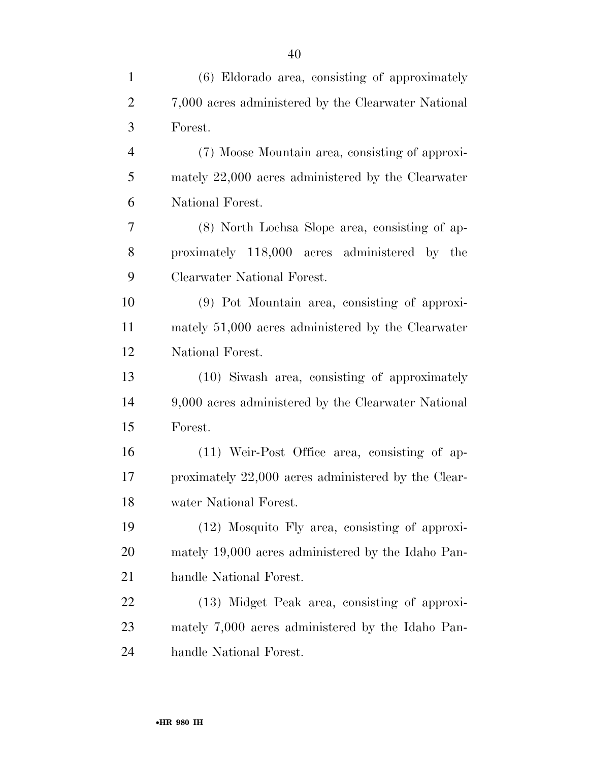(6) Eldorado area, consisting of approximately 7,000 acres administered by the Clearwater National Forest.

(7) Moose Mountain area, consisting of approximately 22,000 acres administered by the Clearwater National Forest.

(8) North Lochsa Slope area, consisting of approximately 118,000 acres administered by the Clearwater National Forest.

(9) Pot Mountain area, consisting of approximately 51,000 acres administered by the Clearwater National Forest.

(10) Siwash area, consisting of approximately 9,000 acres administered by the Clearwater National Forest.

(11) Weir-Post Office area, consisting of approximately 22,000 acres administered by the Clearwater National Forest.

(12) Mosquito Fly area, consisting of approximately 19,000 acres administered by the Idaho Panhandle National Forest.

(13) Midget Peak area, consisting of approximately 7,000 acres administered by the Idaho Panhandle National Forest.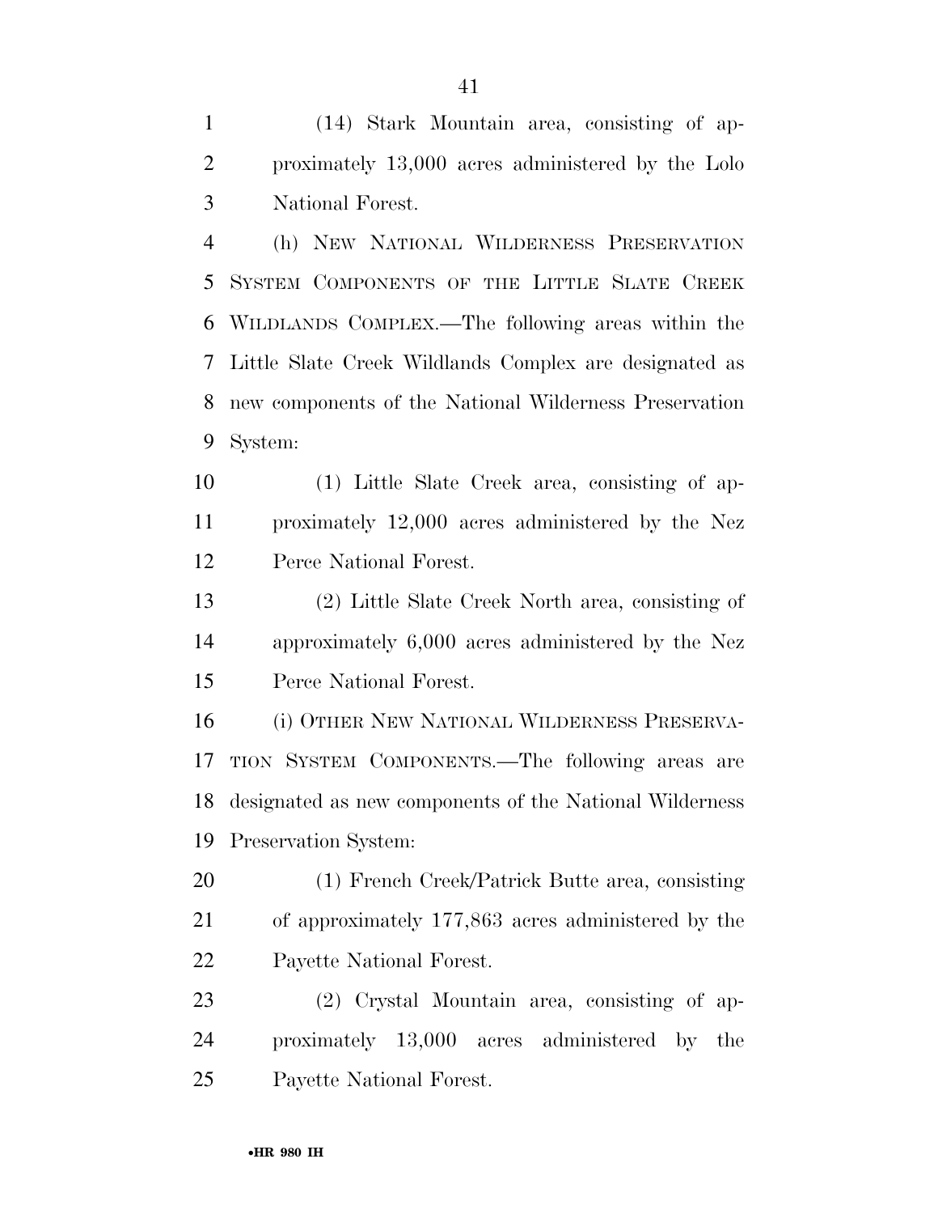(14) Stark Mountain area, consisting of approximately 13,000 acres administered by the Lolo National Forest.

(h) NEW NATIONAL WILDERNESS PRESERVATION SYSTEM COMPONENTS OF THE LITTLE SLATE CREEK WILDLANDS COMPLEX.—The following areas within the Little Slate Creek Wildlands Complex are designated as new components of the National Wilderness Preservation System:

(1) Little Slate Creek area, consisting of approximately 12,000 acres administered by the Nez Perce National Forest.

(2) Little Slate Creek North area, consisting of approximately 6,000 acres administered by the Nez Perce National Forest.

(i) OTHER NEW NATIONAL WILDERNESS PRESERVATION SYSTEM COMPONENTS.—The following areas are designated as new components of the National Wilderness Preservation System:

(1) French Creek/Patrick Butte area, consisting of approximately 177,863 acres administered by the Payette National Forest.

(2) Crystal Mountain area, consisting of approximately 13,000 acres administered by the Payette National Forest.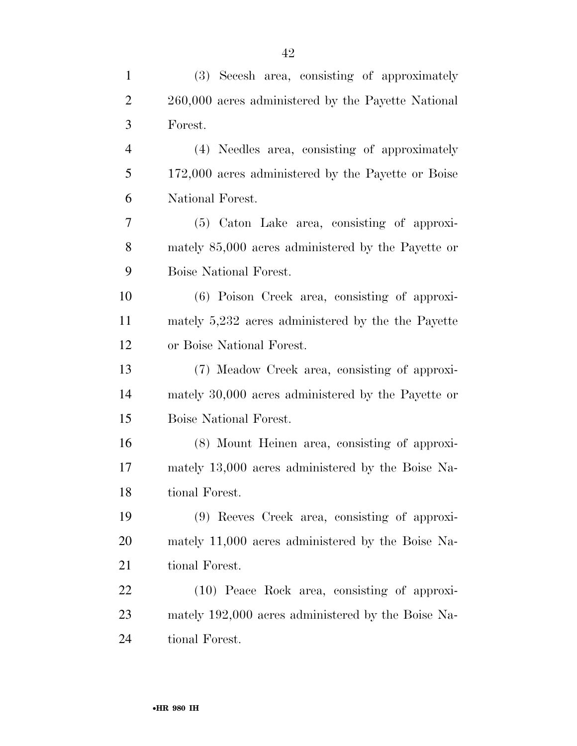(3) Secesh area, consisting of approximately 260,000 acres administered by the Payette National Forest.

(4) Needles area, consisting of approximately 172,000 acres administered by the Payette or Boise National Forest.

(5) Caton Lake area, consisting of approximately 85,000 acres administered by the Payette or Boise National Forest.

(6) Poison Creek area, consisting of approximately 5,232 acres administered by the the Payette or Boise National Forest.

(7) Meadow Creek area, consisting of approximately 30,000 acres administered by the Payette or Boise National Forest.

(8) Mount Heinen area, consisting of approximately 13,000 acres administered by the Boise National Forest.

(9) Reeves Creek area, consisting of approximately 11,000 acres administered by the Boise National Forest.

(10) Peace Rock area, consisting of approximately 192,000 acres administered by the Boise National Forest.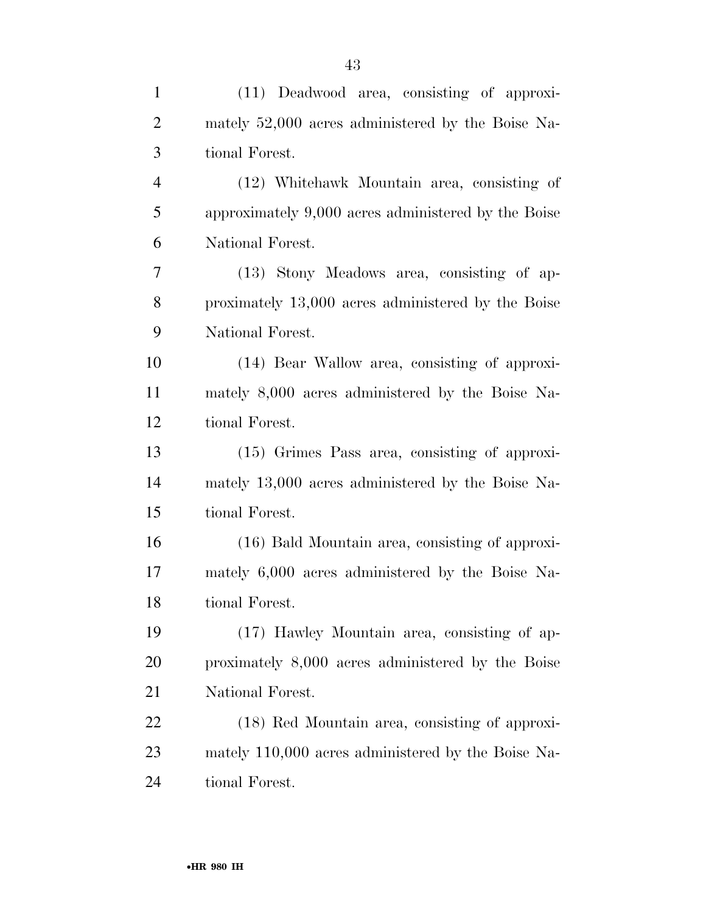(11) Deadwood area, consisting of approximately 52,000 acres administered by the Boise National Forest.

(12) Whitehawk Mountain area, consisting of approximately 9,000 acres administered by the Boise National Forest.

(13) Stony Meadows area, consisting of approximately 13,000 acres administered by the Boise National Forest.

(14) Bear Wallow area, consisting of approximately 8,000 acres administered by the Boise National Forest.

(15) Grimes Pass area, consisting of approximately 13,000 acres administered by the Boise National Forest.

(16) Bald Mountain area, consisting of approximately 6,000 acres administered by the Boise National Forest.

(17) Hawley Mountain area, consisting of approximately 8,000 acres administered by the Boise National Forest.

(18) Red Mountain area, consisting of approximately 110,000 acres administered by the Boise National Forest.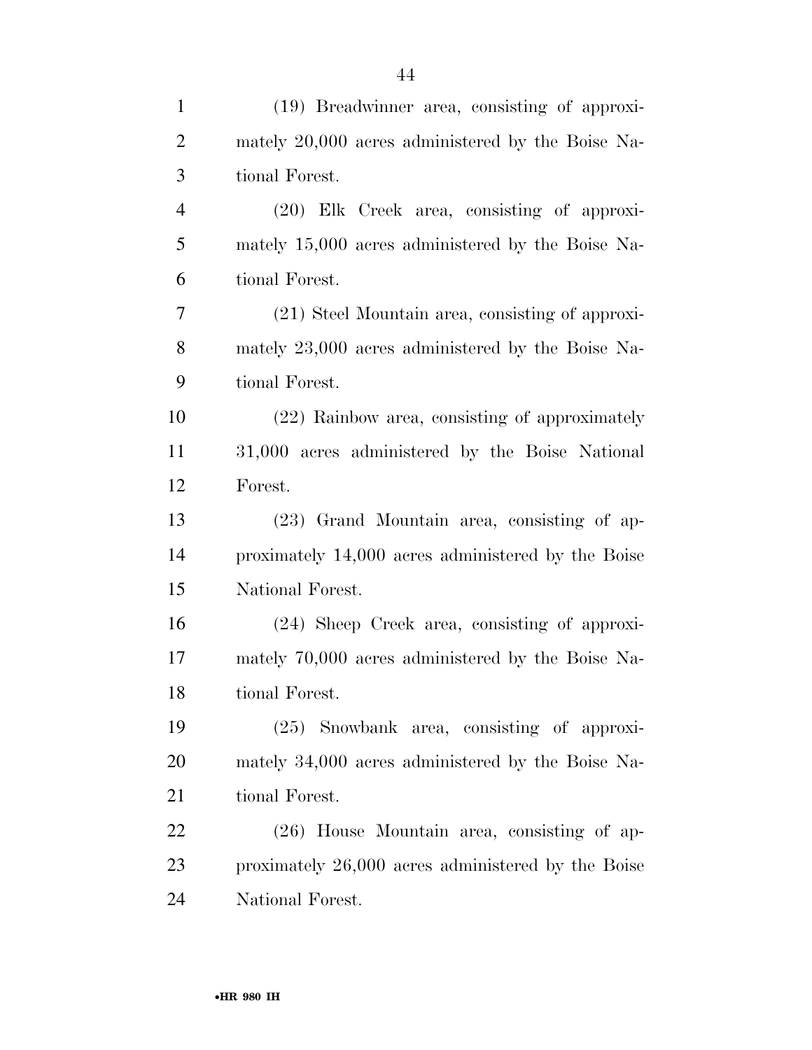(19) Breadwinner area, consisting of approximately 20,000 acres administered by the Boise National Forest.

(20) Elk Creek area, consisting of approximately 15,000 acres administered by the Boise National Forest.

(21) Steel Mountain area, consisting of approximately 23,000 acres administered by the Boise National Forest.

(22) Rainbow area, consisting of approximately 31,000 acres administered by the Boise National Forest.

(23) Grand Mountain area, consisting of approximately 14,000 acres administered by the Boise National Forest.

(24) Sheep Creek area, consisting of approximately 70,000 acres administered by the Boise National Forest.

(25) Snowbank area, consisting of approximately 34,000 acres administered by the Boise National Forest.

(26) House Mountain area, consisting of approximately 26,000 acres administered by the Boise National Forest.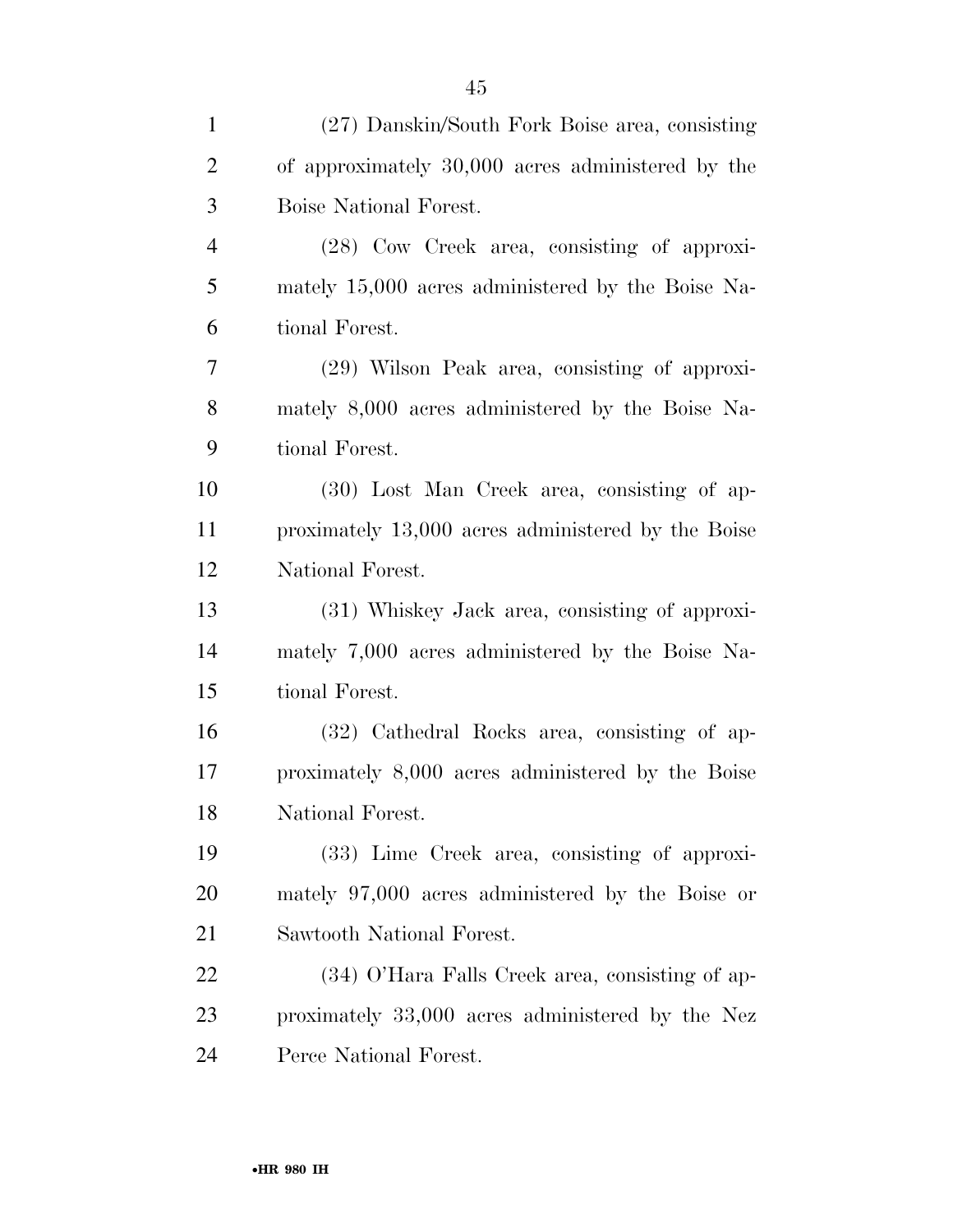(27) Danskin/South Fork Boise area, consisting of approximately 30,000 acres administered by the Boise National Forest.

(28) Cow Creek area, consisting of approximately 15,000 acres administered by the Boise National Forest.

(29) Wilson Peak area, consisting of approximately 8,000 acres administered by the Boise National Forest.

(30) Lost Man Creek area, consisting of approximately 13,000 acres administered by the Boise National Forest.

(31) Whiskey Jack area, consisting of approximately 7,000 acres administered by the Boise National Forest.

(32) Cathedral Rocks area, consisting of approximately 8,000 acres administered by the Boise National Forest.

(33) Lime Creek area, consisting of approximately 97,000 acres administered by the Boise or Sawtooth National Forest.

(34) O'Hara Falls Creek area, consisting of approximately 33,000 acres administered by the Nez Perce National Forest.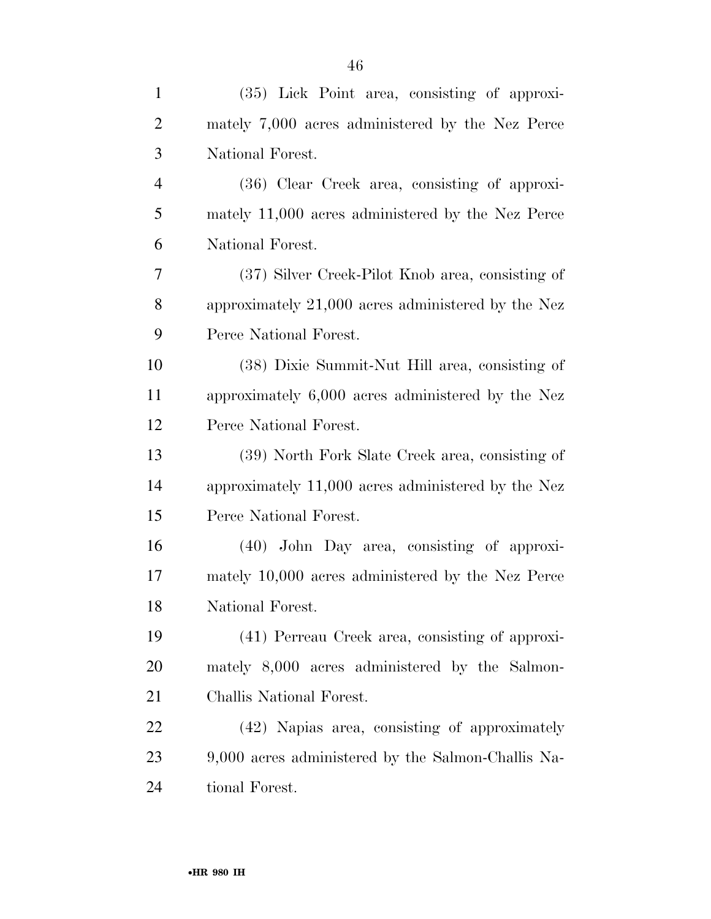(35) Lick Point area, consisting of approximately 7,000 acres administered by the Nez Perce National Forest.

(36) Clear Creek area, consisting of approximately 11,000 acres administered by the Nez Perce National Forest.

(37) Silver Creek-Pilot Knob area, consisting of approximately 21,000 acres administered by the Nez Perce National Forest.

(38) Dixie Summit-Nut Hill area, consisting of approximately 6,000 acres administered by the Nez Perce National Forest.

(39) North Fork Slate Creek area, consisting of approximately 11,000 acres administered by the Nez Perce National Forest.

(40) John Day area, consisting of approximately 10,000 acres administered by the Nez Perce National Forest.

(41) Perreau Creek area, consisting of approximately 8,000 acres administered by the Salmon-Challis National Forest.

(42) Napias area, consisting of approximately 9,000 acres administered by the Salmon-Challis National Forest.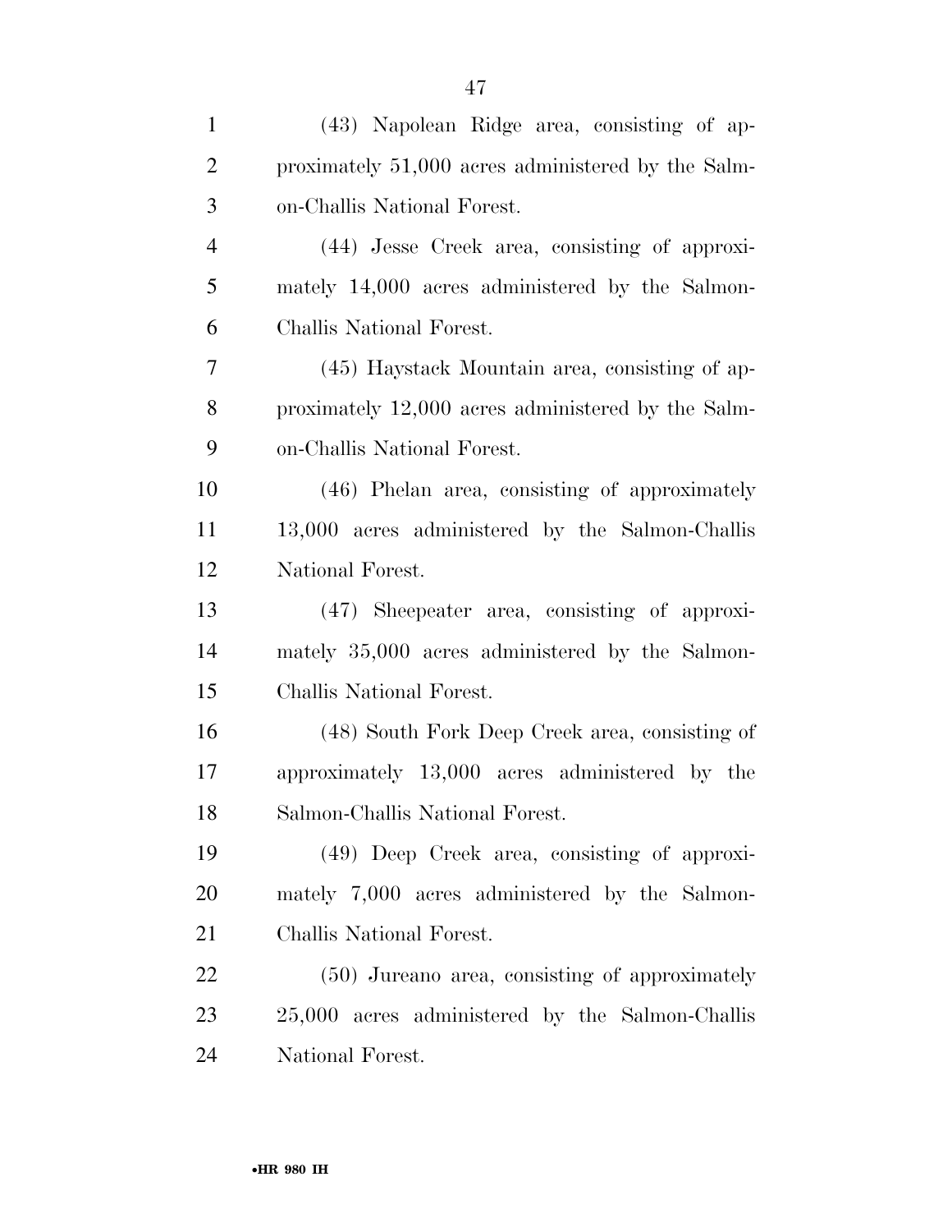(43) Napolean Ridge area, consisting of approximately 51,000 acres administered by the Salmon-Challis National Forest.

(44) Jesse Creek area, consisting of approximately 14,000 acres administered by the Salmon-Challis National Forest.

(45) Haystack Mountain area, consisting of approximately 12,000 acres administered by the Salmon-Challis National Forest.

(46) Phelan area, consisting of approximately 13,000 acres administered by the Salmon-Challis National Forest.

(47) Sheepeater area, consisting of approximately 35,000 acres administered by the Salmon-Challis National Forest.

(48) South Fork Deep Creek area, consisting of approximately 13,000 acres administered by the Salmon-Challis National Forest.

(49) Deep Creek area, consisting of approximately 7,000 acres administered by the Salmon-Challis National Forest.

(50) Jureano area, consisting of approximately 25,000 acres administered by the Salmon-Challis National Forest.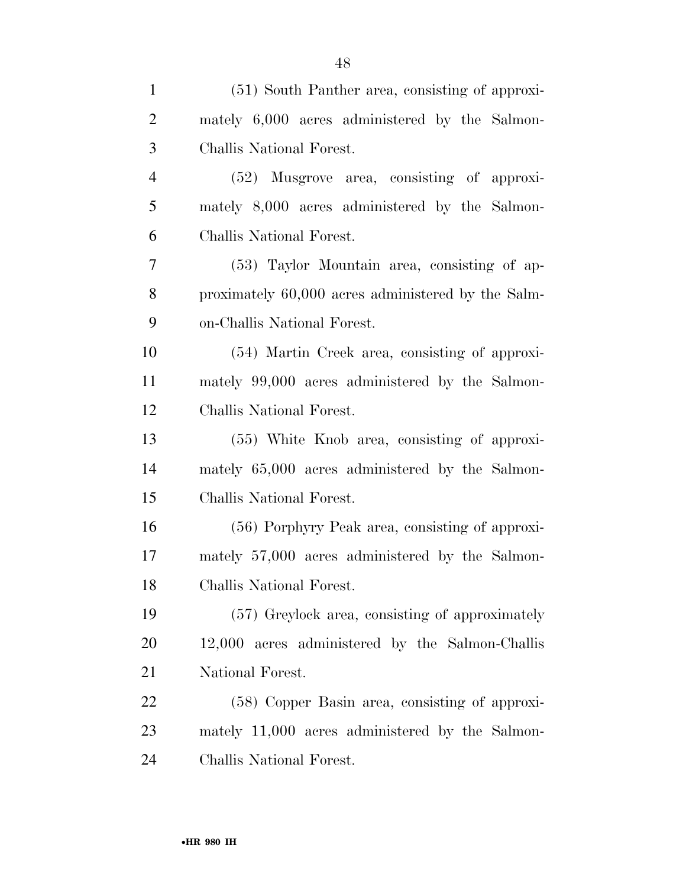(51) South Panther area, consisting of approximately 6,000 acres administered by the Salmon-Challis National Forest.

(52) Musgrove area, consisting of approximately 8,000 acres administered by the Salmon-Challis National Forest.

(53) Taylor Mountain area, consisting of approximately 60,000 acres administered by the Salmon-Challis National Forest.

(54) Martin Creek area, consisting of approximately 99,000 acres administered by the Salmon-Challis National Forest.

(55) White Knob area, consisting of approximately 65,000 acres administered by the Salmon-Challis National Forest.

(56) Porphyry Peak area, consisting of approximately 57,000 acres administered by the Salmon-Challis National Forest.

(57) Greylock area, consisting of approximately 12,000 acres administered by the Salmon-Challis National Forest.

(58) Copper Basin area, consisting of approximately 11,000 acres administered by the Salmon-Challis National Forest.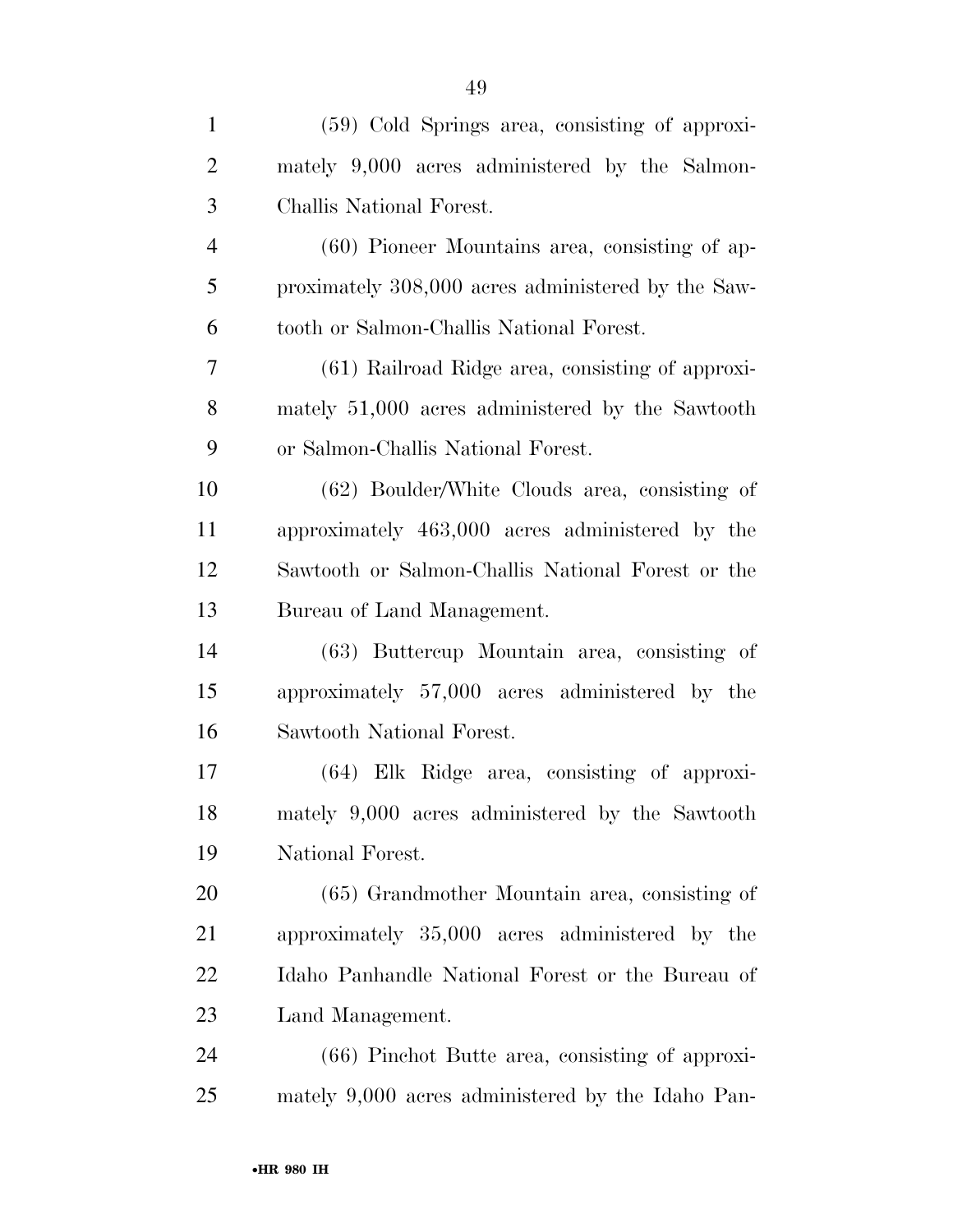(59) Cold Springs area, consisting of approximately 9,000 acres administered by the Salmon-Challis National Forest.

(60) Pioneer Mountains area, consisting of approximately 308,000 acres administered by the Sawtooth or Salmon-Challis National Forest.

(61) Railroad Ridge area, consisting of approximately 51,000 acres administered by the Sawtooth or Salmon-Challis National Forest.

(62) Boulder/White Clouds area, consisting of approximately 463,000 acres administered by the Sawtooth or Salmon-Challis National Forest or the Bureau of Land Management.

(63) Buttercup Mountain area, consisting of approximately 57,000 acres administered by the Sawtooth National Forest.

(64) Elk Ridge area, consisting of approximately 9,000 acres administered by the Sawtooth National Forest.

(65) Grandmother Mountain area, consisting of approximately 35,000 acres administered by the Idaho Panhandle National Forest or the Bureau of Land Management.

(66) Pinchot Butte area, consisting of approximately 9,000 acres administered by the Idaho Pan-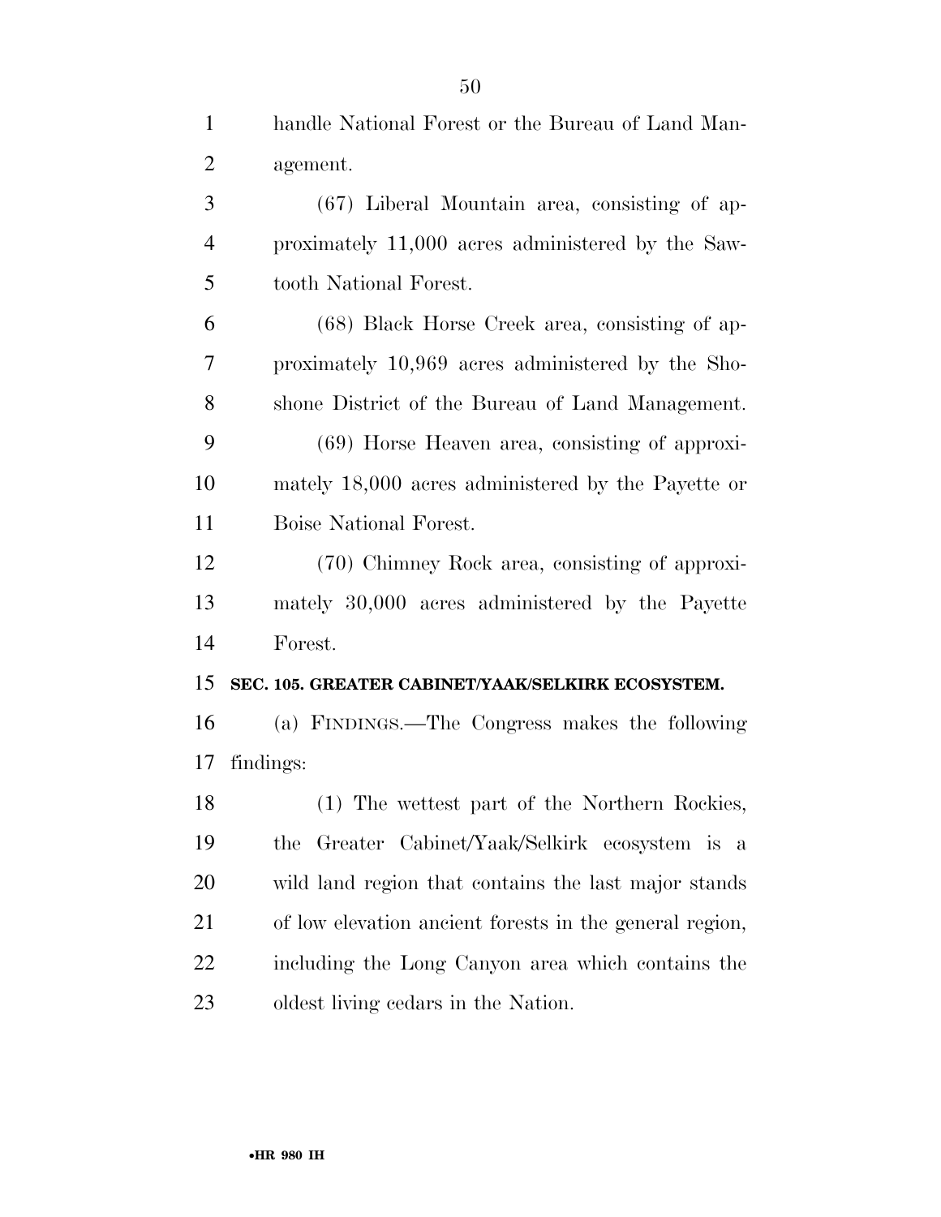handle National Forest or the Bureau of Land Management.

(67) Liberal Mountain area, consisting of approximately 11,000 acres administered by the Sawtooth National Forest.

(68) Black Horse Creek area, consisting of approximately 10,969 acres administered by the Shoshone District of the Bureau of Land Management.

(69) Horse Heaven area, consisting of approximately 18,000 acres administered by the Payette or Boise National Forest.

(70) Chimney Rock area, consisting of approximately 30,000 acres administered by the Payette Forest.

**SEC. 105. GREATER CABINET/YAAK/SELKIRK ECOSYSTEM.**

(a) FINDINGS.—The Congress makes the following findings:

(1) The wettest part of the Northern Rockies, the Greater Cabinet/Yaak/Selkirk ecosystem is a wild land region that contains the last major stands of low elevation ancient forests in the general region, including the Long Canyon area which contains the oldest living cedars in the Nation.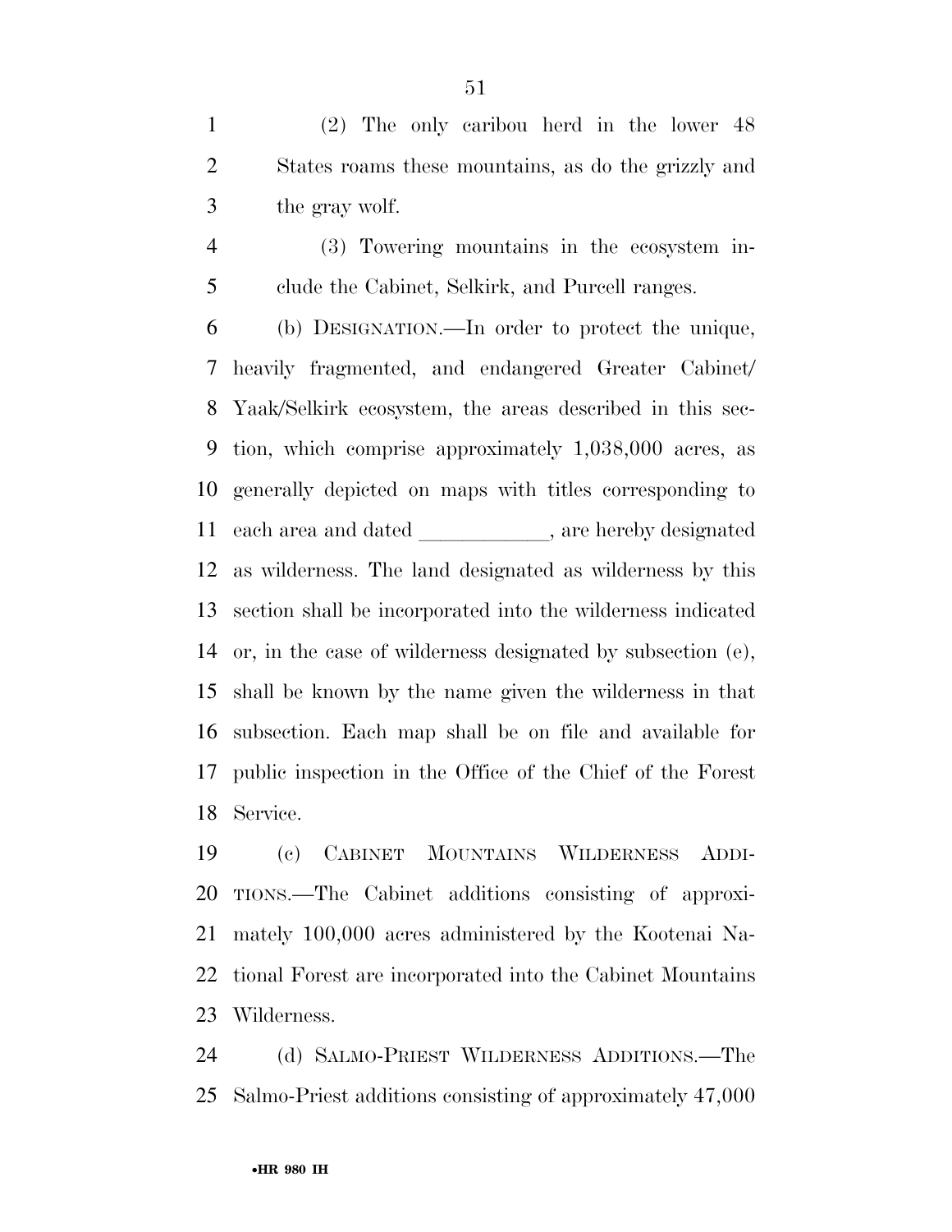(2) The only caribou herd in the lower 48 States roams these mountains, as do the grizzly and the gray wolf.

(3) Towering mountains in the ecosystem include the Cabinet, Selkirk, and Purcell ranges.

(b) DESIGNATION.—In order to protect the unique, heavily fragmented, and endangered Greater Cabinet/Yaak/Selkirk ecosystem, the areas described in this section, which comprise approximately 1,038,000 acres, as generally depicted on maps with titles corresponding to each area and dated ____________, are hereby designated as wilderness. The land designated as wilderness by this section shall be incorporated into the wilderness indicated or, in the case of wilderness designated by subsection (e), shall be known by the name given the wilderness in that subsection. Each map shall be on file and available for public inspection in the Office of the Chief of the Forest Service.

(c) CABINET MOUNTAINS WILDERNESS ADDITIONS.—The Cabinet additions consisting of approximately 100,000 acres administered by the Kootenai National Forest are incorporated into the Cabinet Mountains Wilderness.

(d) SALMO-PRIEST WILDERNESS ADDITIONS.—The Salmo-Priest additions consisting of approximately 47,000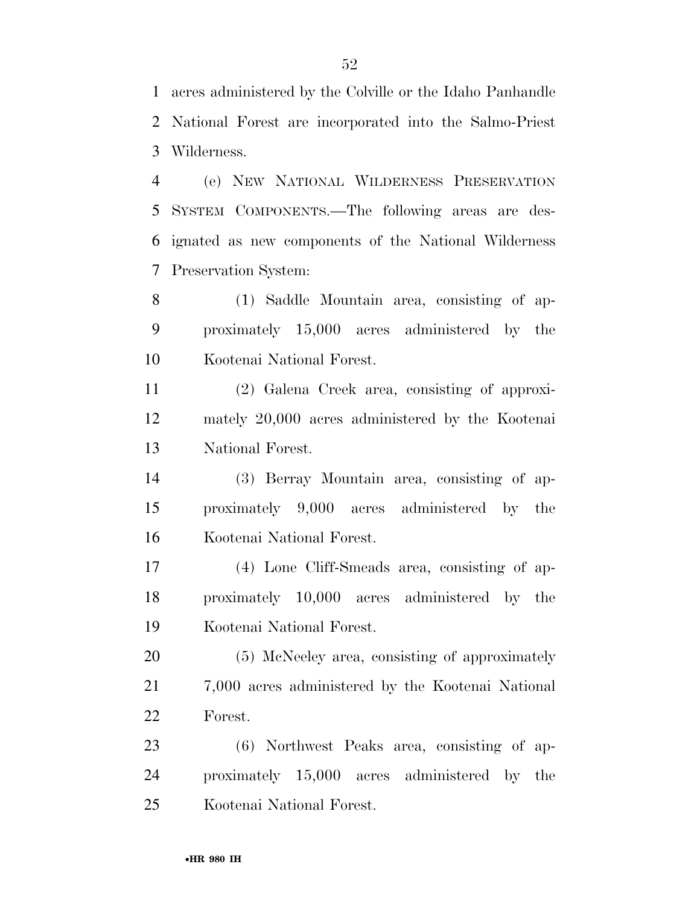acres administered by the Colville or the Idaho Panhandle National Forest are incorporated into the Salmo-Priest Wilderness.

(e) NEW NATIONAL WILDERNESS PRESERVATION SYSTEM COMPONENTS.—The following areas are designated as new components of the National Wilderness Preservation System:

(1) Saddle Mountain area, consisting of approximately 15,000 acres administered by the Kootenai National Forest.

(2) Galena Creek area, consisting of approximately 20,000 acres administered by the Kootenai National Forest.

(3) Berray Mountain area, consisting of approximately 9,000 acres administered by the Kootenai National Forest.

(4) Lone Cliff-Smeads area, consisting of approximately 10,000 acres administered by the Kootenai National Forest.

(5) McNeeley area, consisting of approximately 7,000 acres administered by the Kootenai National Forest.

(6) Northwest Peaks area, consisting of approximately 15,000 acres administered by the Kootenai National Forest.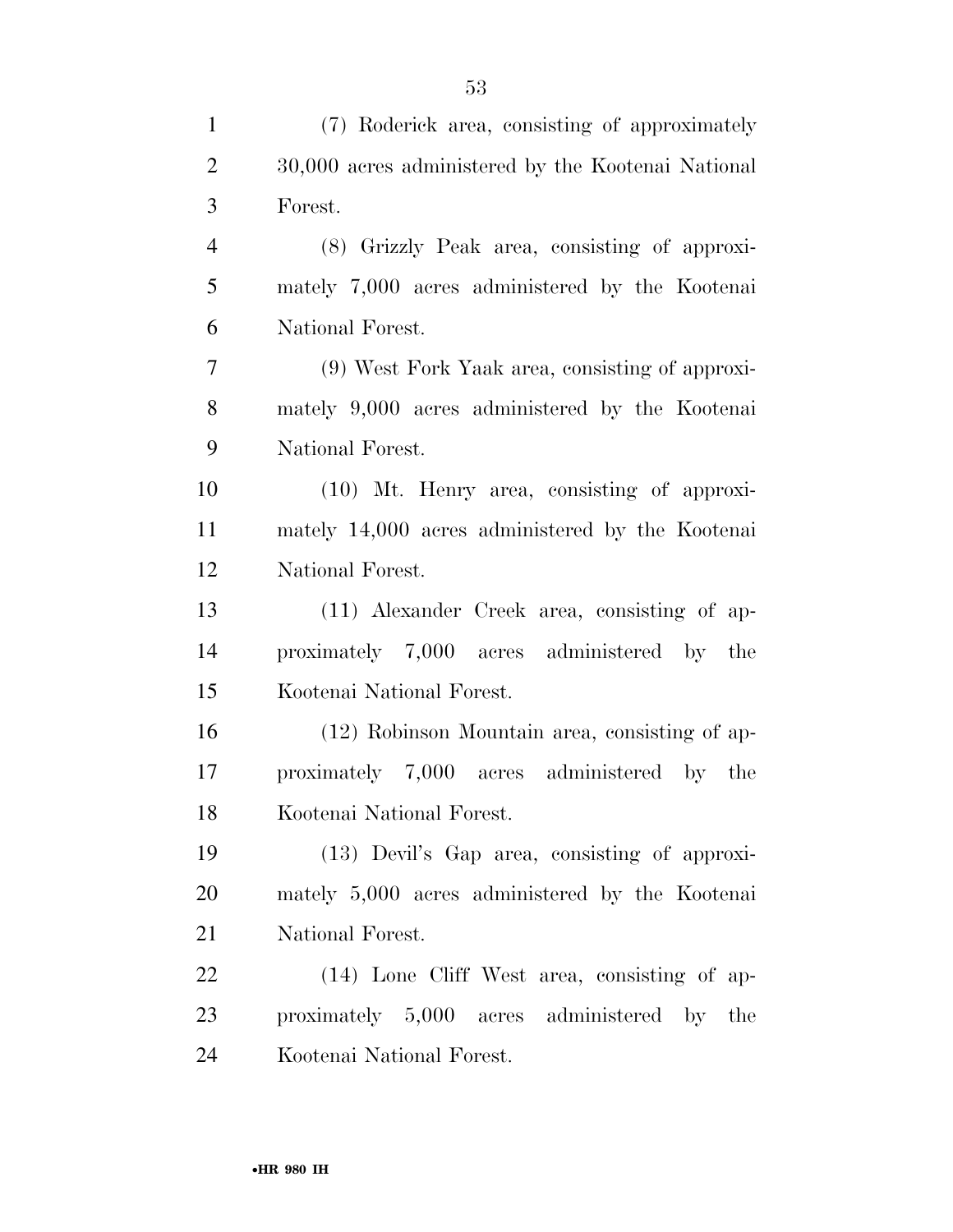(7) Roderick area, consisting of approximately 30,000 acres administered by the Kootenai National Forest.

(8) Grizzly Peak area, consisting of approximately 7,000 acres administered by the Kootenai National Forest.

(9) West Fork Yaak area, consisting of approximately 9,000 acres administered by the Kootenai National Forest.

(10) Mt. Henry area, consisting of approximately 14,000 acres administered by the Kootenai National Forest.

(11) Alexander Creek area, consisting of approximately 7,000 acres administered by the Kootenai National Forest.

(12) Robinson Mountain area, consisting of approximately 7,000 acres administered by the Kootenai National Forest.

(13) Devil's Gap area, consisting of approximately 5,000 acres administered by the Kootenai National Forest.

(14) Lone Cliff West area, consisting of approximately 5,000 acres administered by the Kootenai National Forest.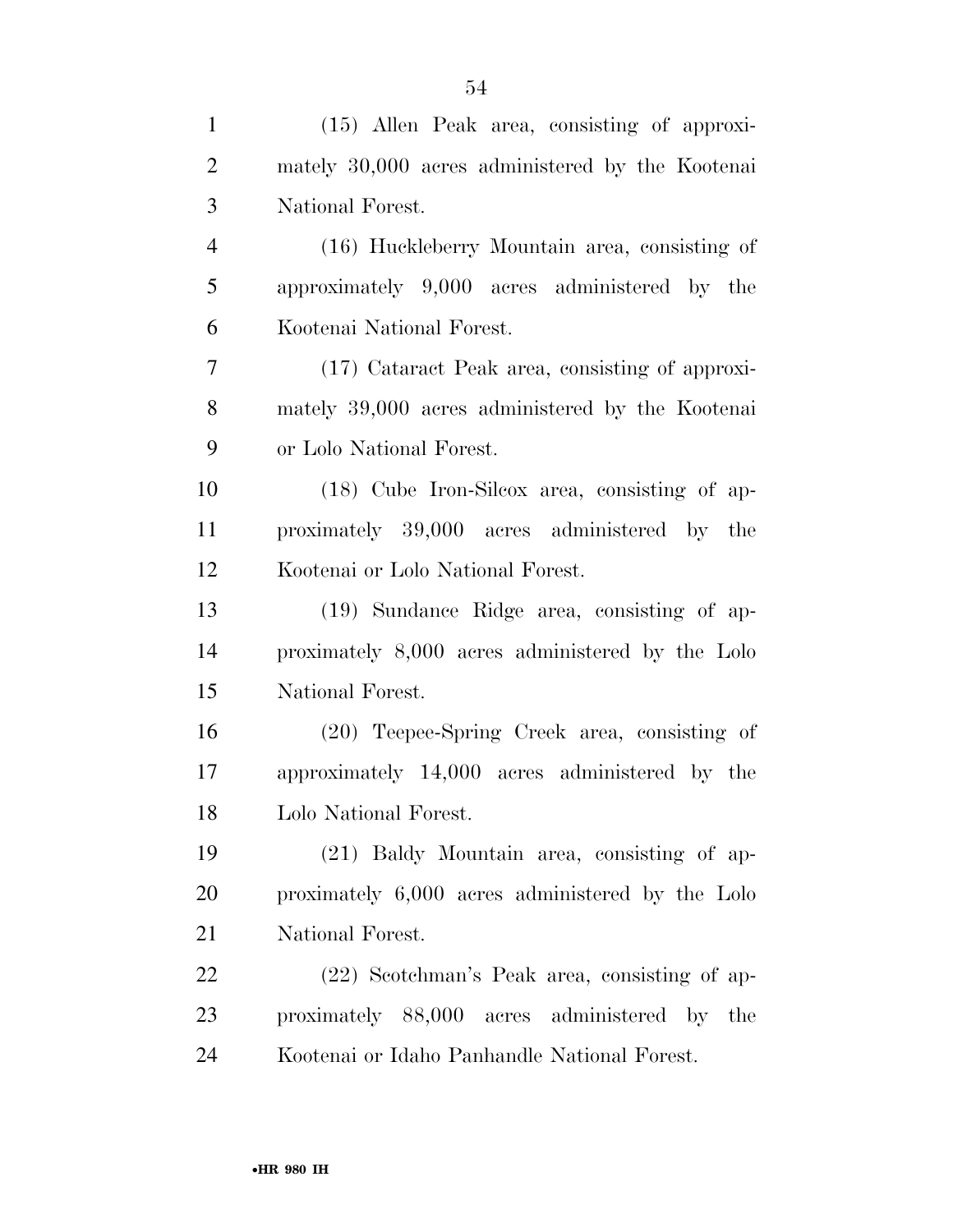(15) Allen Peak area, consisting of approximately 30,000 acres administered by the Kootenai National Forest.

(16) Huckleberry Mountain area, consisting of approximately 9,000 acres administered by the Kootenai National Forest.

(17) Cataract Peak area, consisting of approximately 39,000 acres administered by the Kootenai or Lolo National Forest.

(18) Cube Iron-Silcox area, consisting of approximately 39,000 acres administered by the Kootenai or Lolo National Forest.

(19) Sundance Ridge area, consisting of approximately 8,000 acres administered by the Lolo National Forest.

(20) Teepee-Spring Creek area, consisting of approximately 14,000 acres administered by the Lolo National Forest.

(21) Baldy Mountain area, consisting of approximately 6,000 acres administered by the Lolo National Forest.

(22) Scotchman's Peak area, consisting of approximately 88,000 acres administered by the Kootenai or Idaho Panhandle National Forest.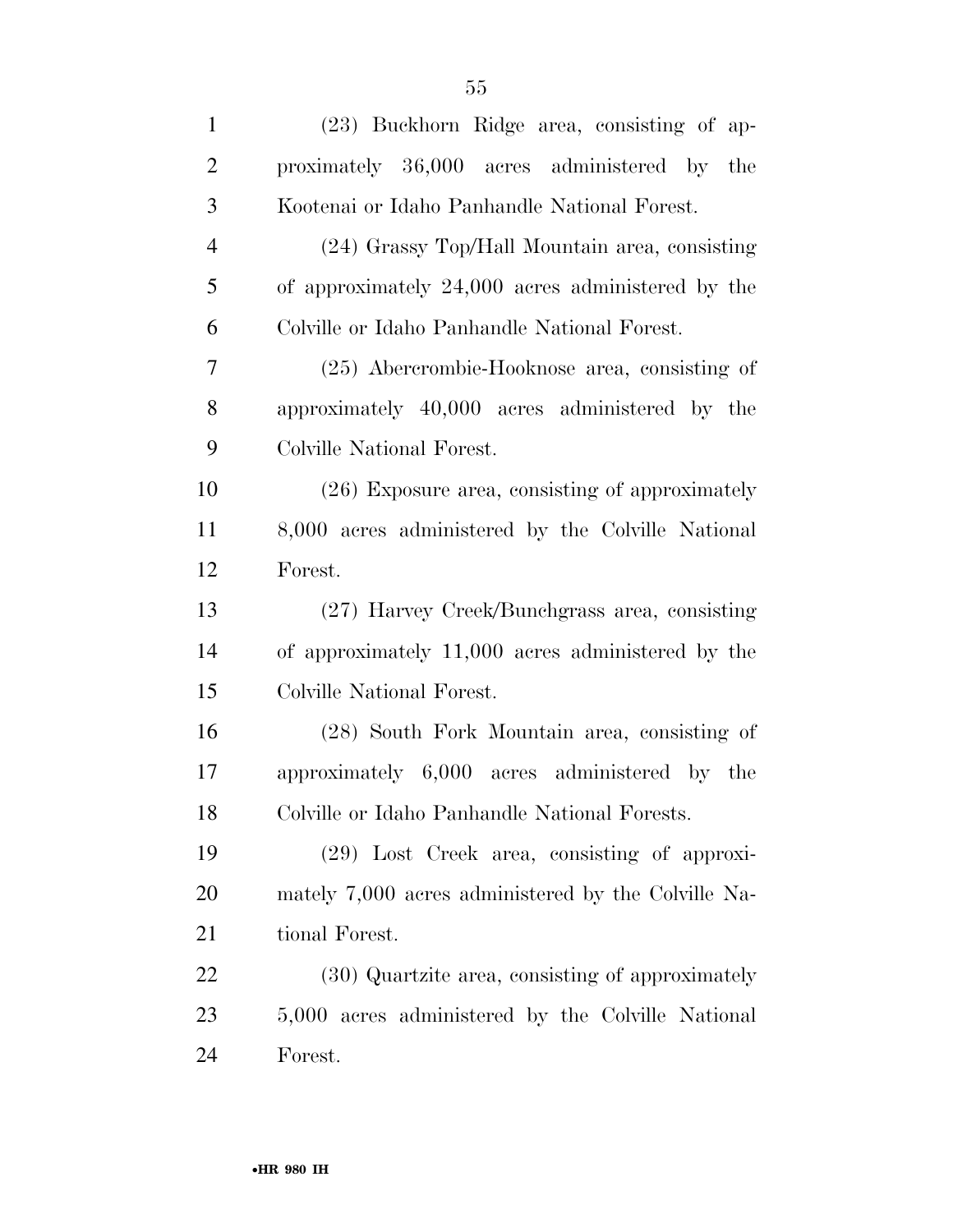(23) Buckhorn Ridge area, consisting of approximately 36,000 acres administered by the Kootenai or Idaho Panhandle National Forest.

(24) Grassy Top/Hall Mountain area, consisting of approximately 24,000 acres administered by the Colville or Idaho Panhandle National Forest.

(25) Abercrombie-Hooknose area, consisting of approximately 40,000 acres administered by the Colville National Forest.

(26) Exposure area, consisting of approximately 8,000 acres administered by the Colville National Forest.

(27) Harvey Creek/Bunchgrass area, consisting of approximately 11,000 acres administered by the Colville National Forest.

(28) South Fork Mountain area, consisting of approximately 6,000 acres administered by the Colville or Idaho Panhandle National Forests.

(29) Lost Creek area, consisting of approximately 7,000 acres administered by the Colville National Forest.

(30) Quartzite area, consisting of approximately 5,000 acres administered by the Colville National Forest.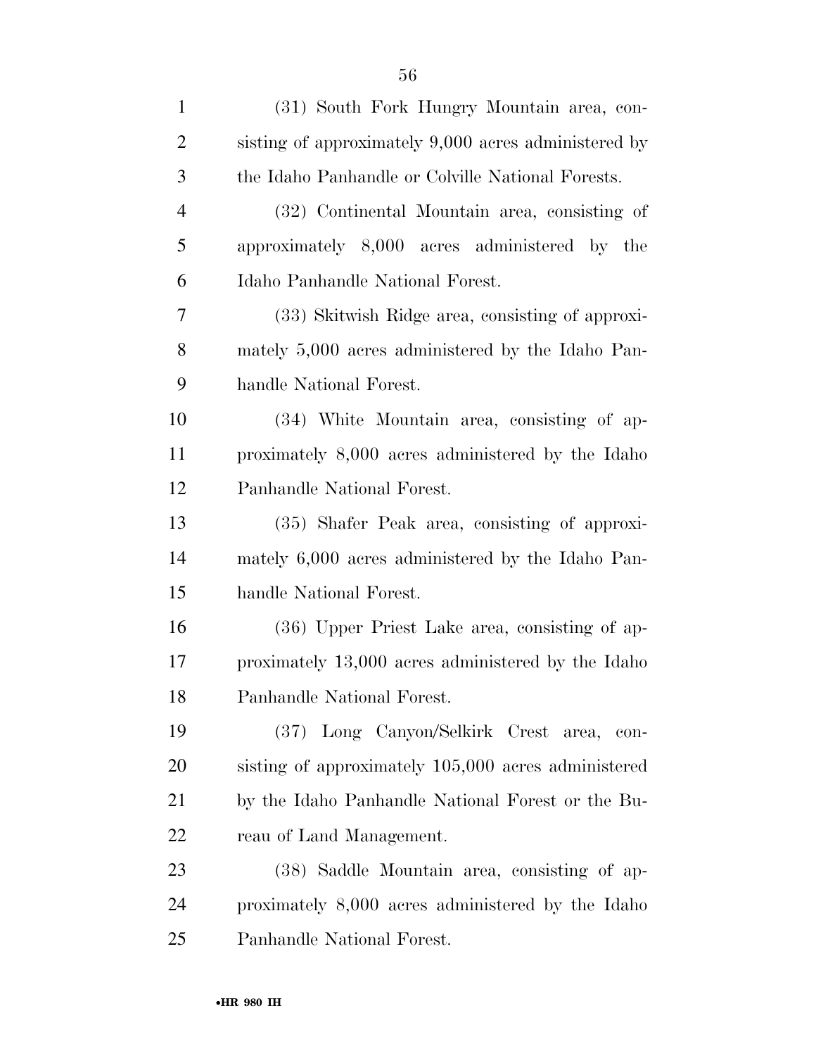(31) South Fork Hungry Mountain area, consisting of approximately 9,000 acres administered by the Idaho Panhandle or Colville National Forests.

(32) Continental Mountain area, consisting of approximately 8,000 acres administered by the Idaho Panhandle National Forest.

(33) Skitwish Ridge area, consisting of approximately 5,000 acres administered by the Idaho Panhandle National Forest.

(34) White Mountain area, consisting of approximately 8,000 acres administered by the Idaho Panhandle National Forest.

(35) Shafer Peak area, consisting of approximately 6,000 acres administered by the Idaho Panhandle National Forest.

(36) Upper Priest Lake area, consisting of approximately 13,000 acres administered by the Idaho Panhandle National Forest.

(37) Long Canyon/Selkirk Crest area, consisting of approximately 105,000 acres administered by the Idaho Panhandle National Forest or the Bureau of Land Management.

(38) Saddle Mountain area, consisting of approximately 8,000 acres administered by the Idaho Panhandle National Forest.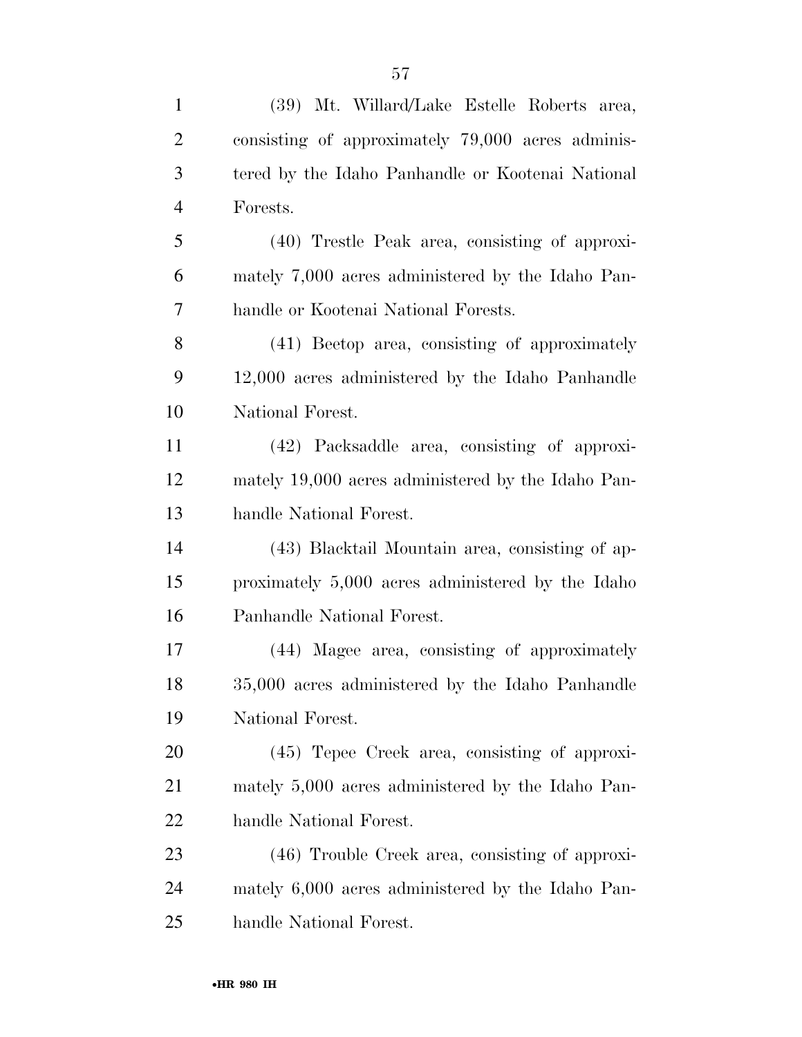(39) Mt. Willard/Lake Estelle Roberts area, consisting of approximately 79,000 acres administered by the Idaho Panhandle or Kootenai National Forests.

(40) Trestle Peak area, consisting of approximately 7,000 acres administered by the Idaho Panhandle or Kootenai National Forests.

(41) Beetop area, consisting of approximately 12,000 acres administered by the Idaho Panhandle National Forest.

(42) Packsaddle area, consisting of approximately 19,000 acres administered by the Idaho Panhandle National Forest.

(43) Blacktail Mountain area, consisting of approximately 5,000 acres administered by the Idaho Panhandle National Forest.

(44) Magee area, consisting of approximately 35,000 acres administered by the Idaho Panhandle National Forest.

(45) Tepee Creek area, consisting of approximately 5,000 acres administered by the Idaho Panhandle National Forest.

(46) Trouble Creek area, consisting of approximately 6,000 acres administered by the Idaho Panhandle National Forest.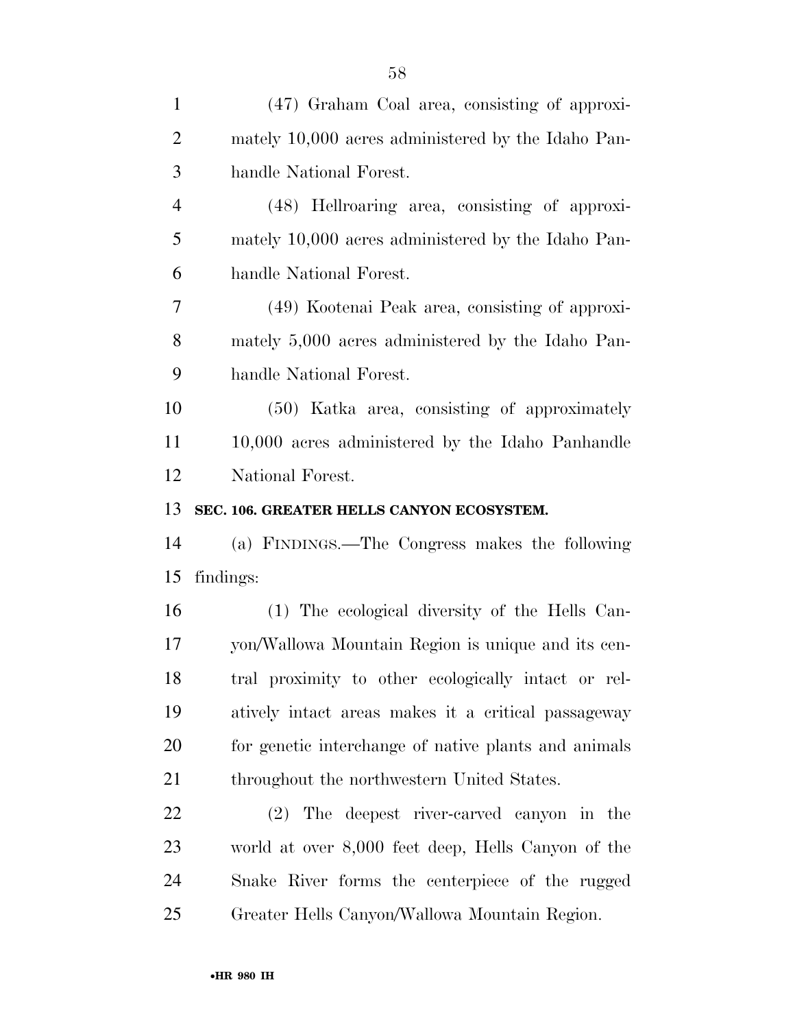(47) Graham Coal area, consisting of approximately 10,000 acres administered by the Idaho Panhandle National Forest.

(48) Hellroaring area, consisting of approximately 10,000 acres administered by the Idaho Panhandle National Forest.

(49) Kootenai Peak area, consisting of approximately 5,000 acres administered by the Idaho Panhandle National Forest.

(50) Katka area, consisting of approximately 10,000 acres administered by the Idaho Panhandle National Forest.

**SEC. 106. GREATER HELLS CANYON ECOSYSTEM.**

(a) FINDINGS.—The Congress makes the following findings:

(1) The ecological diversity of the Hells Canyon/Wallowa Mountain Region is unique and its central proximity to other ecologically intact or relatively intact areas makes it a critical passageway for genetic interchange of native plants and animals throughout the northwestern United States.

(2) The deepest river-carved canyon in the world at over 8,000 feet deep, Hells Canyon of the Snake River forms the centerpiece of the rugged Greater Hells Canyon/Wallowa Mountain Region.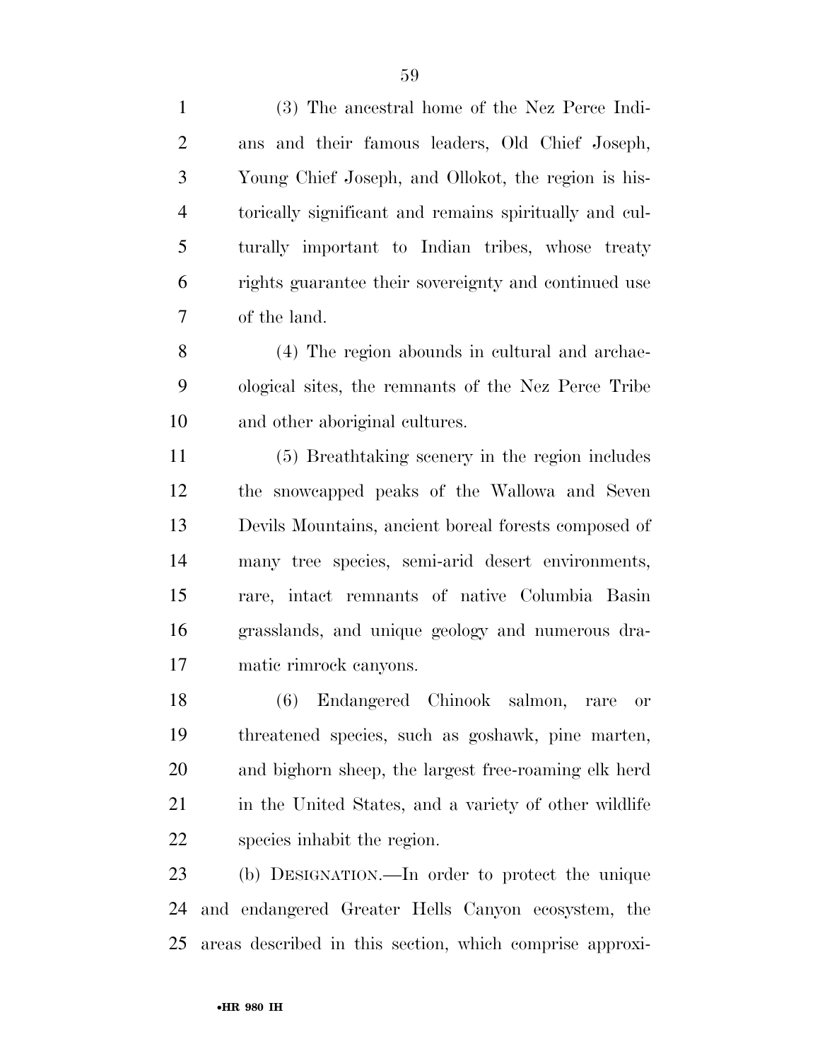(3) The ancestral home of the Nez Perce Indians and their famous leaders, Old Chief Joseph, Young Chief Joseph, and Ollokot, the region is historically significant and remains spiritually and culturally important to Indian tribes, whose treaty rights guarantee their sovereignty and continued use of the land.

(4) The region abounds in cultural and archaeological sites, the remnants of the Nez Perce Tribe and other aboriginal cultures.

(5) Breathtaking scenery in the region includes the snowcapped peaks of the Wallowa and Seven Devils Mountains, ancient boreal forests composed of many tree species, semi-arid desert environments, rare, intact remnants of native Columbia Basin grasslands, and unique geology and numerous dramatic rimrock canyons.

(6) Endangered Chinook salmon, rare or threatened species, such as goshawk, pine marten, and bighorn sheep, the largest free-roaming elk herd in the United States, and a variety of other wildlife species inhabit the region.

(b) DESIGNATION.—In order to protect the unique and endangered Greater Hells Canyon ecosystem, the areas described in this section, which comprise approxi-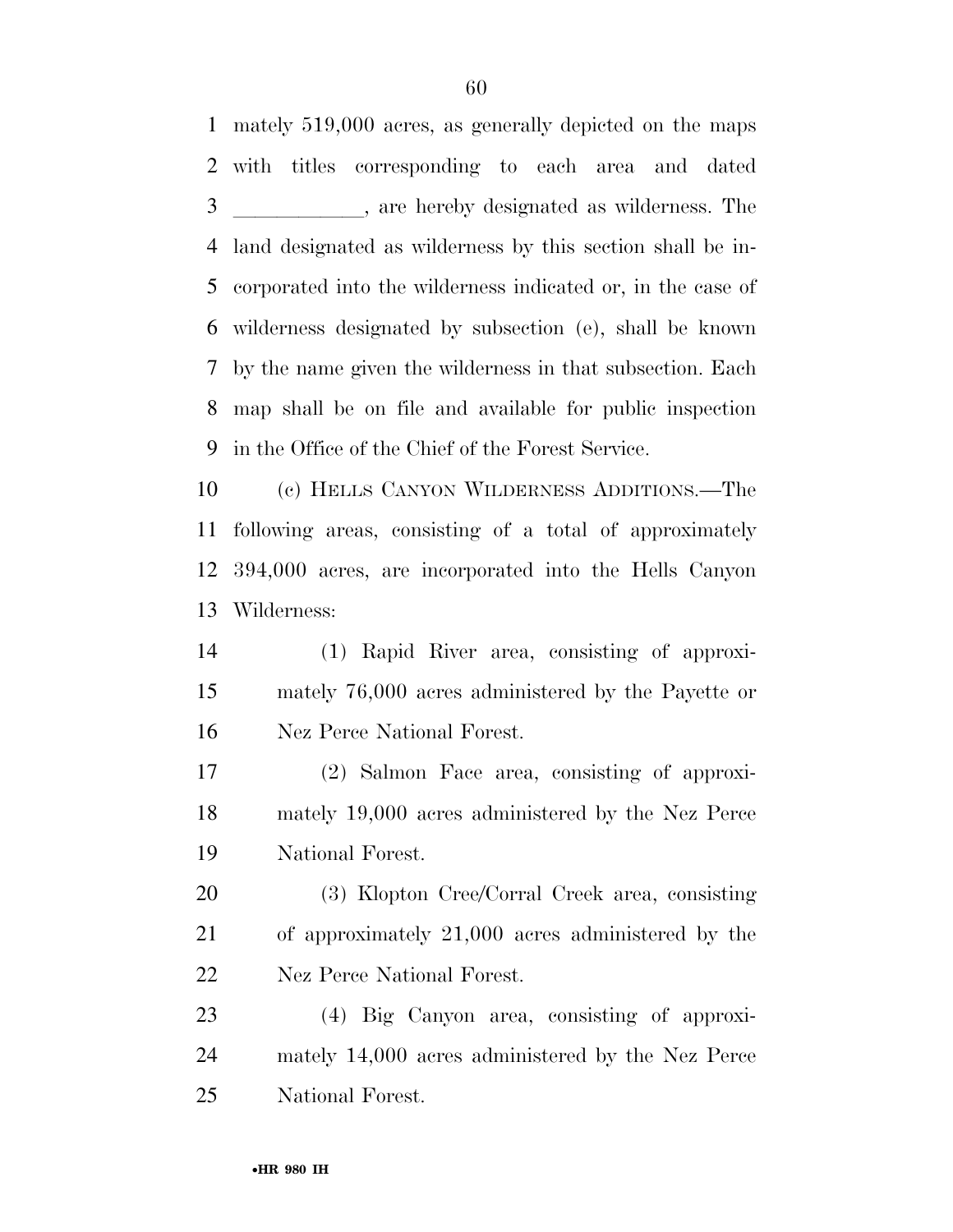mately 519,000 acres, as generally depicted on the maps with titles corresponding to each area and dated ____________, are hereby designated as wilderness. The land designated as wilderness by this section shall be incorporated into the wilderness indicated or, in the case of wilderness designated by subsection (e), shall be known by the name given the wilderness in that subsection. Each map shall be on file and available for public inspection in the Office of the Chief of the Forest Service.

(c) HELLS CANYON WILDERNESS ADDITIONS.—The following areas, consisting of a total of approximately 394,000 acres, are incorporated into the Hells Canyon Wilderness:

(1) Rapid River area, consisting of approximately 76,000 acres administered by the Payette or Nez Perce National Forest.

(2) Salmon Face area, consisting of approximately 19,000 acres administered by the Nez Perce National Forest.

(3) Klopton Cree/Corral Creek area, consisting of approximately 21,000 acres administered by the Nez Perce National Forest.

(4) Big Canyon area, consisting of approximately 14,000 acres administered by the Nez Perce National Forest.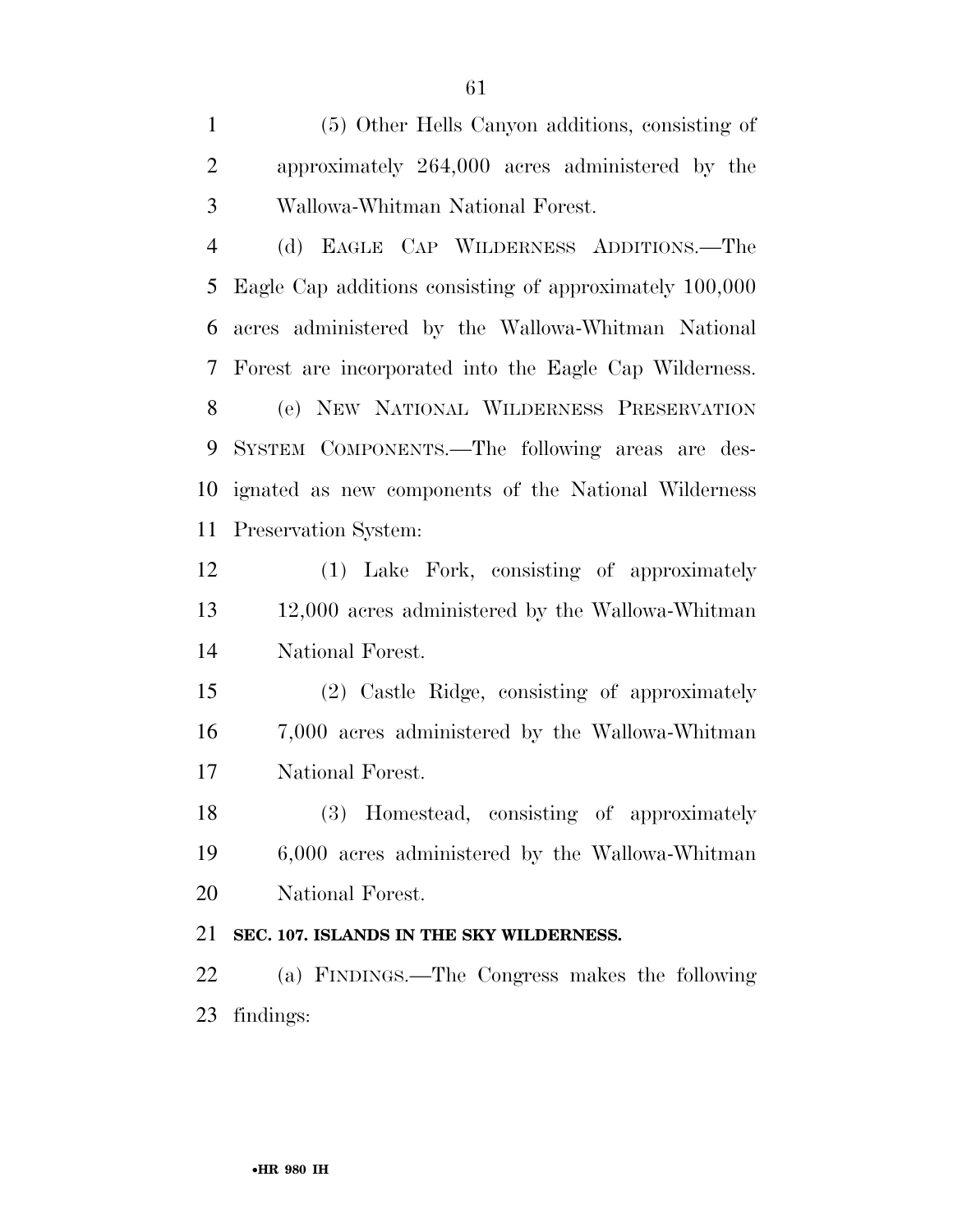(5) Other Hells Canyon additions, consisting of approximately 264,000 acres administered by the Wallowa-Whitman National Forest.

(d) EAGLE CAP WILDERNESS ADDITIONS.—The Eagle Cap additions consisting of approximately 100,000 acres administered by the Wallowa-Whitman National Forest are incorporated into the Eagle Cap Wilderness.

(e) NEW NATIONAL WILDERNESS PRESERVATION SYSTEM COMPONENTS.—The following areas are designated as new components of the National Wilderness Preservation System:

(1) Lake Fork, consisting of approximately 12,000 acres administered by the Wallowa-Whitman National Forest.

(2) Castle Ridge, consisting of approximately 7,000 acres administered by the Wallowa-Whitman National Forest.

(3) Homestead, consisting of approximately 6,000 acres administered by the Wallowa-Whitman National Forest.

**SEC. 107. ISLANDS IN THE SKY WILDERNESS.**

(a) FINDINGS.—The Congress makes the following findings: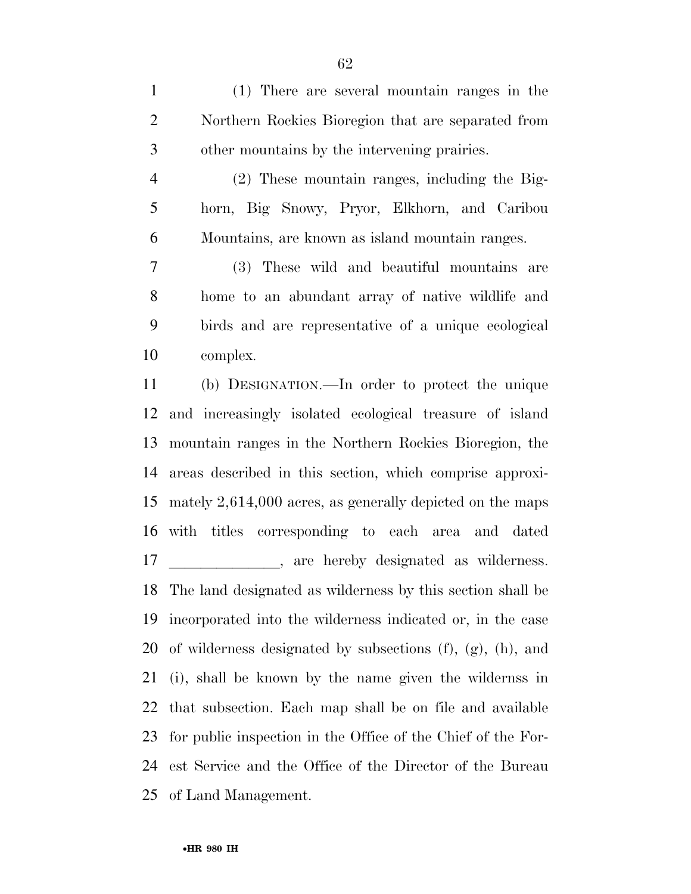(1) There are several mountain ranges in the Northern Rockies Bioregion that are separated from other mountains by the intervening prairies.

(2) These mountain ranges, including the Bighorn, Big Snowy, Pryor, Elkhorn, and Caribou Mountains, are known as island mountain ranges.

(3) These wild and beautiful mountains are home to an abundant array of native wildlife and birds and are representative of a unique ecological complex.

(b) DESIGNATION.—In order to protect the unique and increasingly isolated ecological treasure of island mountain ranges in the Northern Rockies Bioregion, the areas described in this section, which comprise approximately 2,614,000 acres, as generally depicted on the maps with titles corresponding to each area and dated ______________, are hereby designated as wilderness. The land designated as wilderness by this section shall be incorporated into the wilderness indicated or, in the case of wilderness designated by subsections (f), (g), (h), and (i), shall be known by the name given the wildernss in that subsection. Each map shall be on file and available for public inspection in the Office of the Chief of the Forest Service and the Office of the Director of the Bureau of Land Management.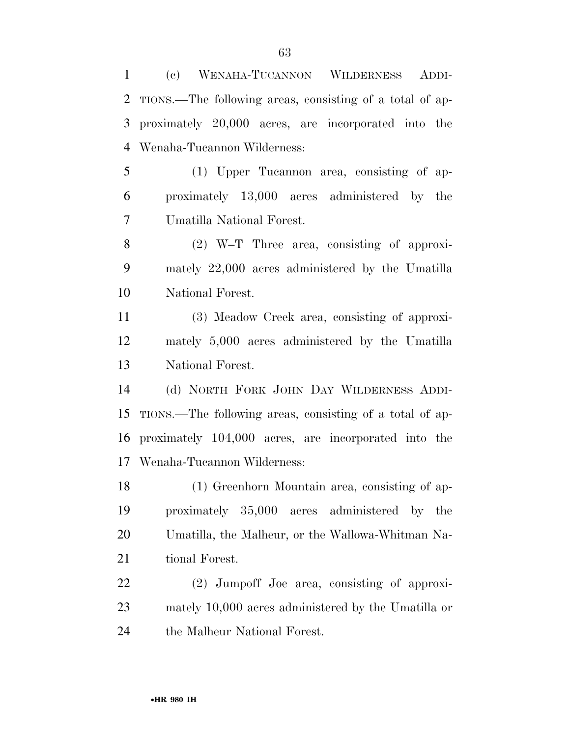(c) WENAHA-TUCANNON WILDERNESS ADDITIONS.—The following areas, consisting of a total of approximately 20,000 acres, are incorporated into the Wenaha-Tucannon Wilderness:

(1) Upper Tucannon area, consisting of approximately 13,000 acres administered by the Umatilla National Forest.

(2) W–T Three area, consisting of approximately 22,000 acres administered by the Umatilla National Forest.

(3) Meadow Creek area, consisting of approximately 5,000 acres administered by the Umatilla National Forest.

(d) NORTH FORK JOHN DAY WILDERNESS ADDITIONS.—The following areas, consisting of a total of approximately 104,000 acres, are incorporated into the Wenaha-Tucannon Wilderness:

(1) Greenhorn Mountain area, consisting of approximately 35,000 acres administered by the Umatilla, the Malheur, or the Wallowa-Whitman National Forest.

(2) Jumpoff Joe area, consisting of approximately 10,000 acres administered by the Umatilla or the Malheur National Forest.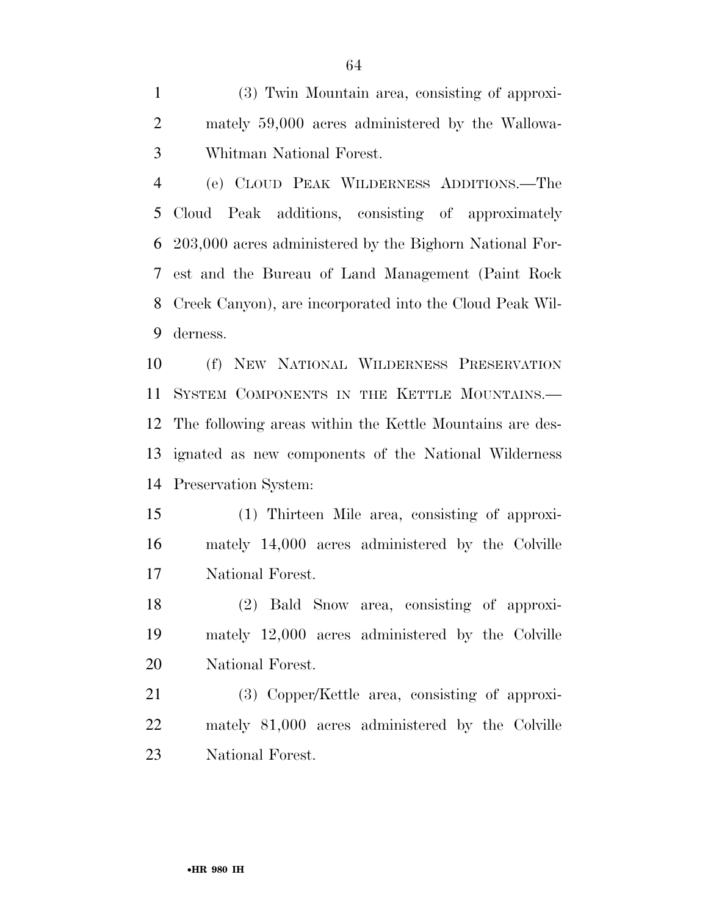(3) Twin Mountain area, consisting of approximately 59,000 acres administered by the Wallowa-Whitman National Forest.

(e) CLOUD PEAK WILDERNESS ADDITIONS.—The Cloud Peak additions, consisting of approximately 203,000 acres administered by the Bighorn National Forest and the Bureau of Land Management (Paint Rock Creek Canyon), are incorporated into the Cloud Peak Wilderness.

(f) NEW NATIONAL WILDERNESS PRESERVATION SYSTEM COMPONENTS IN THE KETTLE MOUNTAINS.—The following areas within the Kettle Mountains are designated as new components of the National Wilderness Preservation System:

(1) Thirteen Mile area, consisting of approximately 14,000 acres administered by the Colville National Forest.

(2) Bald Snow area, consisting of approximately 12,000 acres administered by the Colville National Forest.

(3) Copper/Kettle area, consisting of approximately 81,000 acres administered by the Colville National Forest.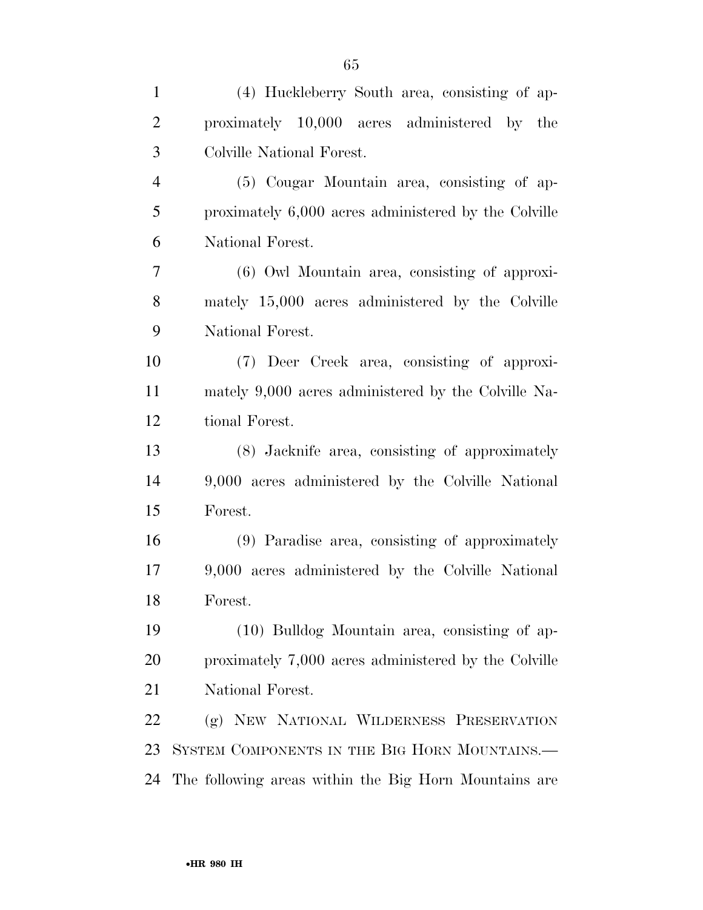(4) Huckleberry South area, consisting of approximately 10,000 acres administered by the Colville National Forest.

(5) Cougar Mountain area, consisting of approximately 6,000 acres administered by the Colville National Forest.

(6) Owl Mountain area, consisting of approximately 15,000 acres administered by the Colville National Forest.

(7) Deer Creek area, consisting of approximately 9,000 acres administered by the Colville National Forest.

(8) Jacknife area, consisting of approximately 9,000 acres administered by the Colville National Forest.

(9) Paradise area, consisting of approximately 9,000 acres administered by the Colville National Forest.

(10) Bulldog Mountain area, consisting of approximately 7,000 acres administered by the Colville National Forest.

(g) NEW NATIONAL WILDERNESS PRESERVATION SYSTEM COMPONENTS IN THE BIG HORN MOUNTAINS.—The following areas within the Big Horn Mountains are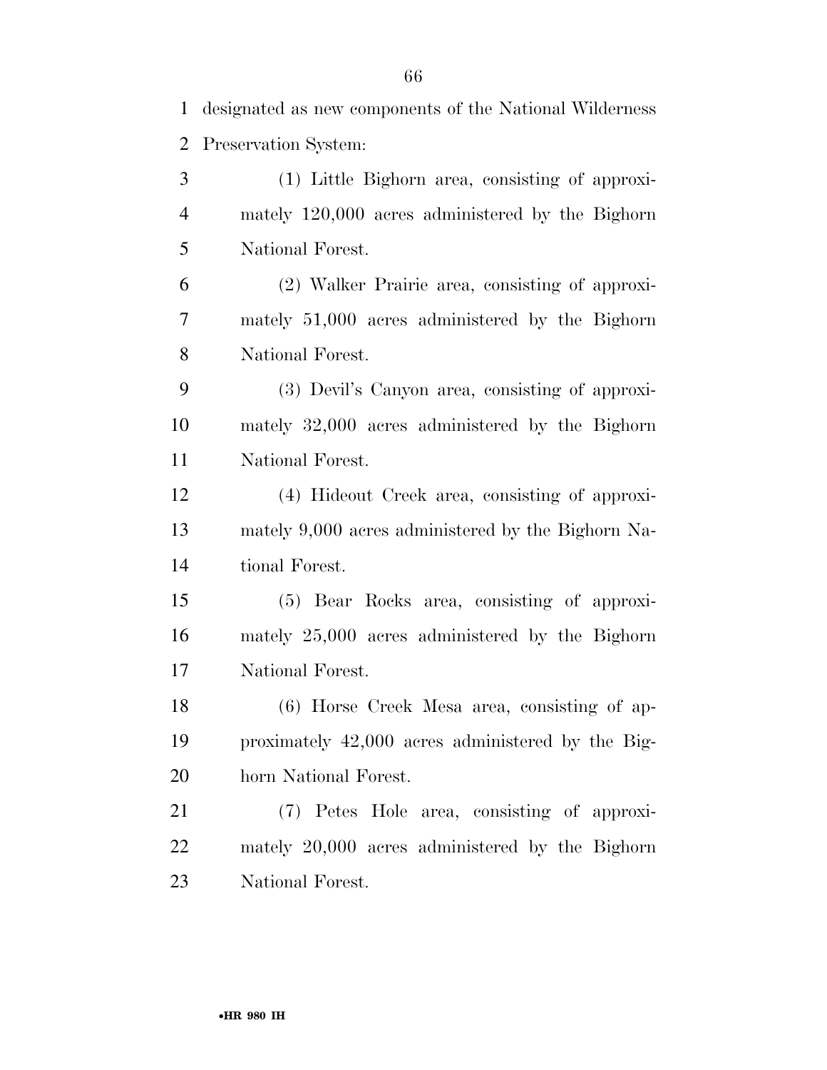designated as new components of the National Wilderness Preservation System:

(1) Little Bighorn area, consisting of approximately 120,000 acres administered by the Bighorn National Forest.

(2) Walker Prairie area, consisting of approximately 51,000 acres administered by the Bighorn National Forest.

(3) Devil's Canyon area, consisting of approximately 32,000 acres administered by the Bighorn National Forest.

(4) Hideout Creek area, consisting of approximately 9,000 acres administered by the Bighorn National Forest.

(5) Bear Rocks area, consisting of approximately 25,000 acres administered by the Bighorn National Forest.

(6) Horse Creek Mesa area, consisting of approximately 42,000 acres administered by the Bighorn National Forest.

(7) Petes Hole area, consisting of approximately 20,000 acres administered by the Bighorn National Forest.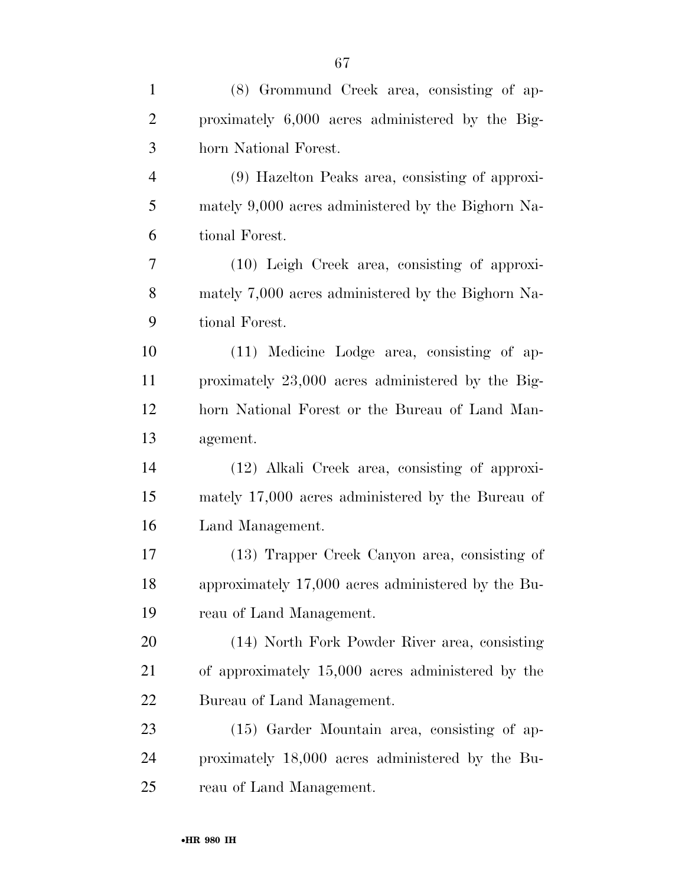(8) Grommund Creek area, consisting of approximately 6,000 acres administered by the Bighorn National Forest.

(9) Hazelton Peaks area, consisting of approximately 9,000 acres administered by the Bighorn National Forest.

(10) Leigh Creek area, consisting of approximately 7,000 acres administered by the Bighorn National Forest.

(11) Medicine Lodge area, consisting of approximately 23,000 acres administered by the Bighorn National Forest or the Bureau of Land Management.

(12) Alkali Creek area, consisting of approximately 17,000 acres administered by the Bureau of Land Management.

(13) Trapper Creek Canyon area, consisting of approximately 17,000 acres administered by the Bureau of Land Management.

(14) North Fork Powder River area, consisting of approximately 15,000 acres administered by the Bureau of Land Management.

(15) Garder Mountain area, consisting of approximately 18,000 acres administered by the Bureau of Land Management.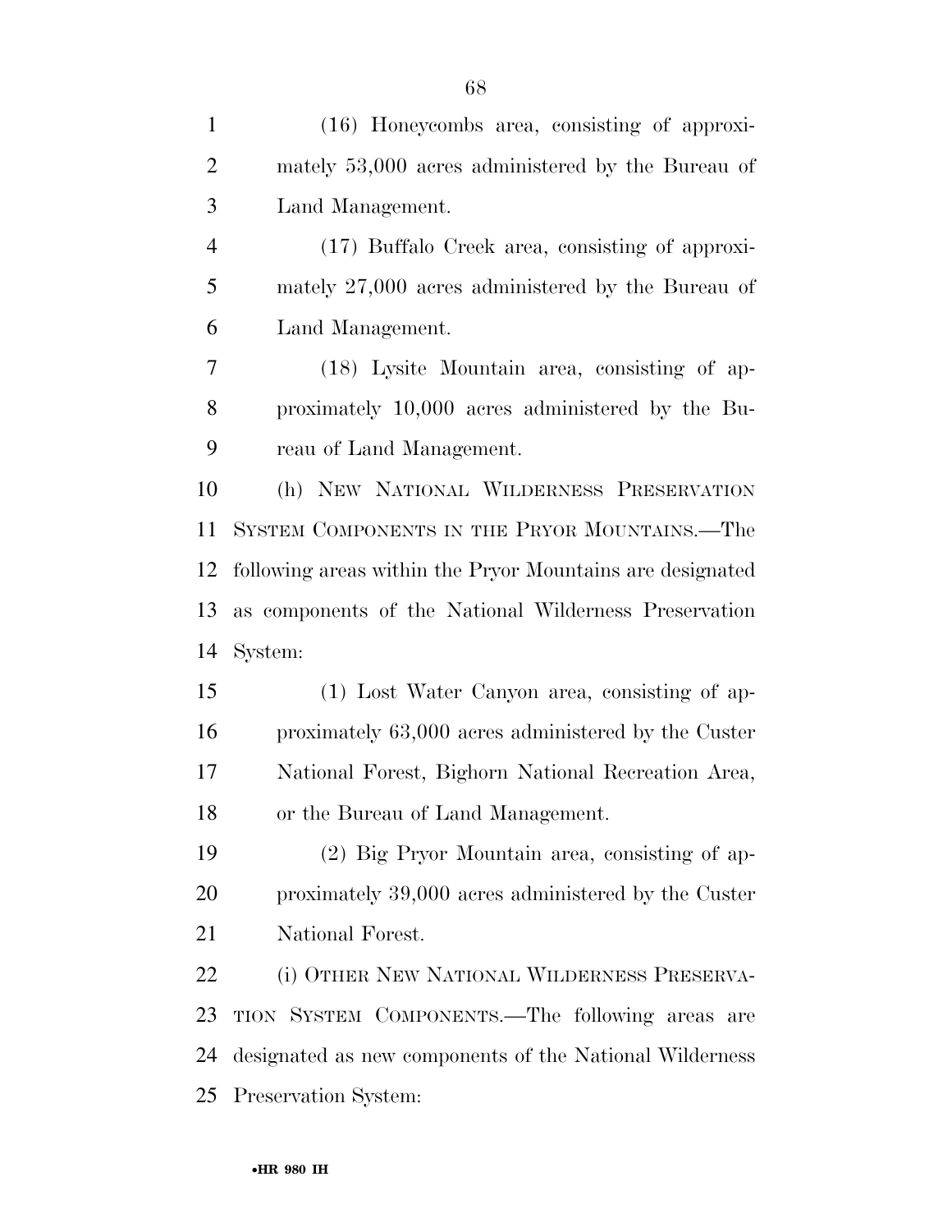(16) Honeycombs area, consisting of approximately 53,000 acres administered by the Bureau of Land Management.

(17) Buffalo Creek area, consisting of approximately 27,000 acres administered by the Bureau of Land Management.

(18) Lysite Mountain area, consisting of approximately 10,000 acres administered by the Bureau of Land Management.

(h) NEW NATIONAL WILDERNESS PRESERVATION SYSTEM COMPONENTS IN THE PRYOR MOUNTAINS.—The following areas within the Pryor Mountains are designated as components of the National Wilderness Preservation System:

(1) Lost Water Canyon area, consisting of approximately 63,000 acres administered by the Custer National Forest, Bighorn National Recreation Area, or the Bureau of Land Management.

(2) Big Pryor Mountain area, consisting of approximately 39,000 acres administered by the Custer National Forest.

(i) OTHER NEW NATIONAL WILDERNESS PRESERVATION SYSTEM COMPONENTS.—The following areas are designated as new components of the National Wilderness Preservation System: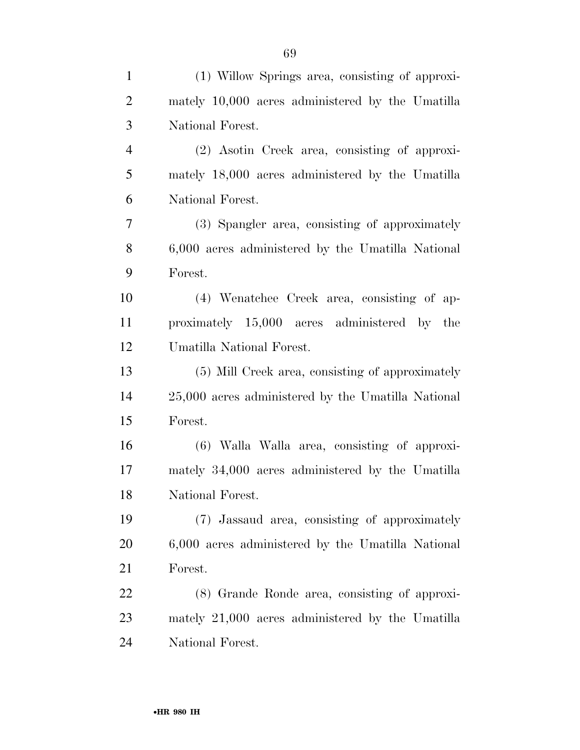(1) Willow Springs area, consisting of approximately 10,000 acres administered by the Umatilla National Forest.

(2) Asotin Creek area, consisting of approximately 18,000 acres administered by the Umatilla National Forest.

(3) Spangler area, consisting of approximately 6,000 acres administered by the Umatilla National Forest.

(4) Wenatchee Creek area, consisting of approximately 15,000 acres administered by the Umatilla National Forest.

(5) Mill Creek area, consisting of approximately 25,000 acres administered by the Umatilla National Forest.

(6) Walla Walla area, consisting of approximately 34,000 acres administered by the Umatilla National Forest.

(7) Jassaud area, consisting of approximately 6,000 acres administered by the Umatilla National Forest.

(8) Grande Ronde area, consisting of approximately 21,000 acres administered by the Umatilla National Forest.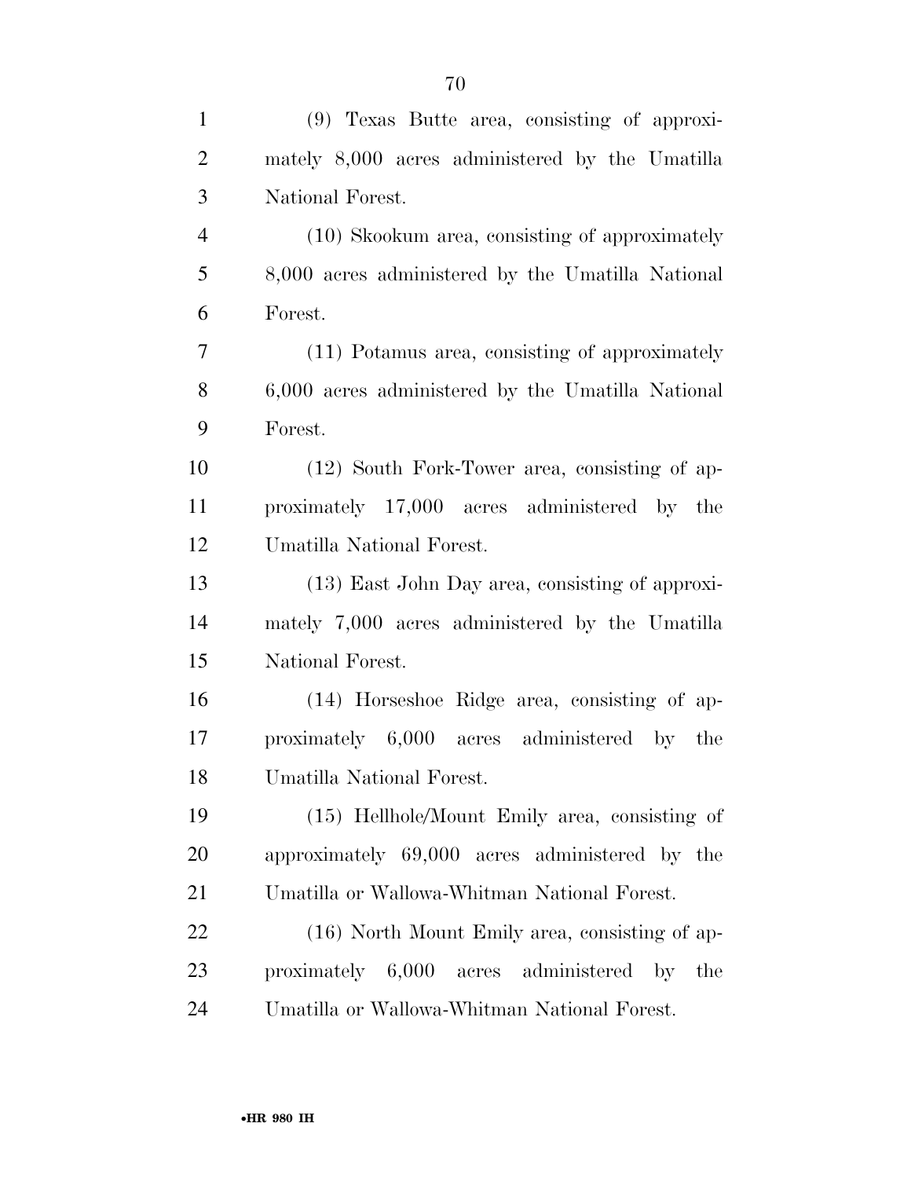(9) Texas Butte area, consisting of approximately 8,000 acres administered by the Umatilla National Forest.

(10) Skookum area, consisting of approximately 8,000 acres administered by the Umatilla National Forest.

(11) Potamus area, consisting of approximately 6,000 acres administered by the Umatilla National Forest.

(12) South Fork-Tower area, consisting of approximately 17,000 acres administered by the Umatilla National Forest.

(13) East John Day area, consisting of approximately 7,000 acres administered by the Umatilla National Forest.

(14) Horseshoe Ridge area, consisting of approximately 6,000 acres administered by the Umatilla National Forest.

(15) Hellhole/Mount Emily area, consisting of approximately 69,000 acres administered by the Umatilla or Wallowa-Whitman National Forest.

(16) North Mount Emily area, consisting of approximately 6,000 acres administered by the Umatilla or Wallowa-Whitman National Forest.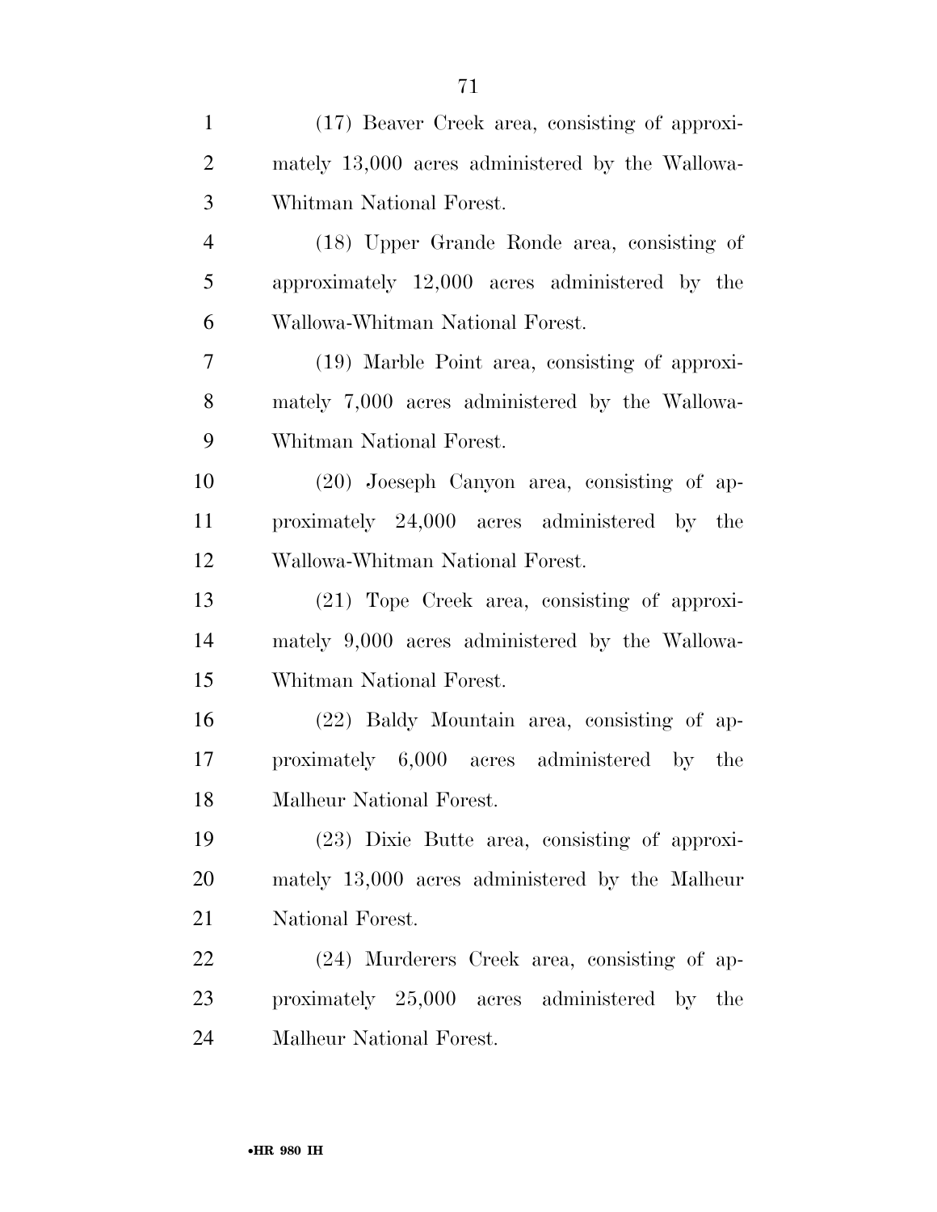(17) Beaver Creek area, consisting of approximately 13,000 acres administered by the Wallowa-Whitman National Forest.

(18) Upper Grande Ronde area, consisting of approximately 12,000 acres administered by the Wallowa-Whitman National Forest.

(19) Marble Point area, consisting of approximately 7,000 acres administered by the Wallowa-Whitman National Forest.

(20) Joeseph Canyon area, consisting of approximately 24,000 acres administered by the Wallowa-Whitman National Forest.

(21) Tope Creek area, consisting of approximately 9,000 acres administered by the Wallowa-Whitman National Forest.

(22) Baldy Mountain area, consisting of approximately 6,000 acres administered by the Malheur National Forest.

(23) Dixie Butte area, consisting of approximately 13,000 acres administered by the Malheur National Forest.

(24) Murderers Creek area, consisting of approximately 25,000 acres administered by the Malheur National Forest.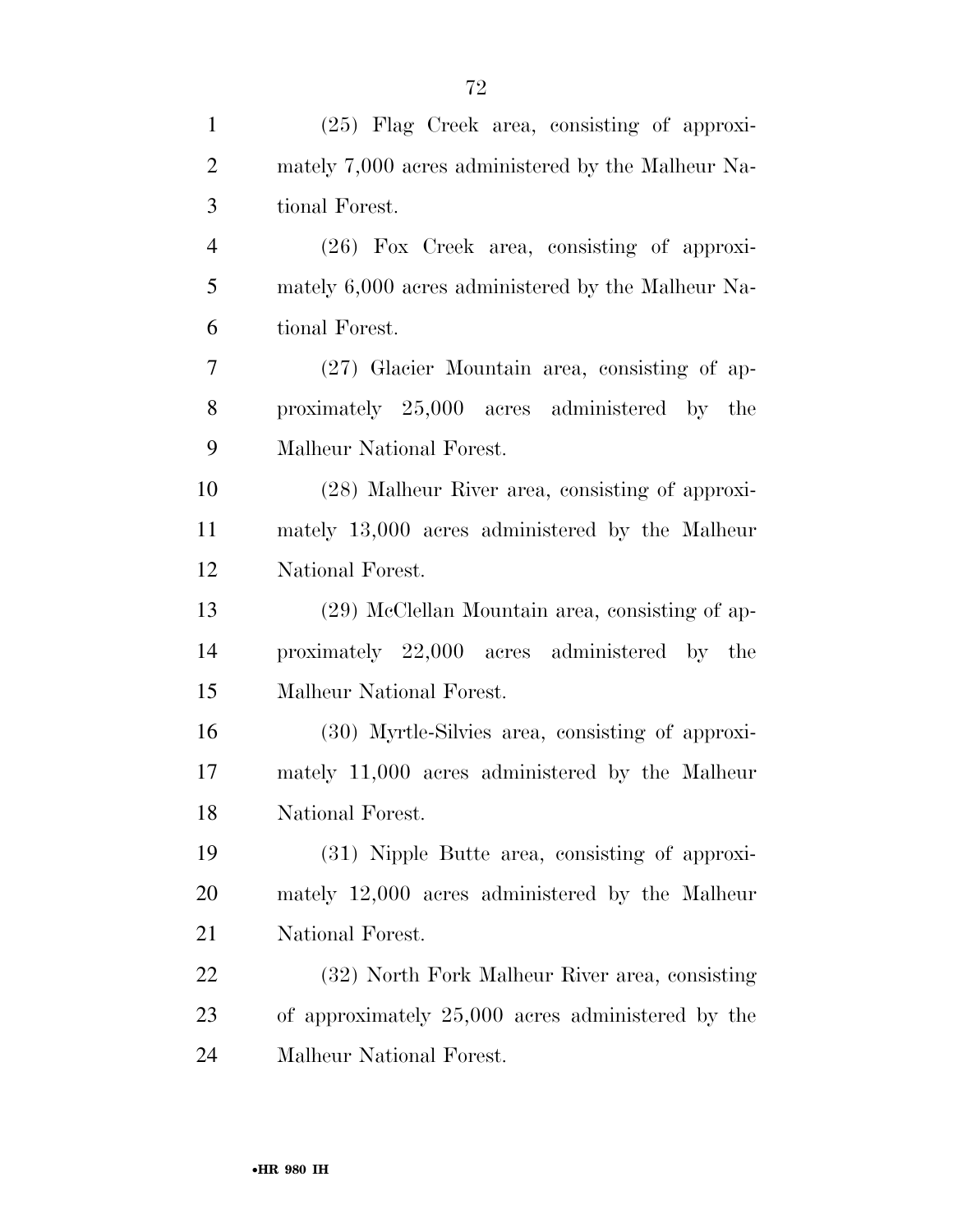(25) Flag Creek area, consisting of approximately 7,000 acres administered by the Malheur National Forest.

(26) Fox Creek area, consisting of approximately 6,000 acres administered by the Malheur National Forest.

(27) Glacier Mountain area, consisting of approximately 25,000 acres administered by the Malheur National Forest.

(28) Malheur River area, consisting of approximately 13,000 acres administered by the Malheur National Forest.

(29) McClellan Mountain area, consisting of approximately 22,000 acres administered by the Malheur National Forest.

(30) Myrtle-Silvies area, consisting of approximately 11,000 acres administered by the Malheur National Forest.

(31) Nipple Butte area, consisting of approximately 12,000 acres administered by the Malheur National Forest.

(32) North Fork Malheur River area, consisting of approximately 25,000 acres administered by the Malheur National Forest.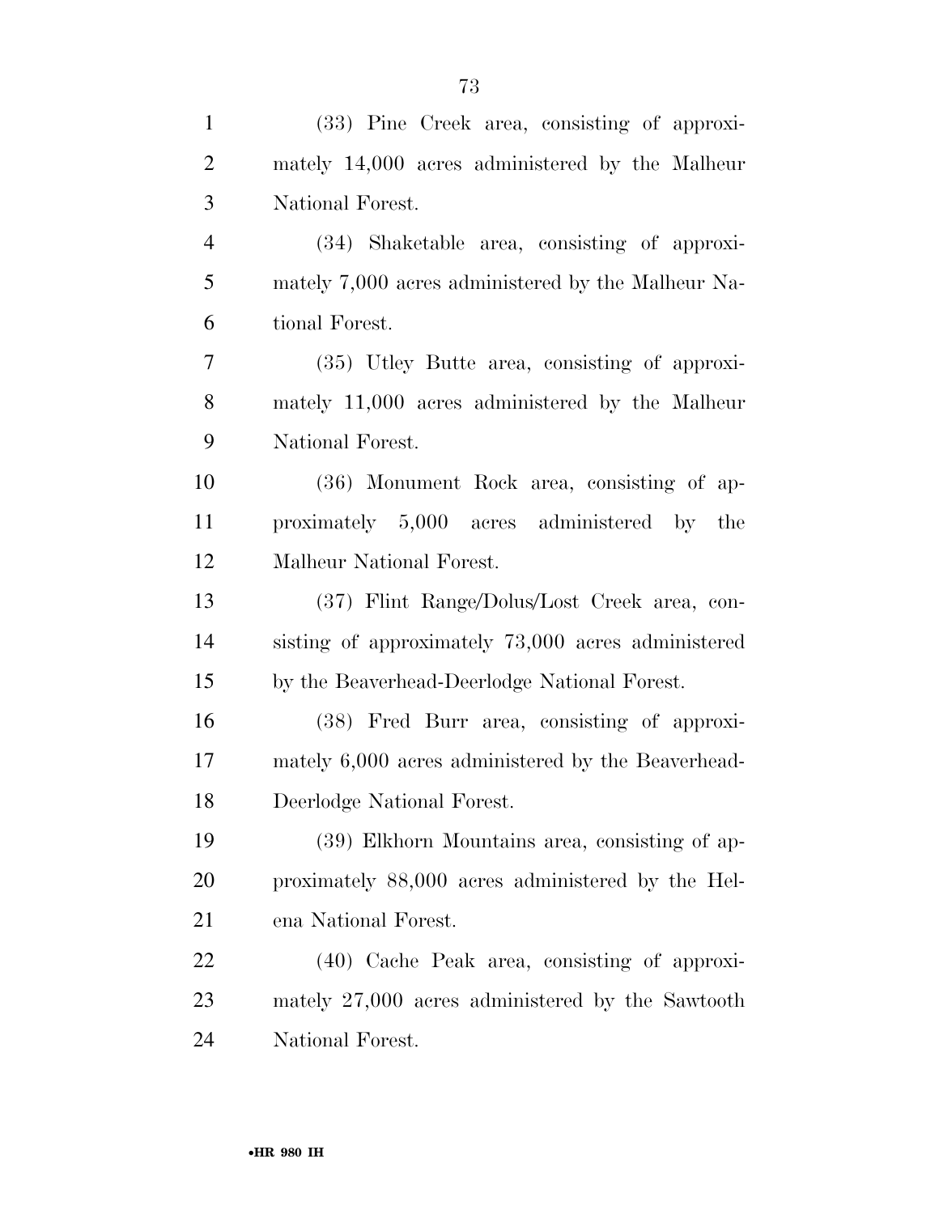(33) Pine Creek area, consisting of approximately 14,000 acres administered by the Malheur National Forest.

(34) Shaketable area, consisting of approximately 7,000 acres administered by the Malheur National Forest.

(35) Utley Butte area, consisting of approximately 11,000 acres administered by the Malheur National Forest.

(36) Monument Rock area, consisting of approximately 5,000 acres administered by the Malheur National Forest.

(37) Flint Range/Dolus/Lost Creek area, consisting of approximately 73,000 acres administered by the Beaverhead-Deerlodge National Forest.

(38) Fred Burr area, consisting of approximately 6,000 acres administered by the Beaverhead-Deerlodge National Forest.

(39) Elkhorn Mountains area, consisting of approximately 88,000 acres administered by the Helena National Forest.

(40) Cache Peak area, consisting of approximately 27,000 acres administered by the Sawtooth National Forest.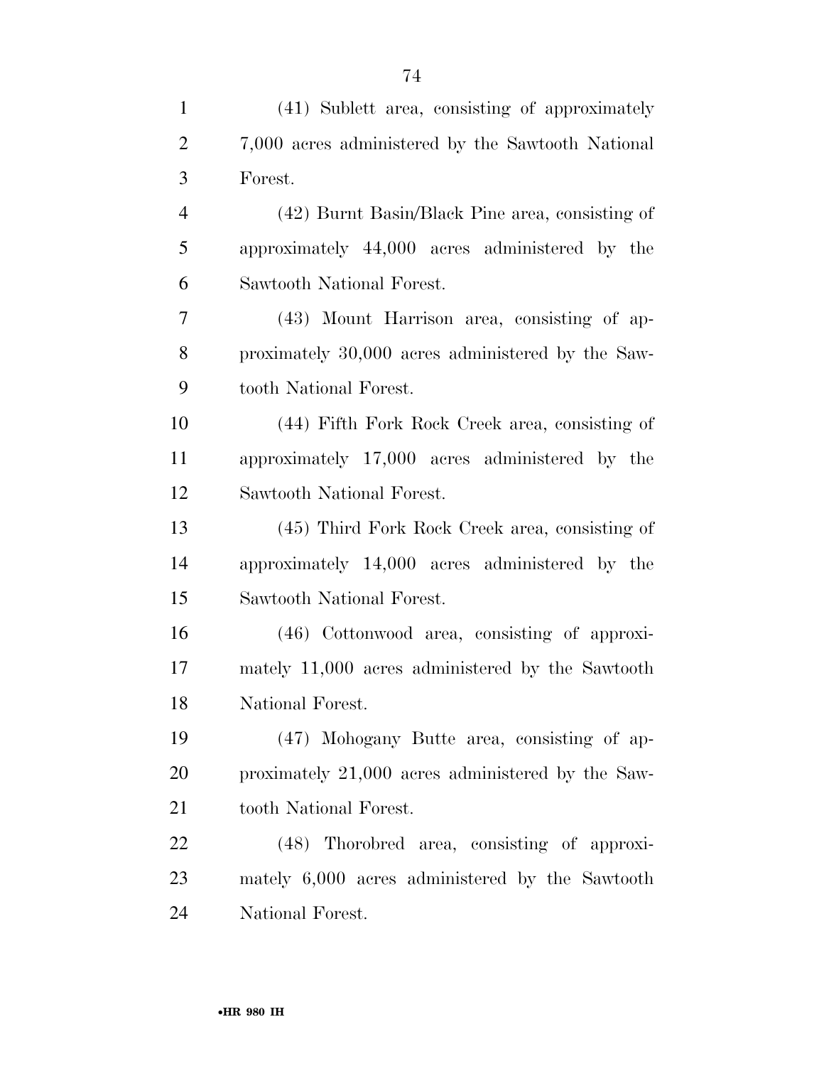(41) Sublett area, consisting of approximately 7,000 acres administered by the Sawtooth National Forest.

(42) Burnt Basin/Black Pine area, consisting of approximately 44,000 acres administered by the Sawtooth National Forest.

(43) Mount Harrison area, consisting of approximately 30,000 acres administered by the Sawtooth National Forest.

(44) Fifth Fork Rock Creek area, consisting of approximately 17,000 acres administered by the Sawtooth National Forest.

(45) Third Fork Rock Creek area, consisting of approximately 14,000 acres administered by the Sawtooth National Forest.

(46) Cottonwood area, consisting of approximately 11,000 acres administered by the Sawtooth National Forest.

(47) Mohogany Butte area, consisting of approximately 21,000 acres administered by the Sawtooth National Forest.

(48) Thorobred area, consisting of approximately 6,000 acres administered by the Sawtooth National Forest.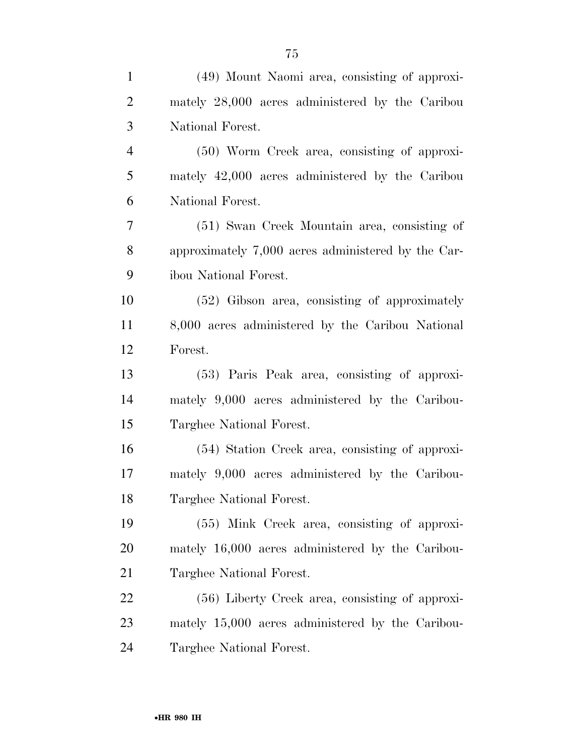(49) Mount Naomi area, consisting of approximately 28,000 acres administered by the Caribou National Forest.

(50) Worm Creek area, consisting of approximately 42,000 acres administered by the Caribou National Forest.

(51) Swan Creek Mountain area, consisting of approximately 7,000 acres administered by the Caribou National Forest.

(52) Gibson area, consisting of approximately 8,000 acres administered by the Caribou National Forest.

(53) Paris Peak area, consisting of approximately 9,000 acres administered by the Caribou-Targhee National Forest.

(54) Station Creek area, consisting of approximately 9,000 acres administered by the Caribou-Targhee National Forest.

(55) Mink Creek area, consisting of approximately 16,000 acres administered by the Caribou-Targhee National Forest.

(56) Liberty Creek area, consisting of approximately 15,000 acres administered by the Caribou-Targhee National Forest.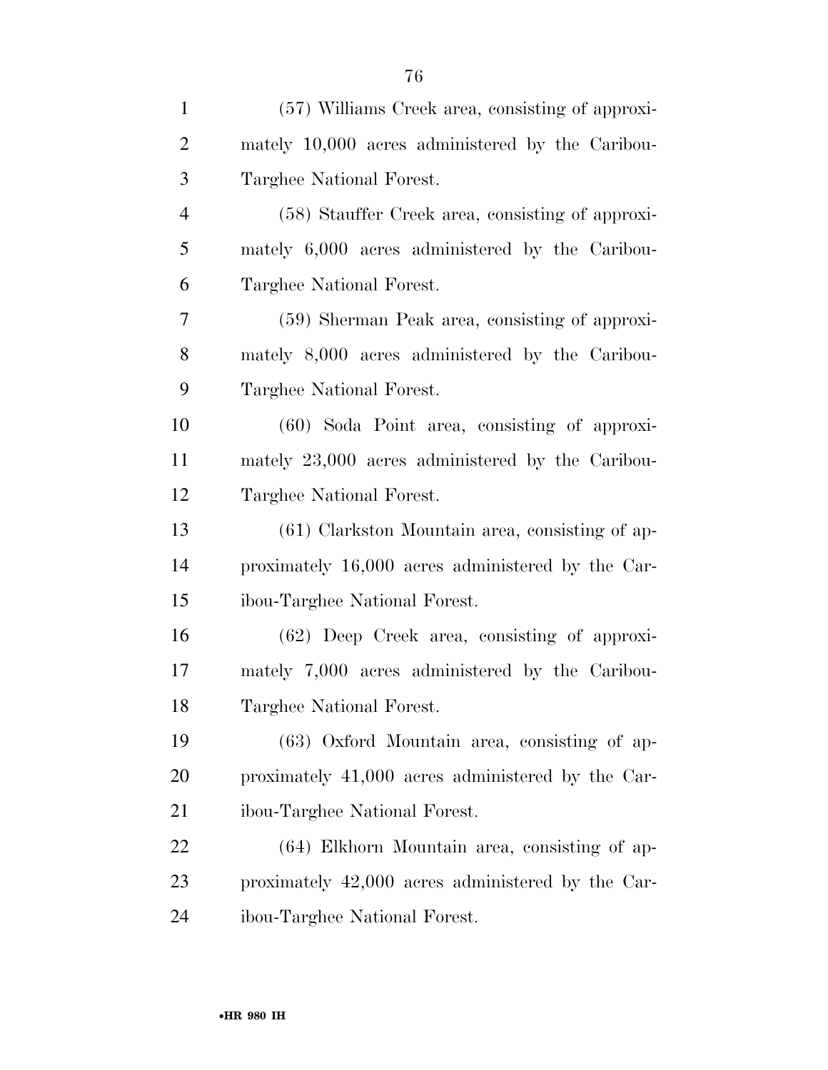(57) Williams Creek area, consisting of approximately 10,000 acres administered by the Caribou-Targhee National Forest.

(58) Stauffer Creek area, consisting of approximately 6,000 acres administered by the Caribou-Targhee National Forest.

(59) Sherman Peak area, consisting of approximately 8,000 acres administered by the Caribou-Targhee National Forest.

(60) Soda Point area, consisting of approximately 23,000 acres administered by the Caribou-Targhee National Forest.

(61) Clarkston Mountain area, consisting of approximately 16,000 acres administered by the Caribou-Targhee National Forest.

(62) Deep Creek area, consisting of approximately 7,000 acres administered by the Caribou-Targhee National Forest.

(63) Oxford Mountain area, consisting of approximately 41,000 acres administered by the Caribou-Targhee National Forest.

(64) Elkhorn Mountain area, consisting of approximately 42,000 acres administered by the Caribou-Targhee National Forest.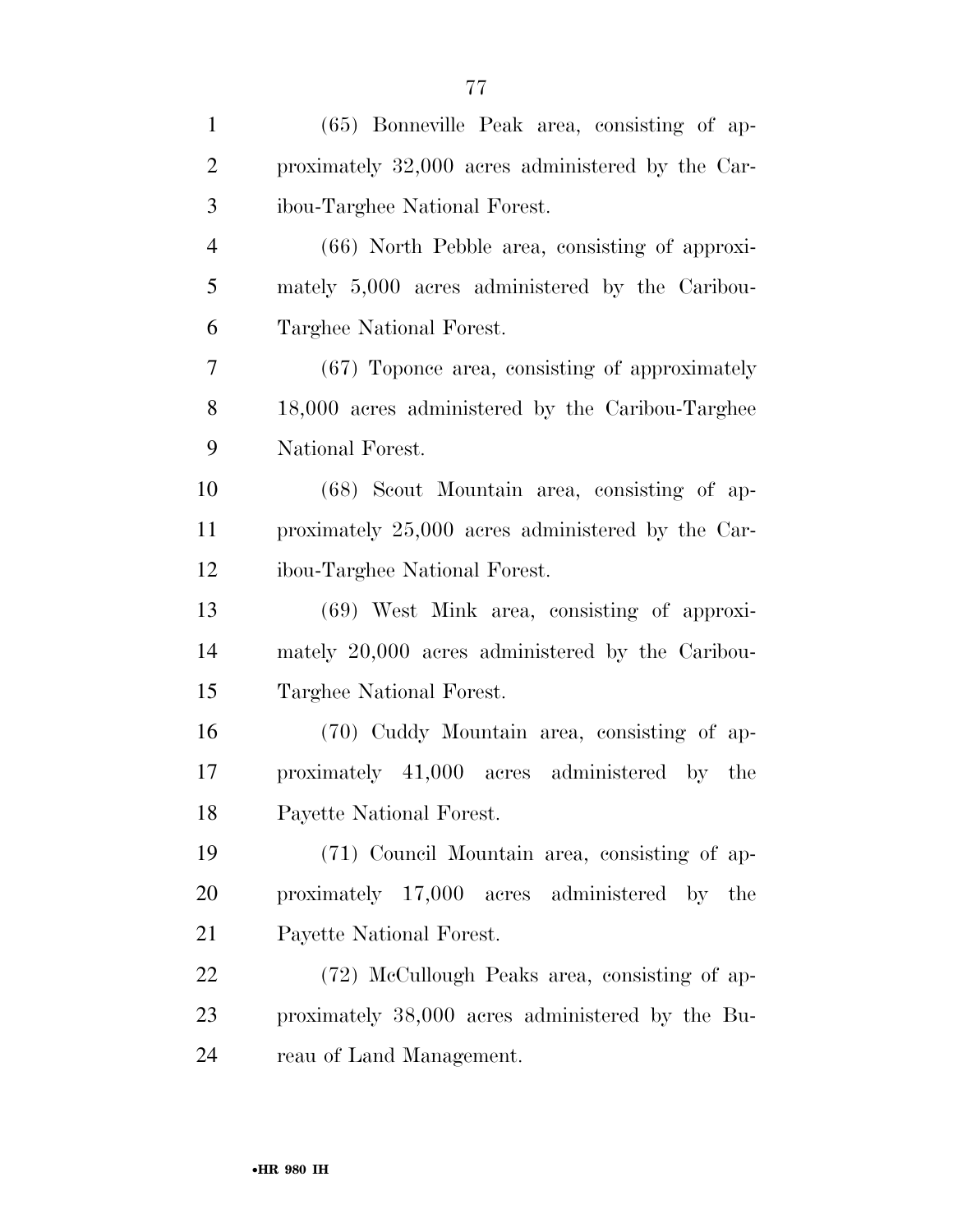(65) Bonneville Peak area, consisting of approximately 32,000 acres administered by the Caribou-Targhee National Forest.

(66) North Pebble area, consisting of approximately 5,000 acres administered by the Caribou-Targhee National Forest.

(67) Toponce area, consisting of approximately 18,000 acres administered by the Caribou-Targhee National Forest.

(68) Scout Mountain area, consisting of approximately 25,000 acres administered by the Caribou-Targhee National Forest.

(69) West Mink area, consisting of approximately 20,000 acres administered by the Caribou-Targhee National Forest.

(70) Cuddy Mountain area, consisting of approximately 41,000 acres administered by the Payette National Forest.

(71) Council Mountain area, consisting of approximately 17,000 acres administered by the Payette National Forest.

(72) McCullough Peaks area, consisting of approximately 38,000 acres administered by the Bureau of Land Management.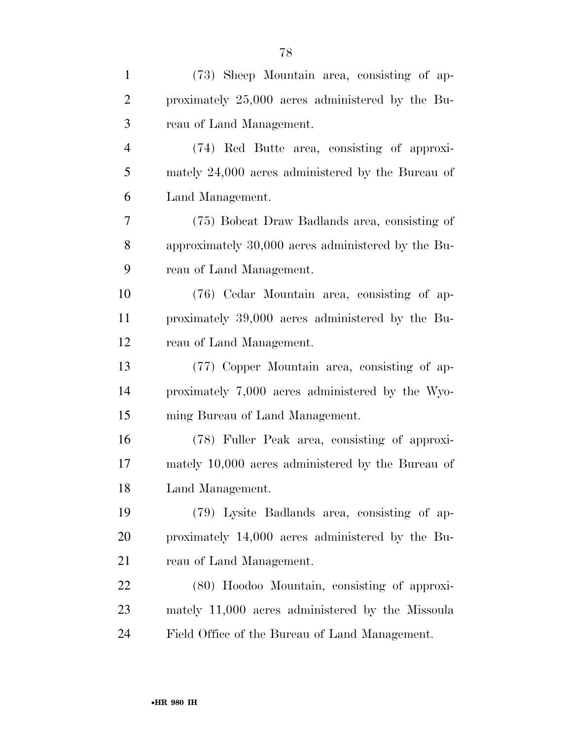(73) Sheep Mountain area, consisting of approximately 25,000 acres administered by the Bureau of Land Management.

(74) Red Butte area, consisting of approximately 24,000 acres administered by the Bureau of Land Management.

(75) Bobcat Draw Badlands area, consisting of approximately 30,000 acres administered by the Bureau of Land Management.

(76) Cedar Mountain area, consisting of approximately 39,000 acres administered by the Bureau of Land Management.

(77) Copper Mountain area, consisting of approximately 7,000 acres administered by the Wyoming Bureau of Land Management.

(78) Fuller Peak area, consisting of approximately 10,000 acres administered by the Bureau of Land Management.

(79) Lysite Badlands area, consisting of approximately 14,000 acres administered by the Bureau of Land Management.

(80) Hoodoo Mountain, consisting of approximately 11,000 acres administered by the Missoula Field Office of the Bureau of Land Management.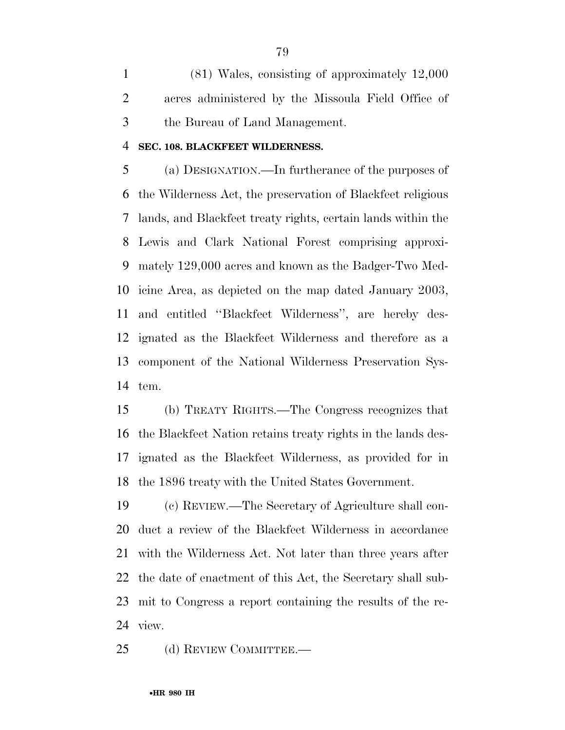(81) Wales, consisting of approximately 12,000 acres administered by the Missoula Field Office of the Bureau of Land Management.

**SEC. 108. BLACKFEET WILDERNESS.**

(a) DESIGNATION.—In furtherance of the purposes of the Wilderness Act, the preservation of Blackfeet religious lands, and Blackfeet treaty rights, certain lands within the Lewis and Clark National Forest comprising approximately 129,000 acres and known as the Badger-Two Medicine Area, as depicted on the map dated January 2003, and entitled ''Blackfeet Wilderness'', are hereby designated as the Blackfeet Wilderness and therefore as a component of the National Wilderness Preservation System.

(b) TREATY RIGHTS.—The Congress recognizes that the Blackfeet Nation retains treaty rights in the lands designated as the Blackfeet Wilderness, as provided for in the 1896 treaty with the United States Government.

(c) REVIEW.—The Secretary of Agriculture shall conduct a review of the Blackfeet Wilderness in accordance with the Wilderness Act. Not later than three years after the date of enactment of this Act, the Secretary shall submit to Congress a report containing the results of the review.

(d) REVIEW COMMITTEE.—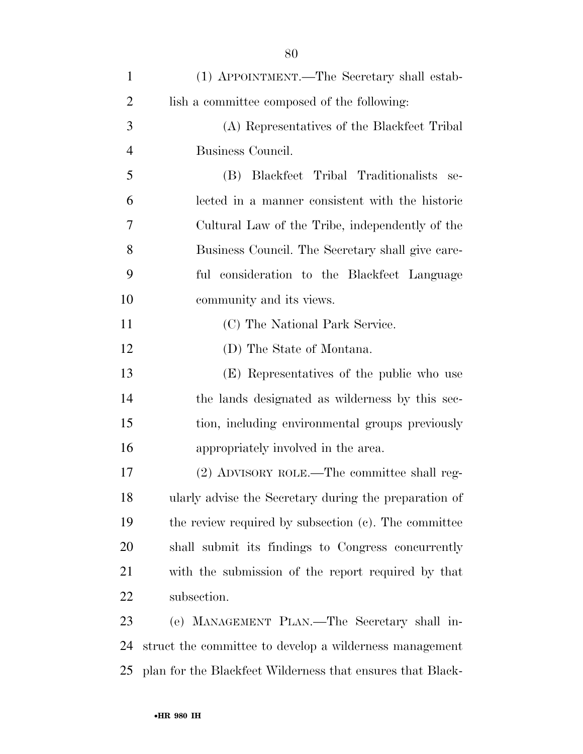(1) APPOINTMENT.—The Secretary shall establish a committee composed of the following:

(A) Representatives of the Blackfeet Tribal Business Council.

(B) Blackfeet Tribal Traditionalists selected in a manner consistent with the historic Cultural Law of the Tribe, independently of the Business Council. The Secretary shall give careful consideration to the Blackfeet Language community and its views.

(C) The National Park Service.

(D) The State of Montana.

(E) Representatives of the public who use the lands designated as wilderness by this section, including environmental groups previously appropriately involved in the area.

(2) ADVISORY ROLE.—The committee shall regularly advise the Secretary during the preparation of the review required by subsection (c). The committee shall submit its findings to Congress concurrently with the submission of the report required by that subsection.

(e) MANAGEMENT PLAN.—The Secretary shall instruct the committee to develop a wilderness management plan for the Blackfeet Wilderness that ensures that Black-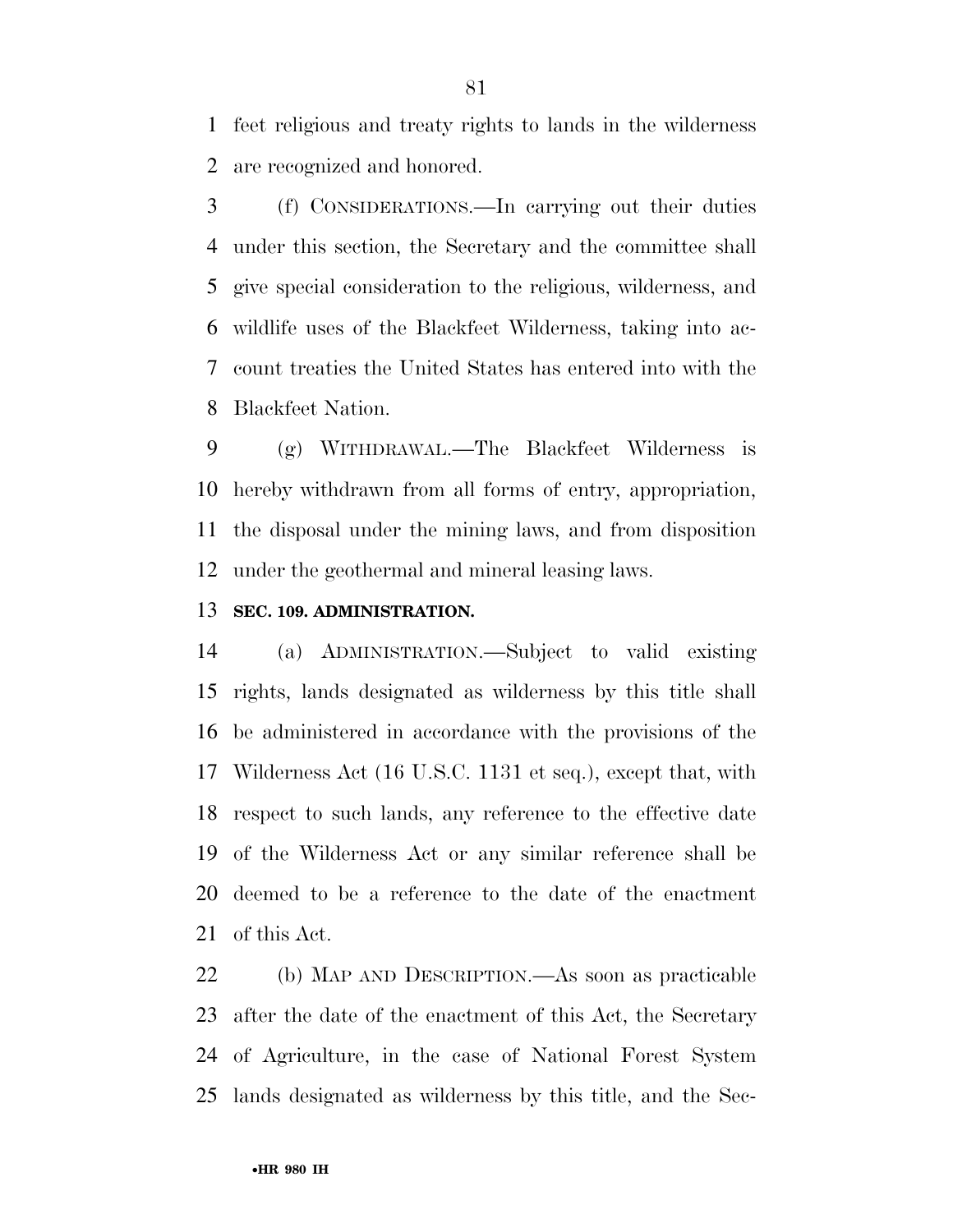feet religious and treaty rights to lands in the wilderness are recognized and honored.

(f) CONSIDERATIONS.—In carrying out their duties under this section, the Secretary and the committee shall give special consideration to the religious, wilderness, and wildlife uses of the Blackfeet Wilderness, taking into account treaties the United States has entered into with the Blackfeet Nation.

(g) WITHDRAWAL.—The Blackfeet Wilderness is hereby withdrawn from all forms of entry, appropriation, the disposal under the mining laws, and from disposition under the geothermal and mineral leasing laws.

**SEC. 109. ADMINISTRATION.**

(a) ADMINISTRATION.—Subject to valid existing rights, lands designated as wilderness by this title shall be administered in accordance with the provisions of the Wilderness Act (16 U.S.C. 1131 et seq.), except that, with respect to such lands, any reference to the effective date of the Wilderness Act or any similar reference shall be deemed to be a reference to the date of the enactment of this Act.

(b) MAP AND DESCRIPTION.—As soon as practicable after the date of the enactment of this Act, the Secretary of Agriculture, in the case of National Forest System lands designated as wilderness by this title, and the Sec-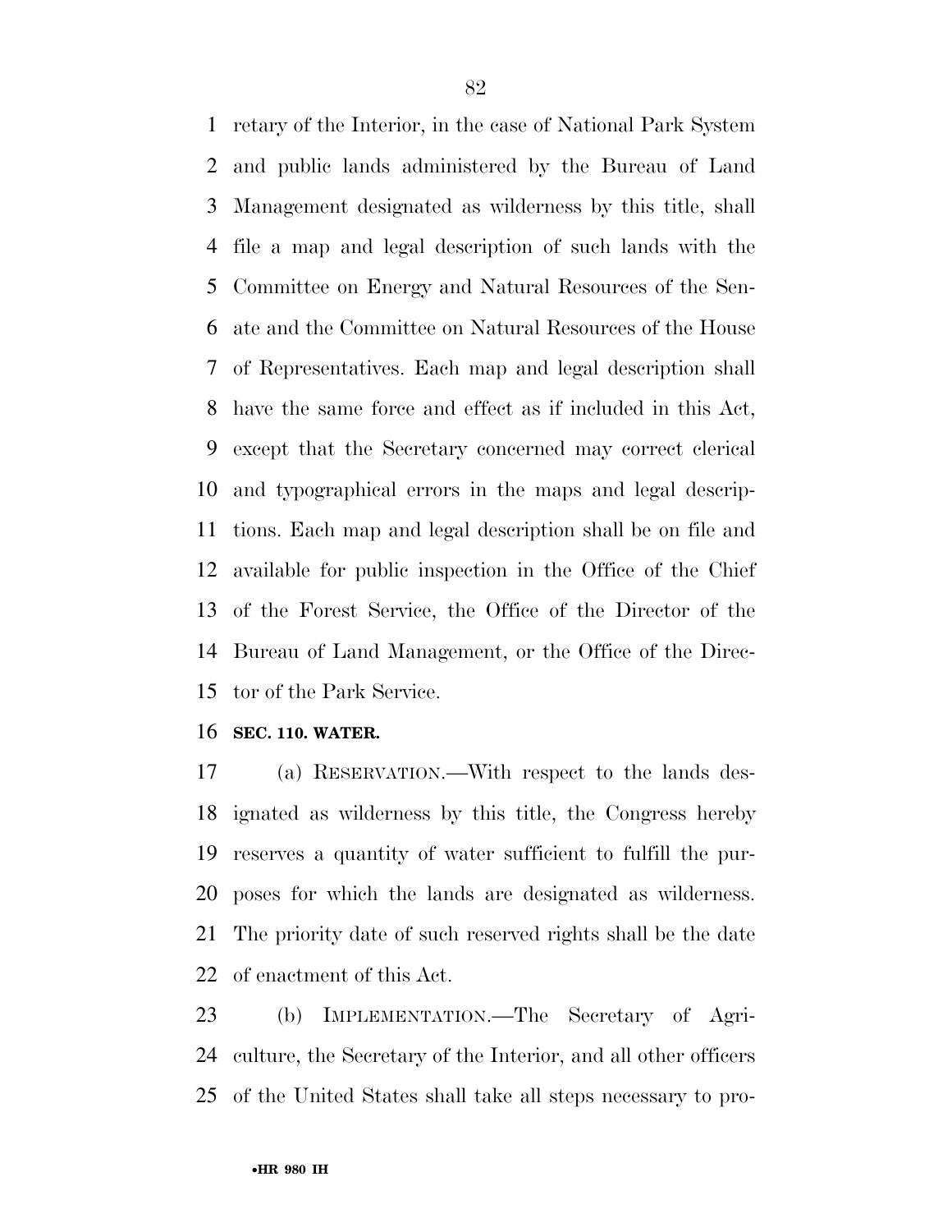retary of the Interior, in the case of National Park System and public lands administered by the Bureau of Land Management designated as wilderness by this title, shall file a map and legal description of such lands with the Committee on Energy and Natural Resources of the Senate and the Committee on Natural Resources of the House of Representatives. Each map and legal description shall have the same force and effect as if included in this Act, except that the Secretary concerned may correct clerical and typographical errors in the maps and legal descriptions. Each map and legal description shall be on file and available for public inspection in the Office of the Chief of the Forest Service, the Office of the Director of the Bureau of Land Management, or the Office of the Director of the Park Service.

**SEC. 110. WATER.**

(a) RESERVATION.—With respect to the lands designated as wilderness by this title, the Congress hereby reserves a quantity of water sufficient to fulfill the purposes for which the lands are designated as wilderness. The priority date of such reserved rights shall be the date of enactment of this Act.

(b) IMPLEMENTATION.—The Secretary of Agriculture, the Secretary of the Interior, and all other officers of the United States shall take all steps necessary to pro-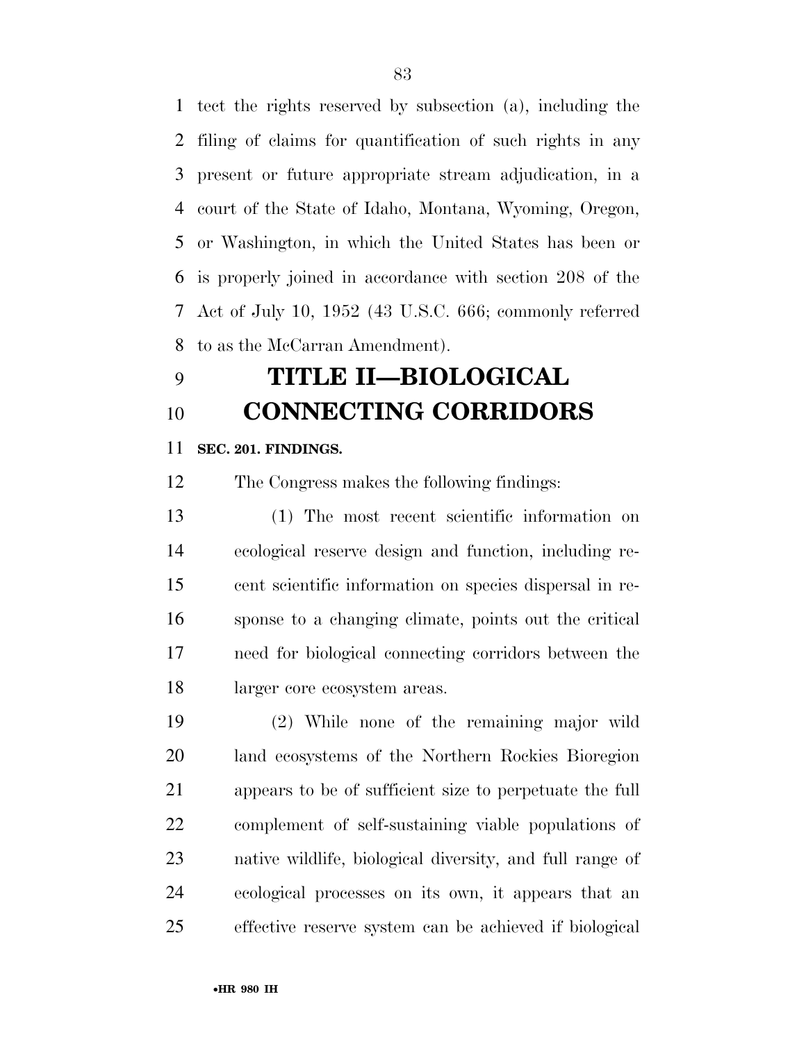tect the rights reserved by subsection (a), including the filing of claims for quantification of such rights in any present or future appropriate stream adjudication, in a court of the State of Idaho, Montana, Wyoming, Oregon, or Washington, in which the United States has been or is properly joined in accordance with section 208 of the Act of July 10, 1952 (43 U.S.C. 666; commonly referred to as the McCarran Amendment).

# TITLE II—BIOLOGICAL CONNECTING CORRIDORS

**SEC. 201. FINDINGS.**

The Congress makes the following findings:

(1) The most recent scientific information on ecological reserve design and function, including recent scientific information on species dispersal in response to a changing climate, points out the critical need for biological connecting corridors between the larger core ecosystem areas.

(2) While none of the remaining major wild land ecosystems of the Northern Rockies Bioregion appears to be of sufficient size to perpetuate the full complement of self-sustaining viable populations of native wildlife, biological diversity, and full range of ecological processes on its own, it appears that an effective reserve system can be achieved if biological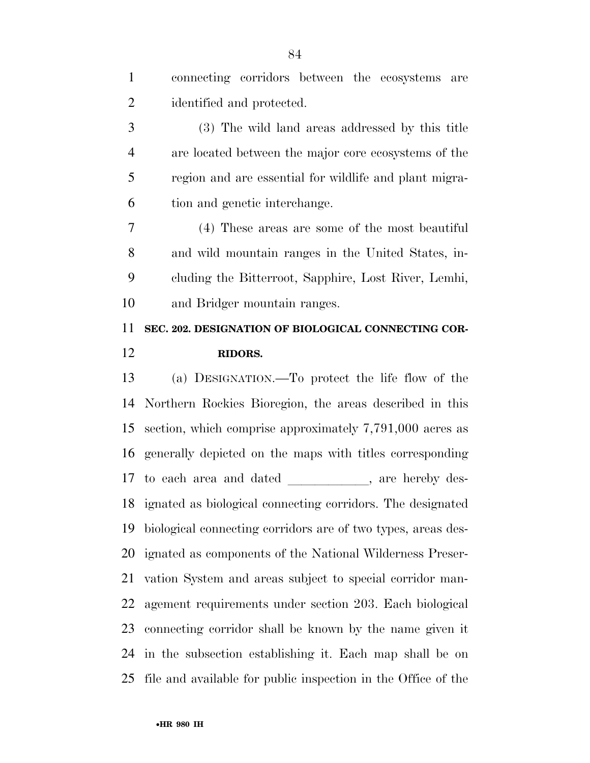connecting corridors between the ecosystems are identified and protected.

(3) The wild land areas addressed by this title are located between the major core ecosystems of the region and are essential for wildlife and plant migration and genetic interchange.

(4) These areas are some of the most beautiful and wild mountain ranges in the United States, including the Bitterroot, Sapphire, Lost River, Lemhi, and Bridger mountain ranges.

**SEC. 202. DESIGNATION OF BIOLOGICAL CONNECTING CORRIDORS.**

(a) DESIGNATION.—To protect the life flow of the Northern Rockies Bioregion, the areas described in this section, which comprise approximately 7,791,000 acres as generally depicted on the maps with titles corresponding to each area and dated ____________, are hereby designated as biological connecting corridors. The designated biological connecting corridors are of two types, areas designated as components of the National Wilderness Preservation System and areas subject to special corridor management requirements under section 203. Each biological connecting corridor shall be known by the name given it in the subsection establishing it. Each map shall be on file and available for public inspection in the Office of the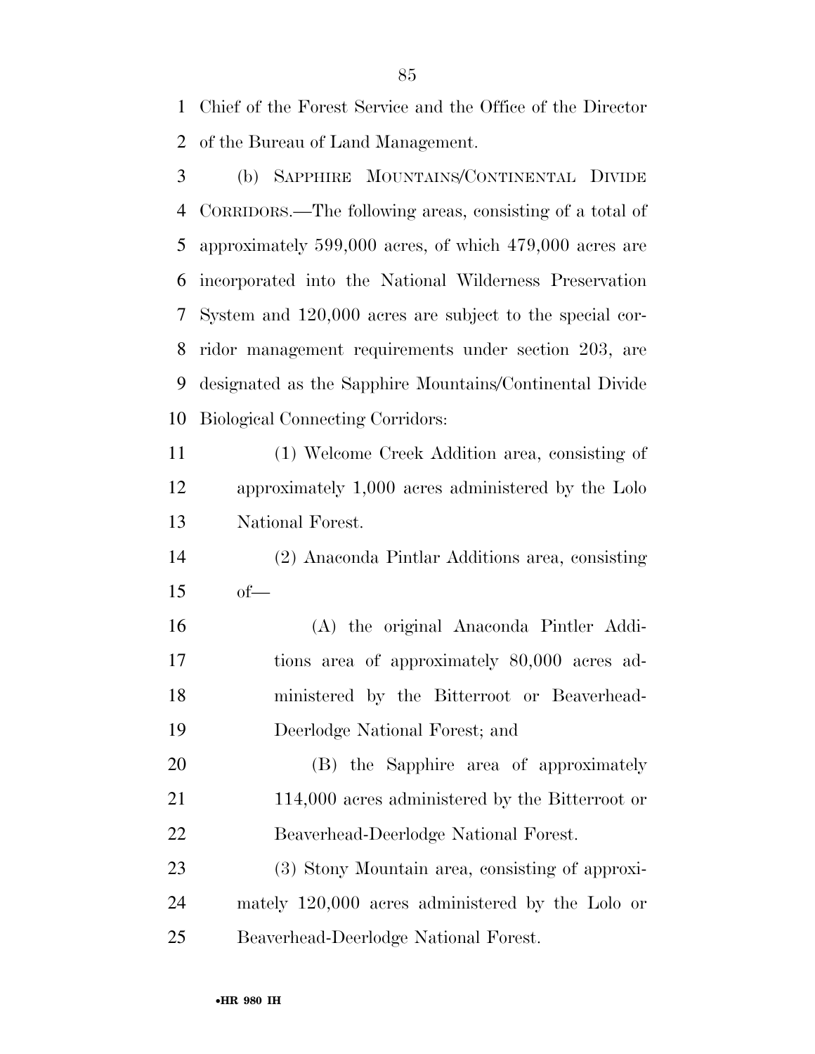Chief of the Forest Service and the Office of the Director of the Bureau of Land Management.

(b) SAPPHIRE MOUNTAINS/CONTINENTAL DIVIDE CORRIDORS.—The following areas, consisting of a total of approximately 599,000 acres, of which 479,000 acres are incorporated into the National Wilderness Preservation System and 120,000 acres are subject to the special corridor management requirements under section 203, are designated as the Sapphire Mountains/Continental Divide Biological Connecting Corridors:

(1) Welcome Creek Addition area, consisting of approximately 1,000 acres administered by the Lolo National Forest.

(2) Anaconda Pintlar Additions area, consisting of—

(A) the original Anaconda Pintler Additions area of approximately 80,000 acres administered by the Bitterroot or Beaverhead-Deerlodge National Forest; and

(B) the Sapphire area of approximately 114,000 acres administered by the Bitterroot or Beaverhead-Deerlodge National Forest.

(3) Stony Mountain area, consisting of approximately 120,000 acres administered by the Lolo or Beaverhead-Deerlodge National Forest.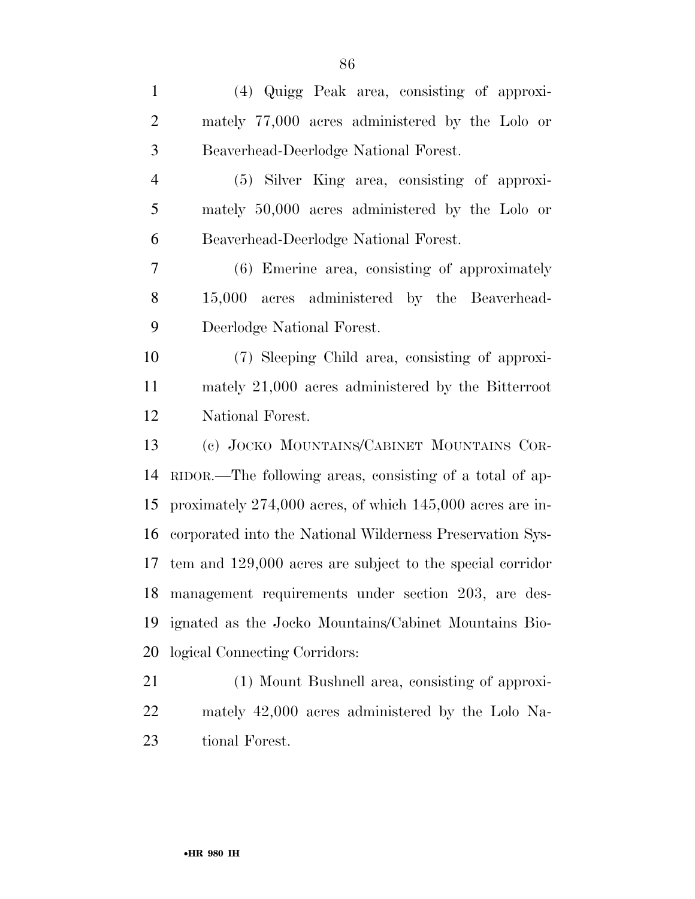(4) Quigg Peak area, consisting of approximately 77,000 acres administered by the Lolo or Beaverhead-Deerlodge National Forest.

(5) Silver King area, consisting of approximately 50,000 acres administered by the Lolo or Beaverhead-Deerlodge National Forest.

(6) Emerine area, consisting of approximately 15,000 acres administered by the Beaverhead-Deerlodge National Forest.

(7) Sleeping Child area, consisting of approximately 21,000 acres administered by the Bitterroot National Forest.

(c) JOCKO MOUNTAINS/CABINET MOUNTAINS CORRIDOR.—The following areas, consisting of a total of approximately 274,000 acres, of which 145,000 acres are incorporated into the National Wilderness Preservation System and 129,000 acres are subject to the special corridor management requirements under section 203, are designated as the Jocko Mountains/Cabinet Mountains Biological Connecting Corridors:

(1) Mount Bushnell area, consisting of approximately 42,000 acres administered by the Lolo National Forest.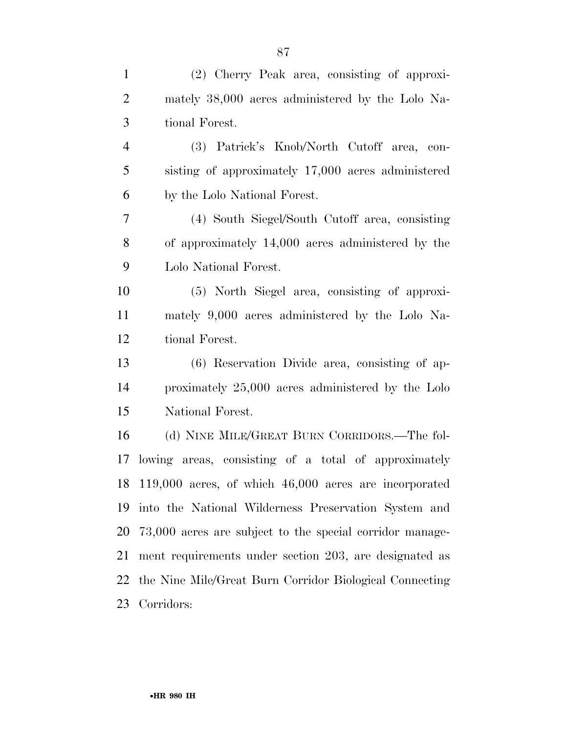(2) Cherry Peak area, consisting of approximately 38,000 acres administered by the Lolo National Forest.

(3) Patrick's Knob/North Cutoff area, consisting of approximately 17,000 acres administered by the Lolo National Forest.

(4) South Siegel/South Cutoff area, consisting of approximately 14,000 acres administered by the Lolo National Forest.

(5) North Siegel area, consisting of approximately 9,000 acres administered by the Lolo National Forest.

(6) Reservation Divide area, consisting of approximately 25,000 acres administered by the Lolo National Forest.

(d) NINE MILE/GREAT BURN CORRIDORS.—The following areas, consisting of a total of approximately 119,000 acres, of which 46,000 acres are incorporated into the National Wilderness Preservation System and 73,000 acres are subject to the special corridor management requirements under section 203, are designated as the Nine Mile/Great Burn Corridor Biological Connecting Corridors: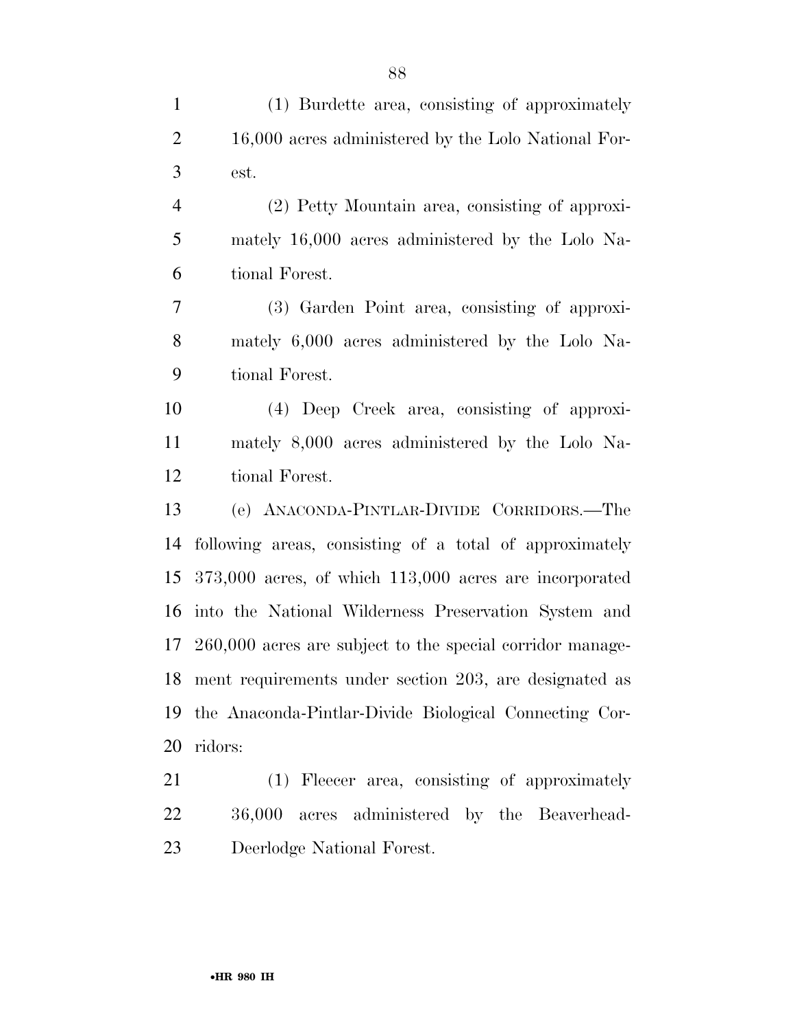(1) Burdette area, consisting of approximately 16,000 acres administered by the Lolo National Forest.

(2) Petty Mountain area, consisting of approximately 16,000 acres administered by the Lolo National Forest.

(3) Garden Point area, consisting of approximately 6,000 acres administered by the Lolo National Forest.

(4) Deep Creek area, consisting of approximately 8,000 acres administered by the Lolo National Forest.

(e) ANACONDA-PINTLAR-DIVIDE CORRIDORS.—The following areas, consisting of a total of approximately 373,000 acres, of which 113,000 acres are incorporated into the National Wilderness Preservation System and 260,000 acres are subject to the special corridor management requirements under section 203, are designated as the Anaconda-Pintlar-Divide Biological Connecting Corridors:

(1) Fleecer area, consisting of approximately 36,000 acres administered by the Beaverhead-Deerlodge National Forest.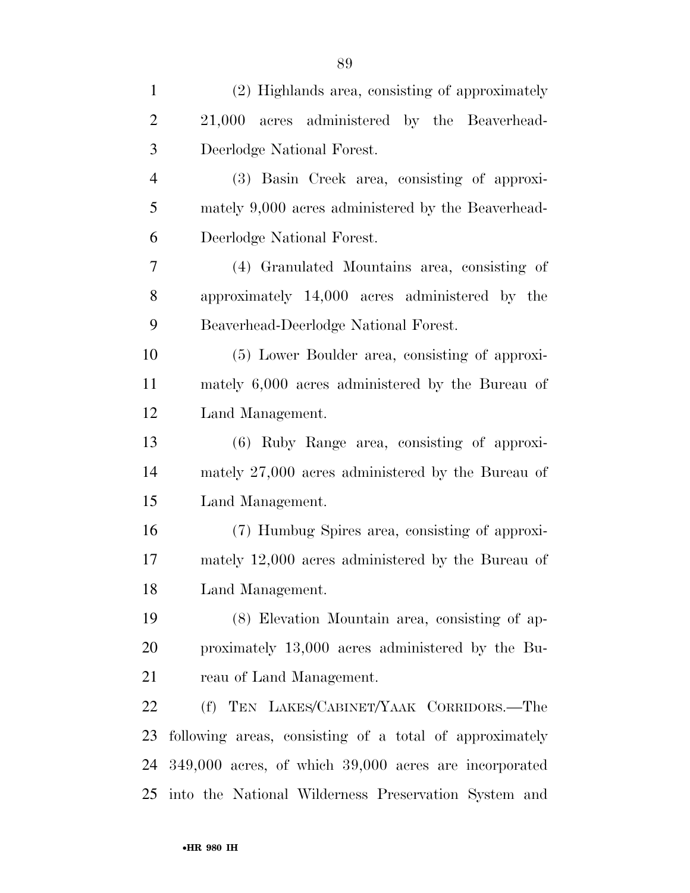(2) Highlands area, consisting of approximately 21,000 acres administered by the Beaverhead-Deerlodge National Forest.

(3) Basin Creek area, consisting of approximately 9,000 acres administered by the Beaverhead-Deerlodge National Forest.

(4) Granulated Mountains area, consisting of approximately 14,000 acres administered by the Beaverhead-Deerlodge National Forest.

(5) Lower Boulder area, consisting of approximately 6,000 acres administered by the Bureau of Land Management.

(6) Ruby Range area, consisting of approximately 27,000 acres administered by the Bureau of Land Management.

(7) Humbug Spires area, consisting of approximately 12,000 acres administered by the Bureau of Land Management.

(8) Elevation Mountain area, consisting of approximately 13,000 acres administered by the Bureau of Land Management.

(f) TEN LAKES/CABINET/YAAK CORRIDORS.—The following areas, consisting of a total of approximately 349,000 acres, of which 39,000 acres are incorporated into the National Wilderness Preservation System and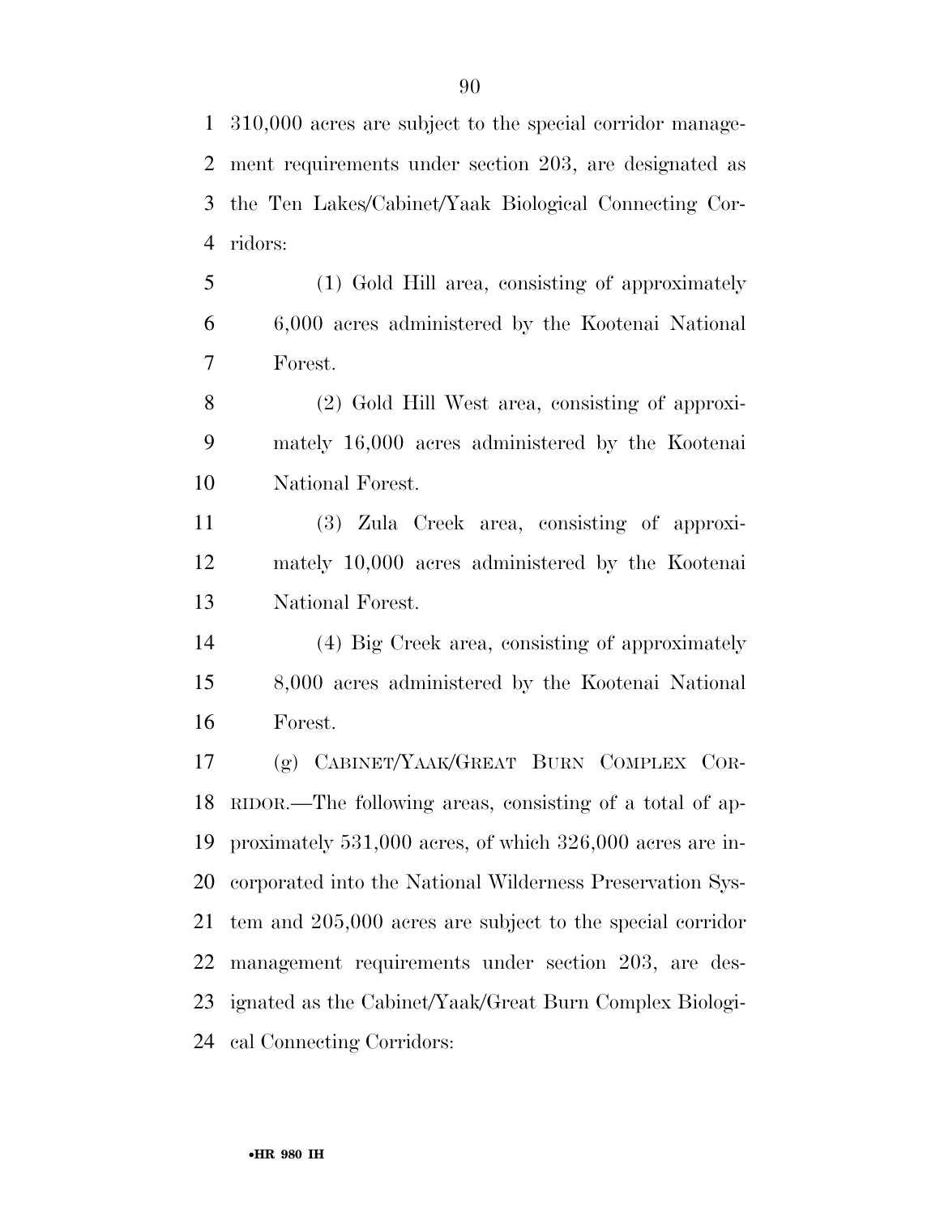310,000 acres are subject to the special corridor management requirements under section 203, are designated as the Ten Lakes/Cabinet/Yaak Biological Connecting Corridors:

(1) Gold Hill area, consisting of approximately 6,000 acres administered by the Kootenai National Forest.

(2) Gold Hill West area, consisting of approximately 16,000 acres administered by the Kootenai National Forest.

(3) Zula Creek area, consisting of approximately 10,000 acres administered by the Kootenai National Forest.

(4) Big Creek area, consisting of approximately 8,000 acres administered by the Kootenai National Forest.

(g) CABINET/YAAK/GREAT BURN COMPLEX CORRIDOR.—The following areas, consisting of a total of approximately 531,000 acres, of which 326,000 acres are incorporated into the National Wilderness Preservation System and 205,000 acres are subject to the special corridor management requirements under section 203, are designated as the Cabinet/Yaak/Great Burn Complex Biological Connecting Corridors: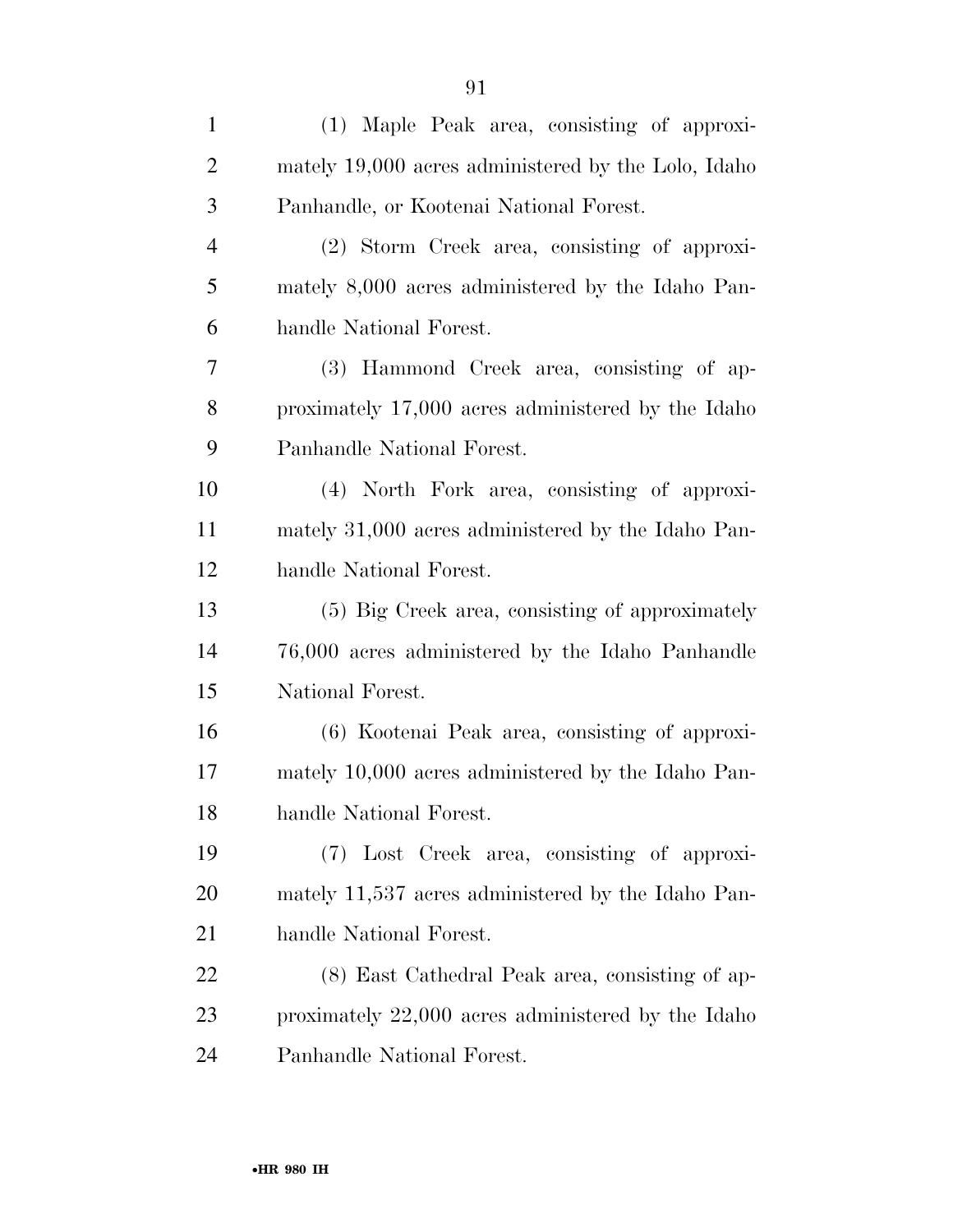(1) Maple Peak area, consisting of approximately 19,000 acres administered by the Lolo, Idaho Panhandle, or Kootenai National Forest.

(2) Storm Creek area, consisting of approximately 8,000 acres administered by the Idaho Panhandle National Forest.

(3) Hammond Creek area, consisting of approximately 17,000 acres administered by the Idaho Panhandle National Forest.

(4) North Fork area, consisting of approximately 31,000 acres administered by the Idaho Panhandle National Forest.

(5) Big Creek area, consisting of approximately 76,000 acres administered by the Idaho Panhandle National Forest.

(6) Kootenai Peak area, consisting of approximately 10,000 acres administered by the Idaho Panhandle National Forest.

(7) Lost Creek area, consisting of approximately 11,537 acres administered by the Idaho Panhandle National Forest.

(8) East Cathedral Peak area, consisting of approximately 22,000 acres administered by the Idaho Panhandle National Forest.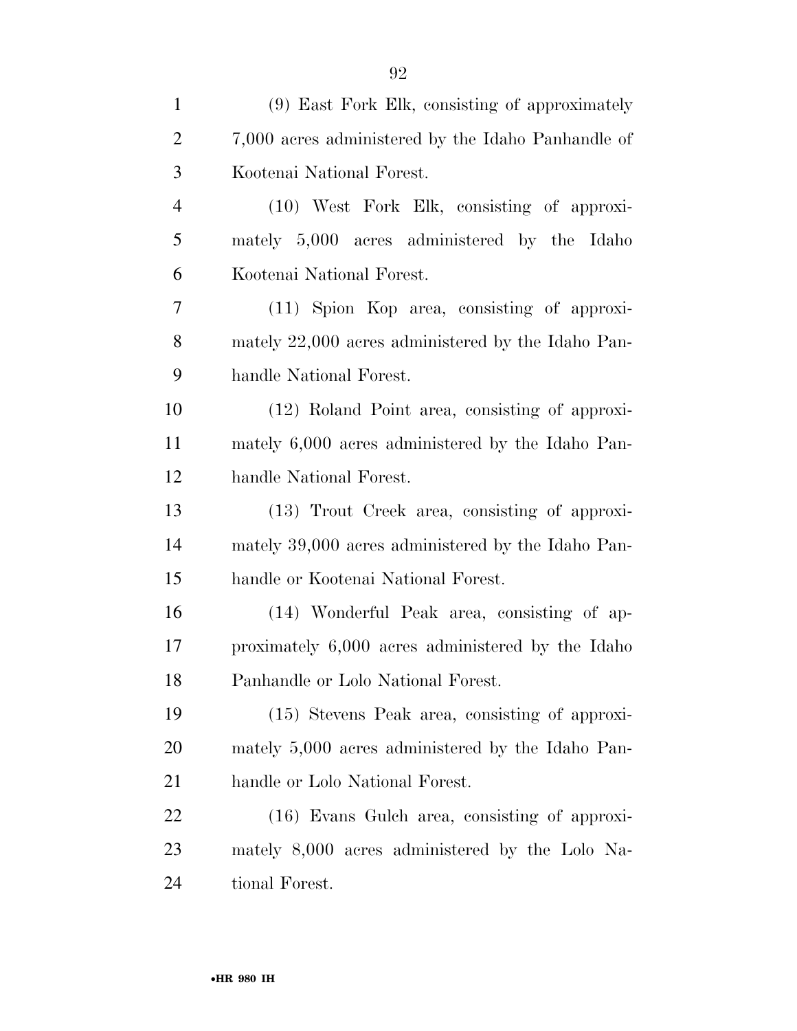(9) East Fork Elk, consisting of approximately 7,000 acres administered by the Idaho Panhandle of Kootenai National Forest.

(10) West Fork Elk, consisting of approximately 5,000 acres administered by the Idaho Kootenai National Forest.

(11) Spion Kop area, consisting of approximately 22,000 acres administered by the Idaho Panhandle National Forest.

(12) Roland Point area, consisting of approximately 6,000 acres administered by the Idaho Panhandle National Forest.

(13) Trout Creek area, consisting of approximately 39,000 acres administered by the Idaho Panhandle or Kootenai National Forest.

(14) Wonderful Peak area, consisting of approximately 6,000 acres administered by the Idaho Panhandle or Lolo National Forest.

(15) Stevens Peak area, consisting of approximately 5,000 acres administered by the Idaho Panhandle or Lolo National Forest.

(16) Evans Gulch area, consisting of approximately 8,000 acres administered by the Lolo National Forest.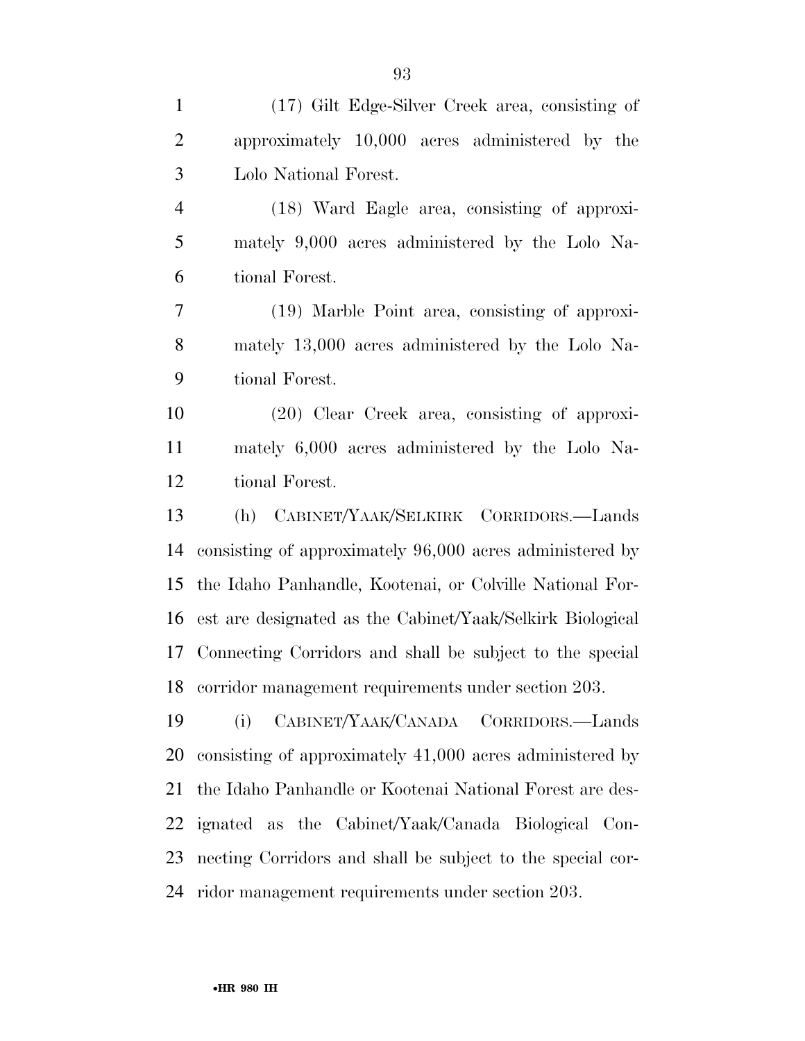(17) Gilt Edge-Silver Creek area, consisting of approximately 10,000 acres administered by the Lolo National Forest.

(18) Ward Eagle area, consisting of approximately 9,000 acres administered by the Lolo National Forest.

(19) Marble Point area, consisting of approximately 13,000 acres administered by the Lolo National Forest.

(20) Clear Creek area, consisting of approximately 6,000 acres administered by the Lolo National Forest.

(h) CABINET/YAAK/SELKIRK CORRIDORS.—Lands consisting of approximately 96,000 acres administered by the Idaho Panhandle, Kootenai, or Colville National Forest are designated as the Cabinet/Yaak/Selkirk Biological Connecting Corridors and shall be subject to the special corridor management requirements under section 203.

(i) CABINET/YAAK/CANADA CORRIDORS.—Lands consisting of approximately 41,000 acres administered by the Idaho Panhandle or Kootenai National Forest are designated as the Cabinet/Yaak/Canada Biological Connecting Corridors and shall be subject to the special corridor management requirements under section 203.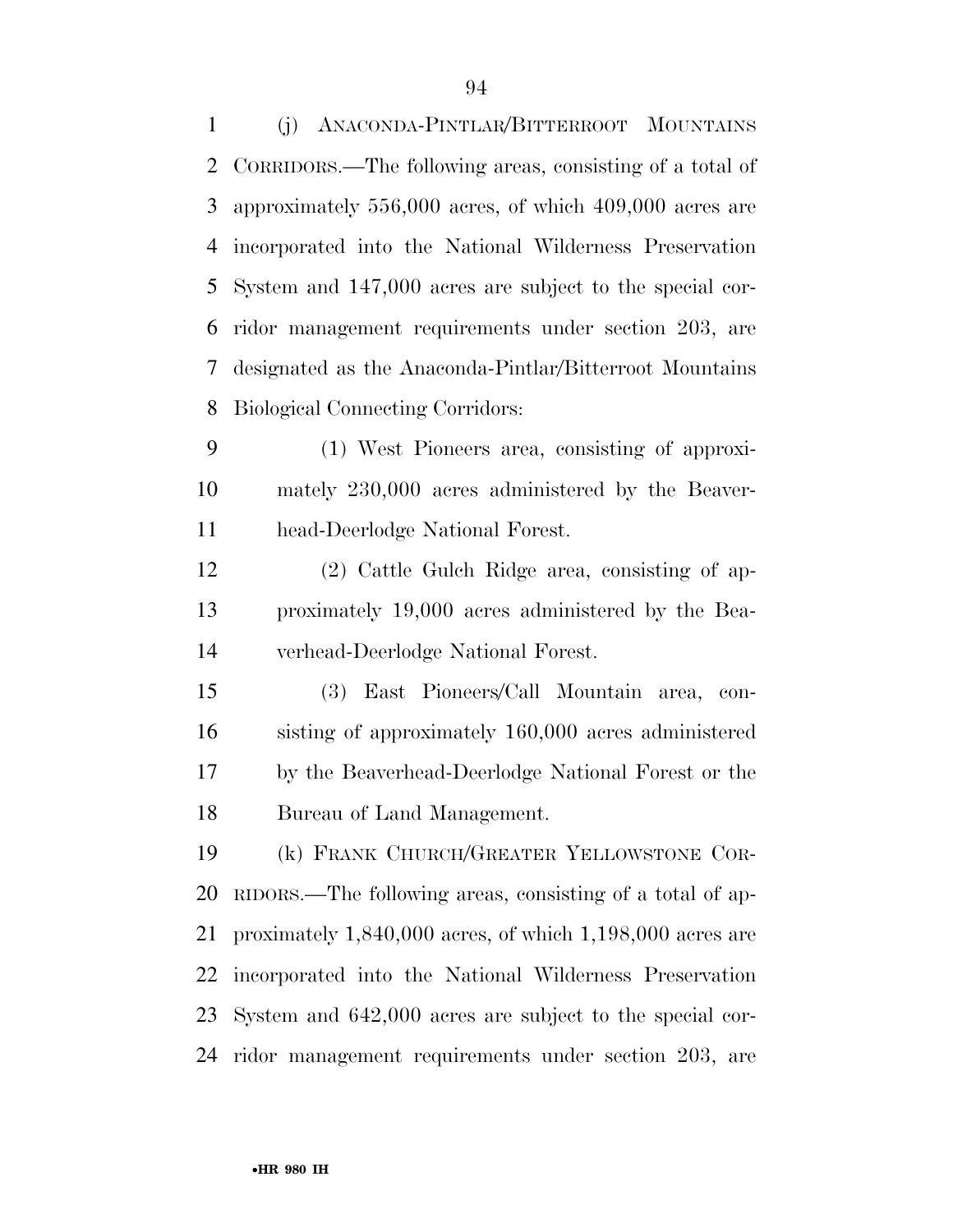(j) ANACONDA-PINTLAR/BITTERROOT MOUNTAINS CORRIDORS.—The following areas, consisting of a total of approximately 556,000 acres, of which 409,000 acres are incorporated into the National Wilderness Preservation System and 147,000 acres are subject to the special corridor management requirements under section 203, are designated as the Anaconda-Pintlar/Bitterroot Mountains Biological Connecting Corridors:

(1) West Pioneers area, consisting of approximately 230,000 acres administered by the Beaverhead-Deerlodge National Forest.

(2) Cattle Gulch Ridge area, consisting of approximately 19,000 acres administered by the Beaverhead-Deerlodge National Forest.

(3) East Pioneers/Call Mountain area, consisting of approximately 160,000 acres administered by the Beaverhead-Deerlodge National Forest or the Bureau of Land Management.

(k) FRANK CHURCH/GREATER YELLOWSTONE CORRIDORS.—The following areas, consisting of a total of approximately 1,840,000 acres, of which 1,198,000 acres are incorporated into the National Wilderness Preservation System and 642,000 acres are subject to the special corridor management requirements under section 203, are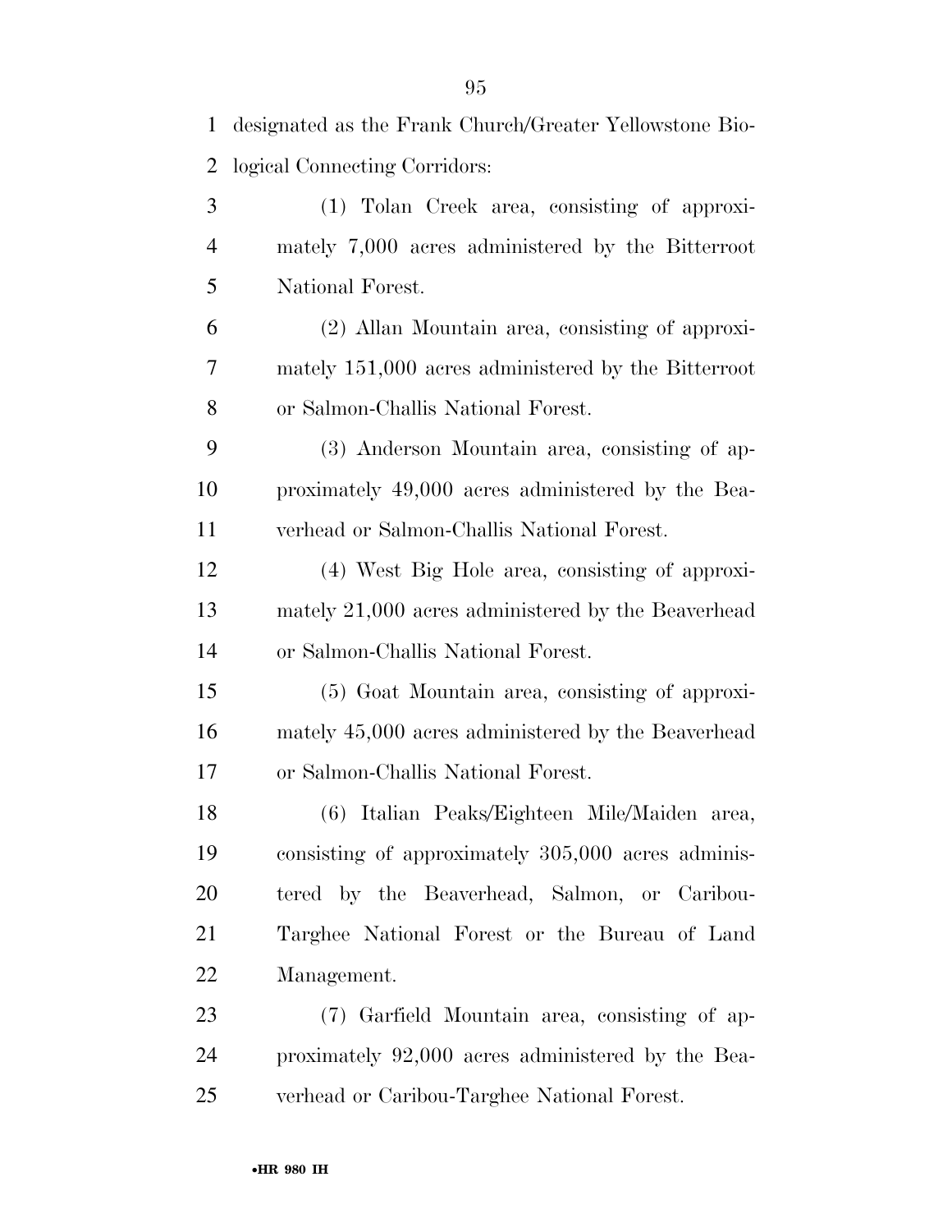designated as the Frank Church/Greater Yellowstone Biological Connecting Corridors:

(1) Tolan Creek area, consisting of approximately 7,000 acres administered by the Bitterroot National Forest.

(2) Allan Mountain area, consisting of approximately 151,000 acres administered by the Bitterroot or Salmon-Challis National Forest.

(3) Anderson Mountain area, consisting of approximately 49,000 acres administered by the Beaverhead or Salmon-Challis National Forest.

(4) West Big Hole area, consisting of approximately 21,000 acres administered by the Beaverhead or Salmon-Challis National Forest.

(5) Goat Mountain area, consisting of approximately 45,000 acres administered by the Beaverhead or Salmon-Challis National Forest.

(6) Italian Peaks/Eighteen Mile/Maiden area, consisting of approximately 305,000 acres administered by the Beaverhead, Salmon, or Caribou-Targhee National Forest or the Bureau of Land Management.

(7) Garfield Mountain area, consisting of approximately 92,000 acres administered by the Beaverhead or Caribou-Targhee National Forest.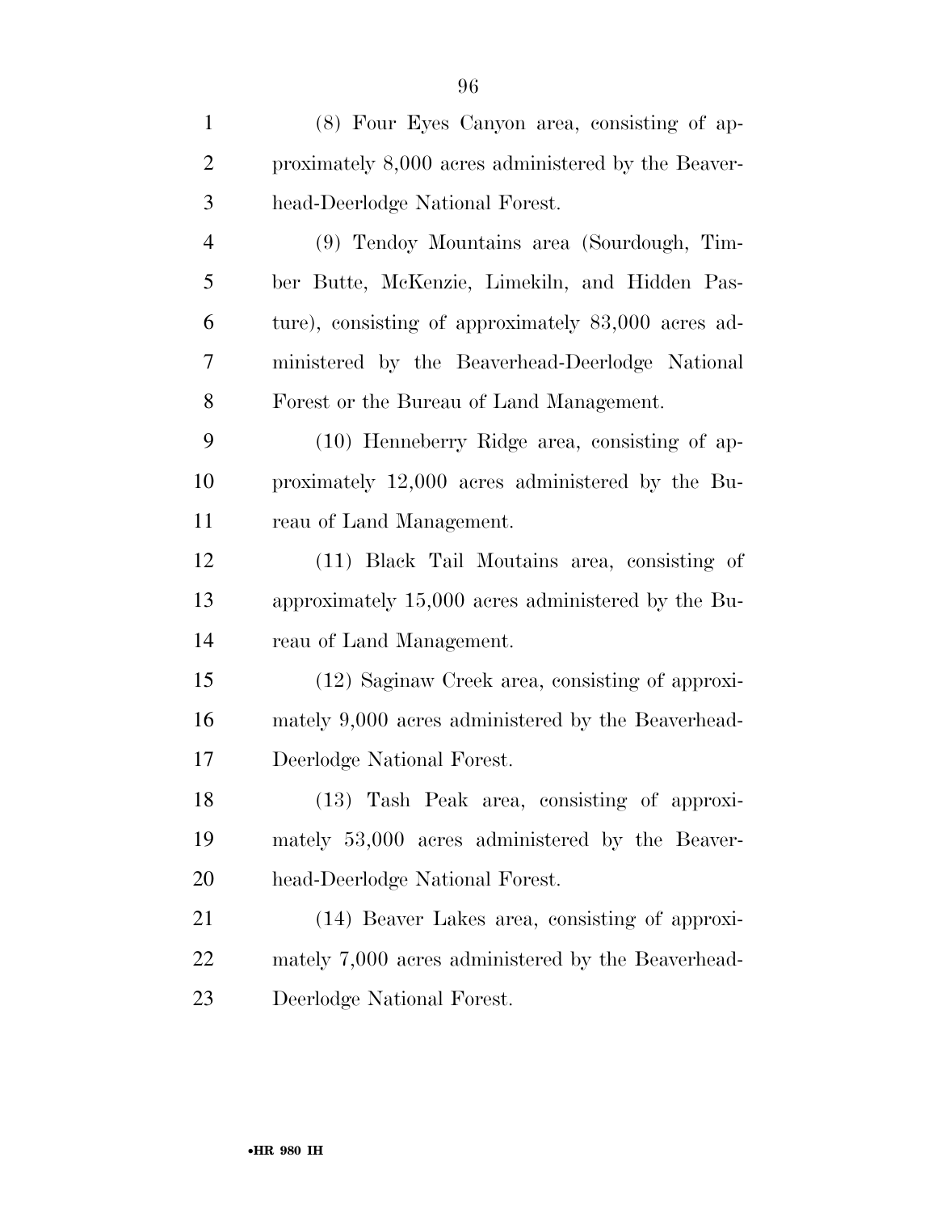(8) Four Eyes Canyon area, consisting of approximately 8,000 acres administered by the Beaverhead-Deerlodge National Forest.

(9) Tendoy Mountains area (Sourdough, Timber Butte, McKenzie, Limekiln, and Hidden Pasture), consisting of approximately 83,000 acres administered by the Beaverhead-Deerlodge National Forest or the Bureau of Land Management.

(10) Henneberry Ridge area, consisting of approximately 12,000 acres administered by the Bureau of Land Management.

(11) Black Tail Moutains area, consisting of approximately 15,000 acres administered by the Bureau of Land Management.

(12) Saginaw Creek area, consisting of approximately 9,000 acres administered by the Beaverhead-Deerlodge National Forest.

(13) Tash Peak area, consisting of approximately 53,000 acres administered by the Beaverhead-Deerlodge National Forest.

(14) Beaver Lakes area, consisting of approximately 7,000 acres administered by the Beaverhead-Deerlodge National Forest.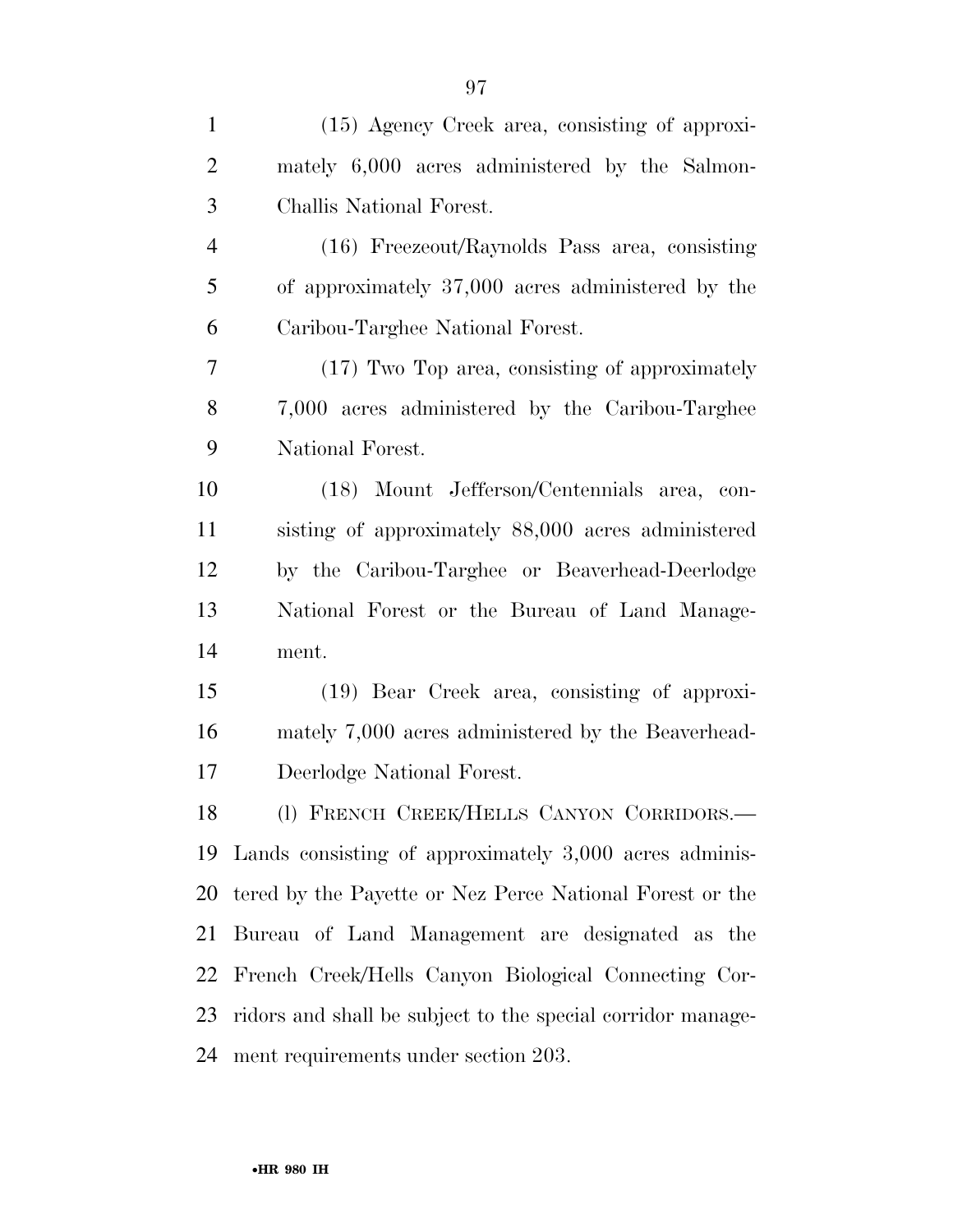(15) Agency Creek area, consisting of approximately 6,000 acres administered by the Salmon-Challis National Forest.

(16) Freezeout/Raynolds Pass area, consisting of approximately 37,000 acres administered by the Caribou-Targhee National Forest.

(17) Two Top area, consisting of approximately 7,000 acres administered by the Caribou-Targhee National Forest.

(18) Mount Jefferson/Centennials area, consisting of approximately 88,000 acres administered by the Caribou-Targhee or Beaverhead-Deerlodge National Forest or the Bureau of Land Management.

(19) Bear Creek area, consisting of approximately 7,000 acres administered by the Beaverhead-Deerlodge National Forest.

(l) FRENCH CREEK/HELLS CANYON CORRIDORS.—Lands consisting of approximately 3,000 acres administered by the Payette or Nez Perce National Forest or the Bureau of Land Management are designated as the French Creek/Hells Canyon Biological Connecting Corridors and shall be subject to the special corridor management requirements under section 203.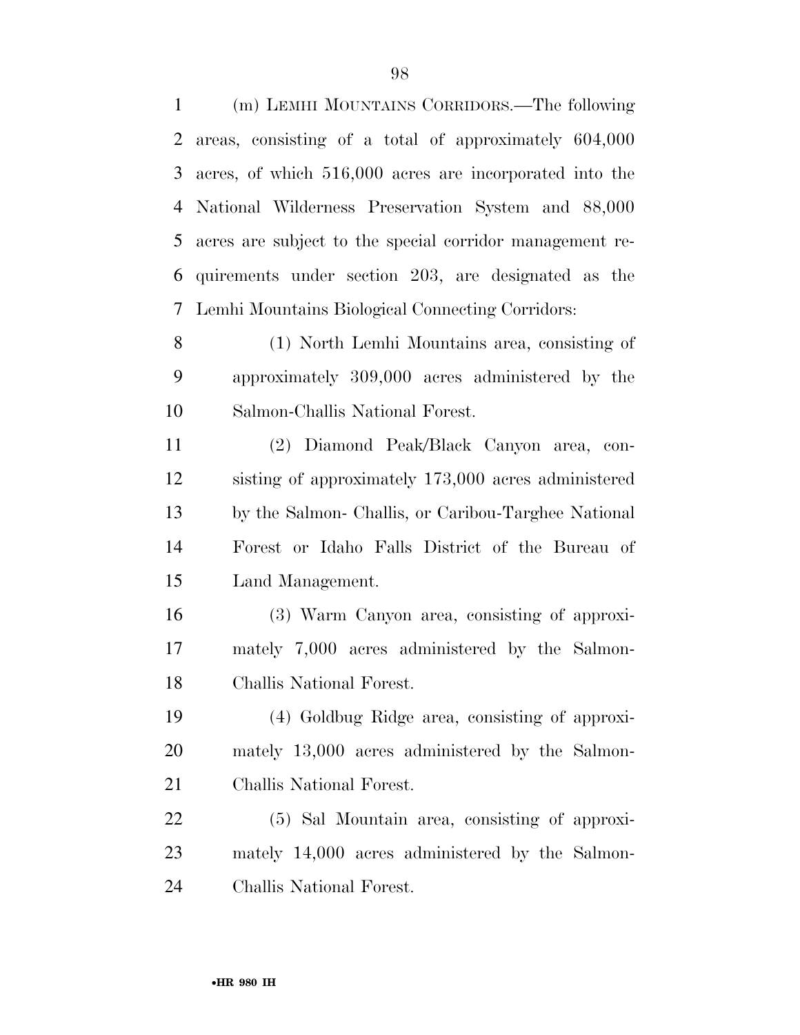(m) LEMHI MOUNTAINS CORRIDORS.—The following areas, consisting of a total of approximately 604,000 acres, of which 516,000 acres are incorporated into the National Wilderness Preservation System and 88,000 acres are subject to the special corridor management requirements under section 203, are designated as the Lemhi Mountains Biological Connecting Corridors:

(1) North Lemhi Mountains area, consisting of approximately 309,000 acres administered by the Salmon-Challis National Forest.

(2) Diamond Peak/Black Canyon area, consisting of approximately 173,000 acres administered by the Salmon- Challis, or Caribou-Targhee National Forest or Idaho Falls District of the Bureau of Land Management.

(3) Warm Canyon area, consisting of approximately 7,000 acres administered by the Salmon-Challis National Forest.

(4) Goldbug Ridge area, consisting of approximately 13,000 acres administered by the Salmon-Challis National Forest.

(5) Sal Mountain area, consisting of approximately 14,000 acres administered by the Salmon-Challis National Forest.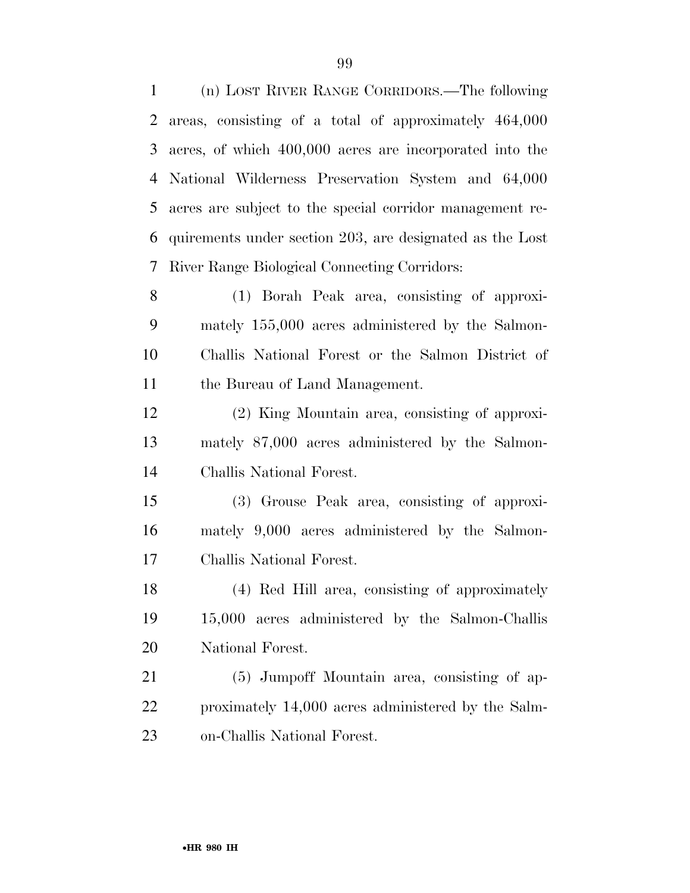(n) LOST RIVER RANGE CORRIDORS.—The following areas, consisting of a total of approximately 464,000 acres, of which 400,000 acres are incorporated into the National Wilderness Preservation System and 64,000 acres are subject to the special corridor management requirements under section 203, are designated as the Lost River Range Biological Connecting Corridors:

(1) Borah Peak area, consisting of approximately 155,000 acres administered by the Salmon-Challis National Forest or the Salmon District of the Bureau of Land Management.

(2) King Mountain area, consisting of approximately 87,000 acres administered by the Salmon-Challis National Forest.

(3) Grouse Peak area, consisting of approximately 9,000 acres administered by the Salmon-Challis National Forest.

(4) Red Hill area, consisting of approximately 15,000 acres administered by the Salmon-Challis National Forest.

(5) Jumpoff Mountain area, consisting of approximately 14,000 acres administered by the Salmon-Challis National Forest.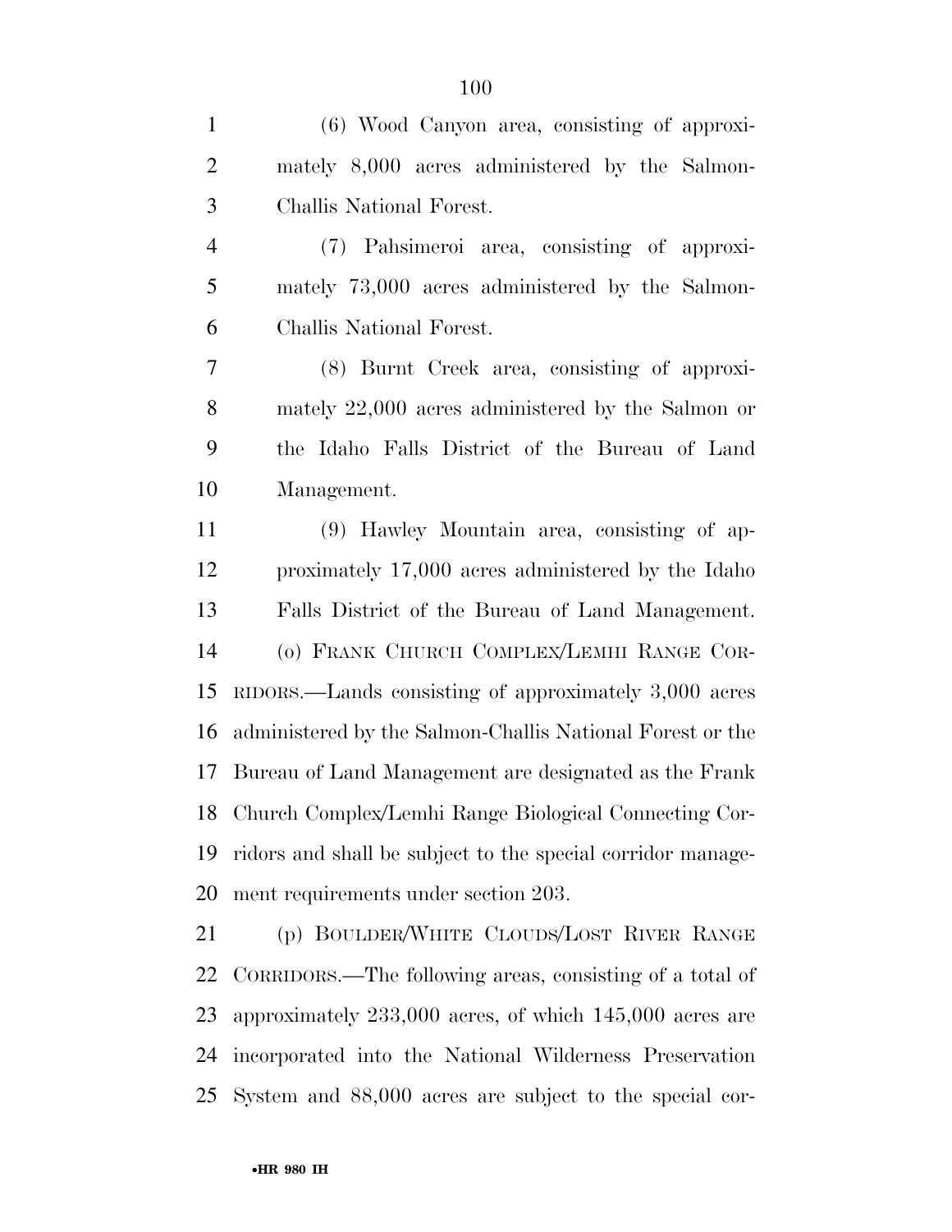(6) Wood Canyon area, consisting of approximately 8,000 acres administered by the Salmon-Challis National Forest.

(7) Pahsimeroi area, consisting of approximately 73,000 acres administered by the Salmon-Challis National Forest.

(8) Burnt Creek area, consisting of approximately 22,000 acres administered by the Salmon or the Idaho Falls District of the Bureau of Land Management.

(9) Hawley Mountain area, consisting of approximately 17,000 acres administered by the Idaho Falls District of the Bureau of Land Management.

(o) FRANK CHURCH COMPLEX/LEMHI RANGE CORRIDORS.—Lands consisting of approximately 3,000 acres administered by the Salmon-Challis National Forest or the Bureau of Land Management are designated as the Frank Church Complex/Lemhi Range Biological Connecting Corridors and shall be subject to the special corridor management requirements under section 203.

(p) BOULDER/WHITE CLOUDS/LOST RIVER RANGE CORRIDORS.—The following areas, consisting of a total of approximately 233,000 acres, of which 145,000 acres are incorporated into the National Wilderness Preservation System and 88,000 acres are subject to the special cor-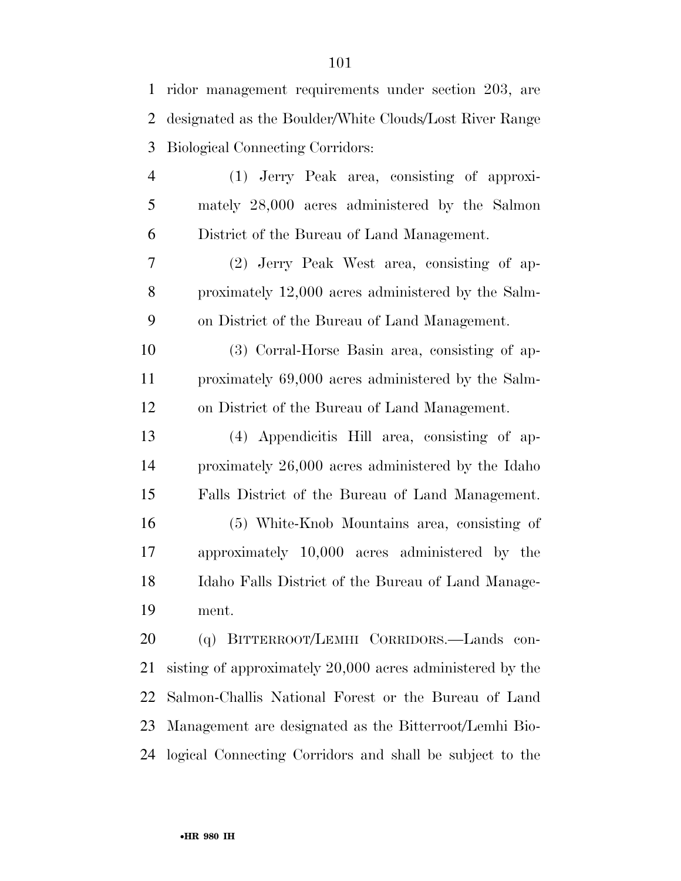ridor management requirements under section 203, are designated as the Boulder/White Clouds/Lost River Range Biological Connecting Corridors:

(1) Jerry Peak area, consisting of approximately 28,000 acres administered by the Salmon District of the Bureau of Land Management.

(2) Jerry Peak West area, consisting of approximately 12,000 acres administered by the Salmon District of the Bureau of Land Management.

(3) Corral-Horse Basin area, consisting of approximately 69,000 acres administered by the Salmon District of the Bureau of Land Management.

(4) Appendicitis Hill area, consisting of approximately 26,000 acres administered by the Idaho Falls District of the Bureau of Land Management.

(5) White-Knob Mountains area, consisting of approximately 10,000 acres administered by the Idaho Falls District of the Bureau of Land Management.

(q) BITTERROOT/LEMHI CORRIDORS.—Lands consisting of approximately 20,000 acres administered by the Salmon-Challis National Forest or the Bureau of Land Management are designated as the Bitterroot/Lemhi Biological Connecting Corridors and shall be subject to the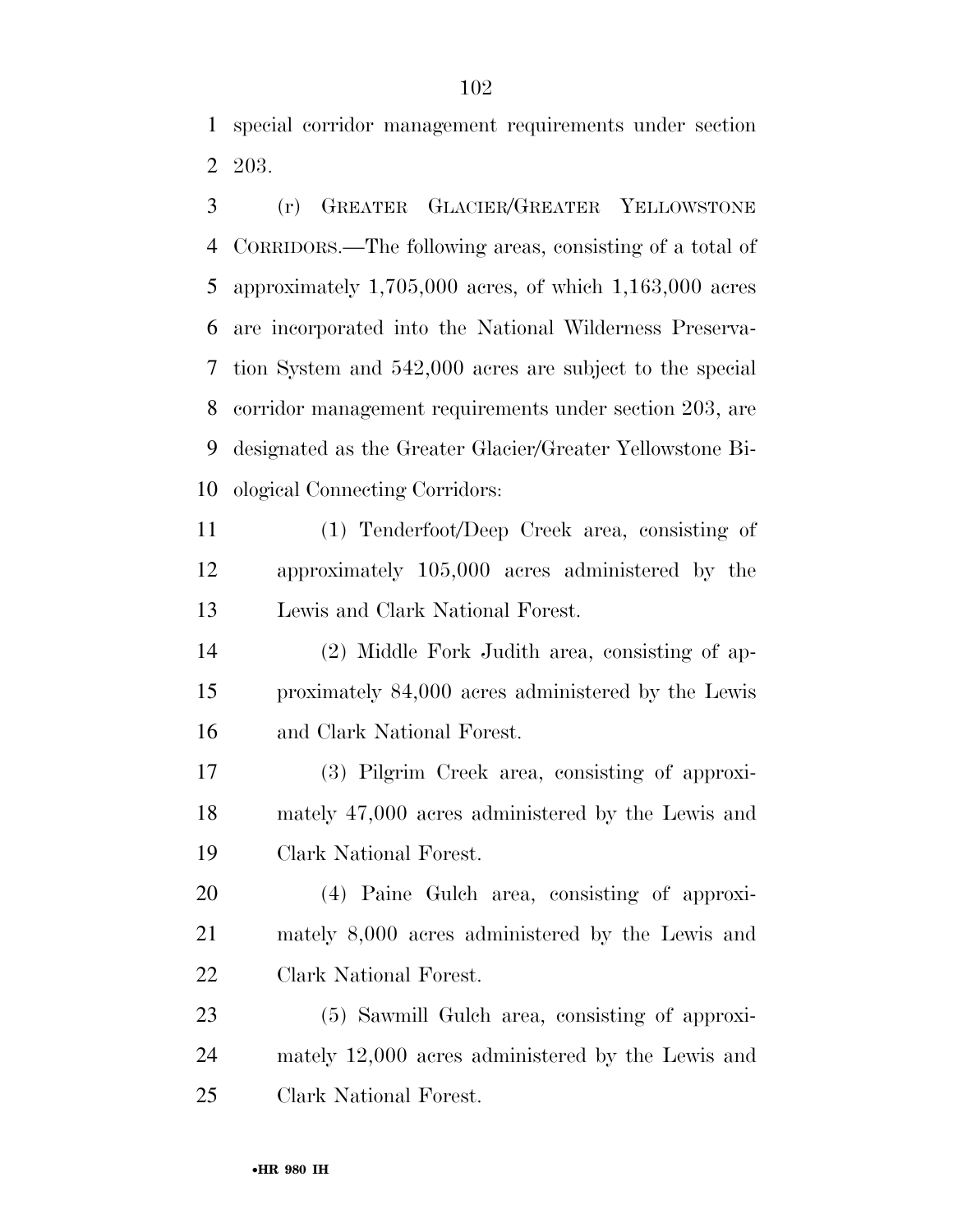special corridor management requirements under section 203.

(r) GREATER GLACIER/GREATER YELLOWSTONE CORRIDORS.—The following areas, consisting of a total of approximately 1,705,000 acres, of which 1,163,000 acres are incorporated into the National Wilderness Preservation System and 542,000 acres are subject to the special corridor management requirements under section 203, are designated as the Greater Glacier/Greater Yellowstone Biological Connecting Corridors:

(1) Tenderfoot/Deep Creek area, consisting of approximately 105,000 acres administered by the Lewis and Clark National Forest.

(2) Middle Fork Judith area, consisting of approximately 84,000 acres administered by the Lewis and Clark National Forest.

(3) Pilgrim Creek area, consisting of approximately 47,000 acres administered by the Lewis and Clark National Forest.

(4) Paine Gulch area, consisting of approximately 8,000 acres administered by the Lewis and Clark National Forest.

(5) Sawmill Gulch area, consisting of approximately 12,000 acres administered by the Lewis and Clark National Forest.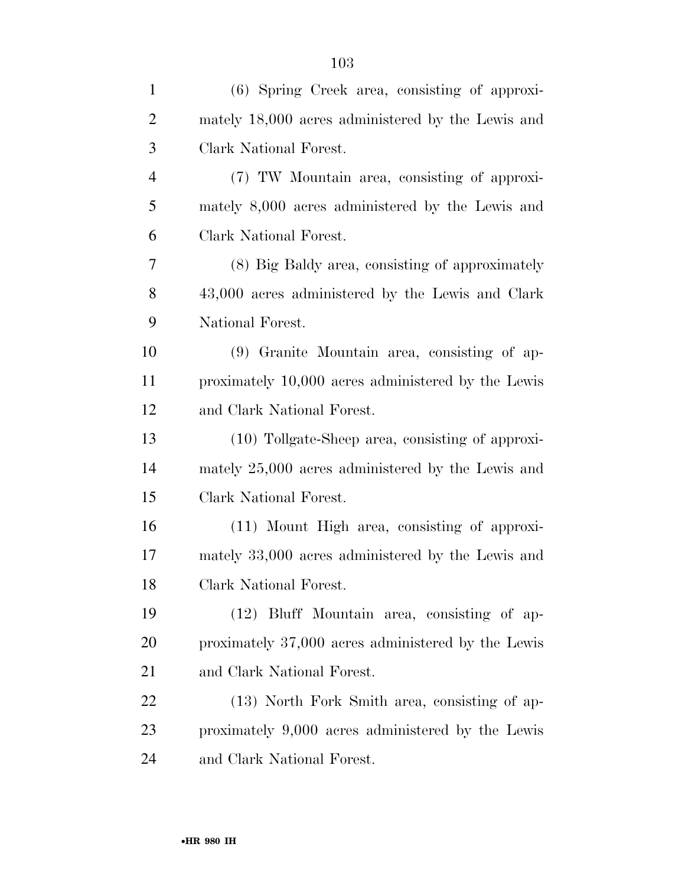(6) Spring Creek area, consisting of approximately 18,000 acres administered by the Lewis and Clark National Forest.

(7) TW Mountain area, consisting of approximately 8,000 acres administered by the Lewis and Clark National Forest.

(8) Big Baldy area, consisting of approximately 43,000 acres administered by the Lewis and Clark National Forest.

(9) Granite Mountain area, consisting of approximately 10,000 acres administered by the Lewis and Clark National Forest.

(10) Tollgate-Sheep area, consisting of approximately 25,000 acres administered by the Lewis and Clark National Forest.

(11) Mount High area, consisting of approximately 33,000 acres administered by the Lewis and Clark National Forest.

(12) Bluff Mountain area, consisting of approximately 37,000 acres administered by the Lewis and Clark National Forest.

(13) North Fork Smith area, consisting of approximately 9,000 acres administered by the Lewis and Clark National Forest.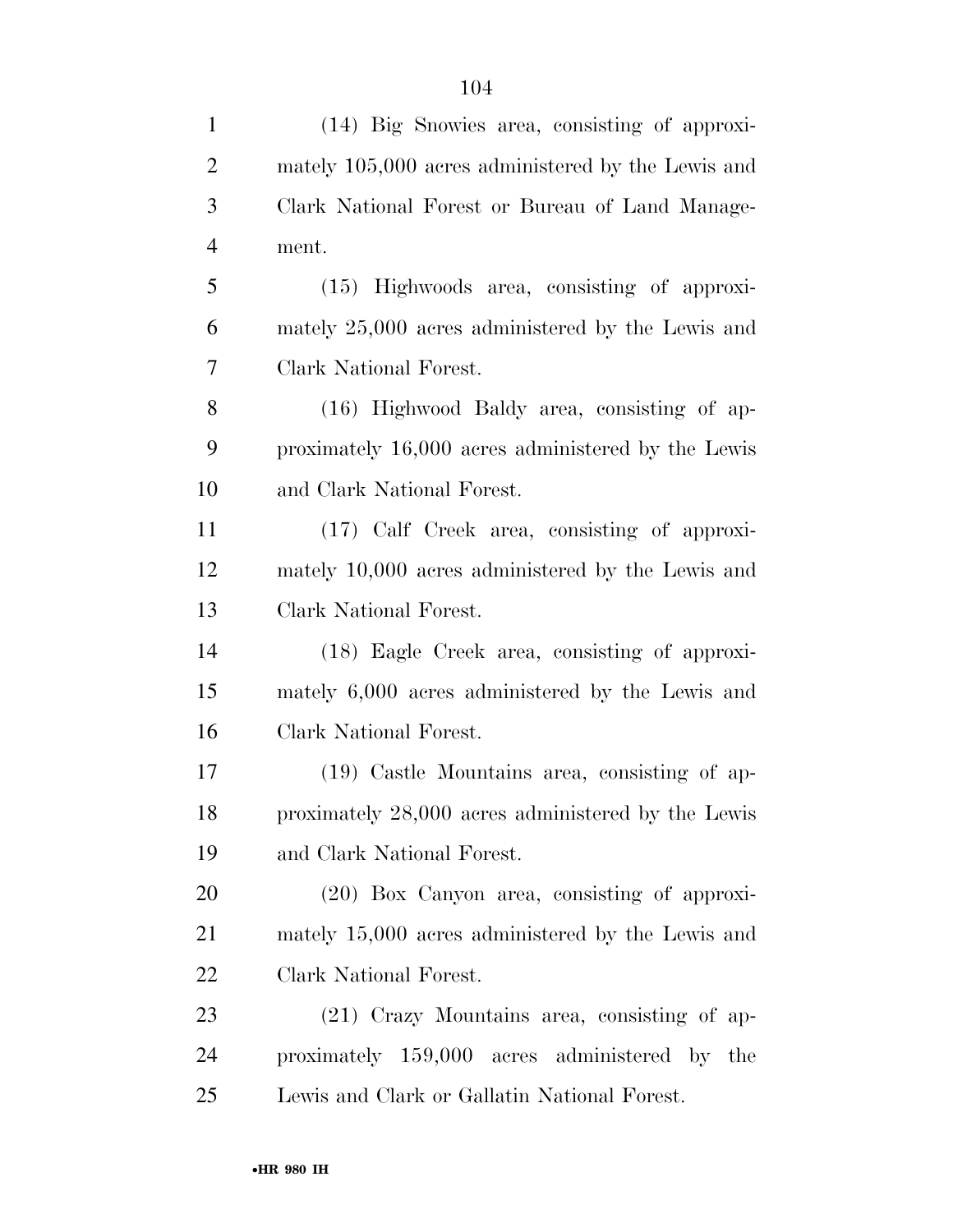(14) Big Snowies area, consisting of approximately 105,000 acres administered by the Lewis and Clark National Forest or Bureau of Land Management.

(15) Highwoods area, consisting of approximately 25,000 acres administered by the Lewis and Clark National Forest.

(16) Highwood Baldy area, consisting of approximately 16,000 acres administered by the Lewis and Clark National Forest.

(17) Calf Creek area, consisting of approximately 10,000 acres administered by the Lewis and Clark National Forest.

(18) Eagle Creek area, consisting of approximately 6,000 acres administered by the Lewis and Clark National Forest.

(19) Castle Mountains area, consisting of approximately 28,000 acres administered by the Lewis and Clark National Forest.

(20) Box Canyon area, consisting of approximately 15,000 acres administered by the Lewis and Clark National Forest.

(21) Crazy Mountains area, consisting of approximately 159,000 acres administered by the Lewis and Clark or Gallatin National Forest.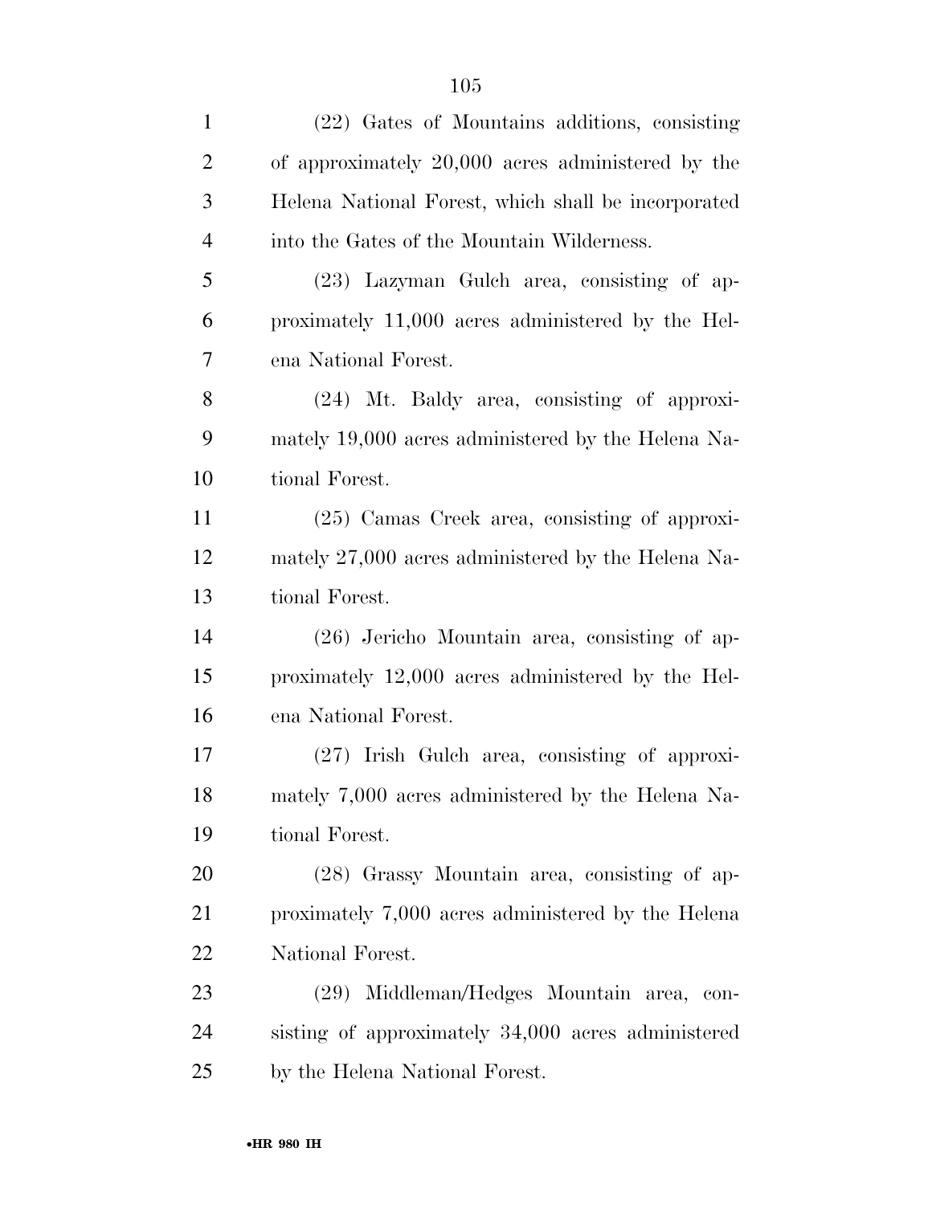(22) Gates of Mountains additions, consisting of approximately 20,000 acres administered by the Helena National Forest, which shall be incorporated into the Gates of the Mountain Wilderness.

(23) Lazyman Gulch area, consisting of approximately 11,000 acres administered by the Helena National Forest.

(24) Mt. Baldy area, consisting of approximately 19,000 acres administered by the Helena National Forest.

(25) Camas Creek area, consisting of approximately 27,000 acres administered by the Helena National Forest.

(26) Jericho Mountain area, consisting of approximately 12,000 acres administered by the Helena National Forest.

(27) Irish Gulch area, consisting of approximately 7,000 acres administered by the Helena National Forest.

(28) Grassy Mountain area, consisting of approximately 7,000 acres administered by the Helena National Forest.

(29) Middleman/Hedges Mountain area, consisting of approximately 34,000 acres administered by the Helena National Forest.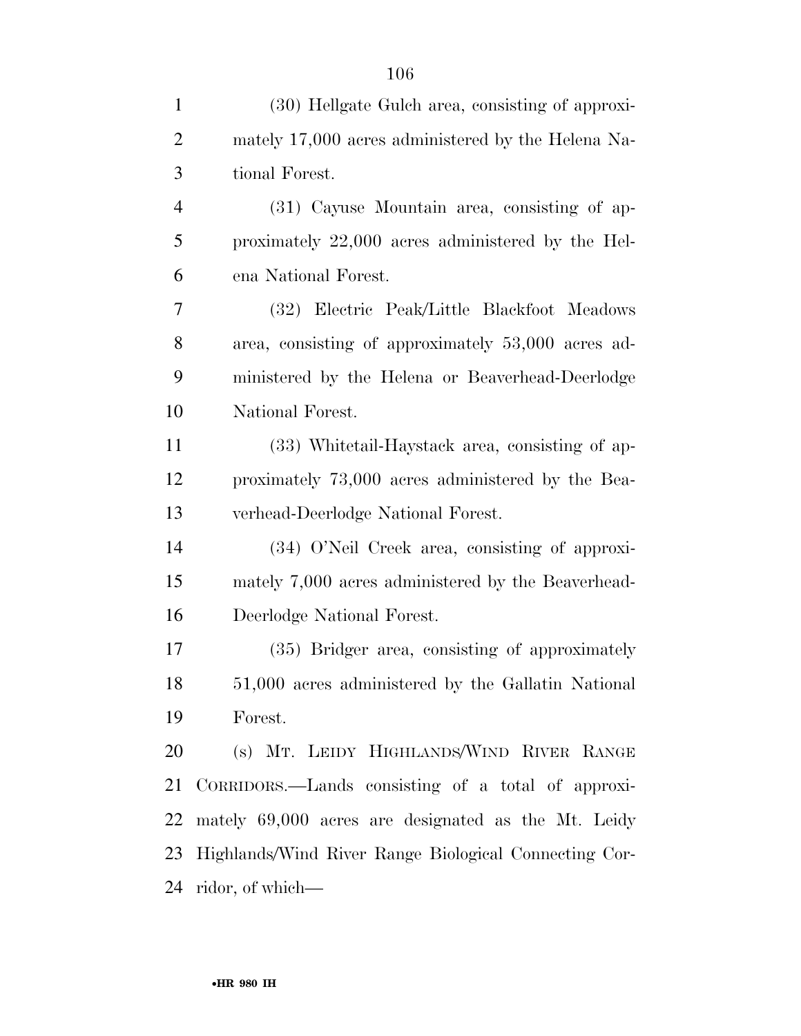(30) Hellgate Gulch area, consisting of approximately 17,000 acres administered by the Helena National Forest.

(31) Cayuse Mountain area, consisting of approximately 22,000 acres administered by the Helena National Forest.

(32) Electric Peak/Little Blackfoot Meadows area, consisting of approximately 53,000 acres administered by the Helena or Beaverhead-Deerlodge National Forest.

(33) Whitetail-Haystack area, consisting of approximately 73,000 acres administered by the Beaverhead-Deerlodge National Forest.

(34) O'Neil Creek area, consisting of approximately 7,000 acres administered by the Beaverhead-Deerlodge National Forest.

(35) Bridger area, consisting of approximately 51,000 acres administered by the Gallatin National Forest.

(s) MT. LEIDY HIGHLANDS/WIND RIVER RANGE CORRIDORS.—Lands consisting of a total of approximately 69,000 acres are designated as the Mt. Leidy Highlands/Wind River Range Biological Connecting Corridor, of which—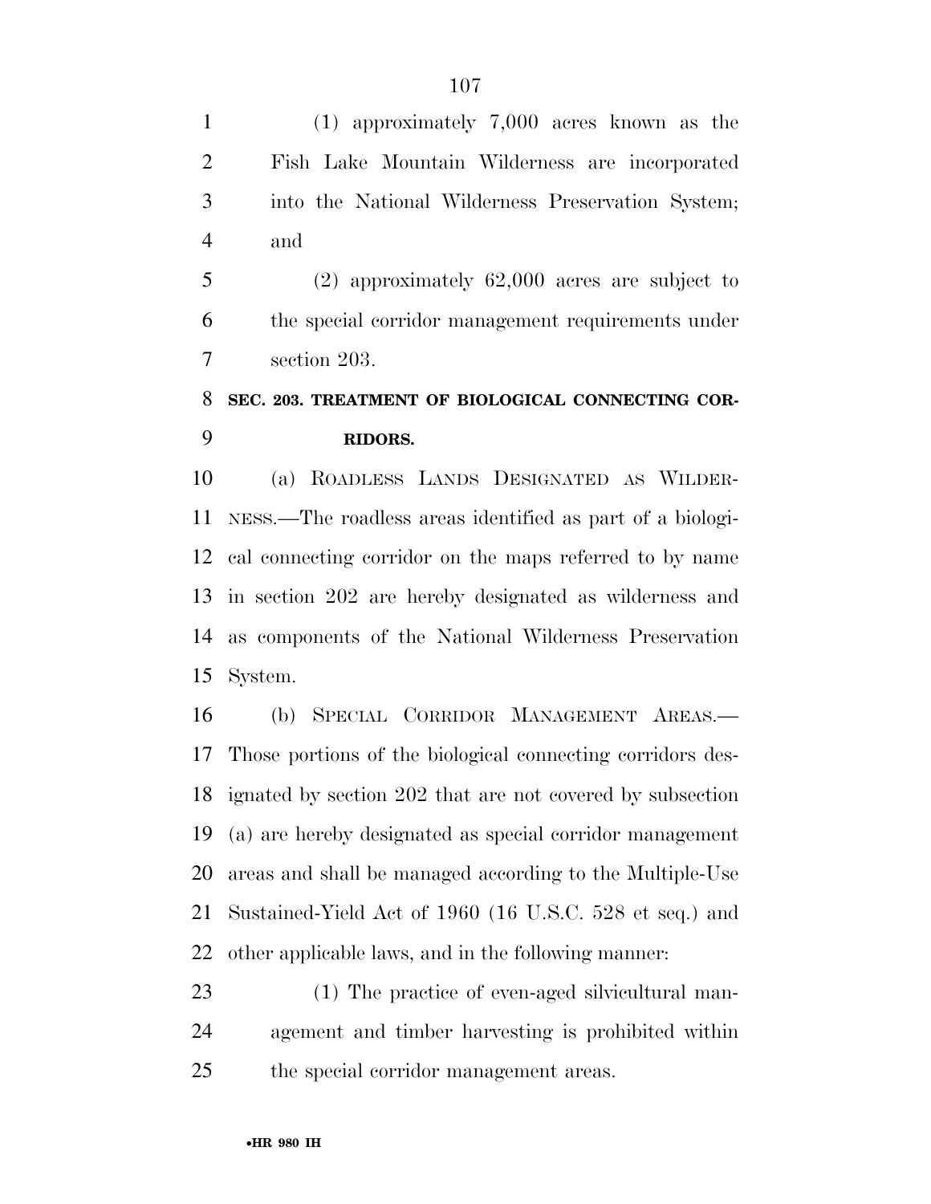(1) approximately 7,000 acres known as the Fish Lake Mountain Wilderness are incorporated into the National Wilderness Preservation System; and

(2) approximately 62,000 acres are subject to the special corridor management requirements under section 203.

### SEC. 203. TREATMENT OF BIOLOGICAL CONNECTING CORRIDORS.

(a) ROADLESS LANDS DESIGNATED AS WILDERNESS.—The roadless areas identified as part of a biological connecting corridor on the maps referred to by name in section 202 are hereby designated as wilderness and as components of the National Wilderness Preservation System.

(b) SPECIAL CORRIDOR MANAGEMENT AREAS.—Those portions of the biological connecting corridors designated by section 202 that are not covered by subsection (a) are hereby designated as special corridor management areas and shall be managed according to the Multiple-Use Sustained-Yield Act of 1960 (16 U.S.C. 528 et seq.) and other applicable laws, and in the following manner:

(1) The practice of even-aged silvicultural management and timber harvesting is prohibited within the special corridor management areas.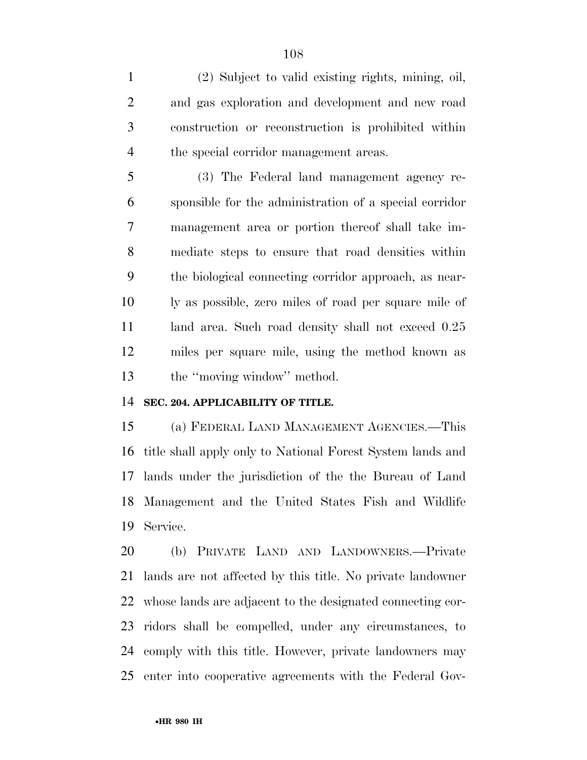(2) Subject to valid existing rights, mining, oil, and gas exploration and development and new road construction or reconstruction is prohibited within the special corridor management areas.

(3) The Federal land management agency responsible for the administration of a special corridor management area or portion thereof shall take immediate steps to ensure that road densities within the biological connecting corridor approach, as nearly as possible, zero miles of road per square mile of land area. Such road density shall not exceed 0.25 miles per square mile, using the method known as the ''moving window'' method.

**SEC. 204. APPLICABILITY OF TITLE.**

(a) FEDERAL LAND MANAGEMENT AGENCIES.—This title shall apply only to National Forest System lands and lands under the jurisdiction of the the Bureau of Land Management and the United States Fish and Wildlife Service.

(b) PRIVATE LAND AND LANDOWNERS.—Private lands are not affected by this title. No private landowner whose lands are adjacent to the designated connecting corridors shall be compelled, under any circumstances, to comply with this title. However, private landowners may enter into cooperative agreements with the Federal Gov-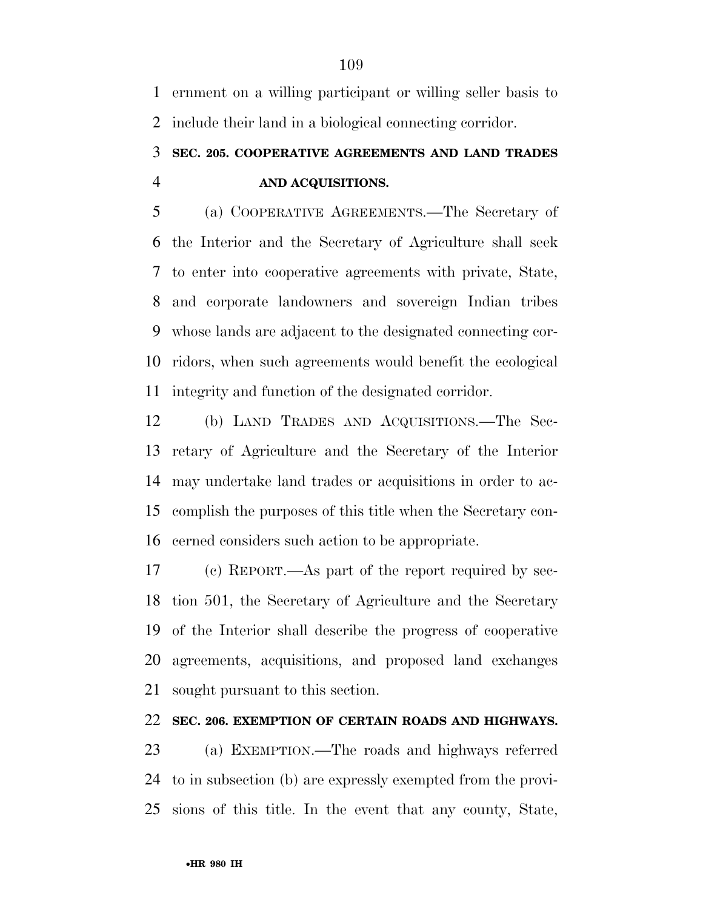ernment on a willing participant or willing seller basis to include their land in a biological connecting corridor.

### SEC. 205. COOPERATIVE AGREEMENTS AND LAND TRADES AND ACQUISITIONS.

(a) COOPERATIVE AGREEMENTS.—The Secretary of the Interior and the Secretary of Agriculture shall seek to enter into cooperative agreements with private, State, and corporate landowners and sovereign Indian tribes whose lands are adjacent to the designated connecting corridors, when such agreements would benefit the ecological integrity and function of the designated corridor.

(b) LAND TRADES AND ACQUISITIONS.—The Secretary of Agriculture and the Secretary of the Interior may undertake land trades or acquisitions in order to accomplish the purposes of this title when the Secretary concerned considers such action to be appropriate.

(c) REPORT.—As part of the report required by section 501, the Secretary of Agriculture and the Secretary of the Interior shall describe the progress of cooperative agreements, acquisitions, and proposed land exchanges sought pursuant to this section.

### SEC. 206. EXEMPTION OF CERTAIN ROADS AND HIGHWAYS.

(a) EXEMPTION.—The roads and highways referred to in subsection (b) are expressly exempted from the provisions of this title. In the event that any county, State,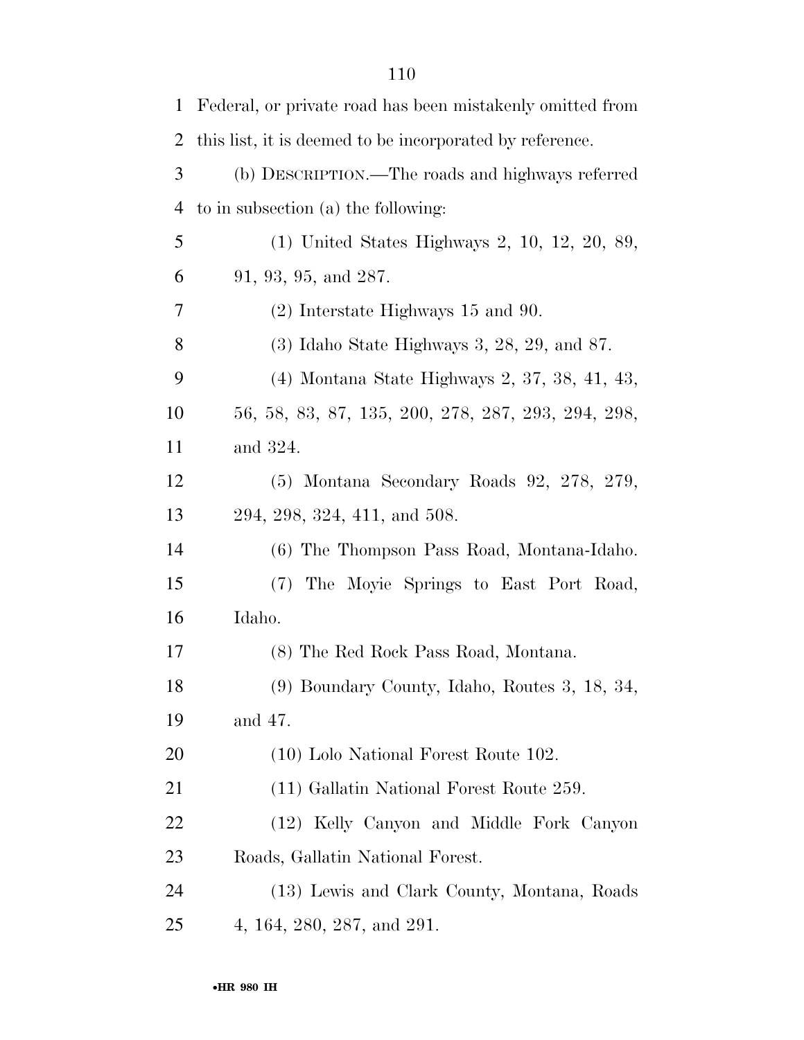Federal, or private road has been mistakenly omitted from this list, it is deemed to be incorporated by reference.

(b) DESCRIPTION.—The roads and highways referred to in subsection (a) the following:

(1) United States Highways 2, 10, 12, 20, 89, 91, 93, 95, and 287.

(2) Interstate Highways 15 and 90.

(3) Idaho State Highways 3, 28, 29, and 87.

(4) Montana State Highways 2, 37, 38, 41, 43, 56, 58, 83, 87, 135, 200, 278, 287, 293, 294, 298, and 324.

(5) Montana Secondary Roads 92, 278, 279, 294, 298, 324, 411, and 508.

(6) The Thompson Pass Road, Montana-Idaho.

(7) The Moyie Springs to East Port Road, Idaho.

(8) The Red Rock Pass Road, Montana.

(9) Boundary County, Idaho, Routes 3, 18, 34, and 47.

(10) Lolo National Forest Route 102.

(11) Gallatin National Forest Route 259.

(12) Kelly Canyon and Middle Fork Canyon Roads, Gallatin National Forest.

(13) Lewis and Clark County, Montana, Roads 4, 164, 280, 287, and 291.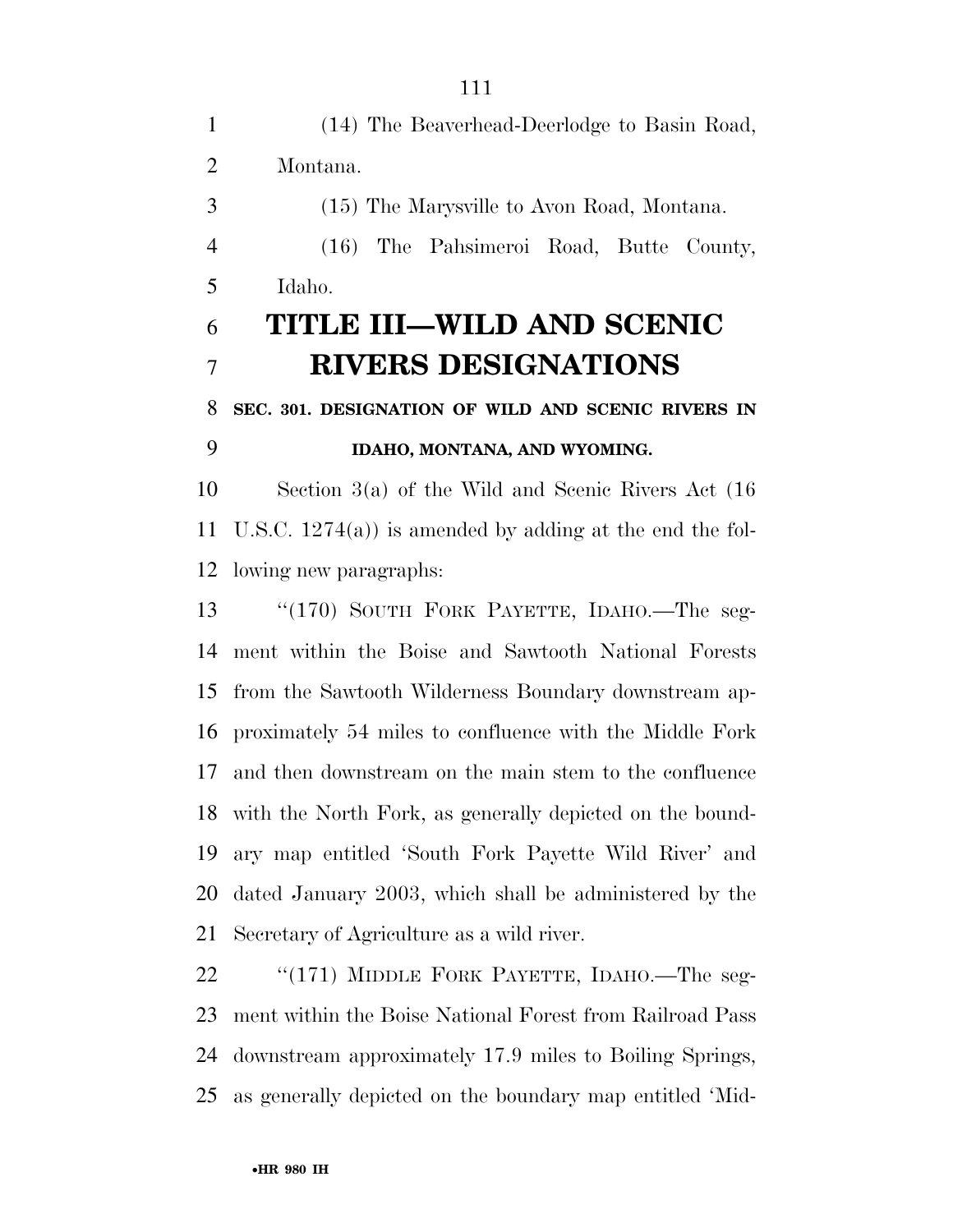(14) The Beaverhead-Deerlodge to Basin Road, Montana.

(15) The Marysville to Avon Road, Montana.

(16) The Pahsimeroi Road, Butte County, Idaho.

# TITLE III—WILD AND SCENIC RIVERS DESIGNATIONS

### SEC. 301. DESIGNATION OF WILD AND SCENIC RIVERS IN IDAHO, MONTANA, AND WYOMING.

Section 3(a) of the Wild and Scenic Rivers Act (16 U.S.C. 1274(a)) is amended by adding at the end the following new paragraphs:

"(170) SOUTH FORK PAYETTE, IDAHO.—The segment within the Boise and Sawtooth National Forests from the Sawtooth Wilderness Boundary downstream approximately 54 miles to confluence with the Middle Fork and then downstream on the main stem to the confluence with the North Fork, as generally depicted on the boundary map entitled 'South Fork Payette Wild River' and dated January 2003, which shall be administered by the Secretary of Agriculture as a wild river.

"(171) MIDDLE FORK PAYETTE, IDAHO.—The segment within the Boise National Forest from Railroad Pass downstream approximately 17.9 miles to Boiling Springs, as generally depicted on the boundary map entitled 'Mid-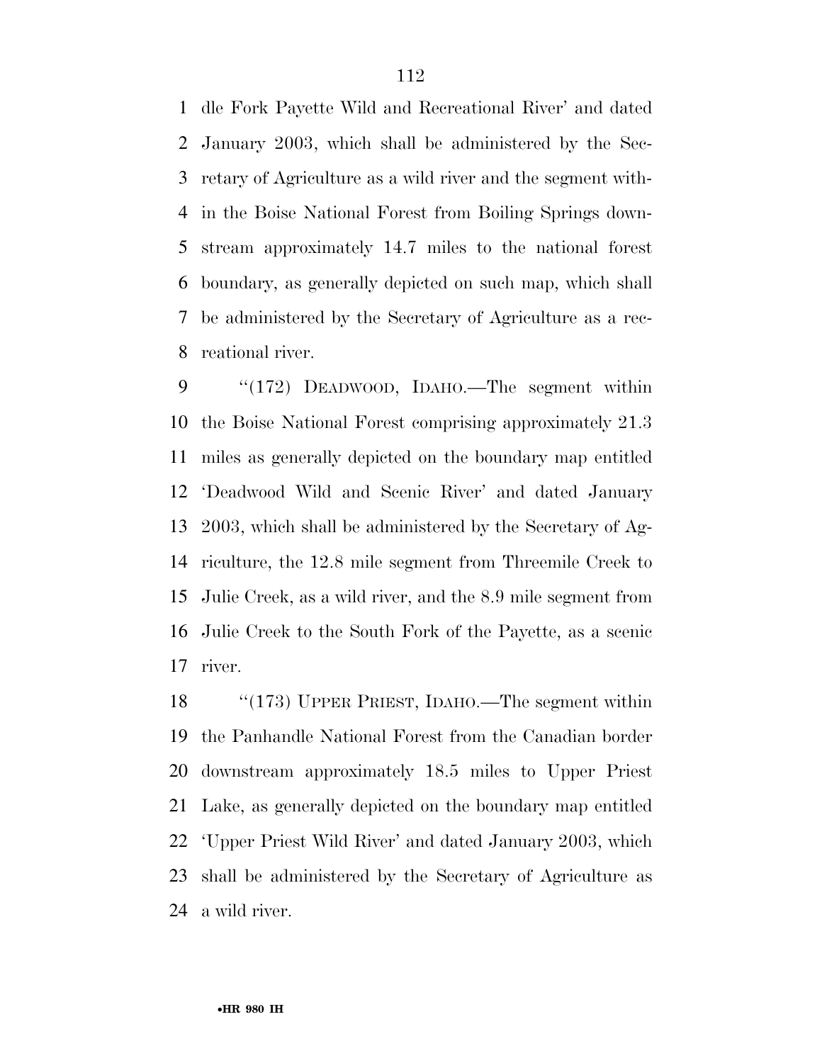dle Fork Payette Wild and Recreational River' and dated January 2003, which shall be administered by the Secretary of Agriculture as a wild river and the segment within the Boise National Forest from Boiling Springs downstream approximately 14.7 miles to the national forest boundary, as generally depicted on such map, which shall be administered by the Secretary of Agriculture as a recreational river.

"(172) DEADWOOD, IDAHO.—The segment within the Boise National Forest comprising approximately 21.3 miles as generally depicted on the boundary map entitled 'Deadwood Wild and Scenic River' and dated January 2003, which shall be administered by the Secretary of Agriculture, the 12.8 mile segment from Threemile Creek to Julie Creek, as a wild river, and the 8.9 mile segment from Julie Creek to the South Fork of the Payette, as a scenic river.

"(173) UPPER PRIEST, IDAHO.—The segment within the Panhandle National Forest from the Canadian border downstream approximately 18.5 miles to Upper Priest Lake, as generally depicted on the boundary map entitled 'Upper Priest Wild River' and dated January 2003, which shall be administered by the Secretary of Agriculture as a wild river.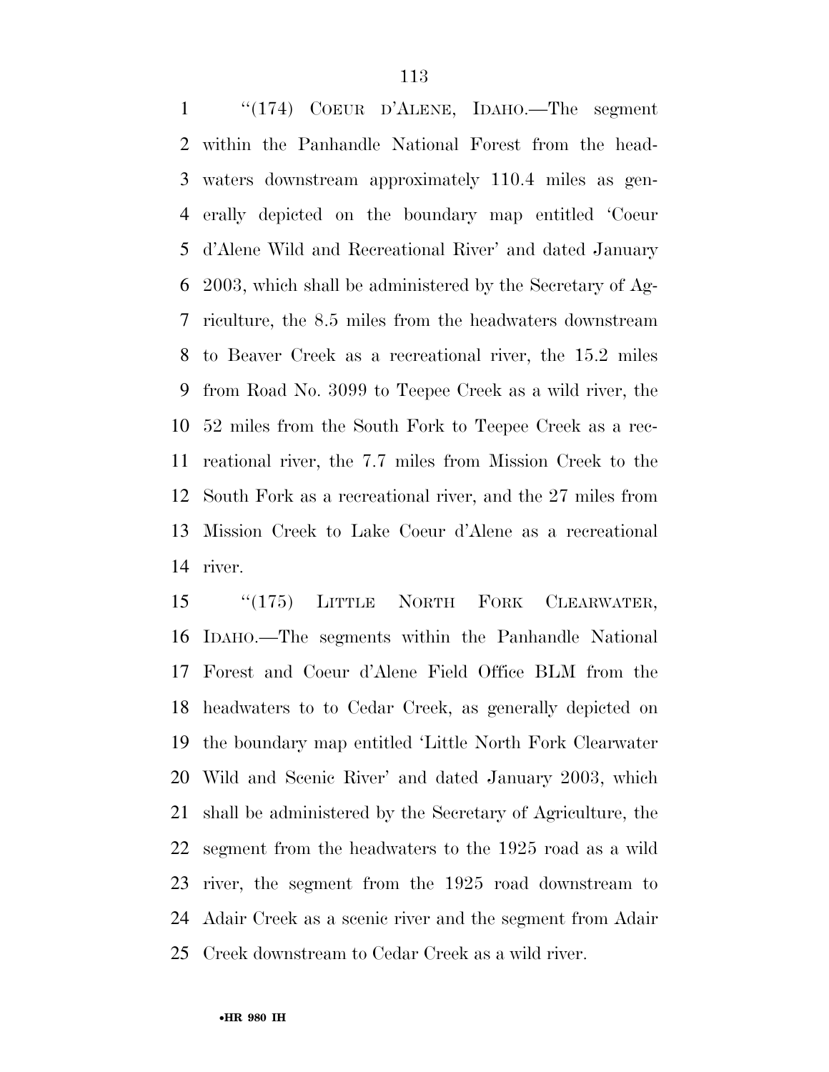"(174) COEUR D'ALENE, IDAHO.—The segment within the Panhandle National Forest from the headwaters downstream approximately 110.4 miles as generally depicted on the boundary map entitled 'Coeur d'Alene Wild and Recreational River' and dated January 2003, which shall be administered by the Secretary of Agriculture, the 8.5 miles from the headwaters downstream to Beaver Creek as a recreational river, the 15.2 miles from Road No. 3099 to Teepee Creek as a wild river, the 52 miles from the South Fork to Teepee Creek as a recreational river, the 7.7 miles from Mission Creek to the South Fork as a recreational river, and the 27 miles from Mission Creek to Lake Coeur d'Alene as a recreational river.

"(175) LITTLE NORTH FORK CLEARWATER, IDAHO.—The segments within the Panhandle National Forest and Coeur d'Alene Field Office BLM from the headwaters to to Cedar Creek, as generally depicted on the boundary map entitled 'Little North Fork Clearwater Wild and Scenic River' and dated January 2003, which shall be administered by the Secretary of Agriculture, the segment from the headwaters to the 1925 road as a wild river, the segment from the 1925 road downstream to Adair Creek as a scenic river and the segment from Adair Creek downstream to Cedar Creek as a wild river.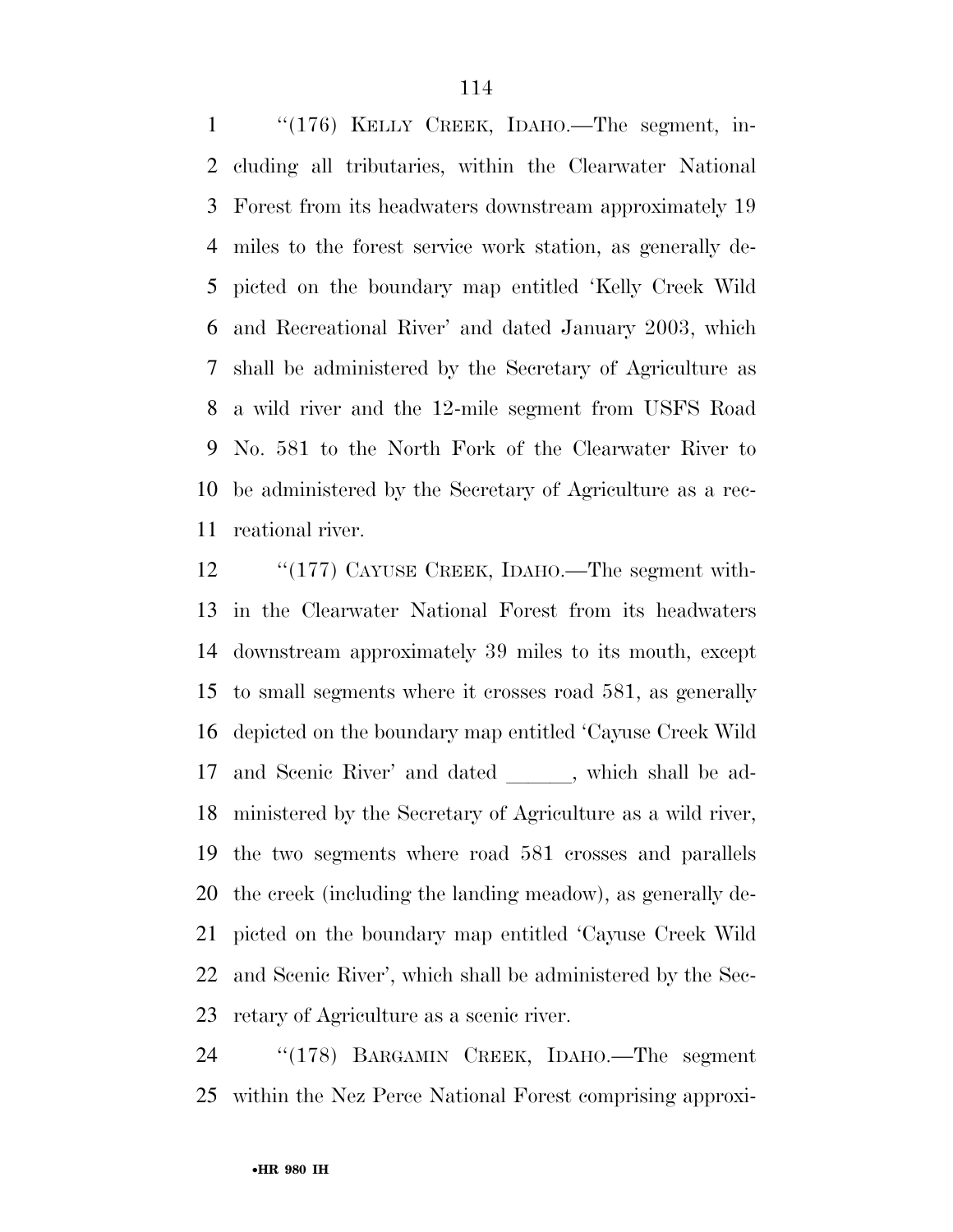"(176) KELLY CREEK, IDAHO.—The segment, including all tributaries, within the Clearwater National Forest from its headwaters downstream approximately 19 miles to the forest service work station, as generally depicted on the boundary map entitled 'Kelly Creek Wild and Recreational River' and dated January 2003, which shall be administered by the Secretary of Agriculture as a wild river and the 12-mile segment from USFS Road No. 581 to the North Fork of the Clearwater River to be administered by the Secretary of Agriculture as a recreational river.

"(177) CAYUSE CREEK, IDAHO.—The segment within the Clearwater National Forest from its headwaters downstream approximately 39 miles to its mouth, except to small segments where it crosses road 581, as generally depicted on the boundary map entitled 'Cayuse Creek Wild and Scenic River' and dated ______, which shall be administered by the Secretary of Agriculture as a wild river, the two segments where road 581 crosses and parallels the creek (including the landing meadow), as generally depicted on the boundary map entitled 'Cayuse Creek Wild and Scenic River', which shall be administered by the Secretary of Agriculture as a scenic river.

"(178) BARGAMIN CREEK, IDAHO.—The segment within the Nez Perce National Forest comprising approxi-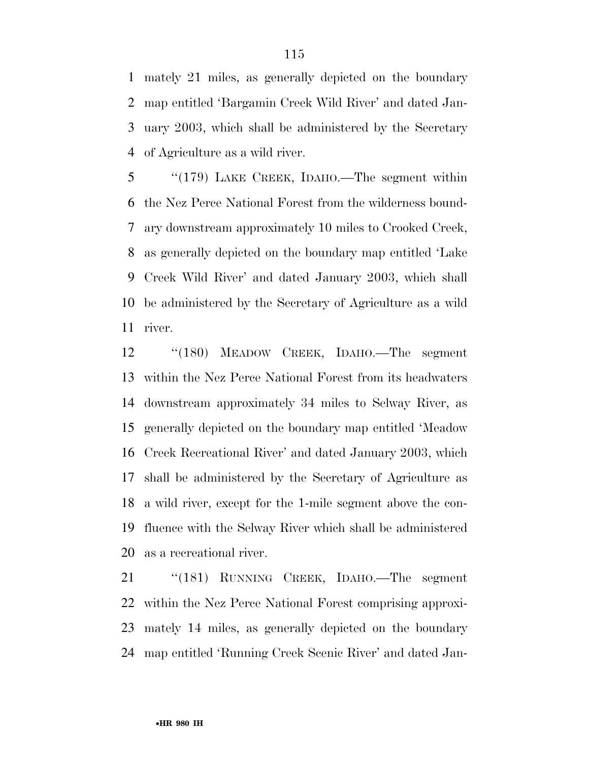mately 21 miles, as generally depicted on the boundary map entitled 'Bargamin Creek Wild River' and dated January 2003, which shall be administered by the Secretary of Agriculture as a wild river.

''(179) LAKE CREEK, IDAHO.—The segment within the Nez Perce National Forest from the wilderness boundary downstream approximately 10 miles to Crooked Creek, as generally depicted on the boundary map entitled 'Lake Creek Wild River' and dated January 2003, which shall be administered by the Secretary of Agriculture as a wild river.

''(180) MEADOW CREEK, IDAHO.—The segment within the Nez Perce National Forest from its headwaters downstream approximately 34 miles to Selway River, as generally depicted on the boundary map entitled 'Meadow Creek Recreational River' and dated January 2003, which shall be administered by the Secretary of Agriculture as a wild river, except for the 1-mile segment above the confluence with the Selway River which shall be administered as a recreational river.

''(181) RUNNING CREEK, IDAHO.—The segment within the Nez Perce National Forest comprising approximately 14 miles, as generally depicted on the boundary map entitled 'Running Creek Scenic River' and dated Jan-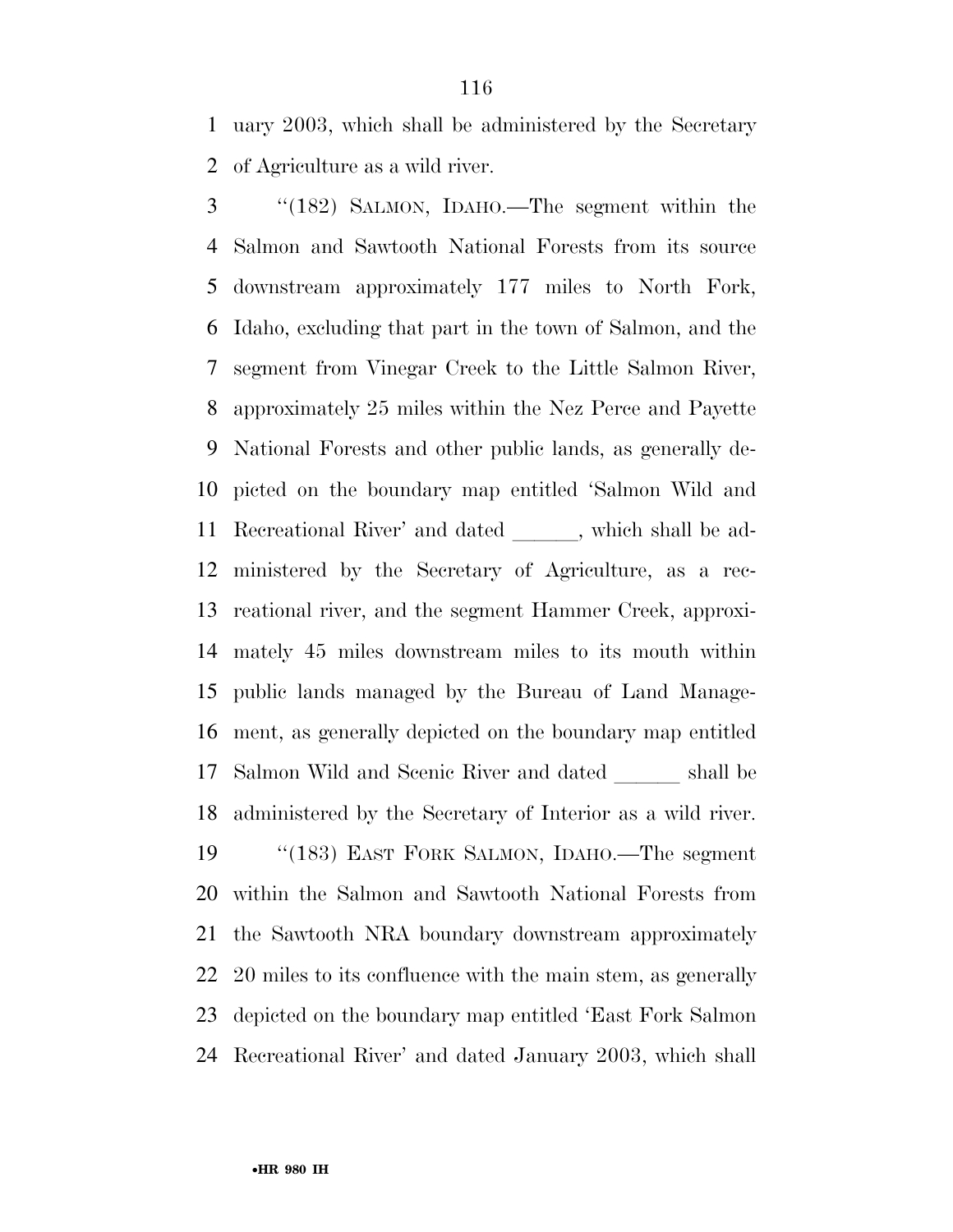uary 2003, which shall be administered by the Secretary of Agriculture as a wild river.

"(182) SALMON, IDAHO.—The segment within the Salmon and Sawtooth National Forests from its source downstream approximately 177 miles to North Fork, Idaho, excluding that part in the town of Salmon, and the segment from Vinegar Creek to the Little Salmon River, approximately 25 miles within the Nez Perce and Payette National Forests and other public lands, as generally depicted on the boundary map entitled 'Salmon Wild and Recreational River' and dated ______, which shall be administered by the Secretary of Agriculture, as a recreational river, and the segment Hammer Creek, approximately 45 miles downstream miles to its mouth within public lands managed by the Bureau of Land Management, as generally depicted on the boundary map entitled Salmon Wild and Scenic River and dated ______ shall be administered by the Secretary of Interior as a wild river.

"(183) EAST FORK SALMON, IDAHO.—The segment within the Salmon and Sawtooth National Forests from the Sawtooth NRA boundary downstream approximately 20 miles to its confluence with the main stem, as generally depicted on the boundary map entitled 'East Fork Salmon Recreational River' and dated January 2003, which shall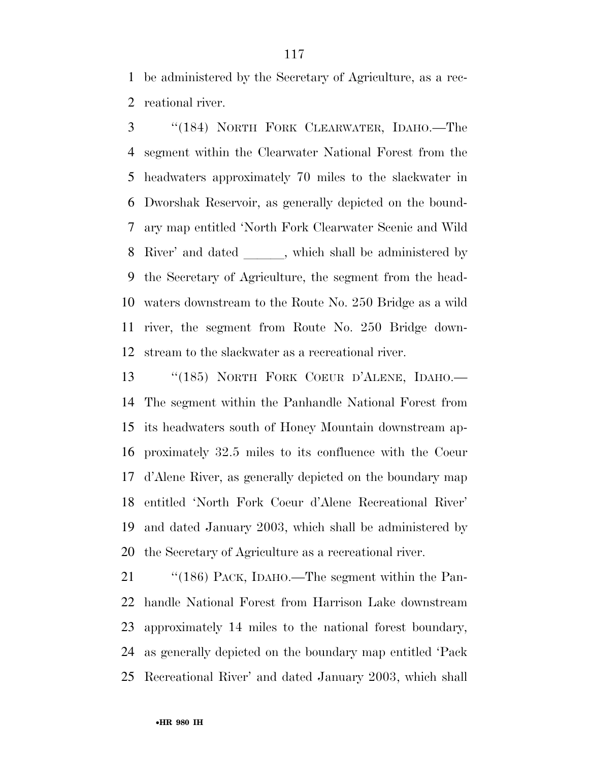be administered by the Secretary of Agriculture, as a recreational river.

"(184) NORTH FORK CLEARWATER, IDAHO.—The segment within the Clearwater National Forest from the headwaters approximately 70 miles to the slackwater in Dworshak Reservoir, as generally depicted on the boundary map entitled 'North Fork Clearwater Scenic and Wild River' and dated ______, which shall be administered by the Secretary of Agriculture, the segment from the headwaters downstream to the Route No. 250 Bridge as a wild river, the segment from Route No. 250 Bridge downstream to the slackwater as a recreational river.

"(185) NORTH FORK COEUR D'ALENE, IDAHO.—The segment within the Panhandle National Forest from its headwaters south of Honey Mountain downstream approximately 32.5 miles to its confluence with the Coeur d'Alene River, as generally depicted on the boundary map entitled 'North Fork Coeur d'Alene Recreational River' and dated January 2003, which shall be administered by the Secretary of Agriculture as a recreational river.

"(186) PACK, IDAHO.—The segment within the Panhandle National Forest from Harrison Lake downstream approximately 14 miles to the national forest boundary, as generally depicted on the boundary map entitled 'Pack Recreational River' and dated January 2003, which shall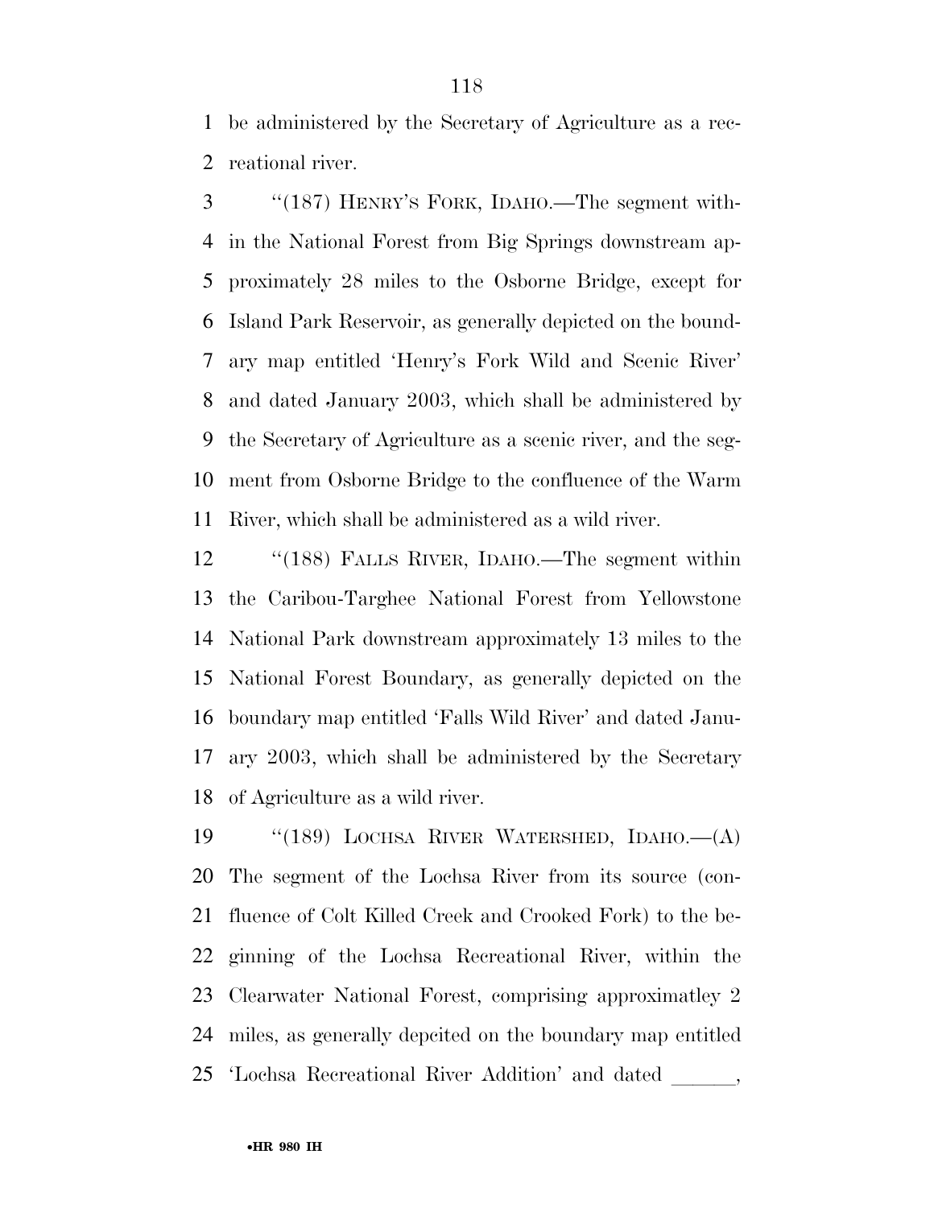be administered by the Secretary of Agriculture as a recreational river.

"(187) HENRY'S FORK, IDAHO.—The segment within the National Forest from Big Springs downstream approximately 28 miles to the Osborne Bridge, except for Island Park Reservoir, as generally depicted on the boundary map entitled 'Henry's Fork Wild and Scenic River' and dated January 2003, which shall be administered by the Secretary of Agriculture as a scenic river, and the segment from Osborne Bridge to the confluence of the Warm River, which shall be administered as a wild river.

"(188) FALLS RIVER, IDAHO.—The segment within the Caribou-Targhee National Forest from Yellowstone National Park downstream approximately 13 miles to the National Forest Boundary, as generally depicted on the boundary map entitled 'Falls Wild River' and dated January 2003, which shall be administered by the Secretary of Agriculture as a wild river.

"(189) LOCHSA RIVER WATERSHED, IDAHO.—(A) The segment of the Lochsa River from its source (confluence of Colt Killed Creek and Crooked Fork) to the beginning of the Lochsa Recreational River, within the Clearwater National Forest, comprising approximatley 2 miles, as generally depcited on the boundary map entitled 'Lochsa Recreational River Addition' and dated \_\_\_\_\_\_,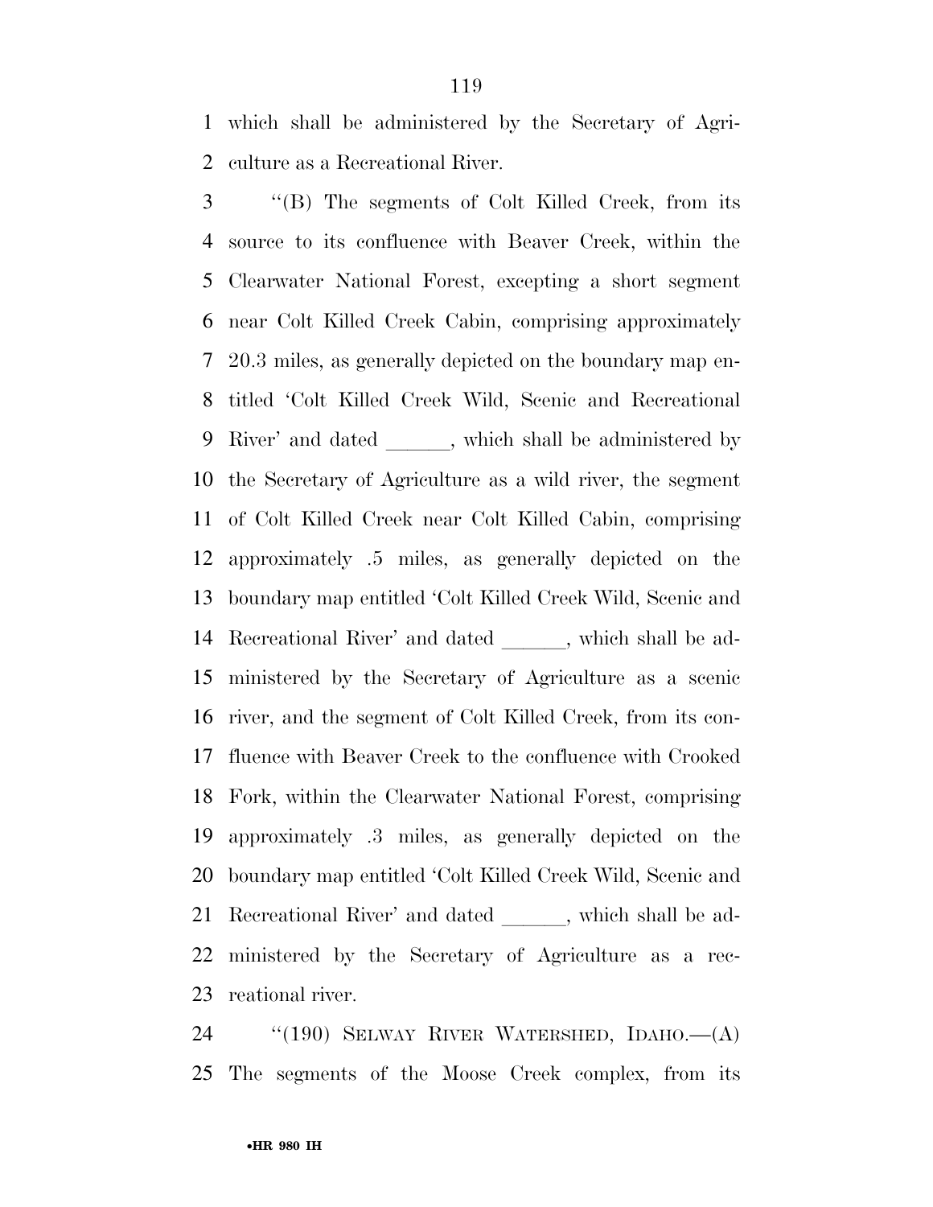which shall be administered by the Secretary of Agriculture as a Recreational River.

''(B) The segments of Colt Killed Creek, from its source to its confluence with Beaver Creek, within the Clearwater National Forest, excepting a short segment near Colt Killed Creek Cabin, comprising approximately 20.3 miles, as generally depicted on the boundary map entitled 'Colt Killed Creek Wild, Scenic and Recreational River' and dated ______, which shall be administered by the Secretary of Agriculture as a wild river, the segment of Colt Killed Creek near Colt Killed Cabin, comprising approximately .5 miles, as generally depicted on the boundary map entitled 'Colt Killed Creek Wild, Scenic and Recreational River' and dated ______, which shall be administered by the Secretary of Agriculture as a scenic river, and the segment of Colt Killed Creek, from its confluence with Beaver Creek to the confluence with Crooked Fork, within the Clearwater National Forest, comprising approximately .3 miles, as generally depicted on the boundary map entitled 'Colt Killed Creek Wild, Scenic and Recreational River' and dated ______, which shall be administered by the Secretary of Agriculture as a recreational river.

''(190) SELWAY RIVER WATERSHED, IDAHO.—(A) The segments of the Moose Creek complex, from its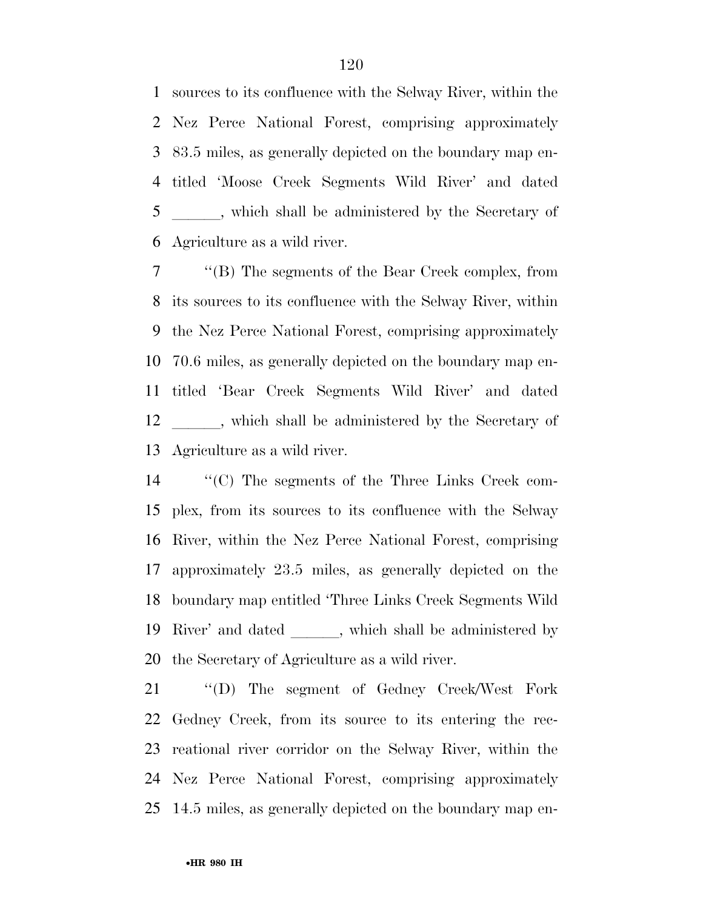sources to its confluence with the Selway River, within the Nez Perce National Forest, comprising approximately 83.5 miles, as generally depicted on the boundary map entitled 'Moose Creek Segments Wild River' and dated ______, which shall be administered by the Secretary of Agriculture as a wild river.

''(B) The segments of the Bear Creek complex, from its sources to its confluence with the Selway River, within the Nez Perce National Forest, comprising approximately 70.6 miles, as generally depicted on the boundary map entitled 'Bear Creek Segments Wild River' and dated ______, which shall be administered by the Secretary of Agriculture as a wild river.

''(C) The segments of the Three Links Creek complex, from its sources to its confluence with the Selway River, within the Nez Perce National Forest, comprising approximately 23.5 miles, as generally depicted on the boundary map entitled 'Three Links Creek Segments Wild River' and dated ______, which shall be administered by the Secretary of Agriculture as a wild river.

''(D) The segment of Gedney Creek/West Fork Gedney Creek, from its source to its entering the recreational river corridor on the Selway River, within the Nez Perce National Forest, comprising approximately 14.5 miles, as generally depicted on the boundary map en-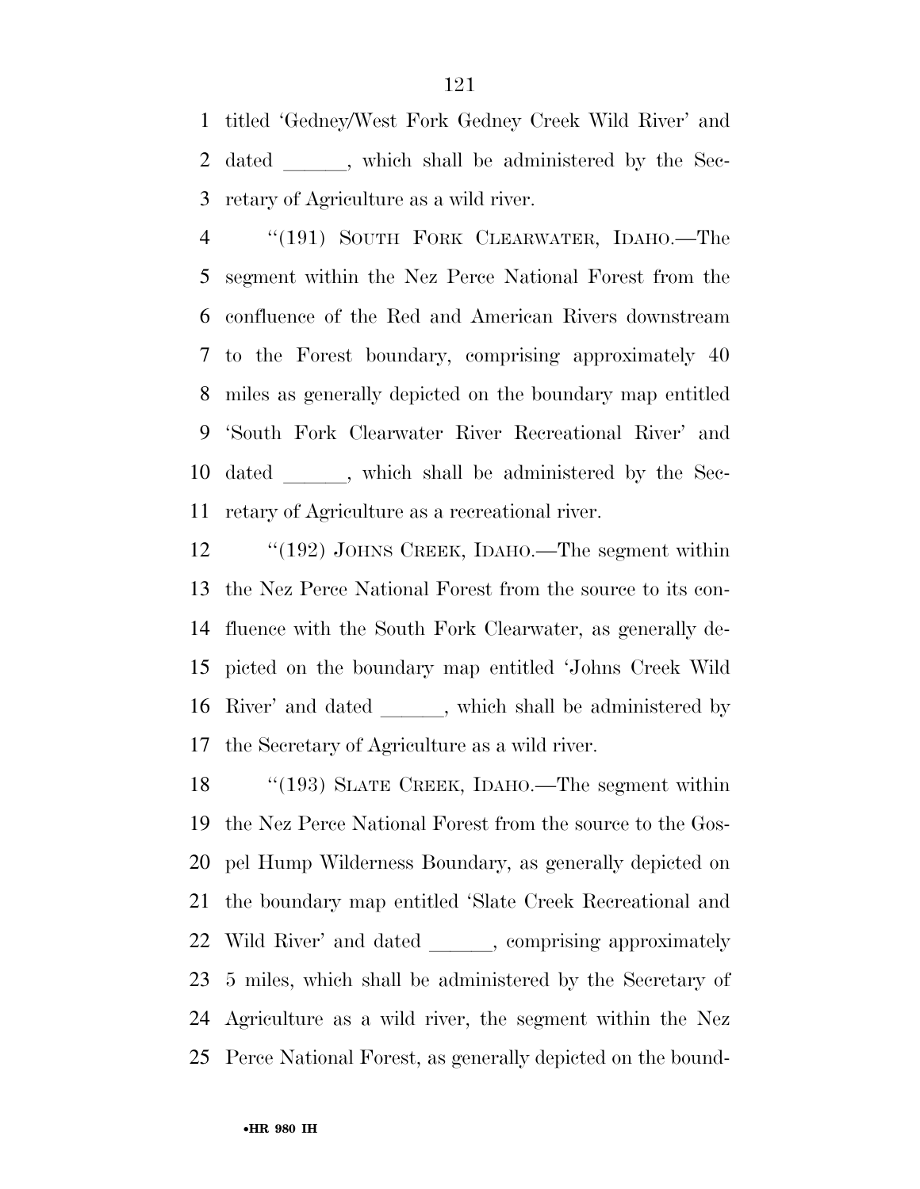titled 'Gedney/West Fork Gedney Creek Wild River' and dated ______, which shall be administered by the Secretary of Agriculture as a wild river.

"(191) SOUTH FORK CLEARWATER, IDAHO.—The segment within the Nez Perce National Forest from the confluence of the Red and American Rivers downstream to the Forest boundary, comprising approximately 40 miles as generally depicted on the boundary map entitled 'South Fork Clearwater River Recreational River' and dated ______, which shall be administered by the Secretary of Agriculture as a recreational river.

"(192) JOHNS CREEK, IDAHO.—The segment within the Nez Perce National Forest from the source to its confluence with the South Fork Clearwater, as generally depicted on the boundary map entitled 'Johns Creek Wild River' and dated ______, which shall be administered by the Secretary of Agriculture as a wild river.

"(193) SLATE CREEK, IDAHO.—The segment within the Nez Perce National Forest from the source to the Gospel Hump Wilderness Boundary, as generally depicted on the boundary map entitled 'Slate Creek Recreational and Wild River' and dated ______, comprising approximately 5 miles, which shall be administered by the Secretary of Agriculture as a wild river, the segment within the Nez Perce National Forest, as generally depicted on the bound-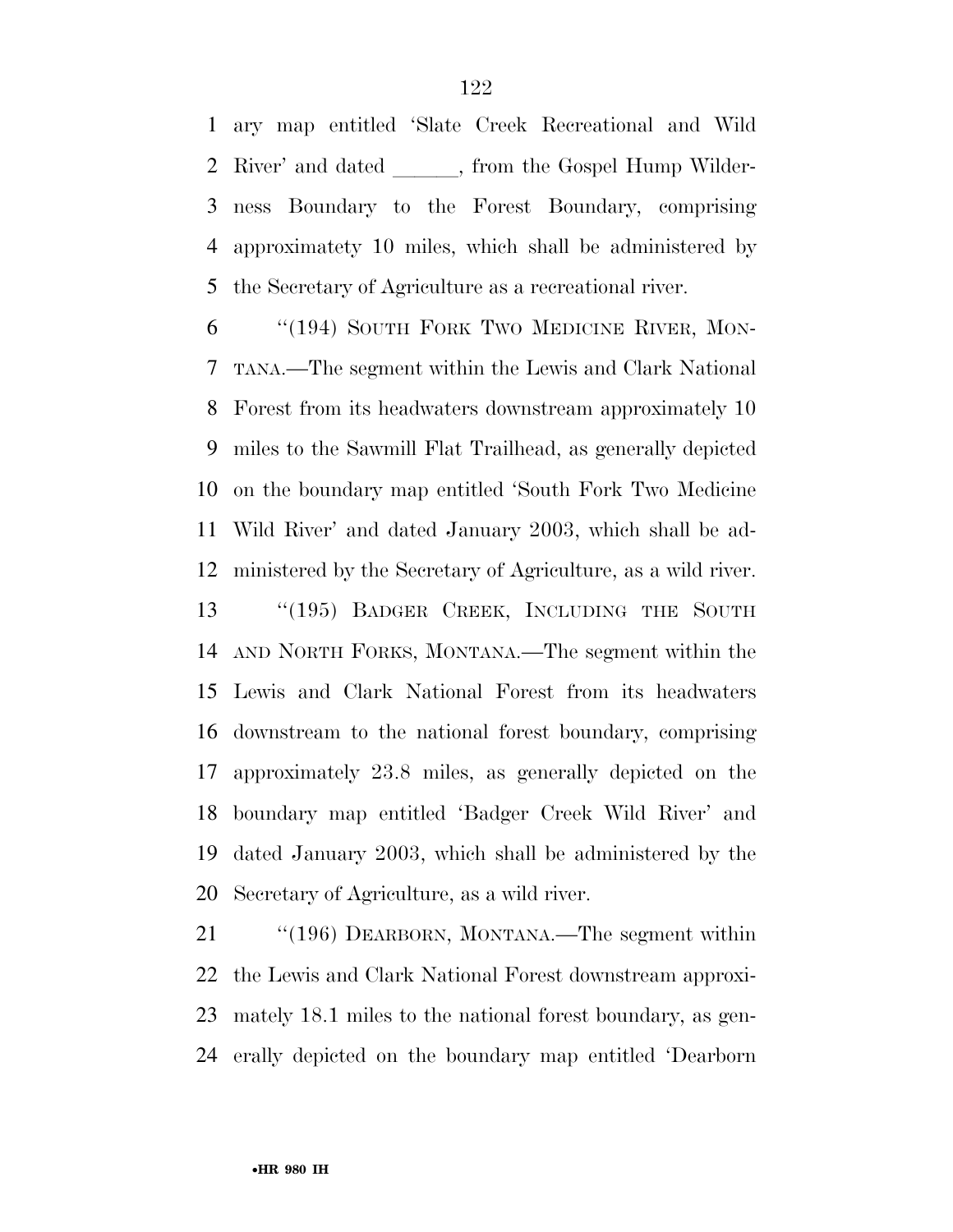ary map entitled 'Slate Creek Recreational and Wild River' and dated ______, from the Gospel Hump Wilderness Boundary to the Forest Boundary, comprising approximatety 10 miles, which shall be administered by the Secretary of Agriculture as a recreational river.

"(194) SOUTH FORK TWO MEDICINE RIVER, MONTANA.—The segment within the Lewis and Clark National Forest from its headwaters downstream approximately 10 miles to the Sawmill Flat Trailhead, as generally depicted on the boundary map entitled 'South Fork Two Medicine Wild River' and dated January 2003, which shall be administered by the Secretary of Agriculture, as a wild river.

"(195) BADGER CREEK, INCLUDING THE SOUTH AND NORTH FORKS, MONTANA.—The segment within the Lewis and Clark National Forest from its headwaters downstream to the national forest boundary, comprising approximately 23.8 miles, as generally depicted on the boundary map entitled 'Badger Creek Wild River' and dated January 2003, which shall be administered by the Secretary of Agriculture, as a wild river.

"(196) DEARBORN, MONTANA.—The segment within the Lewis and Clark National Forest downstream approximately 18.1 miles to the national forest boundary, as generally depicted on the boundary map entitled 'Dearborn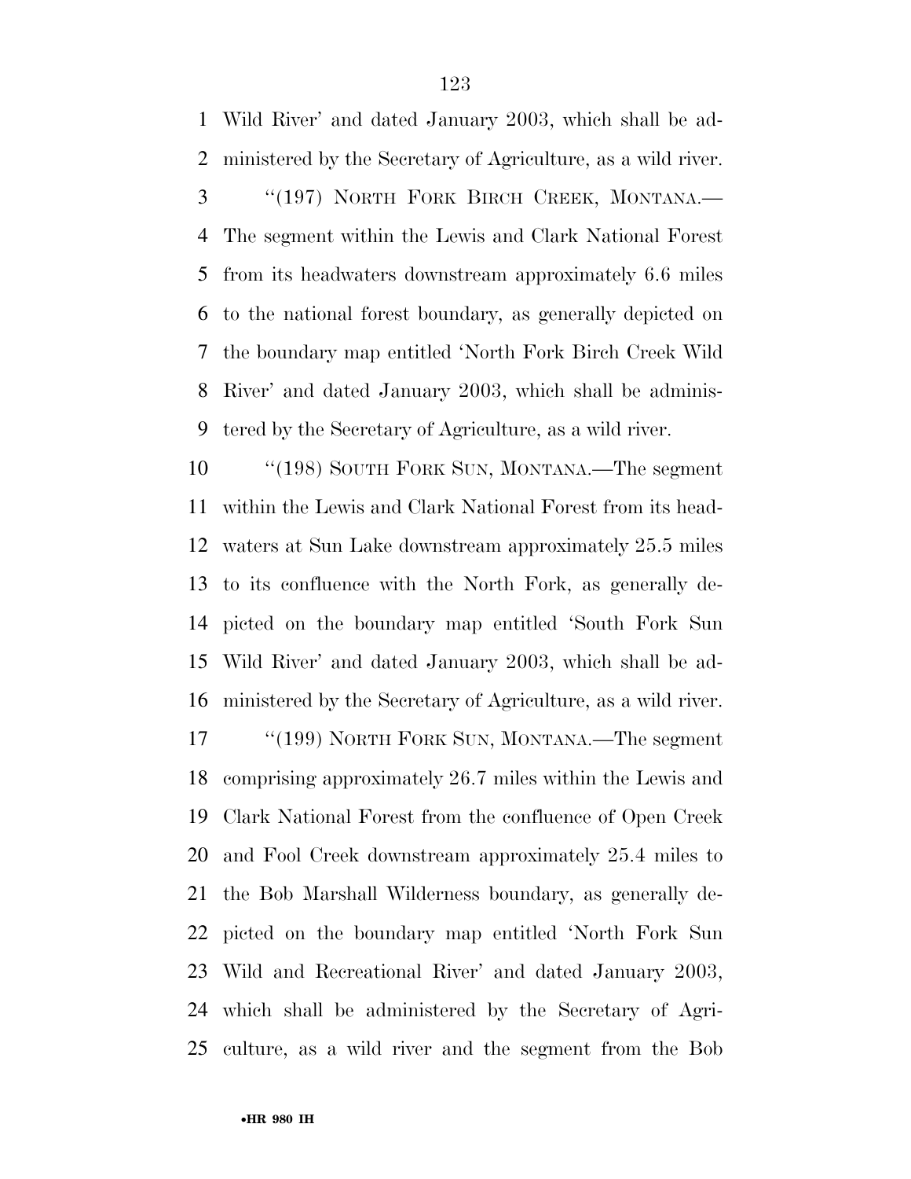Wild River' and dated January 2003, which shall be administered by the Secretary of Agriculture, as a wild river.

"(197) NORTH FORK BIRCH CREEK, MONTANA.—The segment within the Lewis and Clark National Forest from its headwaters downstream approximately 6.6 miles to the national forest boundary, as generally depicted on the boundary map entitled 'North Fork Birch Creek Wild River' and dated January 2003, which shall be administered by the Secretary of Agriculture, as a wild river.

"(198) SOUTH FORK SUN, MONTANA.—The segment within the Lewis and Clark National Forest from its headwaters at Sun Lake downstream approximately 25.5 miles to its confluence with the North Fork, as generally depicted on the boundary map entitled 'South Fork Sun Wild River' and dated January 2003, which shall be administered by the Secretary of Agriculture, as a wild river.

"(199) NORTH FORK SUN, MONTANA.—The segment comprising approximately 26.7 miles within the Lewis and Clark National Forest from the confluence of Open Creek and Fool Creek downstream approximately 25.4 miles to the Bob Marshall Wilderness boundary, as generally depicted on the boundary map entitled 'North Fork Sun Wild and Recreational River' and dated January 2003, which shall be administered by the Secretary of Agriculture, as a wild river and the segment from the Bob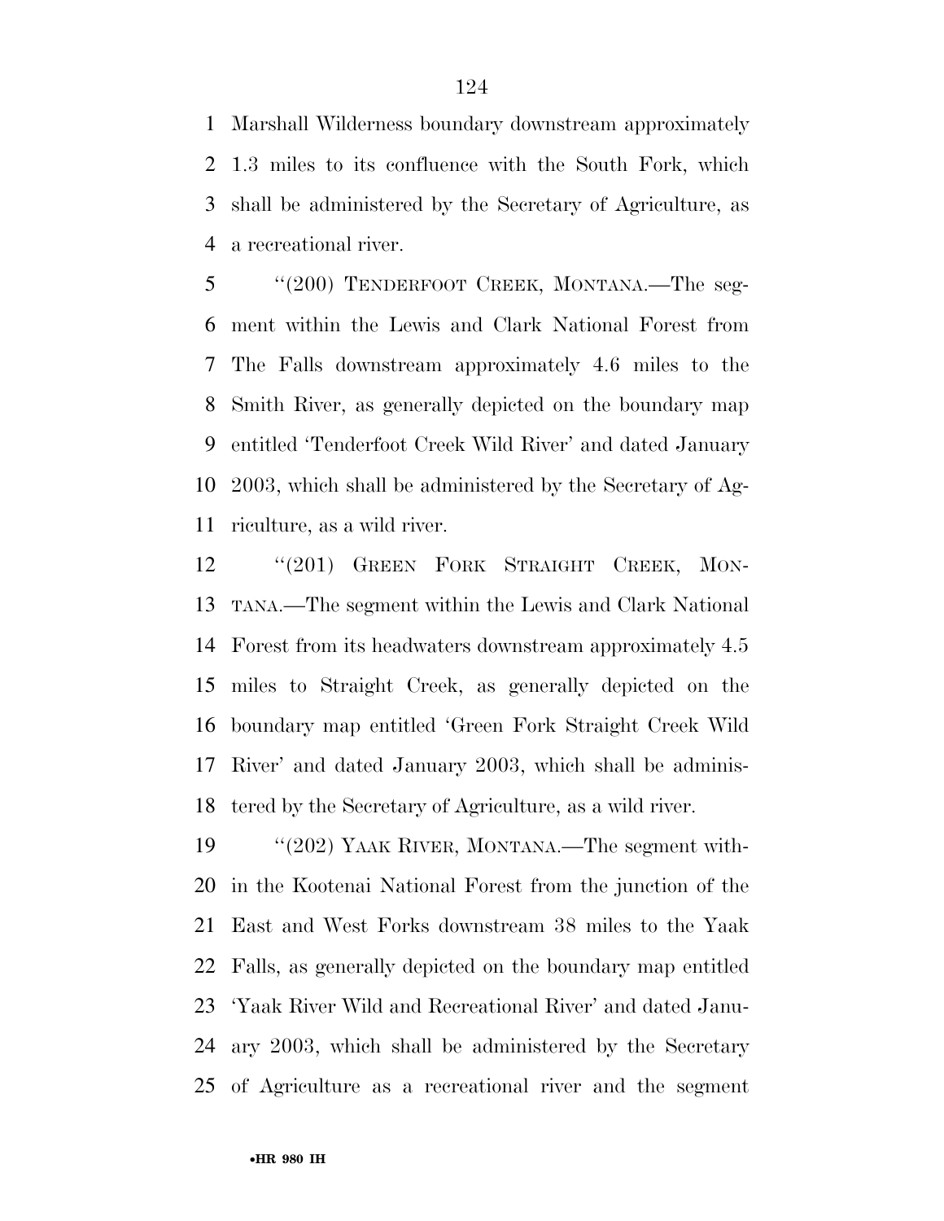Marshall Wilderness boundary downstream approximately 1.3 miles to its confluence with the South Fork, which shall be administered by the Secretary of Agriculture, as a recreational river.

"(200) TENDERFOOT CREEK, MONTANA.—The segment within the Lewis and Clark National Forest from The Falls downstream approximately 4.6 miles to the Smith River, as generally depicted on the boundary map entitled 'Tenderfoot Creek Wild River' and dated January 2003, which shall be administered by the Secretary of Agriculture, as a wild river.

"(201) GREEN FORK STRAIGHT CREEK, MONTANA.—The segment within the Lewis and Clark National Forest from its headwaters downstream approximately 4.5 miles to Straight Creek, as generally depicted on the boundary map entitled 'Green Fork Straight Creek Wild River' and dated January 2003, which shall be administered by the Secretary of Agriculture, as a wild river.

"(202) YAAK RIVER, MONTANA.—The segment within the Kootenai National Forest from the junction of the East and West Forks downstream 38 miles to the Yaak Falls, as generally depicted on the boundary map entitled 'Yaak River Wild and Recreational River' and dated January 2003, which shall be administered by the Secretary of Agriculture as a recreational river and the segment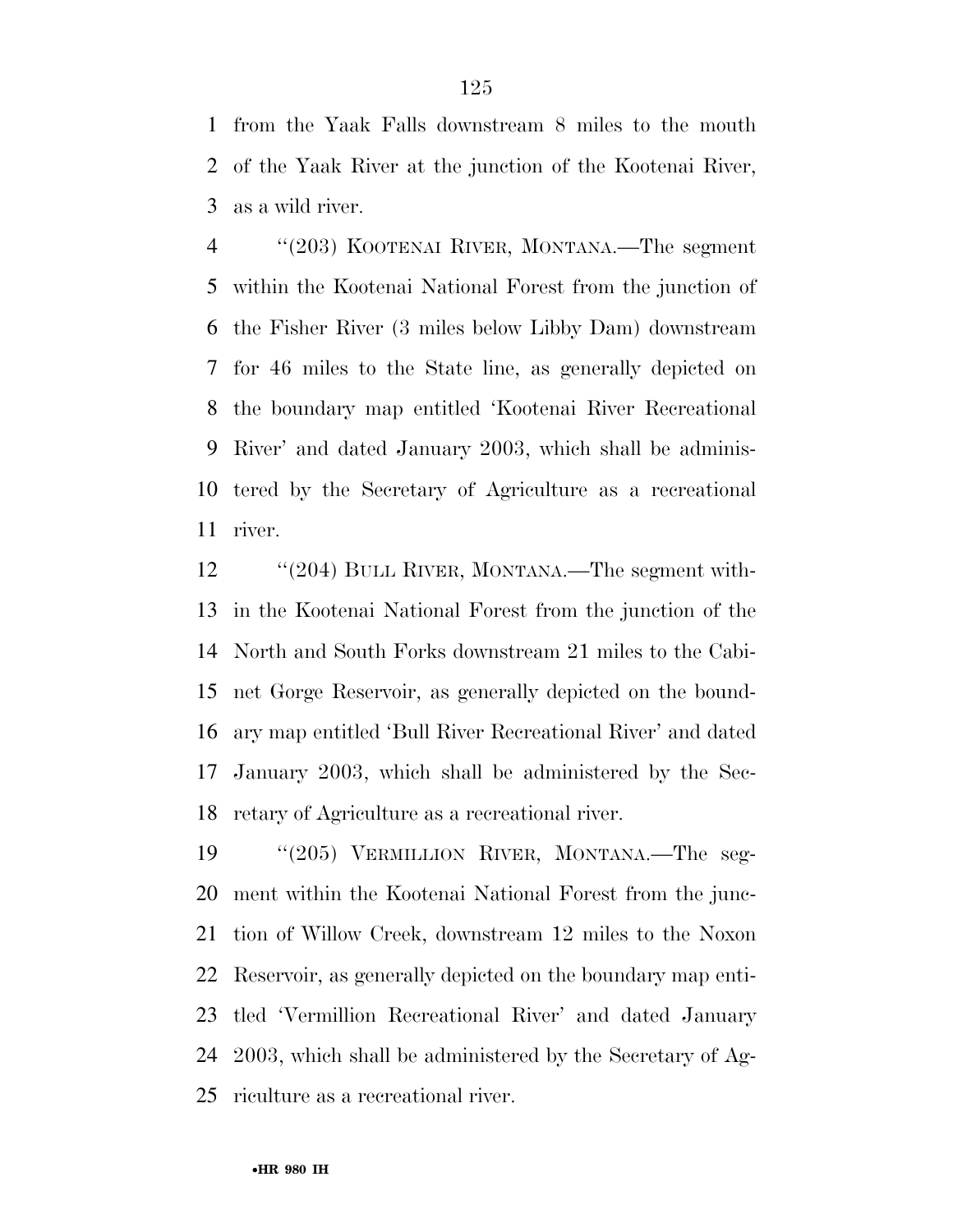from the Yaak Falls downstream 8 miles to the mouth of the Yaak River at the junction of the Kootenai River, as a wild river.

''(203) KOOTENAI RIVER, MONTANA.—The segment within the Kootenai National Forest from the junction of the Fisher River (3 miles below Libby Dam) downstream for 46 miles to the State line, as generally depicted on the boundary map entitled 'Kootenai River Recreational River' and dated January 2003, which shall be administered by the Secretary of Agriculture as a recreational river.

''(204) BULL RIVER, MONTANA.—The segment within the Kootenai National Forest from the junction of the North and South Forks downstream 21 miles to the Cabinet Gorge Reservoir, as generally depicted on the boundary map entitled 'Bull River Recreational River' and dated January 2003, which shall be administered by the Secretary of Agriculture as a recreational river.

''(205) VERMILLION RIVER, MONTANA.—The segment within the Kootenai National Forest from the junction of Willow Creek, downstream 12 miles to the Noxon Reservoir, as generally depicted on the boundary map entitled 'Vermillion Recreational River' and dated January 2003, which shall be administered by the Secretary of Agriculture as a recreational river.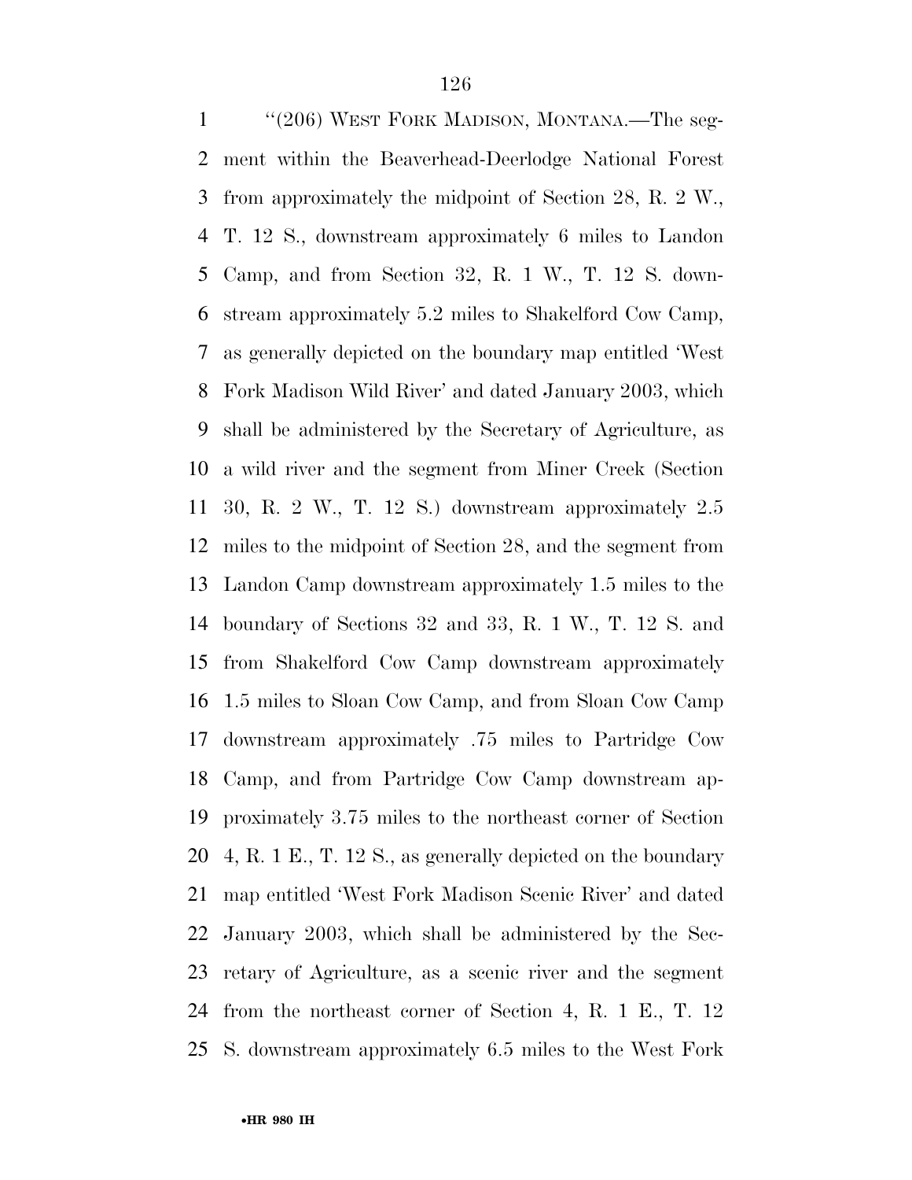"(206) WEST FORK MADISON, MONTANA.—The segment within the Beaverhead-Deerlodge National Forest from approximately the midpoint of Section 28, R. 2 W., T. 12 S., downstream approximately 6 miles to Landon Camp, and from Section 32, R. 1 W., T. 12 S. downstream approximately 5.2 miles to Shakelford Cow Camp, as generally depicted on the boundary map entitled 'West Fork Madison Wild River' and dated January 2003, which shall be administered by the Secretary of Agriculture, as a wild river and the segment from Miner Creek (Section 30, R. 2 W., T. 12 S.) downstream approximately 2.5 miles to the midpoint of Section 28, and the segment from Landon Camp downstream approximately 1.5 miles to the boundary of Sections 32 and 33, R. 1 W., T. 12 S. and from Shakelford Cow Camp downstream approximately 1.5 miles to Sloan Cow Camp, and from Sloan Cow Camp downstream approximately .75 miles to Partridge Cow Camp, and from Partridge Cow Camp downstream approximately 3.75 miles to the northeast corner of Section 4, R. 1 E., T. 12 S., as generally depicted on the boundary map entitled 'West Fork Madison Scenic River' and dated January 2003, which shall be administered by the Secretary of Agriculture, as a scenic river and the segment from the northeast corner of Section 4, R. 1 E., T. 12 S. downstream approximately 6.5 miles to the West Fork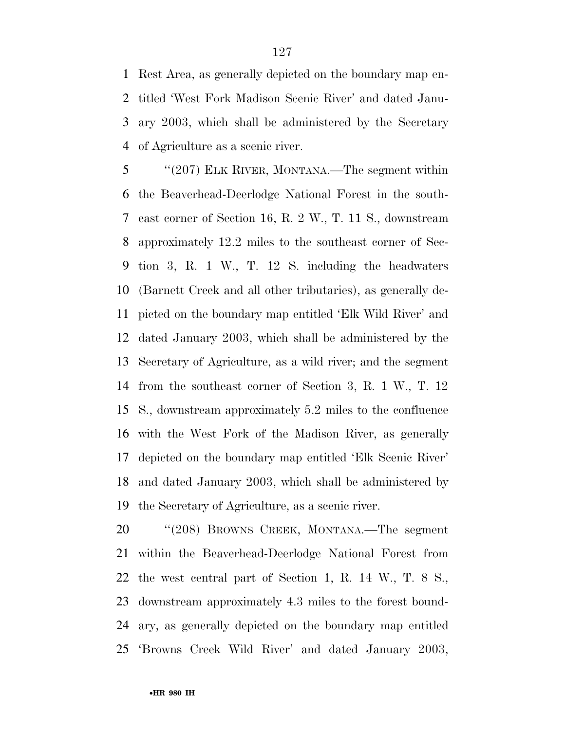Rest Area, as generally depicted on the boundary map entitled 'West Fork Madison Scenic River' and dated January 2003, which shall be administered by the Secretary of Agriculture as a scenic river.

"(207) ELK RIVER, MONTANA.—The segment within the Beaverhead-Deerlodge National Forest in the southeast corner of Section 16, R. 2 W., T. 11 S., downstream approximately 12.2 miles to the southeast corner of Section 3, R. 1 W., T. 12 S. including the headwaters (Barnett Creek and all other tributaries), as generally depicted on the boundary map entitled 'Elk Wild River' and dated January 2003, which shall be administered by the Secretary of Agriculture, as a wild river; and the segment from the southeast corner of Section 3, R. 1 W., T. 12 S., downstream approximately 5.2 miles to the confluence with the West Fork of the Madison River, as generally depicted on the boundary map entitled 'Elk Scenic River' and dated January 2003, which shall be administered by the Secretary of Agriculture, as a scenic river.

"(208) BROWNS CREEK, MONTANA.—The segment within the Beaverhead-Deerlodge National Forest from the west central part of Section 1, R. 14 W., T. 8 S., downstream approximately 4.3 miles to the forest boundary, as generally depicted on the boundary map entitled 'Browns Creek Wild River' and dated January 2003,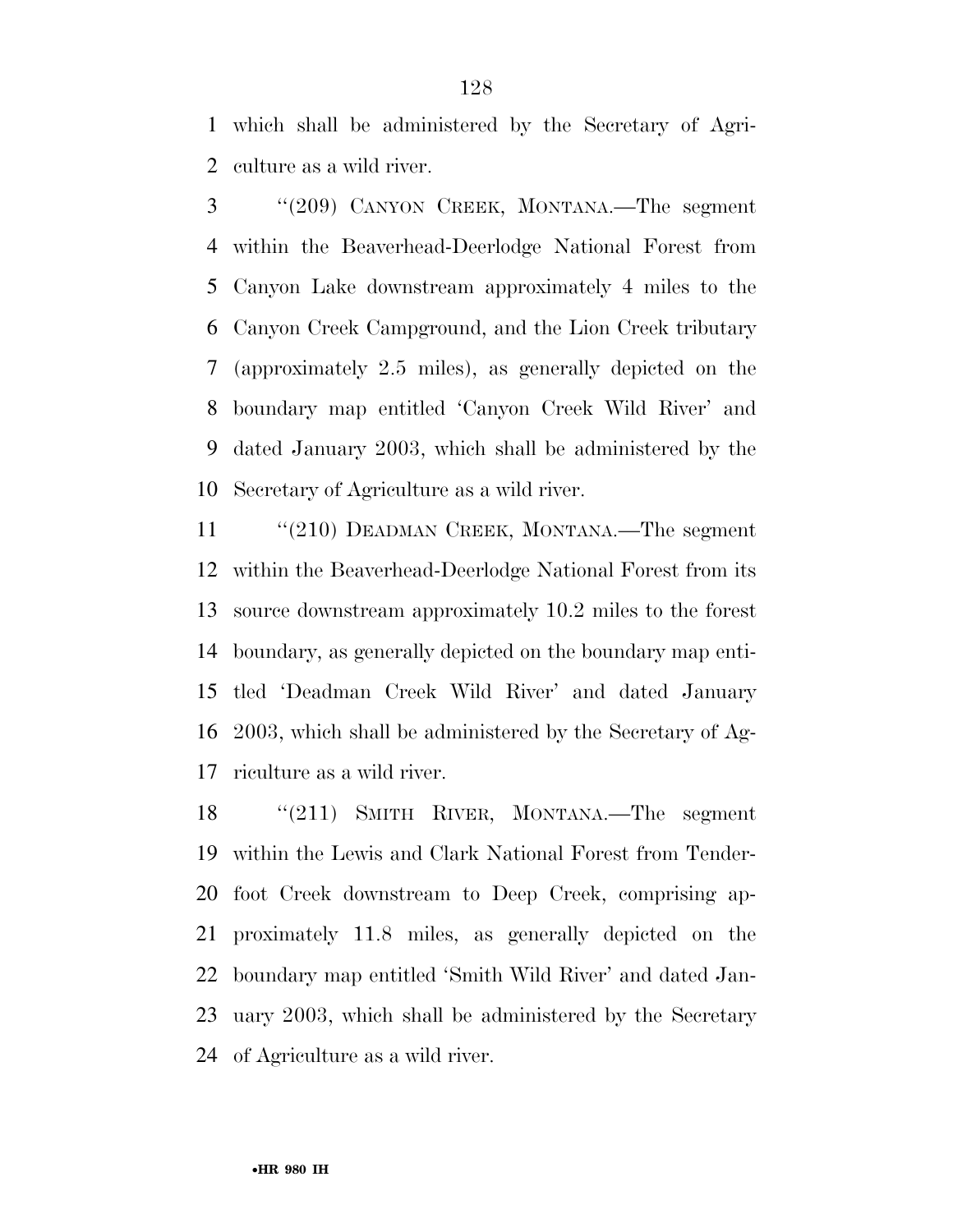which shall be administered by the Secretary of Agriculture as a wild river.

"(209) CANYON CREEK, MONTANA.—The segment within the Beaverhead-Deerlodge National Forest from Canyon Lake downstream approximately 4 miles to the Canyon Creek Campground, and the Lion Creek tributary (approximately 2.5 miles), as generally depicted on the boundary map entitled 'Canyon Creek Wild River' and dated January 2003, which shall be administered by the Secretary of Agriculture as a wild river.

"(210) DEADMAN CREEK, MONTANA.—The segment within the Beaverhead-Deerlodge National Forest from its source downstream approximately 10.2 miles to the forest boundary, as generally depicted on the boundary map entitled 'Deadman Creek Wild River' and dated January 2003, which shall be administered by the Secretary of Agriculture as a wild river.

"(211) SMITH RIVER, MONTANA.—The segment within the Lewis and Clark National Forest from Tenderfoot Creek downstream to Deep Creek, comprising approximately 11.8 miles, as generally depicted on the boundary map entitled 'Smith Wild River' and dated January 2003, which shall be administered by the Secretary of Agriculture as a wild river.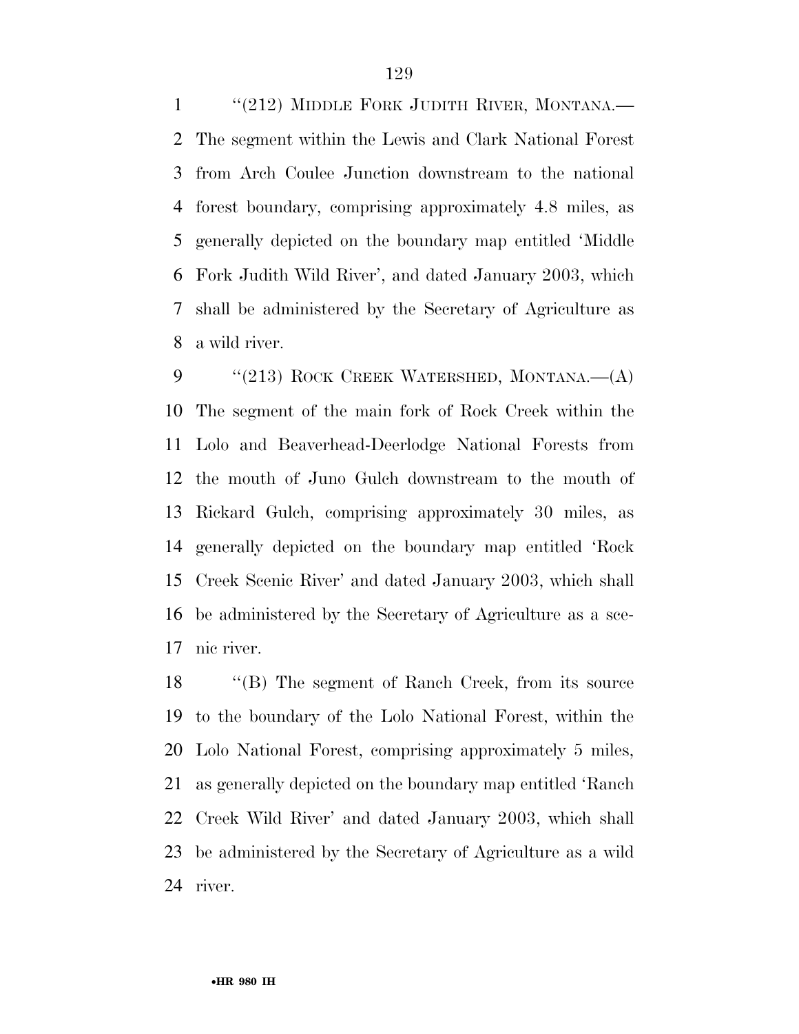"(212) MIDDLE FORK JUDITH RIVER, MONTANA.— The segment within the Lewis and Clark National Forest from Arch Coulee Junction downstream to the national forest boundary, comprising approximately 4.8 miles, as generally depicted on the boundary map entitled 'Middle Fork Judith Wild River', and dated January 2003, which shall be administered by the Secretary of Agriculture as a wild river.

"(213) ROCK CREEK WATERSHED, MONTANA.—(A) The segment of the main fork of Rock Creek within the Lolo and Beaverhead-Deerlodge National Forests from the mouth of Juno Gulch downstream to the mouth of Rickard Gulch, comprising approximately 30 miles, as generally depicted on the boundary map entitled 'Rock Creek Scenic River' and dated January 2003, which shall be administered by the Secretary of Agriculture as a scenic river.

"(B) The segment of Ranch Creek, from its source to the boundary of the Lolo National Forest, within the Lolo National Forest, comprising approximately 5 miles, as generally depicted on the boundary map entitled 'Ranch Creek Wild River' and dated January 2003, which shall be administered by the Secretary of Agriculture as a wild river.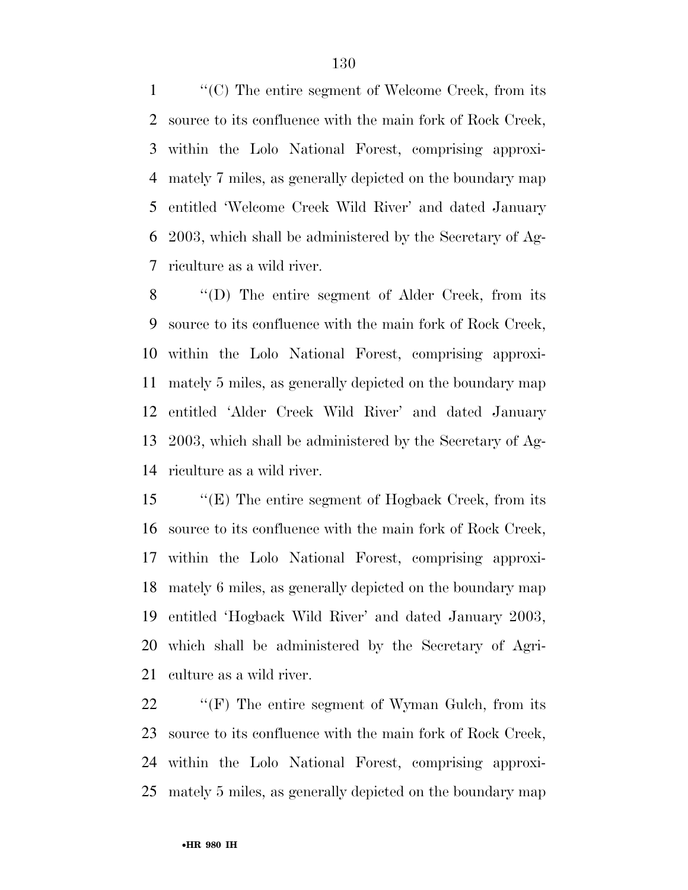''(C) The entire segment of Welcome Creek, from its source to its confluence with the main fork of Rock Creek, within the Lolo National Forest, comprising approximately 7 miles, as generally depicted on the boundary map entitled 'Welcome Creek Wild River' and dated January 2003, which shall be administered by the Secretary of Agriculture as a wild river.

''(D) The entire segment of Alder Creek, from its source to its confluence with the main fork of Rock Creek, within the Lolo National Forest, comprising approximately 5 miles, as generally depicted on the boundary map entitled 'Alder Creek Wild River' and dated January 2003, which shall be administered by the Secretary of Agriculture as a wild river.

''(E) The entire segment of Hogback Creek, from its source to its confluence with the main fork of Rock Creek, within the Lolo National Forest, comprising approximately 6 miles, as generally depicted on the boundary map entitled 'Hogback Wild River' and dated January 2003, which shall be administered by the Secretary of Agriculture as a wild river.

''(F) The entire segment of Wyman Gulch, from its source to its confluence with the main fork of Rock Creek, within the Lolo National Forest, comprising approximately 5 miles, as generally depicted on the boundary map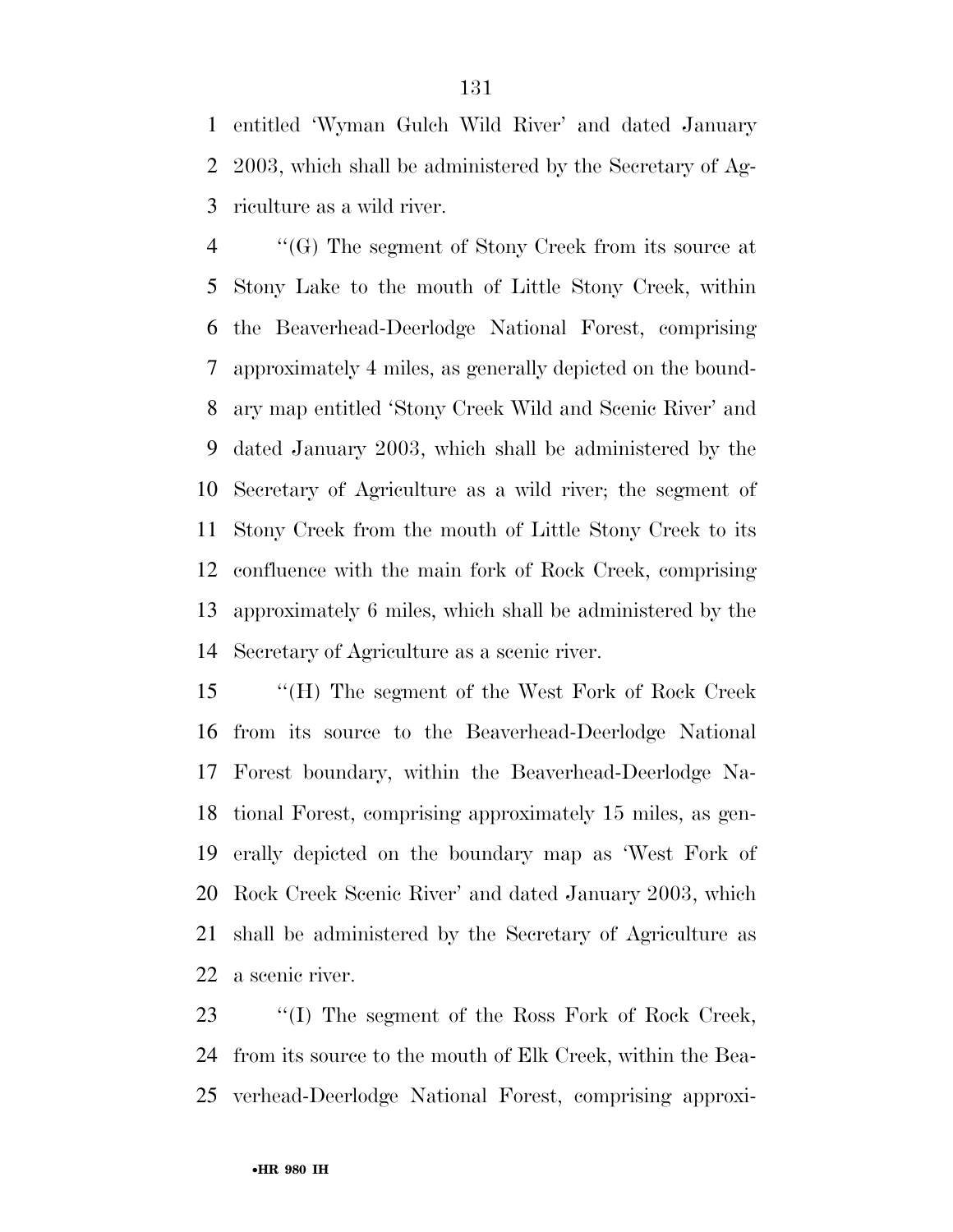entitled 'Wyman Gulch Wild River' and dated January 2003, which shall be administered by the Secretary of Agriculture as a wild river.

''(G) The segment of Stony Creek from its source at Stony Lake to the mouth of Little Stony Creek, within the Beaverhead-Deerlodge National Forest, comprising approximately 4 miles, as generally depicted on the boundary map entitled 'Stony Creek Wild and Scenic River' and dated January 2003, which shall be administered by the Secretary of Agriculture as a wild river; the segment of Stony Creek from the mouth of Little Stony Creek to its confluence with the main fork of Rock Creek, comprising approximately 6 miles, which shall be administered by the Secretary of Agriculture as a scenic river.

''(H) The segment of the West Fork of Rock Creek from its source to the Beaverhead-Deerlodge National Forest boundary, within the Beaverhead-Deerlodge National Forest, comprising approximately 15 miles, as generally depicted on the boundary map as 'West Fork of Rock Creek Scenic River' and dated January 2003, which shall be administered by the Secretary of Agriculture as a scenic river.

''(I) The segment of the Ross Fork of Rock Creek, from its source to the mouth of Elk Creek, within the Beaverhead-Deerlodge National Forest, comprising approxi-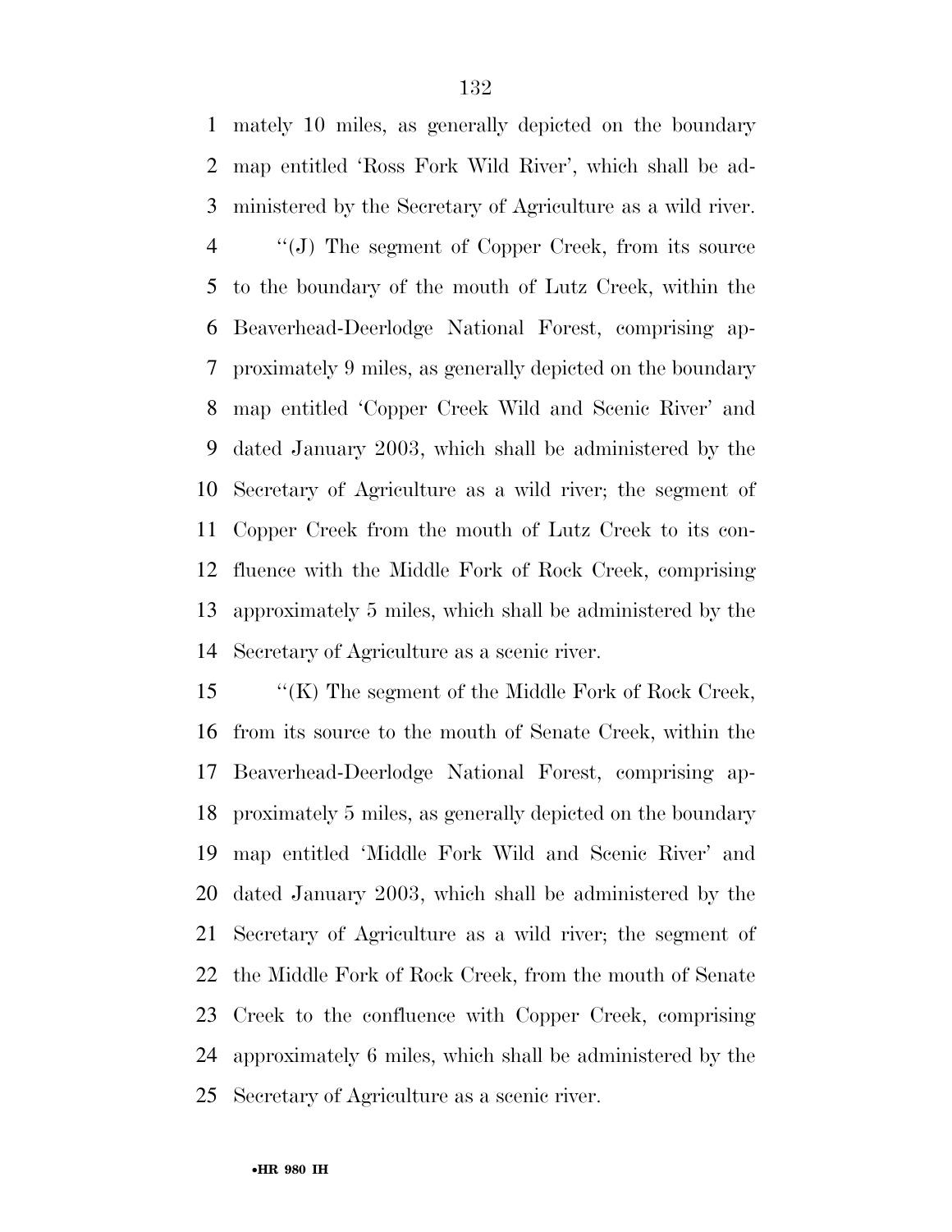mately 10 miles, as generally depicted on the boundary map entitled 'Ross Fork Wild River', which shall be administered by the Secretary of Agriculture as a wild river.

''(J) The segment of Copper Creek, from its source to the boundary of the mouth of Lutz Creek, within the Beaverhead-Deerlodge National Forest, comprising approximately 9 miles, as generally depicted on the boundary map entitled 'Copper Creek Wild and Scenic River' and dated January 2003, which shall be administered by the Secretary of Agriculture as a wild river; the segment of Copper Creek from the mouth of Lutz Creek to its confluence with the Middle Fork of Rock Creek, comprising approximately 5 miles, which shall be administered by the Secretary of Agriculture as a scenic river.

''(K) The segment of the Middle Fork of Rock Creek, from its source to the mouth of Senate Creek, within the Beaverhead-Deerlodge National Forest, comprising approximately 5 miles, as generally depicted on the boundary map entitled 'Middle Fork Wild and Scenic River' and dated January 2003, which shall be administered by the Secretary of Agriculture as a wild river; the segment of the Middle Fork of Rock Creek, from the mouth of Senate Creek to the confluence with Copper Creek, comprising approximately 6 miles, which shall be administered by the Secretary of Agriculture as a scenic river.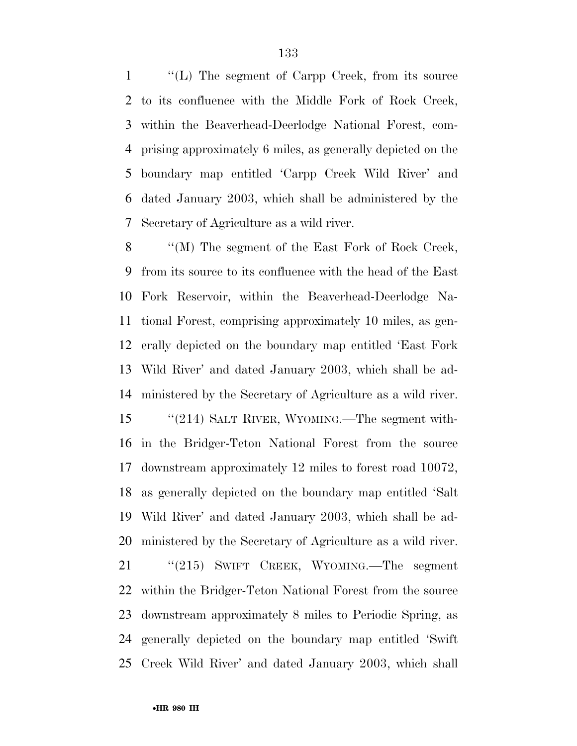''(L) The segment of Carpp Creek, from its source to its confluence with the Middle Fork of Rock Creek, within the Beaverhead-Deerlodge National Forest, comprising approximately 6 miles, as generally depicted on the boundary map entitled 'Carpp Creek Wild River' and dated January 2003, which shall be administered by the Secretary of Agriculture as a wild river.

''(M) The segment of the East Fork of Rock Creek, from its source to its confluence with the head of the East Fork Reservoir, within the Beaverhead-Deerlodge National Forest, comprising approximately 10 miles, as generally depicted on the boundary map entitled 'East Fork Wild River' and dated January 2003, which shall be administered by the Secretary of Agriculture as a wild river.

''(214) SALT RIVER, WYOMING.—The segment within the Bridger-Teton National Forest from the source downstream approximately 12 miles to forest road 10072, as generally depicted on the boundary map entitled 'Salt Wild River' and dated January 2003, which shall be administered by the Secretary of Agriculture as a wild river.

''(215) SWIFT CREEK, WYOMING.—The segment within the Bridger-Teton National Forest from the source downstream approximately 8 miles to Periodic Spring, as generally depicted on the boundary map entitled 'Swift Creek Wild River' and dated January 2003, which shall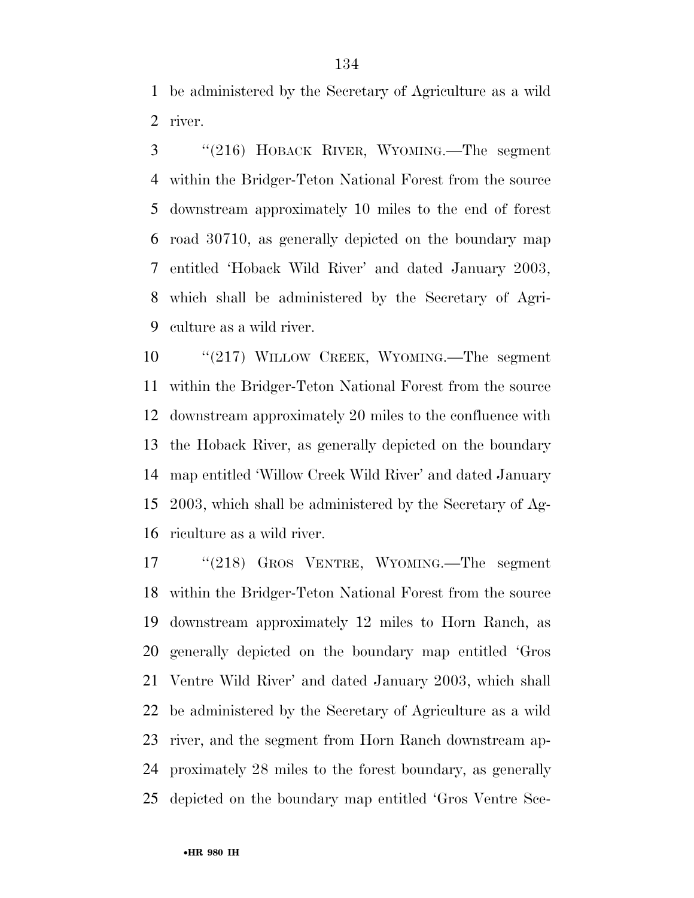be administered by the Secretary of Agriculture as a wild river.

''(216) HOBACK RIVER, WYOMING.—The segment within the Bridger-Teton National Forest from the source downstream approximately 10 miles to the end of forest road 30710, as generally depicted on the boundary map entitled 'Hoback Wild River' and dated January 2003, which shall be administered by the Secretary of Agriculture as a wild river.

''(217) WILLOW CREEK, WYOMING.—The segment within the Bridger-Teton National Forest from the source downstream approximately 20 miles to the confluence with the Hoback River, as generally depicted on the boundary map entitled 'Willow Creek Wild River' and dated January 2003, which shall be administered by the Secretary of Agriculture as a wild river.

''(218) GROS VENTRE, WYOMING.—The segment within the Bridger-Teton National Forest from the source downstream approximately 12 miles to Horn Ranch, as generally depicted on the boundary map entitled 'Gros Ventre Wild River' and dated January 2003, which shall be administered by the Secretary of Agriculture as a wild river, and the segment from Horn Ranch downstream approximately 28 miles to the forest boundary, as generally depicted on the boundary map entitled 'Gros Ventre Sce-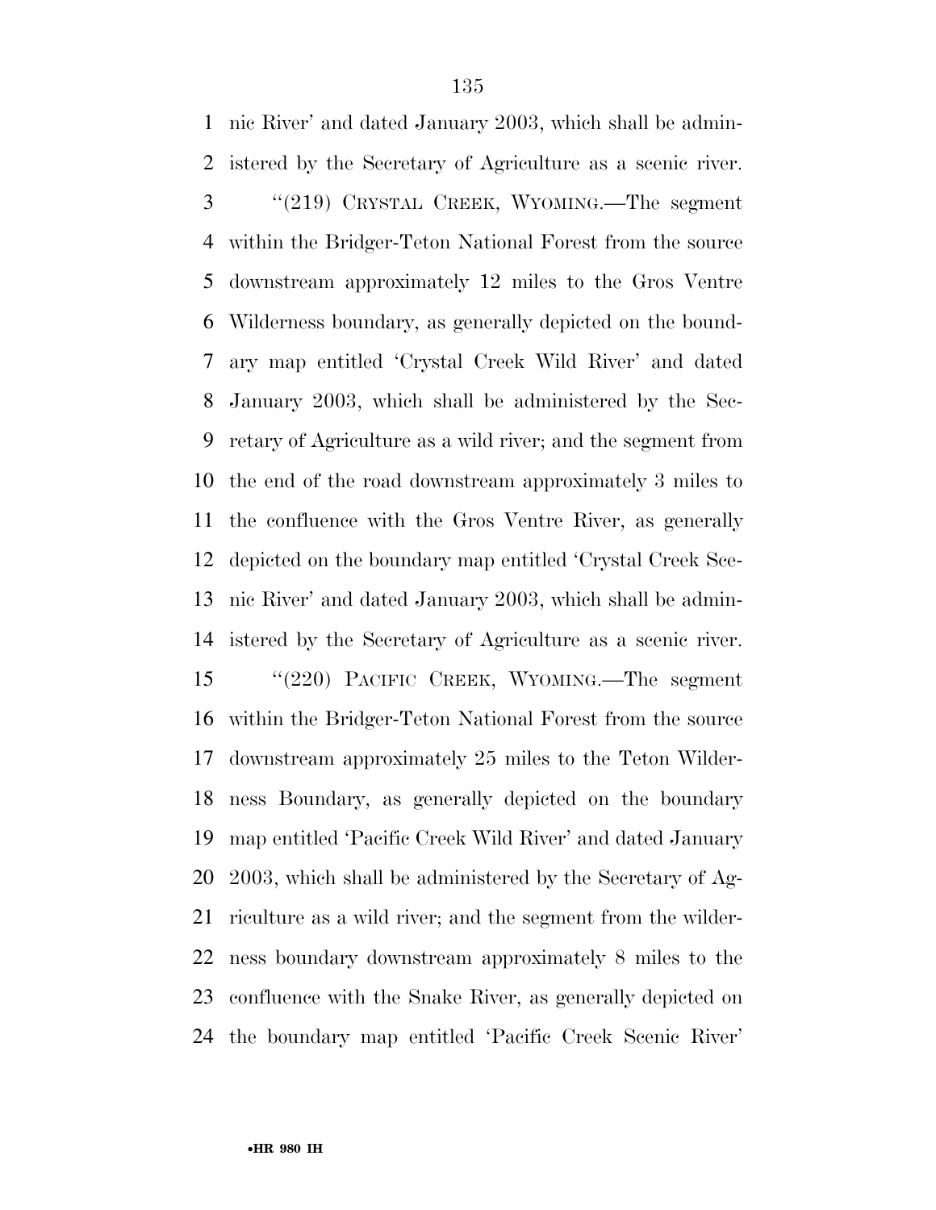nic River' and dated January 2003, which shall be administered by the Secretary of Agriculture as a scenic river.

"(219) CRYSTAL CREEK, WYOMING.—The segment within the Bridger-Teton National Forest from the source downstream approximately 12 miles to the Gros Ventre Wilderness boundary, as generally depicted on the boundary map entitled 'Crystal Creek Wild River' and dated January 2003, which shall be administered by the Secretary of Agriculture as a wild river; and the segment from the end of the road downstream approximately 3 miles to the confluence with the Gros Ventre River, as generally depicted on the boundary map entitled 'Crystal Creek Scenic River' and dated January 2003, which shall be administered by the Secretary of Agriculture as a scenic river.

"(220) PACIFIC CREEK, WYOMING.—The segment within the Bridger-Teton National Forest from the source downstream approximately 25 miles to the Teton Wilderness Boundary, as generally depicted on the boundary map entitled 'Pacific Creek Wild River' and dated January 2003, which shall be administered by the Secretary of Agriculture as a wild river; and the segment from the wilderness boundary downstream approximately 8 miles to the confluence with the Snake River, as generally depicted on the boundary map entitled 'Pacific Creek Scenic River'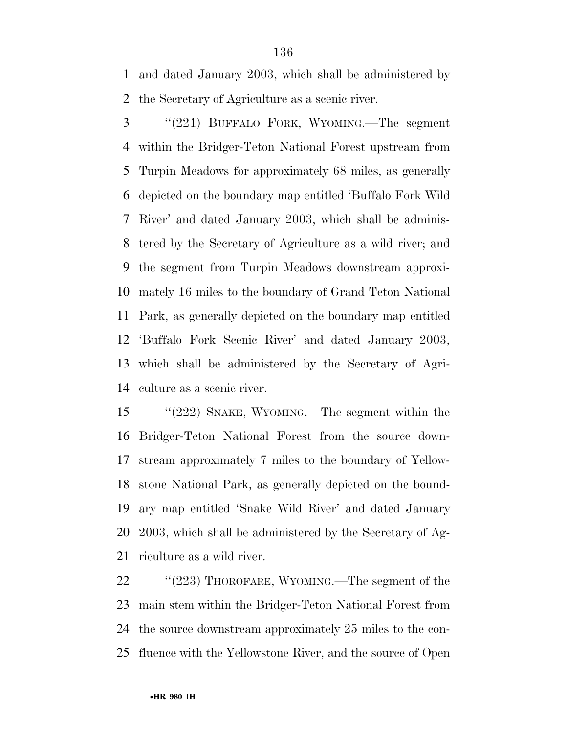and dated January 2003, which shall be administered by the Secretary of Agriculture as a scenic river.

"(221) BUFFALO FORK, WYOMING.—The segment within the Bridger-Teton National Forest upstream from Turpin Meadows for approximately 68 miles, as generally depicted on the boundary map entitled 'Buffalo Fork Wild River' and dated January 2003, which shall be administered by the Secretary of Agriculture as a wild river; and the segment from Turpin Meadows downstream approximately 16 miles to the boundary of Grand Teton National Park, as generally depicted on the boundary map entitled 'Buffalo Fork Scenic River' and dated January 2003, which shall be administered by the Secretary of Agriculture as a scenic river.

"(222) SNAKE, WYOMING.—The segment within the Bridger-Teton National Forest from the source downstream approximately 7 miles to the boundary of Yellowstone National Park, as generally depicted on the boundary map entitled 'Snake Wild River' and dated January 2003, which shall be administered by the Secretary of Agriculture as a wild river.

"(223) THOROFARE, WYOMING.—The segment of the main stem within the Bridger-Teton National Forest from the source downstream approximately 25 miles to the confluence with the Yellowstone River, and the source of Open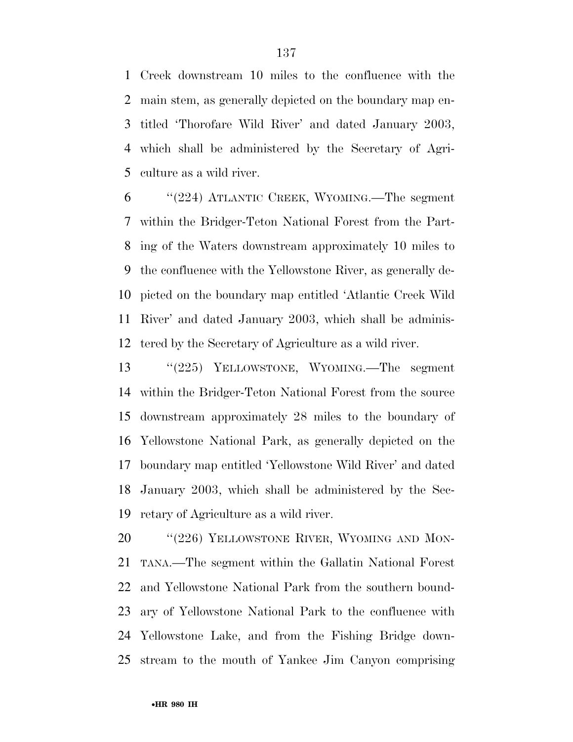Creek downstream 10 miles to the confluence with the main stem, as generally depicted on the boundary map entitled 'Thorofare Wild River' and dated January 2003, which shall be administered by the Secretary of Agriculture as a wild river.

''(224) ATLANTIC CREEK, WYOMING.—The segment within the Bridger-Teton National Forest from the Parting of the Waters downstream approximately 10 miles to the confluence with the Yellowstone River, as generally depicted on the boundary map entitled 'Atlantic Creek Wild River' and dated January 2003, which shall be administered by the Secretary of Agriculture as a wild river.

''(225) YELLOWSTONE, WYOMING.—The segment within the Bridger-Teton National Forest from the source downstream approximately 28 miles to the boundary of Yellowstone National Park, as generally depicted on the boundary map entitled 'Yellowstone Wild River' and dated January 2003, which shall be administered by the Secretary of Agriculture as a wild river.

''(226) YELLOWSTONE RIVER, WYOMING AND MONTANA.—The segment within the Gallatin National Forest and Yellowstone National Park from the southern boundary of Yellowstone National Park to the confluence with Yellowstone Lake, and from the Fishing Bridge downstream to the mouth of Yankee Jim Canyon comprising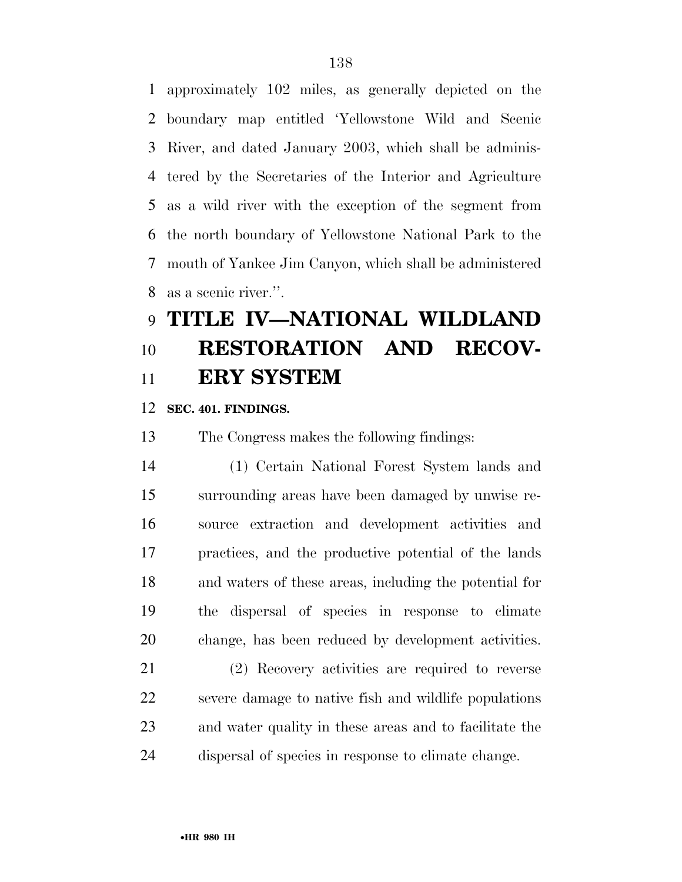approximately 102 miles, as generally depicted on the boundary map entitled 'Yellowstone Wild and Scenic River, and dated January 2003, which shall be administered by the Secretaries of the Interior and Agriculture as a wild river with the exception of the segment from the north boundary of Yellowstone National Park to the mouth of Yankee Jim Canyon, which shall be administered as a scenic river.''.

# TITLE IV—NATIONAL WILDLAND RESTORATION AND RECOVERY SYSTEM

**SEC. 401. FINDINGS.**

The Congress makes the following findings:

(1) Certain National Forest System lands and surrounding areas have been damaged by unwise resource extraction and development activities and practices, and the productive potential of the lands and waters of these areas, including the potential for the dispersal of species in response to climate change, has been reduced by development activities.

(2) Recovery activities are required to reverse severe damage to native fish and wildlife populations and water quality in these areas and to facilitate the dispersal of species in response to climate change.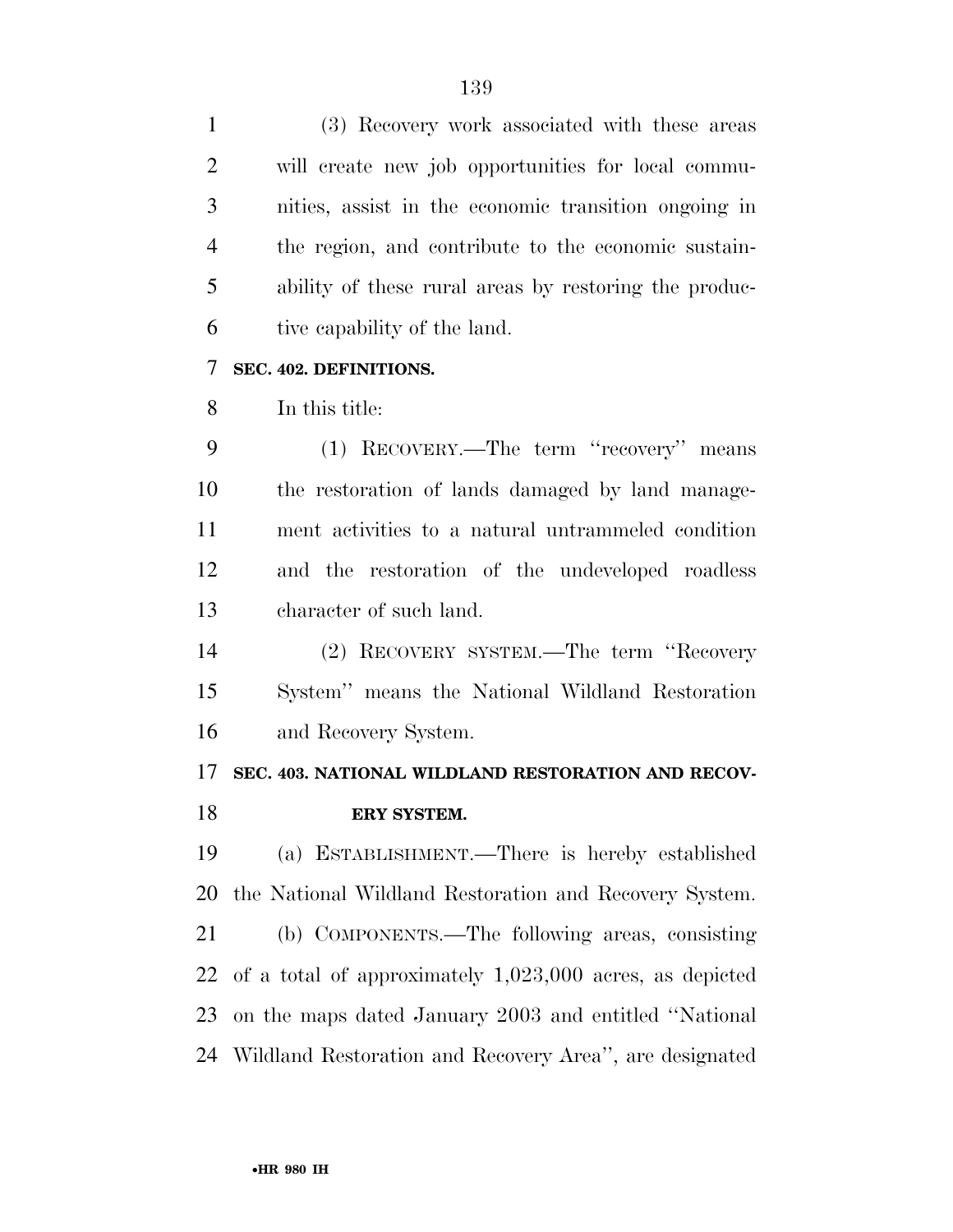(3) Recovery work associated with these areas will create new job opportunities for local communities, assist in the economic transition ongoing in the region, and contribute to the economic sustainability of these rural areas by restoring the productive capability of the land.

**SEC. 402. DEFINITIONS.**

In this title:

(1) RECOVERY.—The term ''recovery'' means the restoration of lands damaged by land management activities to a natural untrammeled condition and the restoration of the undeveloped roadless character of such land.

(2) RECOVERY SYSTEM.—The term ''Recovery System'' means the National Wildland Restoration and Recovery System.

**SEC. 403. NATIONAL WILDLAND RESTORATION AND RECOVERY SYSTEM.**

(a) ESTABLISHMENT.—There is hereby established the National Wildland Restoration and Recovery System.

(b) COMPONENTS.—The following areas, consisting of a total of approximately 1,023,000 acres, as depicted on the maps dated January 2003 and entitled ''National Wildland Restoration and Recovery Area'', are designated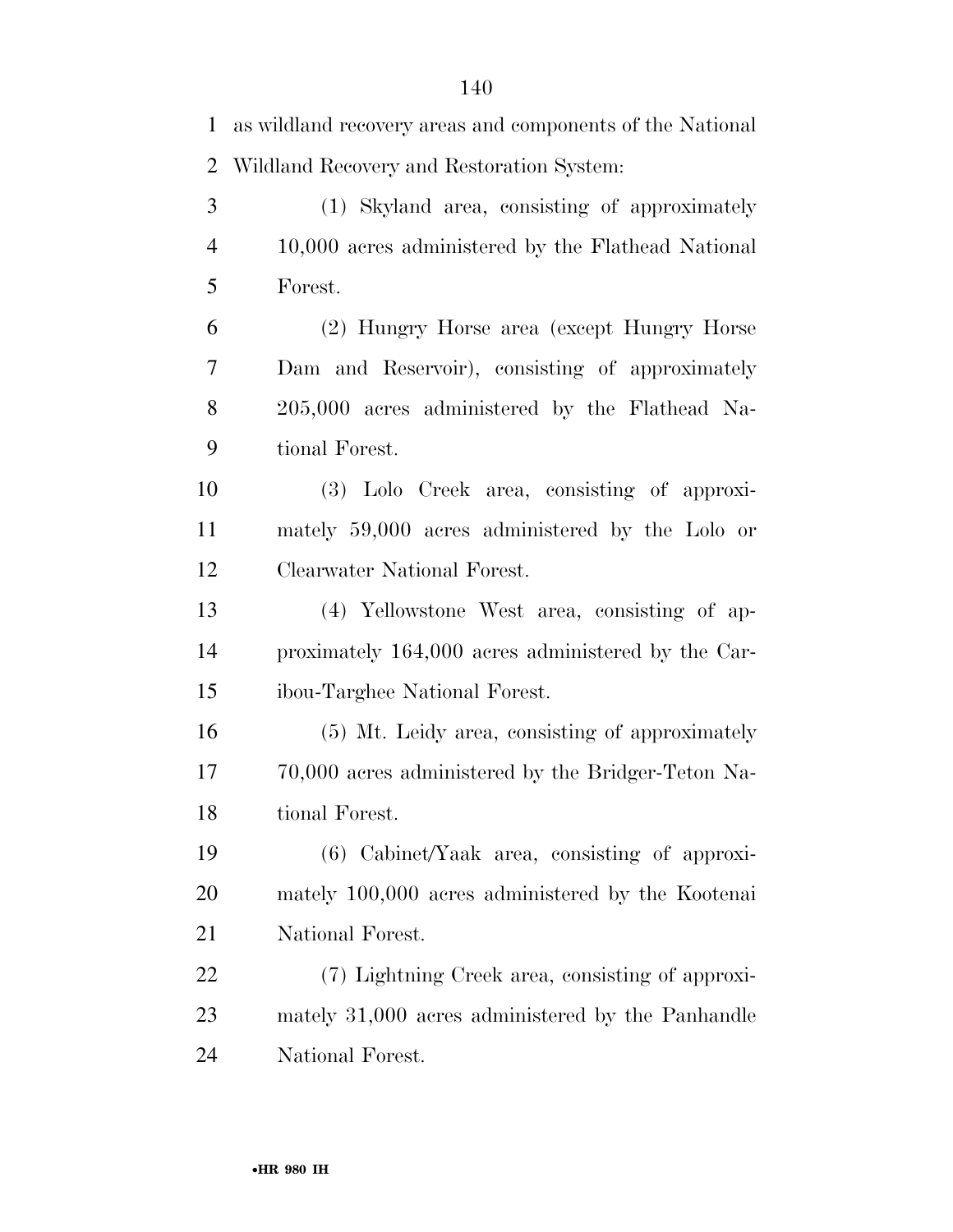as wildland recovery areas and components of the National Wildland Recovery and Restoration System:

(1) Skyland area, consisting of approximately 10,000 acres administered by the Flathead National Forest.

(2) Hungry Horse area (except Hungry Horse Dam and Reservoir), consisting of approximately 205,000 acres administered by the Flathead National Forest.

(3) Lolo Creek area, consisting of approximately 59,000 acres administered by the Lolo or Clearwater National Forest.

(4) Yellowstone West area, consisting of approximately 164,000 acres administered by the Caribou-Targhee National Forest.

(5) Mt. Leidy area, consisting of approximately 70,000 acres administered by the Bridger-Teton National Forest.

(6) Cabinet/Yaak area, consisting of approximately 100,000 acres administered by the Kootenai National Forest.

(7) Lightning Creek area, consisting of approximately 31,000 acres administered by the Panhandle National Forest.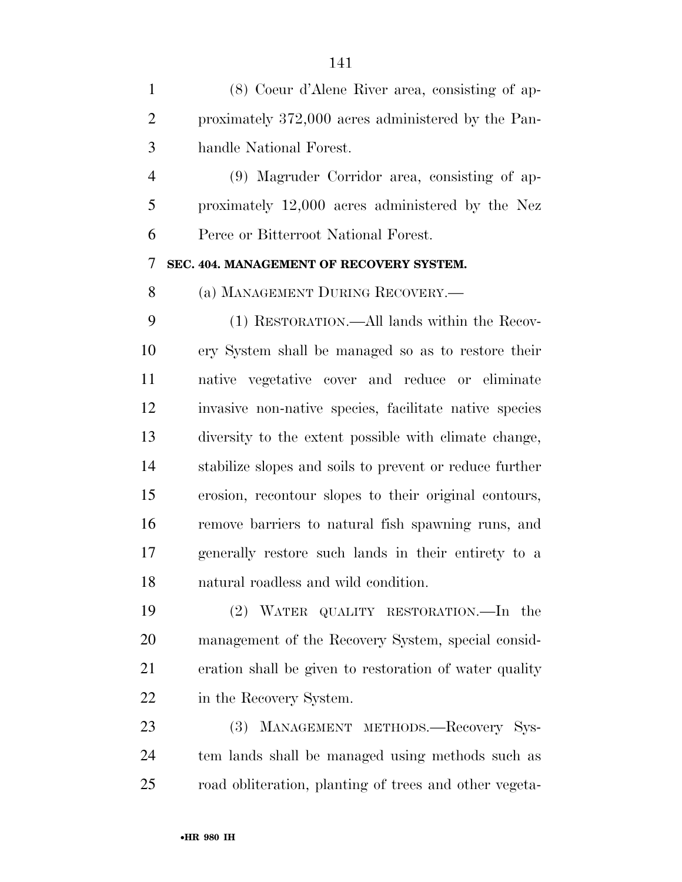(8) Coeur d'Alene River area, consisting of approximately 372,000 acres administered by the Panhandle National Forest.

(9) Magruder Corridor area, consisting of approximately 12,000 acres administered by the Nez Perce or Bitterroot National Forest.

**SEC. 404. MANAGEMENT OF RECOVERY SYSTEM.**

(a) MANAGEMENT DURING RECOVERY.—

(1) RESTORATION.—All lands within the Recovery System shall be managed so as to restore their native vegetative cover and reduce or eliminate invasive non-native species, facilitate native species diversity to the extent possible with climate change, stabilize slopes and soils to prevent or reduce further erosion, recontour slopes to their original contours, remove barriers to natural fish spawning runs, and generally restore such lands in their entirety to a natural roadless and wild condition.

(2) WATER QUALITY RESTORATION.—In the management of the Recovery System, special consideration shall be given to restoration of water quality in the Recovery System.

(3) MANAGEMENT METHODS.—Recovery System lands shall be managed using methods such as road obliteration, planting of trees and other vegeta-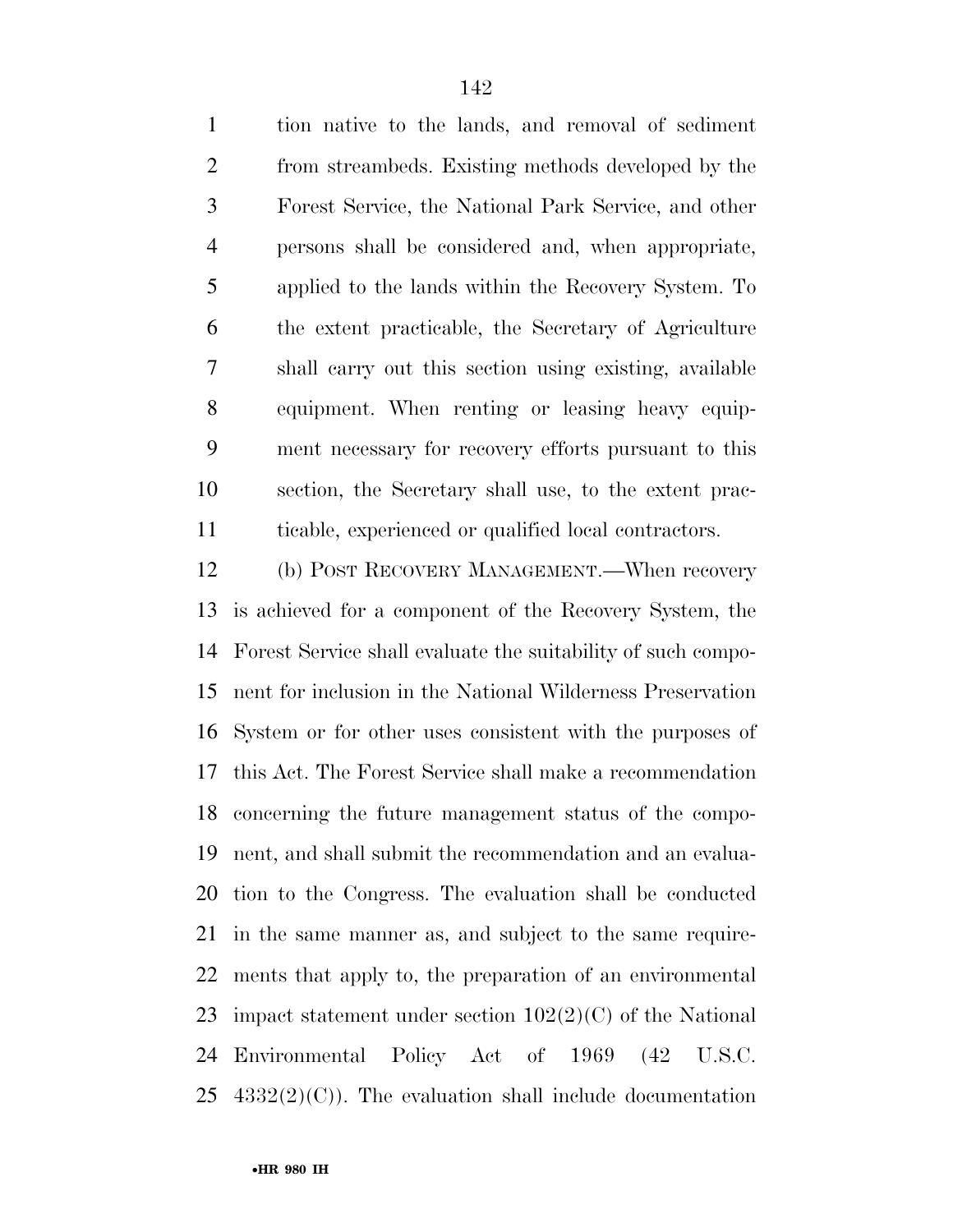tion native to the lands, and removal of sediment from streambeds. Existing methods developed by the Forest Service, the National Park Service, and other persons shall be considered and, when appropriate, applied to the lands within the Recovery System. To the extent practicable, the Secretary of Agriculture shall carry out this section using existing, available equipment. When renting or leasing heavy equipment necessary for recovery efforts pursuant to this section, the Secretary shall use, to the extent practicable, experienced or qualified local contractors.

(b) POST RECOVERY MANAGEMENT.—When recovery is achieved for a component of the Recovery System, the Forest Service shall evaluate the suitability of such component for inclusion in the National Wilderness Preservation System or for other uses consistent with the purposes of this Act. The Forest Service shall make a recommendation concerning the future management status of the component, and shall submit the recommendation and an evaluation to the Congress. The evaluation shall be conducted in the same manner as, and subject to the same requirements that apply to, the preparation of an environmental impact statement under section 102(2)(C) of the National Environmental Policy Act of 1969 (42 U.S.C. 4332(2)(C)). The evaluation shall include documentation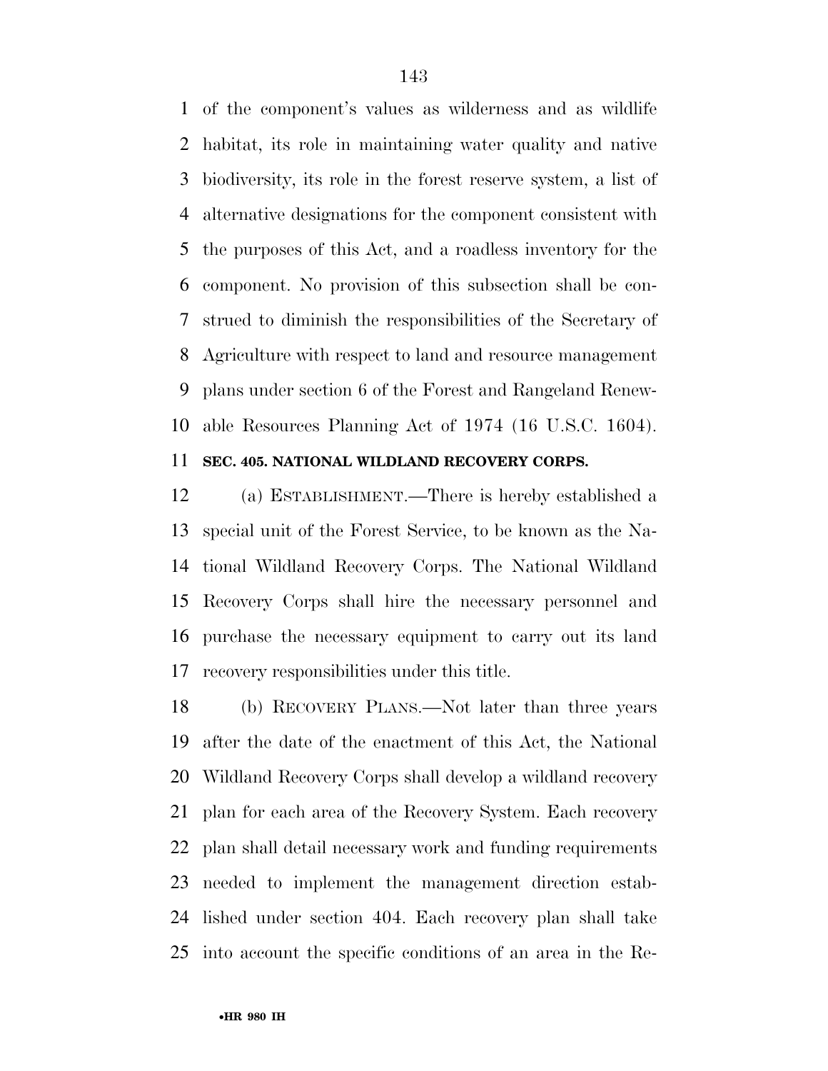of the component's values as wilderness and as wildlife habitat, its role in maintaining water quality and native biodiversity, its role in the forest reserve system, a list of alternative designations for the component consistent with the purposes of this Act, and a roadless inventory for the component. No provision of this subsection shall be construed to diminish the responsibilities of the Secretary of Agriculture with respect to land and resource management plans under section 6 of the Forest and Rangeland Renewable Resources Planning Act of 1974 (16 U.S.C. 1604).

### SEC. 405. NATIONAL WILDLAND RECOVERY CORPS.

(a) ESTABLISHMENT.—There is hereby established a special unit of the Forest Service, to be known as the National Wildland Recovery Corps. The National Wildland Recovery Corps shall hire the necessary personnel and purchase the necessary equipment to carry out its land recovery responsibilities under this title.

(b) RECOVERY PLANS.—Not later than three years after the date of the enactment of this Act, the National Wildland Recovery Corps shall develop a wildland recovery plan for each area of the Recovery System. Each recovery plan shall detail necessary work and funding requirements needed to implement the management direction established under section 404. Each recovery plan shall take into account the specific conditions of an area in the Re-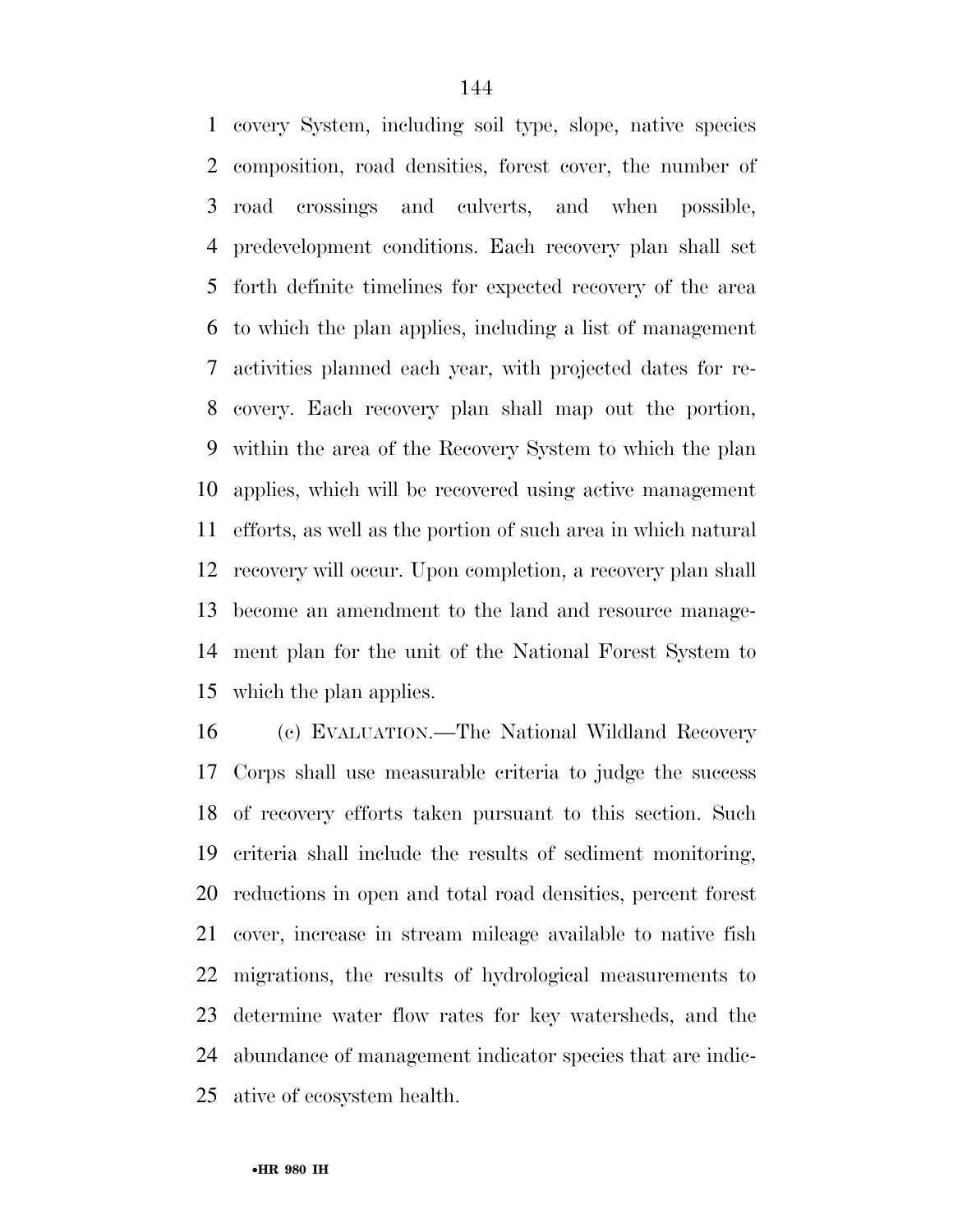covery System, including soil type, slope, native species composition, road densities, forest cover, the number of road crossings and culverts, and when possible, predevelopment conditions. Each recovery plan shall set forth definite timelines for expected recovery of the area to which the plan applies, including a list of management activities planned each year, with projected dates for recovery. Each recovery plan shall map out the portion, within the area of the Recovery System to which the plan applies, which will be recovered using active management efforts, as well as the portion of such area in which natural recovery will occur. Upon completion, a recovery plan shall become an amendment to the land and resource management plan for the unit of the National Forest System to which the plan applies.

(c) EVALUATION.—The National Wildland Recovery Corps shall use measurable criteria to judge the success of recovery efforts taken pursuant to this section. Such criteria shall include the results of sediment monitoring, reductions in open and total road densities, percent forest cover, increase in stream mileage available to native fish migrations, the results of hydrological measurements to determine water flow rates for key watersheds, and the abundance of management indicator species that are indicative of ecosystem health.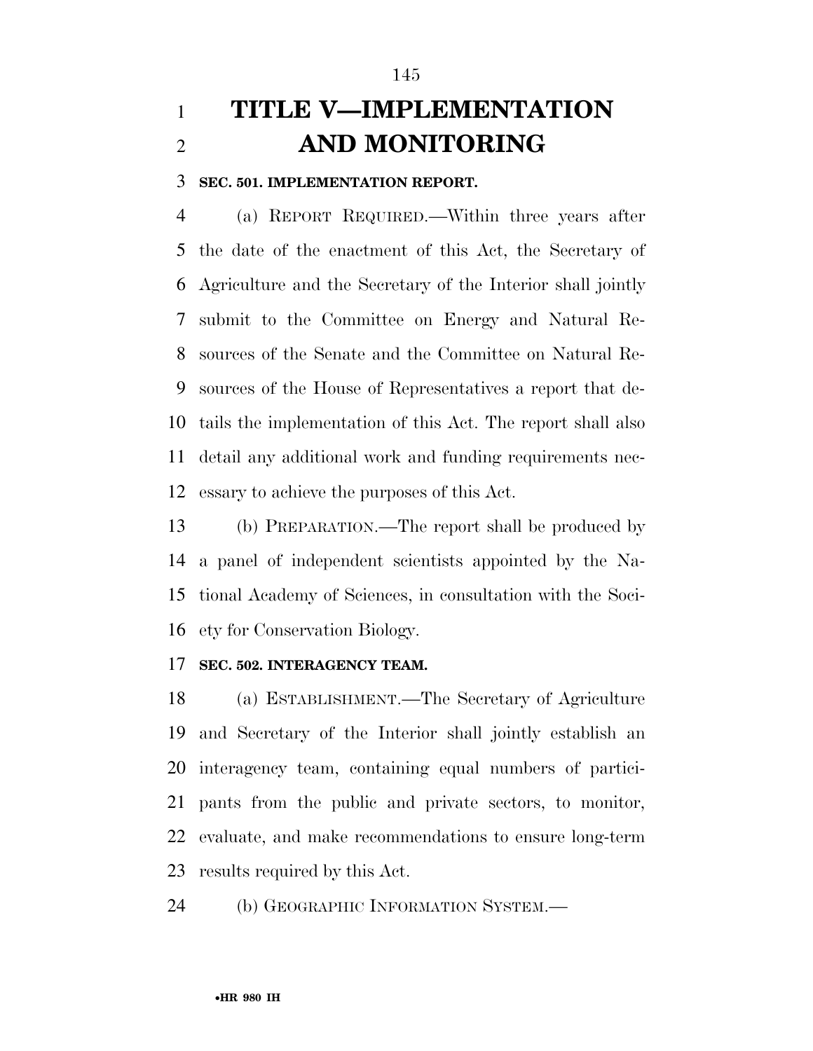# TITLE V—IMPLEMENTATION AND MONITORING

### SEC. 501. IMPLEMENTATION REPORT.

(a) REPORT REQUIRED.—Within three years after the date of the enactment of this Act, the Secretary of Agriculture and the Secretary of the Interior shall jointly submit to the Committee on Energy and Natural Resources of the Senate and the Committee on Natural Resources of the House of Representatives a report that details the implementation of this Act. The report shall also detail any additional work and funding requirements necessary to achieve the purposes of this Act.

(b) PREPARATION.—The report shall be produced by a panel of independent scientists appointed by the National Academy of Sciences, in consultation with the Society for Conservation Biology.

### SEC. 502. INTERAGENCY TEAM.

(a) ESTABLISHMENT.—The Secretary of Agriculture and Secretary of the Interior shall jointly establish an interagency team, containing equal numbers of participants from the public and private sectors, to monitor, evaluate, and make recommendations to ensure long-term results required by this Act.

(b) GEOGRAPHIC INFORMATION SYSTEM.—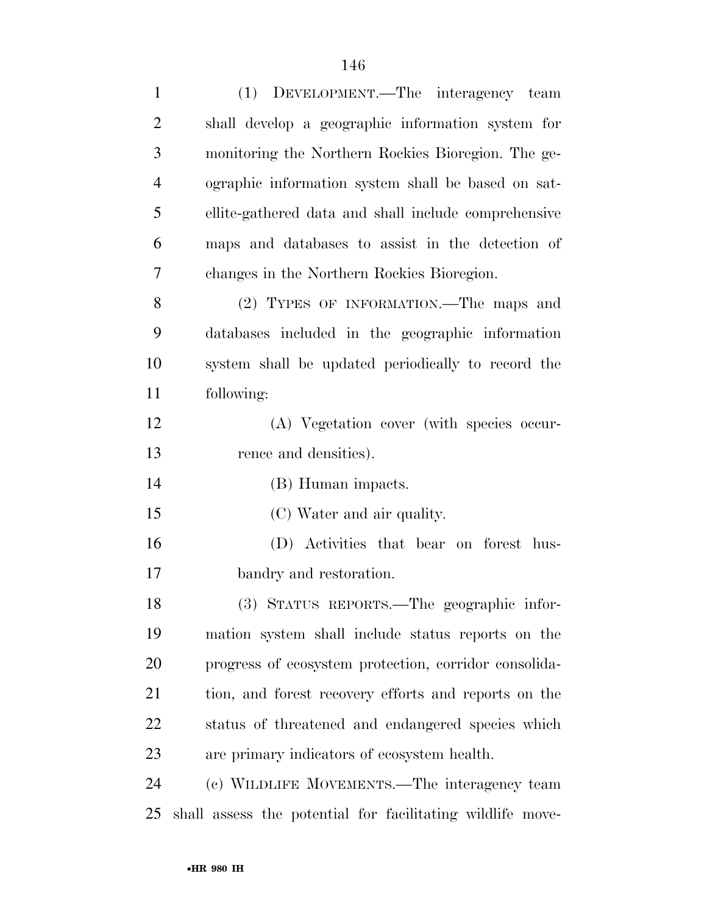(1) DEVELOPMENT.—The interagency team shall develop a geographic information system for monitoring the Northern Rockies Bioregion. The geographic information system shall be based on satellite-gathered data and shall include comprehensive maps and databases to assist in the detection of changes in the Northern Rockies Bioregion.

(2) TYPES OF INFORMATION.—The maps and databases included in the geographic information system shall be updated periodically to record the following:

(A) Vegetation cover (with species occurrence and densities).

(B) Human impacts.

(C) Water and air quality.

(D) Activities that bear on forest husbandry and restoration.

(3) STATUS REPORTS.—The geographic information system shall include status reports on the progress of ecosystem protection, corridor consolidation, and forest recovery efforts and reports on the status of threatened and endangered species which are primary indicators of ecosystem health.

(c) WILDLIFE MOVEMENTS.—The interagency team shall assess the potential for facilitating wildlife move-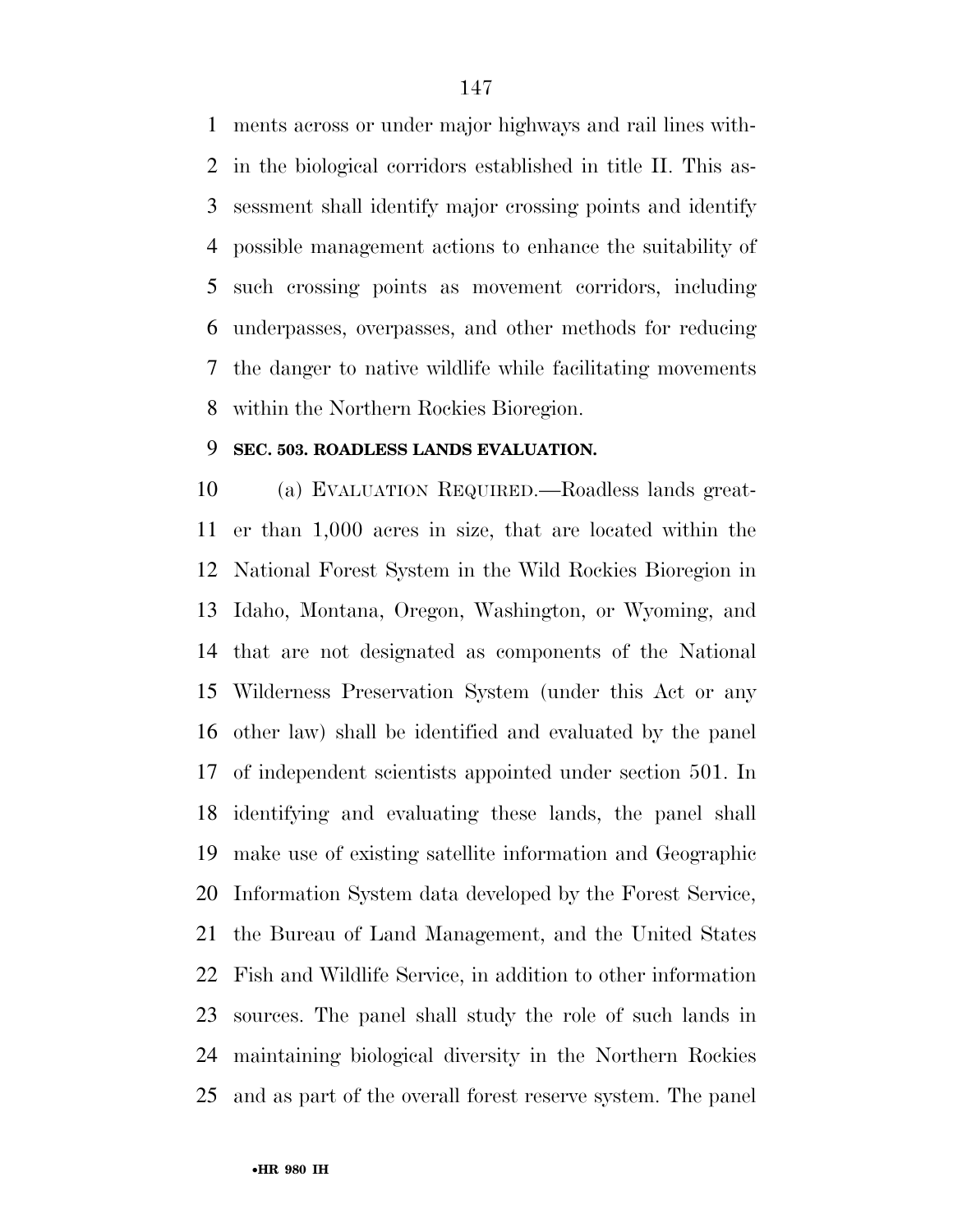ments across or under major highways and rail lines within the biological corridors established in title II. This assessment shall identify major crossing points and identify possible management actions to enhance the suitability of such crossing points as movement corridors, including underpasses, overpasses, and other methods for reducing the danger to native wildlife while facilitating movements within the Northern Rockies Bioregion.

**SEC. 503. ROADLESS LANDS EVALUATION.**

(a) EVALUATION REQUIRED.—Roadless lands greater than 1,000 acres in size, that are located within the National Forest System in the Wild Rockies Bioregion in Idaho, Montana, Oregon, Washington, or Wyoming, and that are not designated as components of the National Wilderness Preservation System (under this Act or any other law) shall be identified and evaluated by the panel of independent scientists appointed under section 501. In identifying and evaluating these lands, the panel shall make use of existing satellite information and Geographic Information System data developed by the Forest Service, the Bureau of Land Management, and the United States Fish and Wildlife Service, in addition to other information sources. The panel shall study the role of such lands in maintaining biological diversity in the Northern Rockies and as part of the overall forest reserve system. The panel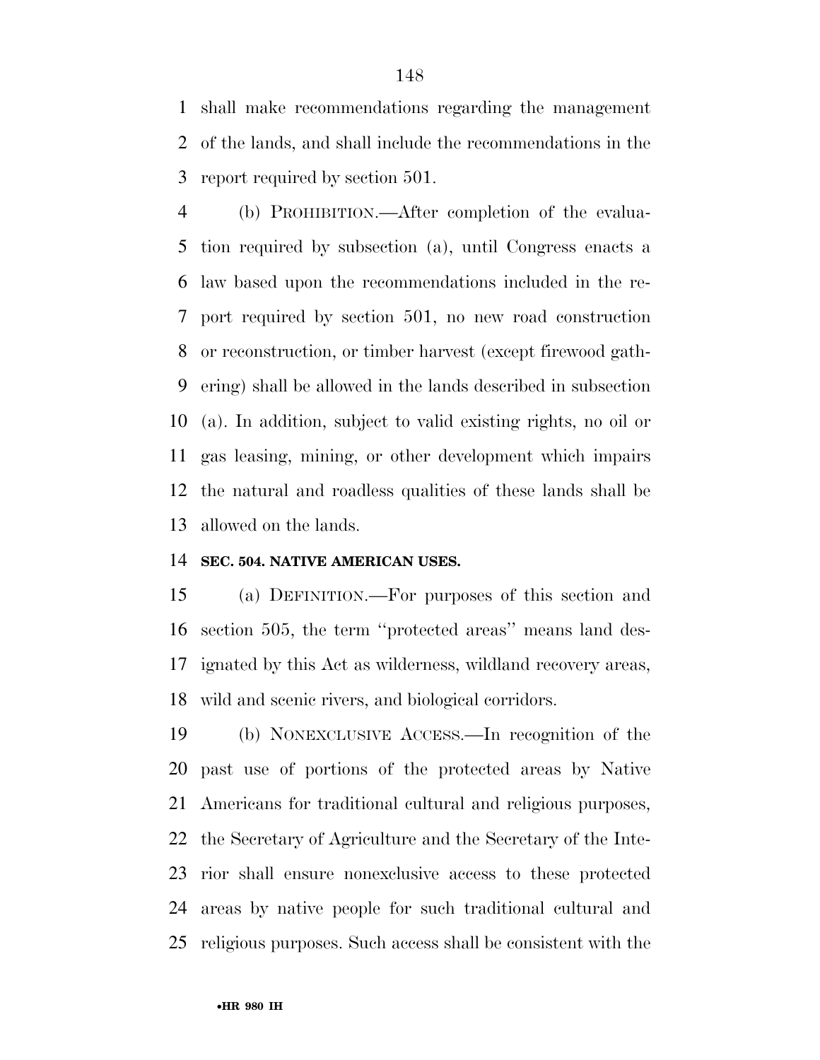shall make recommendations regarding the management of the lands, and shall include the recommendations in the report required by section 501.

(b) PROHIBITION.—After completion of the evaluation required by subsection (a), until Congress enacts a law based upon the recommendations included in the report required by section 501, no new road construction or reconstruction, or timber harvest (except firewood gathering) shall be allowed in the lands described in subsection (a). In addition, subject to valid existing rights, no oil or gas leasing, mining, or other development which impairs the natural and roadless qualities of these lands shall be allowed on the lands.

**SEC. 504. NATIVE AMERICAN USES.**

(a) DEFINITION.—For purposes of this section and section 505, the term ''protected areas'' means land designated by this Act as wilderness, wildland recovery areas, wild and scenic rivers, and biological corridors.

(b) NONEXCLUSIVE ACCESS.—In recognition of the past use of portions of the protected areas by Native Americans for traditional cultural and religious purposes, the Secretary of Agriculture and the Secretary of the Interior shall ensure nonexclusive access to these protected areas by native people for such traditional cultural and religious purposes. Such access shall be consistent with the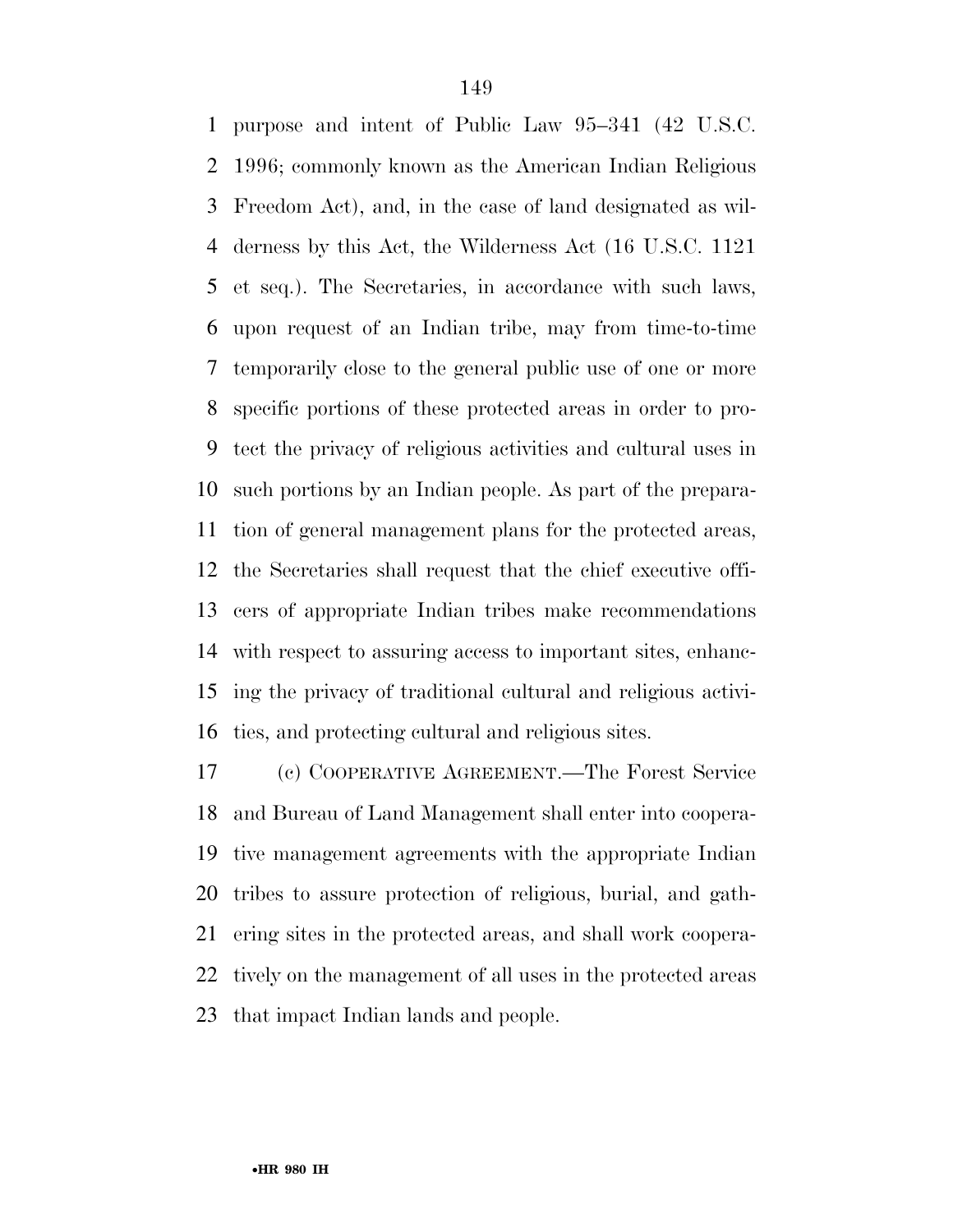purpose and intent of Public Law 95–341 (42 U.S.C. 1996; commonly known as the American Indian Religious Freedom Act), and, in the case of land designated as wilderness by this Act, the Wilderness Act (16 U.S.C. 1121 et seq.). The Secretaries, in accordance with such laws, upon request of an Indian tribe, may from time-to-time temporarily close to the general public use of one or more specific portions of these protected areas in order to protect the privacy of religious activities and cultural uses in such portions by an Indian people. As part of the preparation of general management plans for the protected areas, the Secretaries shall request that the chief executive officers of appropriate Indian tribes make recommendations with respect to assuring access to important sites, enhancing the privacy of traditional cultural and religious activities, and protecting cultural and religious sites.

(c) COOPERATIVE AGREEMENT.—The Forest Service and Bureau of Land Management shall enter into cooperative management agreements with the appropriate Indian tribes to assure protection of religious, burial, and gathering sites in the protected areas, and shall work cooperatively on the management of all uses in the protected areas that impact Indian lands and people.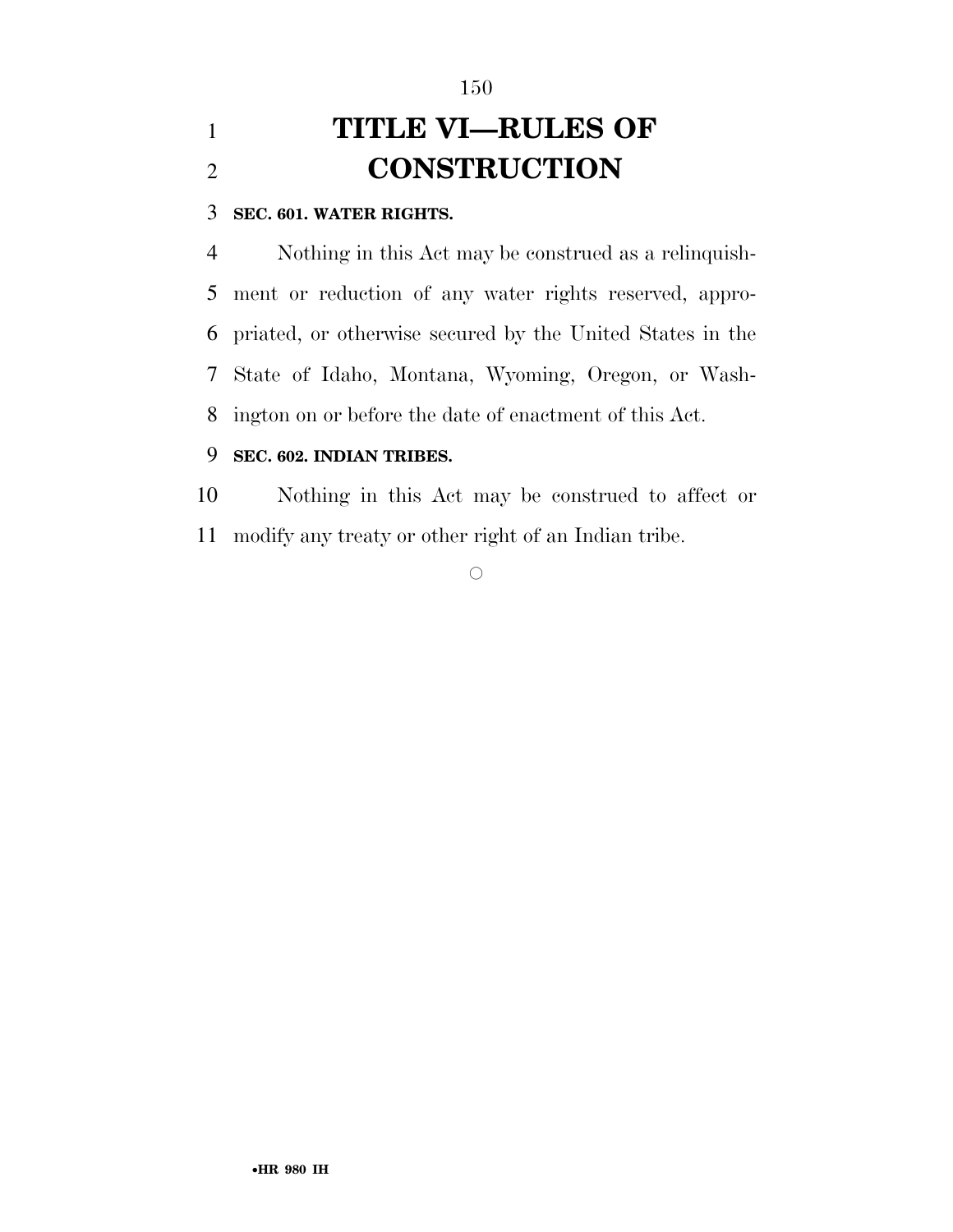# TITLE VI—RULES OF CONSTRUCTION

### SEC. 601. WATER RIGHTS.

Nothing in this Act may be construed as a relinquishment or reduction of any water rights reserved, appropriated, or otherwise secured by the United States in the State of Idaho, Montana, Wyoming, Oregon, or Washington on or before the date of enactment of this Act.

### SEC. 602. INDIAN TRIBES.

Nothing in this Act may be construed to affect or modify any treaty or other right of an Indian tribe.

○